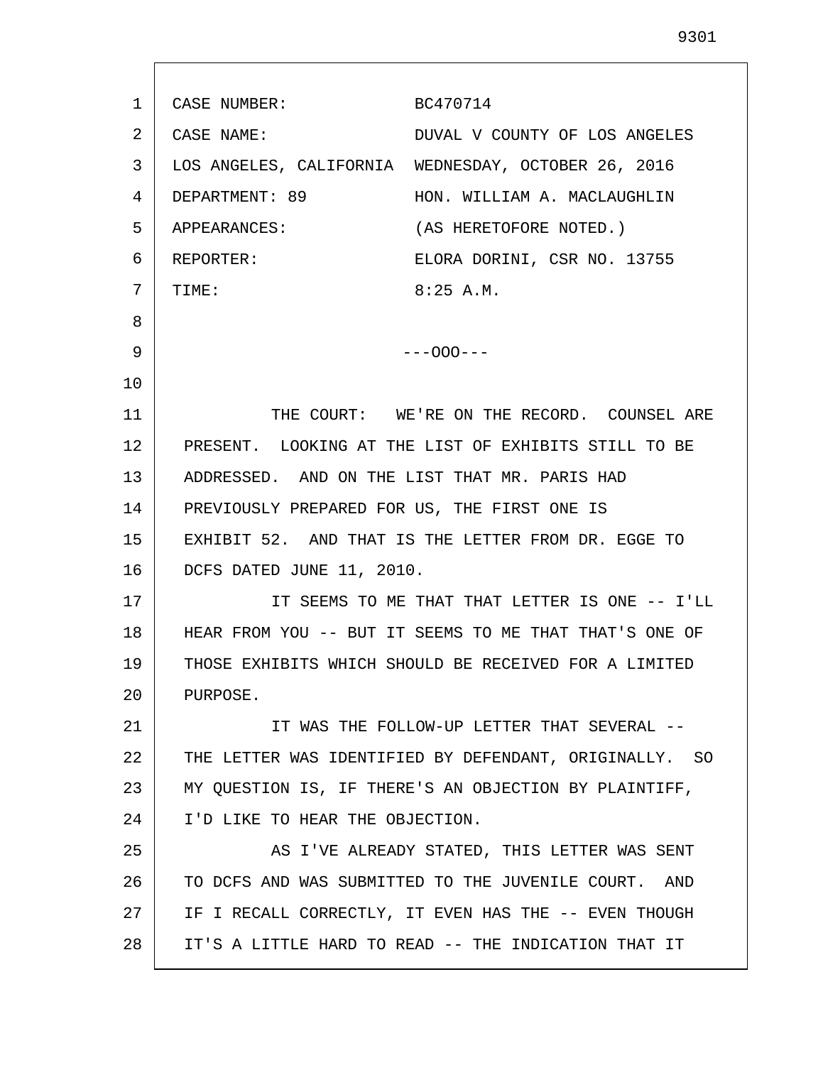CASE NUMBER: BC470714
CASE NAME: DUVAL V COUNTY OF LOS ANGELES
LOS ANGELES, CALIFORNIA WEDNESDAY, OCTOBER 26, 2016
DEPARTMENT: 89 HON. WILLIAM A. MACLAUGHLIN
APPEARANCES: (AS HERETOFORE NOTED.)
REPORTER: ELORA DORINI, CSR NO. 13755
TIME: 8:25 A.M.

---OOO---

THE COURT: WE'RE ON THE RECORD. COUNSEL ARE PRESENT. LOOKING AT THE LIST OF EXHIBITS STILL TO BE ADDRESSED. AND ON THE LIST THAT MR. PARIS HAD PREVIOUSLY PREPARED FOR US, THE FIRST ONE IS EXHIBIT 52. AND THAT IS THE LETTER FROM DR. EGGE TO DCFS DATED JUNE 11, 2010.

IT SEEMS TO ME THAT THAT LETTER IS ONE -- I'LL HEAR FROM YOU -- BUT IT SEEMS TO ME THAT THAT'S ONE OF THOSE EXHIBITS WHICH SHOULD BE RECEIVED FOR A LIMITED PURPOSE.

IT WAS THE FOLLOW-UP LETTER THAT SEVERAL -- THE LETTER WAS IDENTIFIED BY DEFENDANT, ORIGINALLY. SO MY QUESTION IS, IF THERE'S AN OBJECTION BY PLAINTIFF, I'D LIKE TO HEAR THE OBJECTION.

AS I'VE ALREADY STATED, THIS LETTER WAS SENT TO DCFS AND WAS SUBMITTED TO THE JUVENILE COURT. AND IF I RECALL CORRECTLY, IT EVEN HAS THE -- EVEN THOUGH IT'S A LITTLE HARD TO READ -- THE INDICATION THAT IT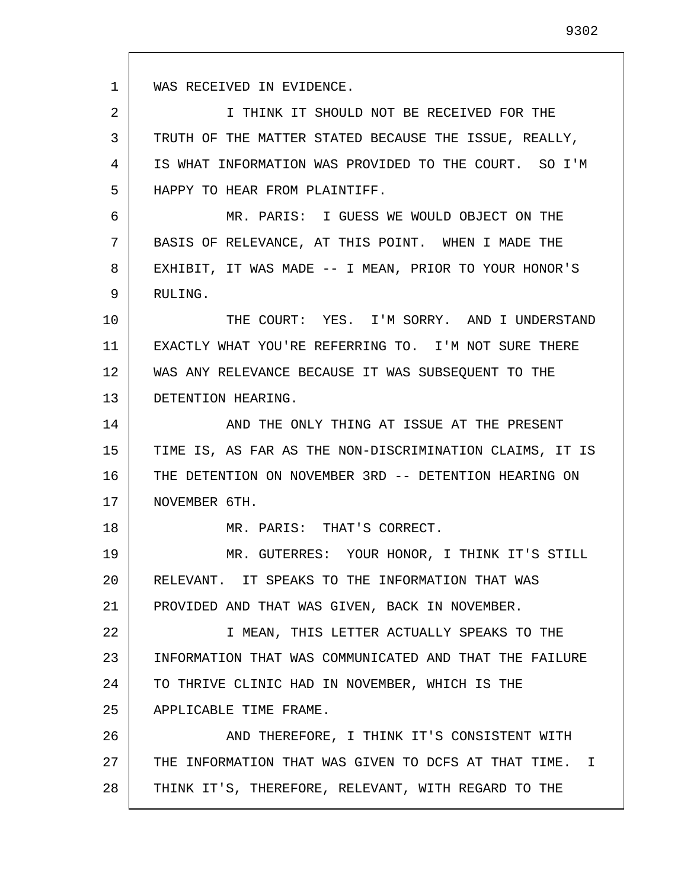WAS RECEIVED IN EVIDENCE.

I THINK IT SHOULD NOT BE RECEIVED FOR THE TRUTH OF THE MATTER STATED BECAUSE THE ISSUE, REALLY, IS WHAT INFORMATION WAS PROVIDED TO THE COURT. SO I'M HAPPY TO HEAR FROM PLAINTIFF.

MR. PARIS: I GUESS WE WOULD OBJECT ON THE BASIS OF RELEVANCE, AT THIS POINT. WHEN I MADE THE EXHIBIT, IT WAS MADE -- I MEAN, PRIOR TO YOUR HONOR'S RULING.

THE COURT: YES. I'M SORRY. AND I UNDERSTAND EXACTLY WHAT YOU'RE REFERRING TO. I'M NOT SURE THERE WAS ANY RELEVANCE BECAUSE IT WAS SUBSEQUENT TO THE DETENTION HEARING.

AND THE ONLY THING AT ISSUE AT THE PRESENT TIME IS, AS FAR AS THE NON-DISCRIMINATION CLAIMS, IT IS THE DETENTION ON NOVEMBER 3RD -- DETENTION HEARING ON NOVEMBER 6TH.

MR. PARIS: THAT'S CORRECT.

MR. GUTERRES: YOUR HONOR, I THINK IT'S STILL RELEVANT. IT SPEAKS TO THE INFORMATION THAT WAS PROVIDED AND THAT WAS GIVEN, BACK IN NOVEMBER.

I MEAN, THIS LETTER ACTUALLY SPEAKS TO THE INFORMATION THAT WAS COMMUNICATED AND THAT THE FAILURE TO THRIVE CLINIC HAD IN NOVEMBER, WHICH IS THE APPLICABLE TIME FRAME.

AND THEREFORE, I THINK IT'S CONSISTENT WITH THE INFORMATION THAT WAS GIVEN TO DCFS AT THAT TIME. I THINK IT'S, THEREFORE, RELEVANT, WITH REGARD TO THE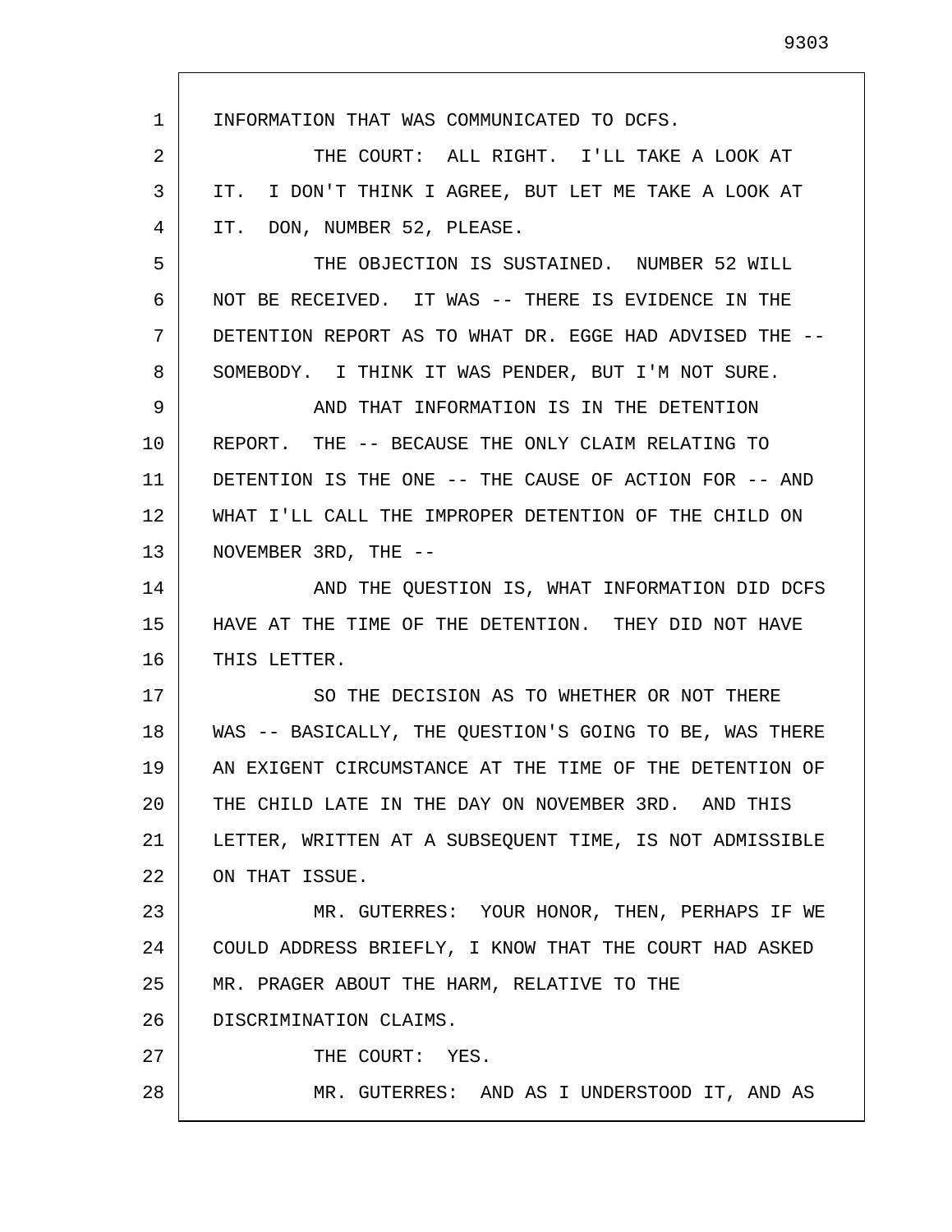INFORMATION THAT WAS COMMUNICATED TO DCFS.

THE COURT: ALL RIGHT. I'LL TAKE A LOOK AT IT. I DON'T THINK I AGREE, BUT LET ME TAKE A LOOK AT IT. DON, NUMBER 52, PLEASE.

THE OBJECTION IS SUSTAINED. NUMBER 52 WILL NOT BE RECEIVED. IT WAS -- THERE IS EVIDENCE IN THE DETENTION REPORT AS TO WHAT DR. EGGE HAD ADVISED THE -- SOMEBODY. I THINK IT WAS PENDER, BUT I'M NOT SURE.

AND THAT INFORMATION IS IN THE DETENTION REPORT. THE -- BECAUSE THE ONLY CLAIM RELATING TO DETENTION IS THE ONE -- THE CAUSE OF ACTION FOR -- AND WHAT I'LL CALL THE IMPROPER DETENTION OF THE CHILD ON NOVEMBER 3RD, THE --

AND THE QUESTION IS, WHAT INFORMATION DID DCFS HAVE AT THE TIME OF THE DETENTION. THEY DID NOT HAVE THIS LETTER.

SO THE DECISION AS TO WHETHER OR NOT THERE WAS -- BASICALLY, THE QUESTION'S GOING TO BE, WAS THERE AN EXIGENT CIRCUMSTANCE AT THE TIME OF THE DETENTION OF THE CHILD LATE IN THE DAY ON NOVEMBER 3RD. AND THIS LETTER, WRITTEN AT A SUBSEQUENT TIME, IS NOT ADMISSIBLE ON THAT ISSUE.

MR. GUTERRES: YOUR HONOR, THEN, PERHAPS IF WE COULD ADDRESS BRIEFLY, I KNOW THAT THE COURT HAD ASKED MR. PRAGER ABOUT THE HARM, RELATIVE TO THE DISCRIMINATION CLAIMS.

THE COURT: YES.

MR. GUTERRES: AND AS I UNDERSTOOD IT, AND AS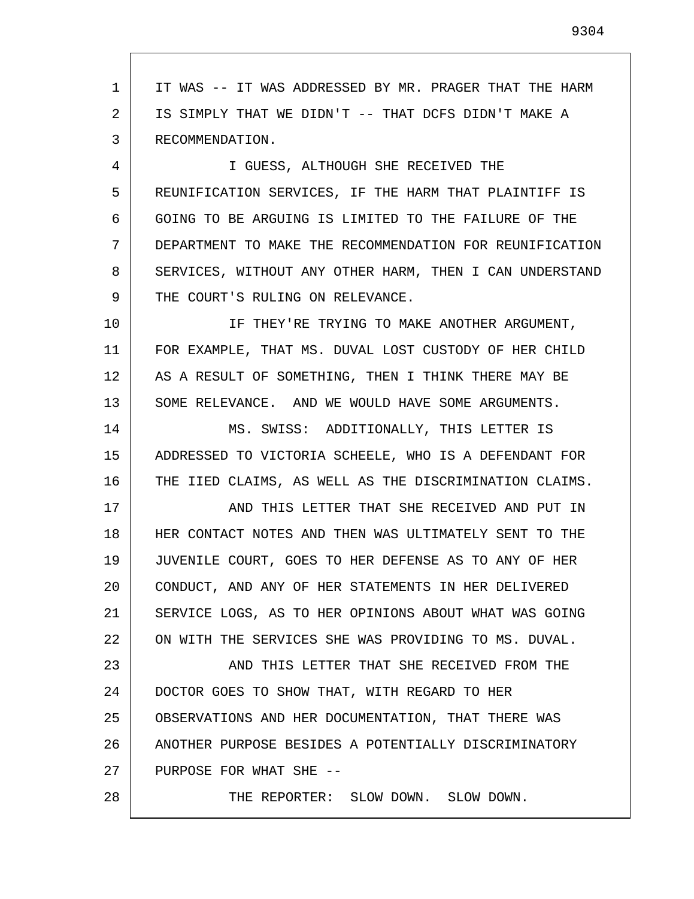IT WAS -- IT WAS ADDRESSED BY MR. PRAGER THAT THE HARM IS SIMPLY THAT WE DIDN'T -- THAT DCFS DIDN'T MAKE A RECOMMENDATION.

I GUESS, ALTHOUGH SHE RECEIVED THE REUNIFICATION SERVICES, IF THE HARM THAT PLAINTIFF IS GOING TO BE ARGUING IS LIMITED TO THE FAILURE OF THE DEPARTMENT TO MAKE THE RECOMMENDATION FOR REUNIFICATION SERVICES, WITHOUT ANY OTHER HARM, THEN I CAN UNDERSTAND THE COURT'S RULING ON RELEVANCE.

IF THEY'RE TRYING TO MAKE ANOTHER ARGUMENT, FOR EXAMPLE, THAT MS. DUVAL LOST CUSTODY OF HER CHILD AS A RESULT OF SOMETHING, THEN I THINK THERE MAY BE SOME RELEVANCE. AND WE WOULD HAVE SOME ARGUMENTS.

MS. SWISS: ADDITIONALLY, THIS LETTER IS ADDRESSED TO VICTORIA SCHEELE, WHO IS A DEFENDANT FOR THE IIED CLAIMS, AS WELL AS THE DISCRIMINATION CLAIMS.

AND THIS LETTER THAT SHE RECEIVED AND PUT IN HER CONTACT NOTES AND THEN WAS ULTIMATELY SENT TO THE JUVENILE COURT, GOES TO HER DEFENSE AS TO ANY OF HER CONDUCT, AND ANY OF HER STATEMENTS IN HER DELIVERED SERVICE LOGS, AS TO HER OPINIONS ABOUT WHAT WAS GOING ON WITH THE SERVICES SHE WAS PROVIDING TO MS. DUVAL.

AND THIS LETTER THAT SHE RECEIVED FROM THE DOCTOR GOES TO SHOW THAT, WITH REGARD TO HER OBSERVATIONS AND HER DOCUMENTATION, THAT THERE WAS ANOTHER PURPOSE BESIDES A POTENTIALLY DISCRIMINATORY PURPOSE FOR WHAT SHE --

THE REPORTER: SLOW DOWN. SLOW DOWN.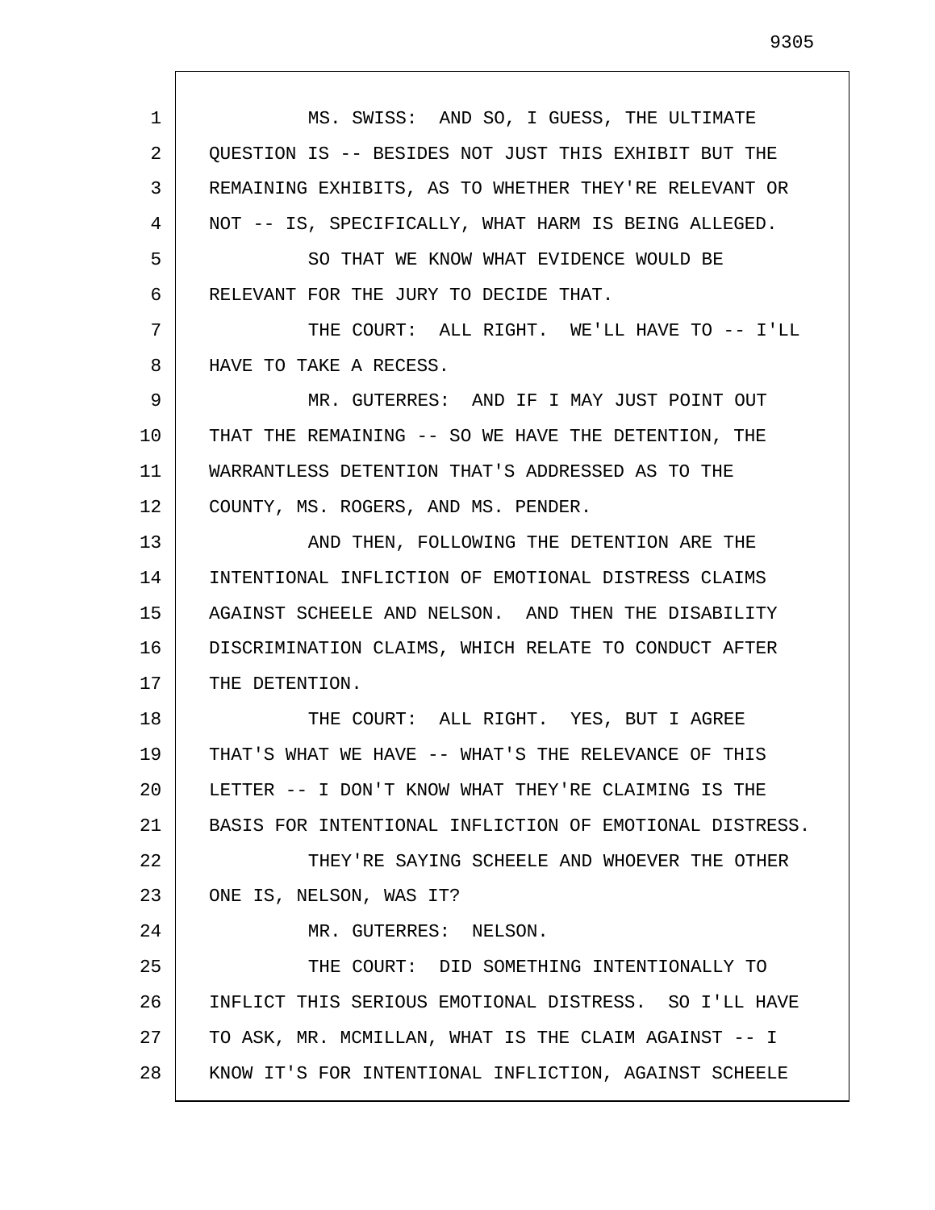MS. SWISS: AND SO, I GUESS, THE ULTIMATE QUESTION IS -- BESIDES NOT JUST THIS EXHIBIT BUT THE REMAINING EXHIBITS, AS TO WHETHER THEY'RE RELEVANT OR NOT -- IS, SPECIFICALLY, WHAT HARM IS BEING ALLEGED.

SO THAT WE KNOW WHAT EVIDENCE WOULD BE RELEVANT FOR THE JURY TO DECIDE THAT.

THE COURT: ALL RIGHT. WE'LL HAVE TO -- I'LL HAVE TO TAKE A RECESS.

MR. GUTERRES: AND IF I MAY JUST POINT OUT THAT THE REMAINING -- SO WE HAVE THE DETENTION, THE WARRANTLESS DETENTION THAT'S ADDRESSED AS TO THE COUNTY, MS. ROGERS, AND MS. PENDER.

AND THEN, FOLLOWING THE DETENTION ARE THE INTENTIONAL INFLICTION OF EMOTIONAL DISTRESS CLAIMS AGAINST SCHEELE AND NELSON. AND THEN THE DISABILITY DISCRIMINATION CLAIMS, WHICH RELATE TO CONDUCT AFTER THE DETENTION.

THE COURT: ALL RIGHT. YES, BUT I AGREE THAT'S WHAT WE HAVE -- WHAT'S THE RELEVANCE OF THIS LETTER -- I DON'T KNOW WHAT THEY'RE CLAIMING IS THE BASIS FOR INTENTIONAL INFLICTION OF EMOTIONAL DISTRESS.

THEY'RE SAYING SCHEELE AND WHOEVER THE OTHER ONE IS, NELSON, WAS IT?

MR. GUTERRES: NELSON.

THE COURT: DID SOMETHING INTENTIONALLY TO INFLICT THIS SERIOUS EMOTIONAL DISTRESS. SO I'LL HAVE TO ASK, MR. MCMILLAN, WHAT IS THE CLAIM AGAINST -- I KNOW IT'S FOR INTENTIONAL INFLICTION, AGAINST SCHEELE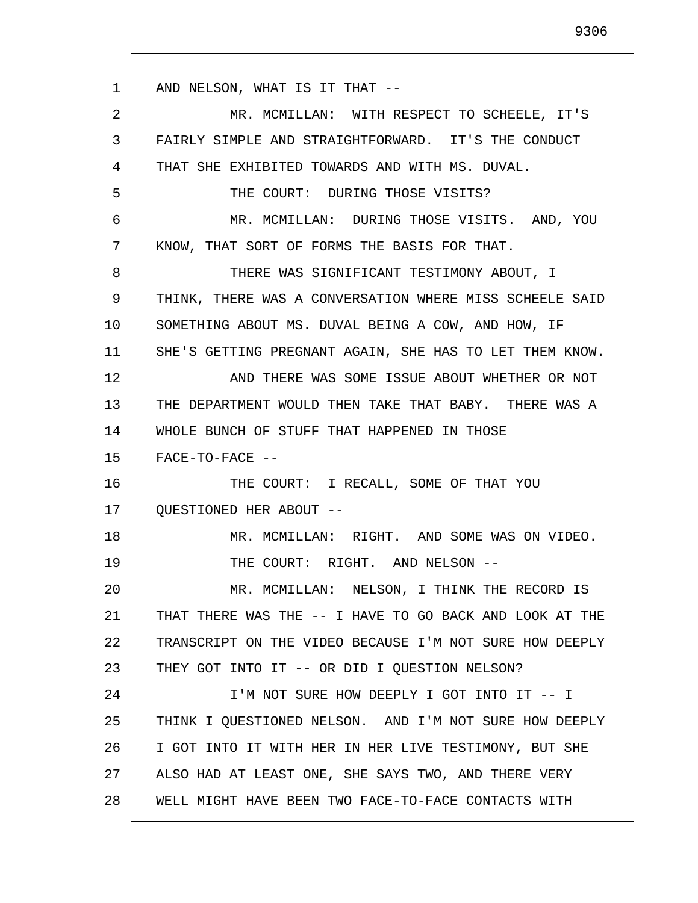AND NELSON, WHAT IS IT THAT --

MR. MCMILLAN: WITH RESPECT TO SCHEELE, IT'S FAIRLY SIMPLE AND STRAIGHTFORWARD. IT'S THE CONDUCT THAT SHE EXHIBITED TOWARDS AND WITH MS. DUVAL.

THE COURT: DURING THOSE VISITS?

MR. MCMILLAN: DURING THOSE VISITS. AND, YOU KNOW, THAT SORT OF FORMS THE BASIS FOR THAT.

THERE WAS SIGNIFICANT TESTIMONY ABOUT, I THINK, THERE WAS A CONVERSATION WHERE MISS SCHEELE SAID SOMETHING ABOUT MS. DUVAL BEING A COW, AND HOW, IF SHE'S GETTING PREGNANT AGAIN, SHE HAS TO LET THEM KNOW.

AND THERE WAS SOME ISSUE ABOUT WHETHER OR NOT THE DEPARTMENT WOULD THEN TAKE THAT BABY. THERE WAS A WHOLE BUNCH OF STUFF THAT HAPPENED IN THOSE FACE-TO-FACE --

THE COURT: I RECALL, SOME OF THAT YOU QUESTIONED HER ABOUT --

MR. MCMILLAN: RIGHT. AND SOME WAS ON VIDEO.

THE COURT: RIGHT. AND NELSON --

MR. MCMILLAN: NELSON, I THINK THE RECORD IS THAT THERE WAS THE -- I HAVE TO GO BACK AND LOOK AT THE TRANSCRIPT ON THE VIDEO BECAUSE I'M NOT SURE HOW DEEPLY THEY GOT INTO IT -- OR DID I QUESTION NELSON?

I'M NOT SURE HOW DEEPLY I GOT INTO IT -- I THINK I QUESTIONED NELSON. AND I'M NOT SURE HOW DEEPLY I GOT INTO IT WITH HER IN HER LIVE TESTIMONY, BUT SHE ALSO HAD AT LEAST ONE, SHE SAYS TWO, AND THERE VERY WELL MIGHT HAVE BEEN TWO FACE-TO-FACE CONTACTS WITH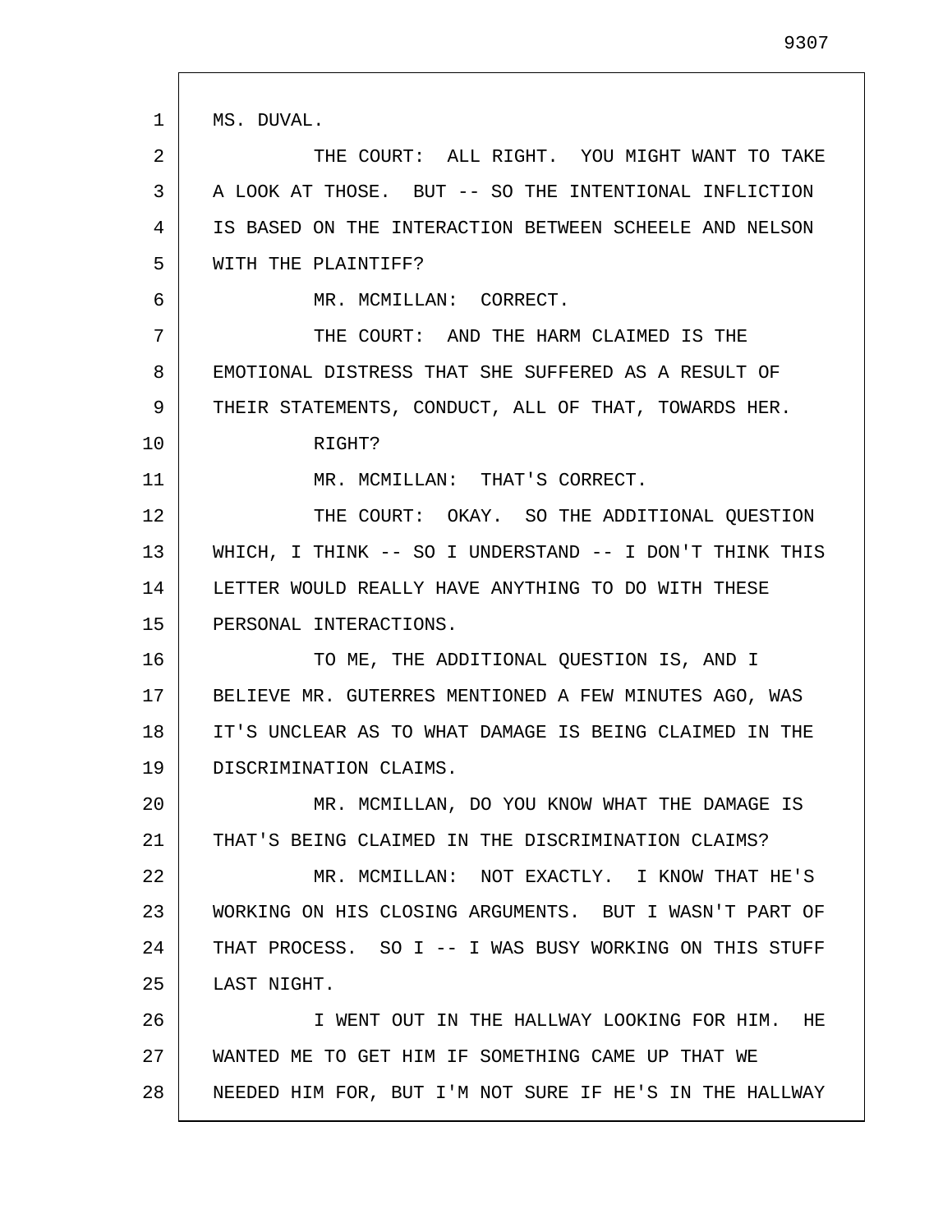MS. DUVAL.

THE COURT: ALL RIGHT. YOU MIGHT WANT TO TAKE A LOOK AT THOSE. BUT -- SO THE INTENTIONAL INFLICTION IS BASED ON THE INTERACTION BETWEEN SCHEELE AND NELSON WITH THE PLAINTIFF?

MR. MCMILLAN: CORRECT.

THE COURT: AND THE HARM CLAIMED IS THE EMOTIONAL DISTRESS THAT SHE SUFFERED AS A RESULT OF THEIR STATEMENTS, CONDUCT, ALL OF THAT, TOWARDS HER.

RIGHT?

MR. MCMILLAN: THAT'S CORRECT.

THE COURT: OKAY. SO THE ADDITIONAL QUESTION WHICH, I THINK -- SO I UNDERSTAND -- I DON'T THINK THIS LETTER WOULD REALLY HAVE ANYTHING TO DO WITH THESE PERSONAL INTERACTIONS.

TO ME, THE ADDITIONAL QUESTION IS, AND I BELIEVE MR. GUTERRES MENTIONED A FEW MINUTES AGO, WAS IT'S UNCLEAR AS TO WHAT DAMAGE IS BEING CLAIMED IN THE DISCRIMINATION CLAIMS.

MR. MCMILLAN, DO YOU KNOW WHAT THE DAMAGE IS THAT'S BEING CLAIMED IN THE DISCRIMINATION CLAIMS?

MR. MCMILLAN: NOT EXACTLY. I KNOW THAT HE'S WORKING ON HIS CLOSING ARGUMENTS. BUT I WASN'T PART OF THAT PROCESS. SO I -- I WAS BUSY WORKING ON THIS STUFF LAST NIGHT.

I WENT OUT IN THE HALLWAY LOOKING FOR HIM. HE WANTED ME TO GET HIM IF SOMETHING CAME UP THAT WE NEEDED HIM FOR, BUT I'M NOT SURE IF HE'S IN THE HALLWAY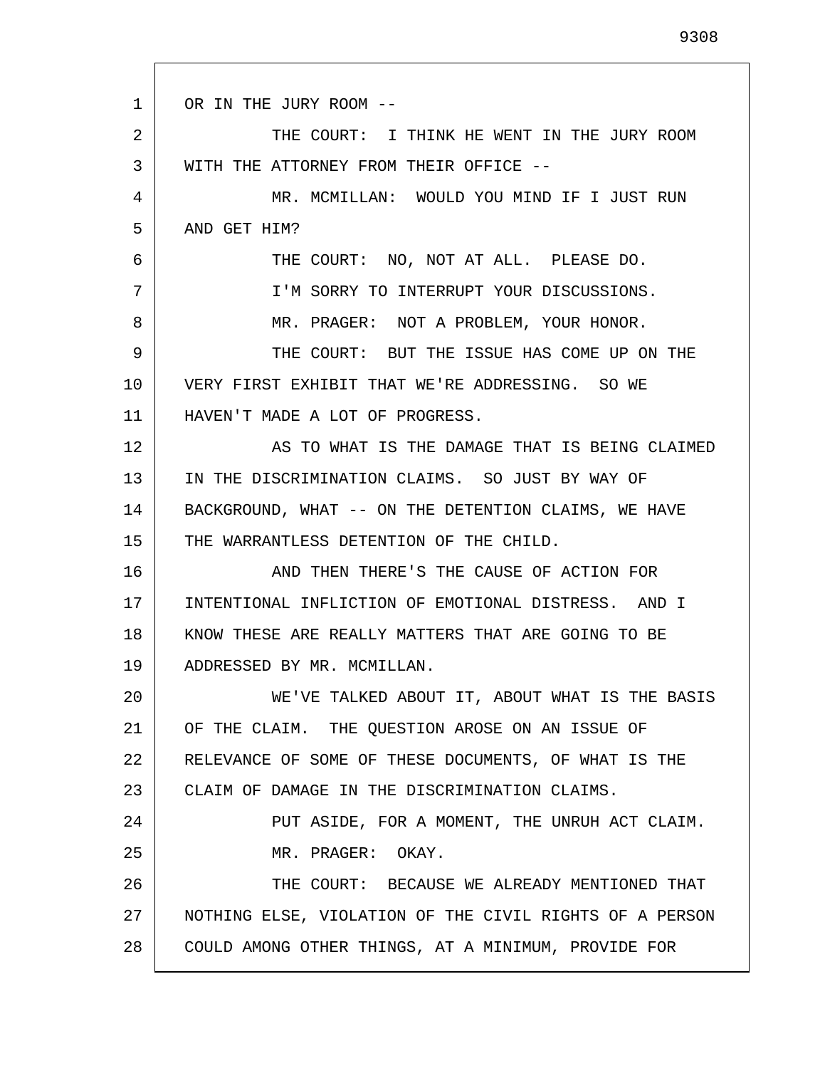OR IN THE JURY ROOM --

THE COURT: I THINK HE WENT IN THE JURY ROOM WITH THE ATTORNEY FROM THEIR OFFICE --

MR. MCMILLAN: WOULD YOU MIND IF I JUST RUN AND GET HIM?

THE COURT: NO, NOT AT ALL. PLEASE DO.

I'M SORRY TO INTERRUPT YOUR DISCUSSIONS.

MR. PRAGER: NOT A PROBLEM, YOUR HONOR.

THE COURT: BUT THE ISSUE HAS COME UP ON THE VERY FIRST EXHIBIT THAT WE'RE ADDRESSING. SO WE HAVEN'T MADE A LOT OF PROGRESS.

AS TO WHAT IS THE DAMAGE THAT IS BEING CLAIMED IN THE DISCRIMINATION CLAIMS. SO JUST BY WAY OF BACKGROUND, WHAT -- ON THE DETENTION CLAIMS, WE HAVE THE WARRANTLESS DETENTION OF THE CHILD.

AND THEN THERE'S THE CAUSE OF ACTION FOR INTENTIONAL INFLICTION OF EMOTIONAL DISTRESS. AND I KNOW THESE ARE REALLY MATTERS THAT ARE GOING TO BE ADDRESSED BY MR. MCMILLAN.

WE'VE TALKED ABOUT IT, ABOUT WHAT IS THE BASIS OF THE CLAIM. THE QUESTION AROSE ON AN ISSUE OF RELEVANCE OF SOME OF THESE DOCUMENTS, OF WHAT IS THE CLAIM OF DAMAGE IN THE DISCRIMINATION CLAIMS.

PUT ASIDE, FOR A MOMENT, THE UNRUH ACT CLAIM.

MR. PRAGER: OKAY.

THE COURT: BECAUSE WE ALREADY MENTIONED THAT NOTHING ELSE, VIOLATION OF THE CIVIL RIGHTS OF A PERSON COULD AMONG OTHER THINGS, AT A MINIMUM, PROVIDE FOR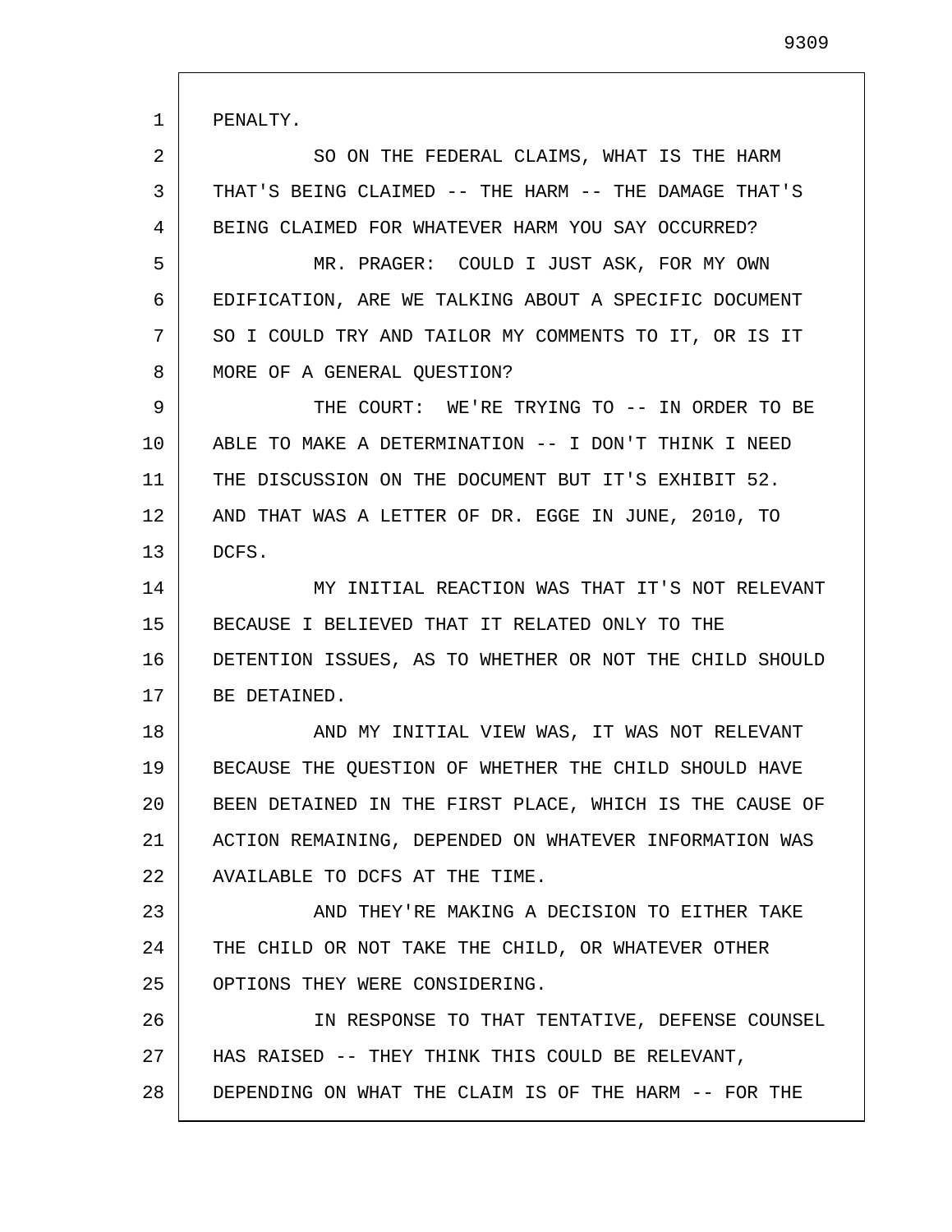PENALTY.

SO ON THE FEDERAL CLAIMS, WHAT IS THE HARM THAT'S BEING CLAIMED -- THE HARM -- THE DAMAGE THAT'S BEING CLAIMED FOR WHATEVER HARM YOU SAY OCCURRED?

MR. PRAGER: COULD I JUST ASK, FOR MY OWN EDIFICATION, ARE WE TALKING ABOUT A SPECIFIC DOCUMENT SO I COULD TRY AND TAILOR MY COMMENTS TO IT, OR IS IT MORE OF A GENERAL QUESTION?

THE COURT: WE'RE TRYING TO -- IN ORDER TO BE ABLE TO MAKE A DETERMINATION -- I DON'T THINK I NEED THE DISCUSSION ON THE DOCUMENT BUT IT'S EXHIBIT 52. AND THAT WAS A LETTER OF DR. EGGE IN JUNE, 2010, TO DCFS.

MY INITIAL REACTION WAS THAT IT'S NOT RELEVANT BECAUSE I BELIEVED THAT IT RELATED ONLY TO THE DETENTION ISSUES, AS TO WHETHER OR NOT THE CHILD SHOULD BE DETAINED.

AND MY INITIAL VIEW WAS, IT WAS NOT RELEVANT BECAUSE THE QUESTION OF WHETHER THE CHILD SHOULD HAVE BEEN DETAINED IN THE FIRST PLACE, WHICH IS THE CAUSE OF ACTION REMAINING, DEPENDED ON WHATEVER INFORMATION WAS AVAILABLE TO DCFS AT THE TIME.

AND THEY'RE MAKING A DECISION TO EITHER TAKE THE CHILD OR NOT TAKE THE CHILD, OR WHATEVER OTHER OPTIONS THEY WERE CONSIDERING.

IN RESPONSE TO THAT TENTATIVE, DEFENSE COUNSEL HAS RAISED -- THEY THINK THIS COULD BE RELEVANT, DEPENDING ON WHAT THE CLAIM IS OF THE HARM -- FOR THE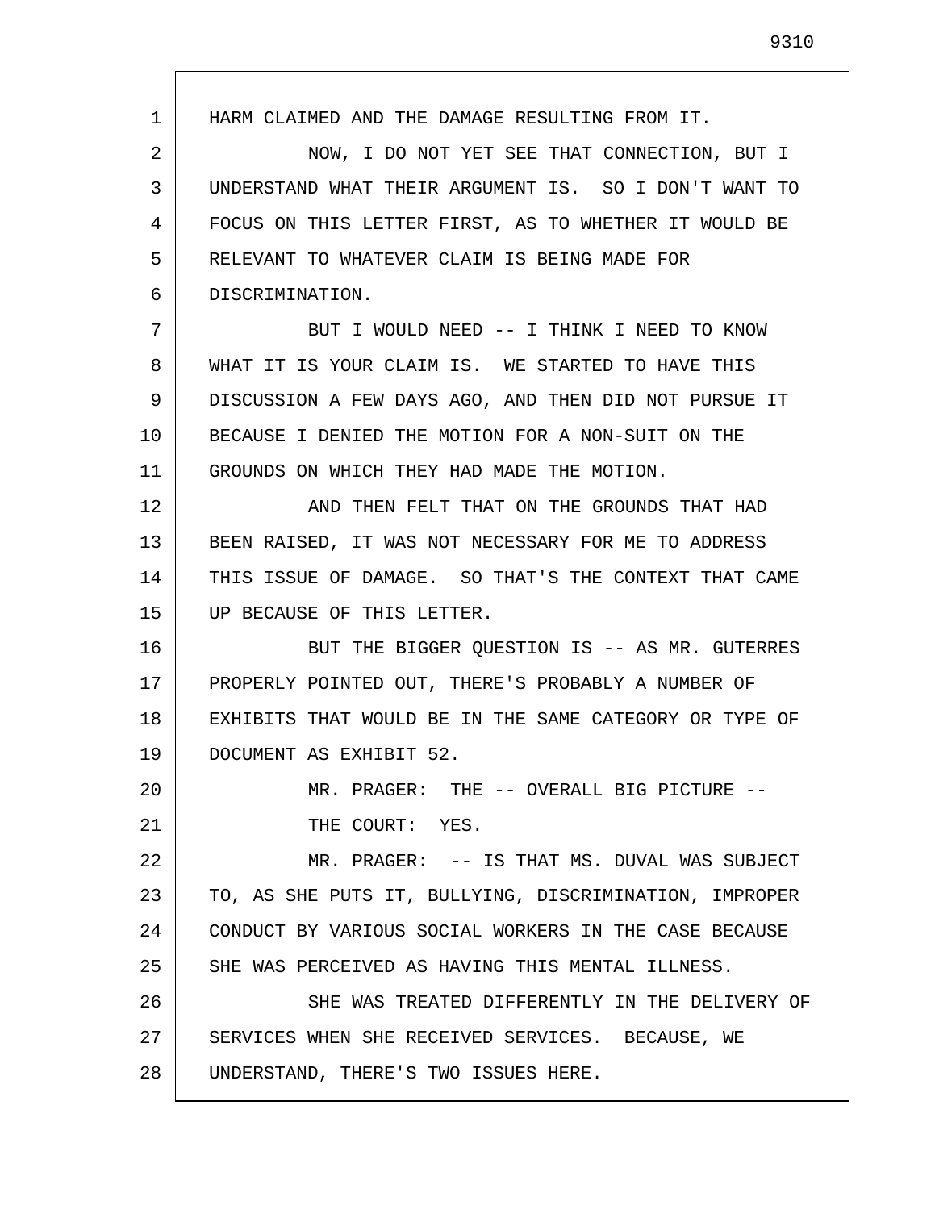HARM CLAIMED AND THE DAMAGE RESULTING FROM IT.

NOW, I DO NOT YET SEE THAT CONNECTION, BUT I UNDERSTAND WHAT THEIR ARGUMENT IS. SO I DON'T WANT TO FOCUS ON THIS LETTER FIRST, AS TO WHETHER IT WOULD BE RELEVANT TO WHATEVER CLAIM IS BEING MADE FOR DISCRIMINATION.

BUT I WOULD NEED -- I THINK I NEED TO KNOW WHAT IT IS YOUR CLAIM IS. WE STARTED TO HAVE THIS DISCUSSION A FEW DAYS AGO, AND THEN DID NOT PURSUE IT BECAUSE I DENIED THE MOTION FOR A NON-SUIT ON THE GROUNDS ON WHICH THEY HAD MADE THE MOTION.

AND THEN FELT THAT ON THE GROUNDS THAT HAD BEEN RAISED, IT WAS NOT NECESSARY FOR ME TO ADDRESS THIS ISSUE OF DAMAGE. SO THAT'S THE CONTEXT THAT CAME UP BECAUSE OF THIS LETTER.

BUT THE BIGGER QUESTION IS -- AS MR. GUTERRES PROPERLY POINTED OUT, THERE'S PROBABLY A NUMBER OF EXHIBITS THAT WOULD BE IN THE SAME CATEGORY OR TYPE OF DOCUMENT AS EXHIBIT 52.

MR. PRAGER: THE -- OVERALL BIG PICTURE --

THE COURT: YES.

MR. PRAGER: -- IS THAT MS. DUVAL WAS SUBJECT TO, AS SHE PUTS IT, BULLYING, DISCRIMINATION, IMPROPER CONDUCT BY VARIOUS SOCIAL WORKERS IN THE CASE BECAUSE SHE WAS PERCEIVED AS HAVING THIS MENTAL ILLNESS.

SHE WAS TREATED DIFFERENTLY IN THE DELIVERY OF SERVICES WHEN SHE RECEIVED SERVICES. BECAUSE, WE UNDERSTAND, THERE'S TWO ISSUES HERE.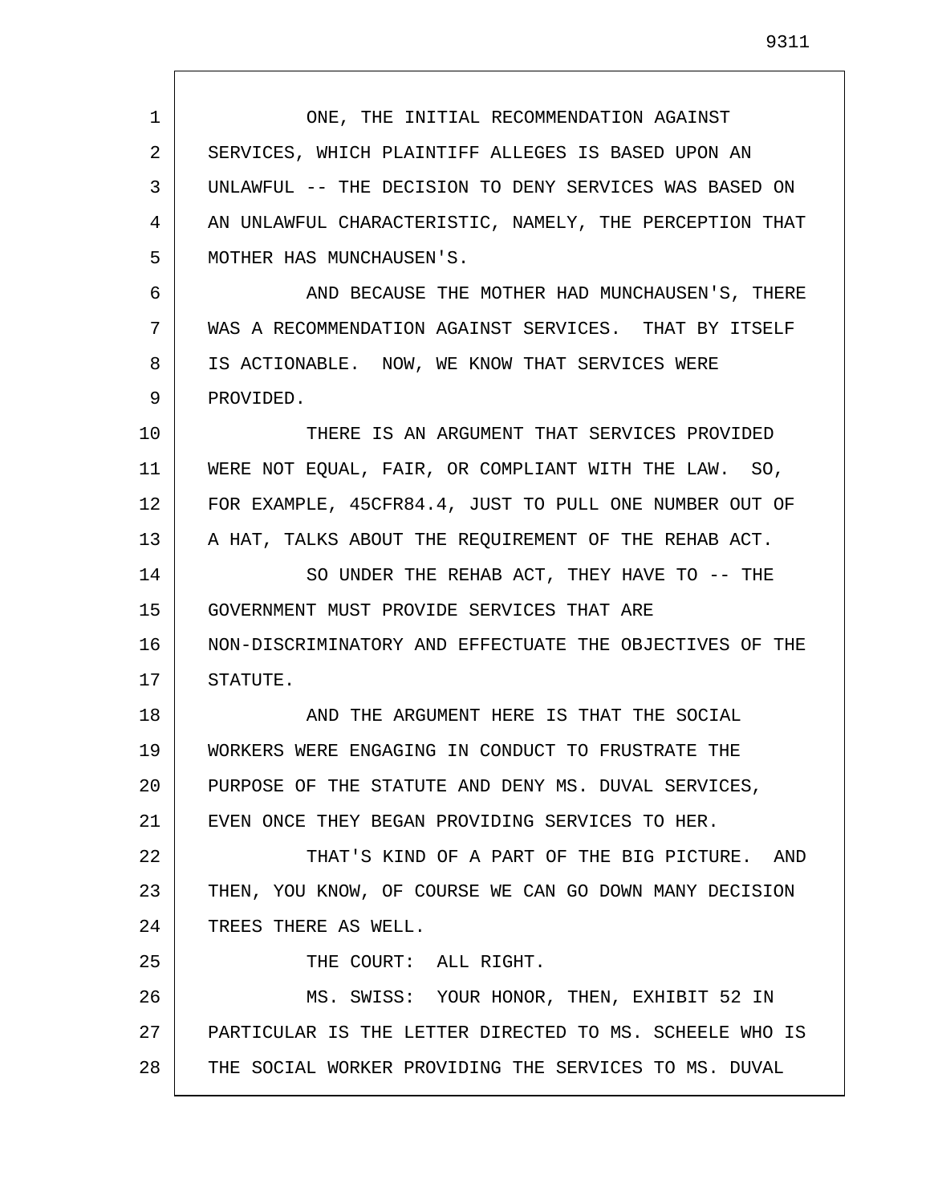ONE, THE INITIAL RECOMMENDATION AGAINST SERVICES, WHICH PLAINTIFF ALLEGES IS BASED UPON AN UNLAWFUL -- THE DECISION TO DENY SERVICES WAS BASED ON AN UNLAWFUL CHARACTERISTIC, NAMELY, THE PERCEPTION THAT MOTHER HAS MUNCHAUSEN'S.

AND BECAUSE THE MOTHER HAD MUNCHAUSEN'S, THERE WAS A RECOMMENDATION AGAINST SERVICES. THAT BY ITSELF IS ACTIONABLE. NOW, WE KNOW THAT SERVICES WERE PROVIDED.

THERE IS AN ARGUMENT THAT SERVICES PROVIDED WERE NOT EQUAL, FAIR, OR COMPLIANT WITH THE LAW. SO, FOR EXAMPLE, 45CFR84.4, JUST TO PULL ONE NUMBER OUT OF A HAT, TALKS ABOUT THE REQUIREMENT OF THE REHAB ACT.

SO UNDER THE REHAB ACT, THEY HAVE TO -- THE GOVERNMENT MUST PROVIDE SERVICES THAT ARE NON-DISCRIMINATORY AND EFFECTUATE THE OBJECTIVES OF THE STATUTE.

AND THE ARGUMENT HERE IS THAT THE SOCIAL WORKERS WERE ENGAGING IN CONDUCT TO FRUSTRATE THE PURPOSE OF THE STATUTE AND DENY MS. DUVAL SERVICES, EVEN ONCE THEY BEGAN PROVIDING SERVICES TO HER.

THAT'S KIND OF A PART OF THE BIG PICTURE. AND THEN, YOU KNOW, OF COURSE WE CAN GO DOWN MANY DECISION TREES THERE AS WELL.

THE COURT: ALL RIGHT.

MS. SWISS: YOUR HONOR, THEN, EXHIBIT 52 IN PARTICULAR IS THE LETTER DIRECTED TO MS. SCHEELE WHO IS THE SOCIAL WORKER PROVIDING THE SERVICES TO MS. DUVAL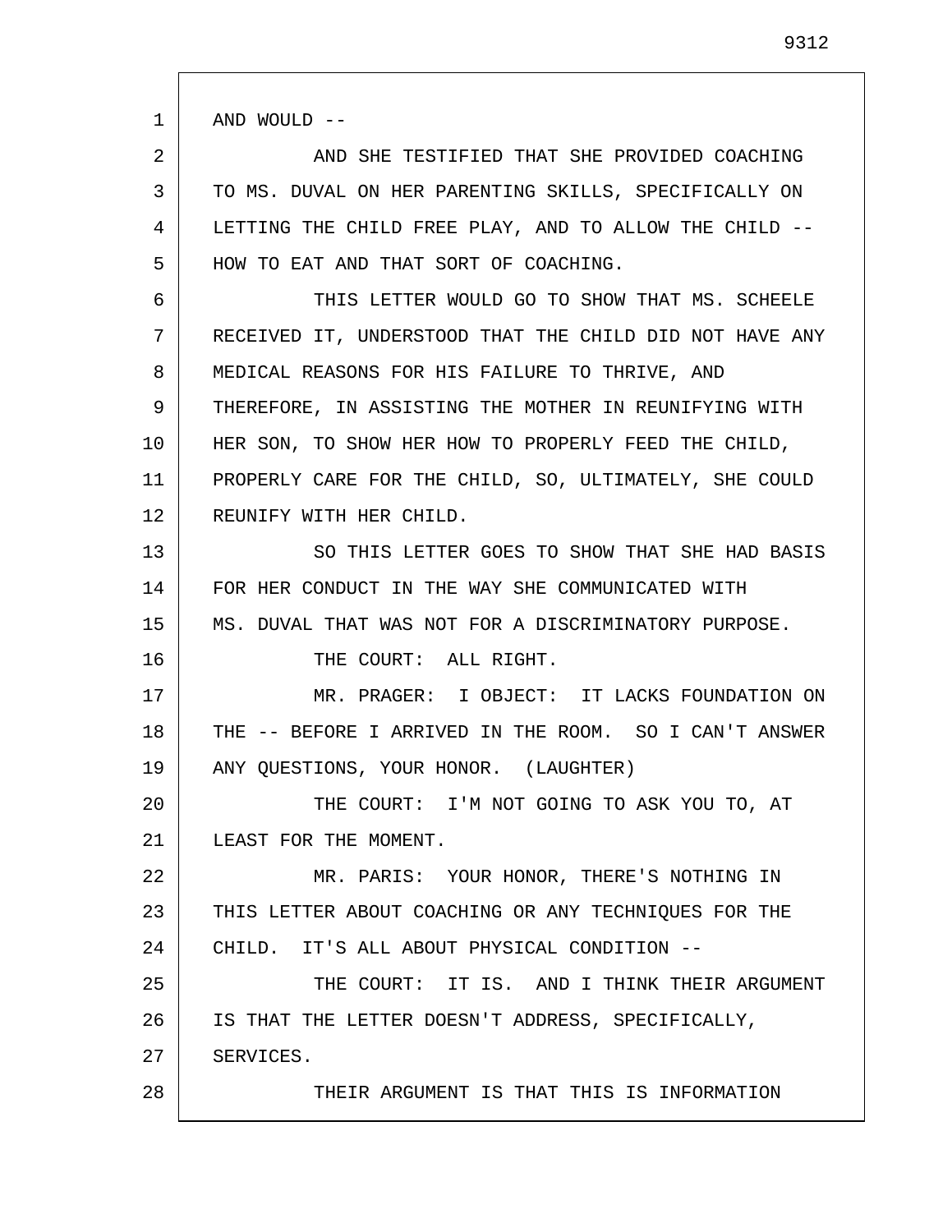AND WOULD --

AND SHE TESTIFIED THAT SHE PROVIDED COACHING TO MS. DUVAL ON HER PARENTING SKILLS, SPECIFICALLY ON LETTING THE CHILD FREE PLAY, AND TO ALLOW THE CHILD -- HOW TO EAT AND THAT SORT OF COACHING.

THIS LETTER WOULD GO TO SHOW THAT MS. SCHEELE RECEIVED IT, UNDERSTOOD THAT THE CHILD DID NOT HAVE ANY MEDICAL REASONS FOR HIS FAILURE TO THRIVE, AND THEREFORE, IN ASSISTING THE MOTHER IN REUNIFYING WITH HER SON, TO SHOW HER HOW TO PROPERLY FEED THE CHILD, PROPERLY CARE FOR THE CHILD, SO, ULTIMATELY, SHE COULD REUNIFY WITH HER CHILD.

SO THIS LETTER GOES TO SHOW THAT SHE HAD BASIS FOR HER CONDUCT IN THE WAY SHE COMMUNICATED WITH MS. DUVAL THAT WAS NOT FOR A DISCRIMINATORY PURPOSE.

THE COURT: ALL RIGHT.

MR. PRAGER: I OBJECT: IT LACKS FOUNDATION ON THE -- BEFORE I ARRIVED IN THE ROOM. SO I CAN'T ANSWER ANY QUESTIONS, YOUR HONOR. (LAUGHTER)

THE COURT: I'M NOT GOING TO ASK YOU TO, AT LEAST FOR THE MOMENT.

MR. PARIS: YOUR HONOR, THERE'S NOTHING IN THIS LETTER ABOUT COACHING OR ANY TECHNIQUES FOR THE CHILD. IT'S ALL ABOUT PHYSICAL CONDITION --

THE COURT: IT IS. AND I THINK THEIR ARGUMENT IS THAT THE LETTER DOESN'T ADDRESS, SPECIFICALLY, SERVICES.

THEIR ARGUMENT IS THAT THIS IS INFORMATION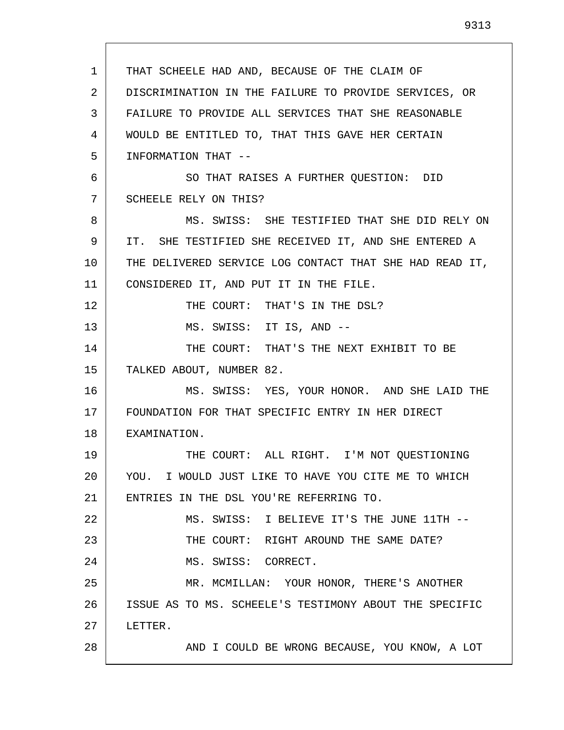THAT SCHEELE HAD AND, BECAUSE OF THE CLAIM OF DISCRIMINATION IN THE FAILURE TO PROVIDE SERVICES, OR FAILURE TO PROVIDE ALL SERVICES THAT SHE REASONABLE WOULD BE ENTITLED TO, THAT THIS GAVE HER CERTAIN INFORMATION THAT --

SO THAT RAISES A FURTHER QUESTION: DID SCHEELE RELY ON THIS?

MS. SWISS: SHE TESTIFIED THAT SHE DID RELY ON IT. SHE TESTIFIED SHE RECEIVED IT, AND SHE ENTERED A THE DELIVERED SERVICE LOG CONTACT THAT SHE HAD READ IT, CONSIDERED IT, AND PUT IT IN THE FILE.

THE COURT: THAT'S IN THE DSL?

MS. SWISS: IT IS, AND --

THE COURT: THAT'S THE NEXT EXHIBIT TO BE TALKED ABOUT, NUMBER 82.

MS. SWISS: YES, YOUR HONOR. AND SHE LAID THE FOUNDATION FOR THAT SPECIFIC ENTRY IN HER DIRECT EXAMINATION.

THE COURT: ALL RIGHT. I'M NOT QUESTIONING YOU. I WOULD JUST LIKE TO HAVE YOU CITE ME TO WHICH ENTRIES IN THE DSL YOU'RE REFERRING TO.

MS. SWISS: I BELIEVE IT'S THE JUNE 11TH --

THE COURT: RIGHT AROUND THE SAME DATE?

MS. SWISS: CORRECT.

MR. MCMILLAN: YOUR HONOR, THERE'S ANOTHER ISSUE AS TO MS. SCHEELE'S TESTIMONY ABOUT THE SPECIFIC LETTER.

AND I COULD BE WRONG BECAUSE, YOU KNOW, A LOT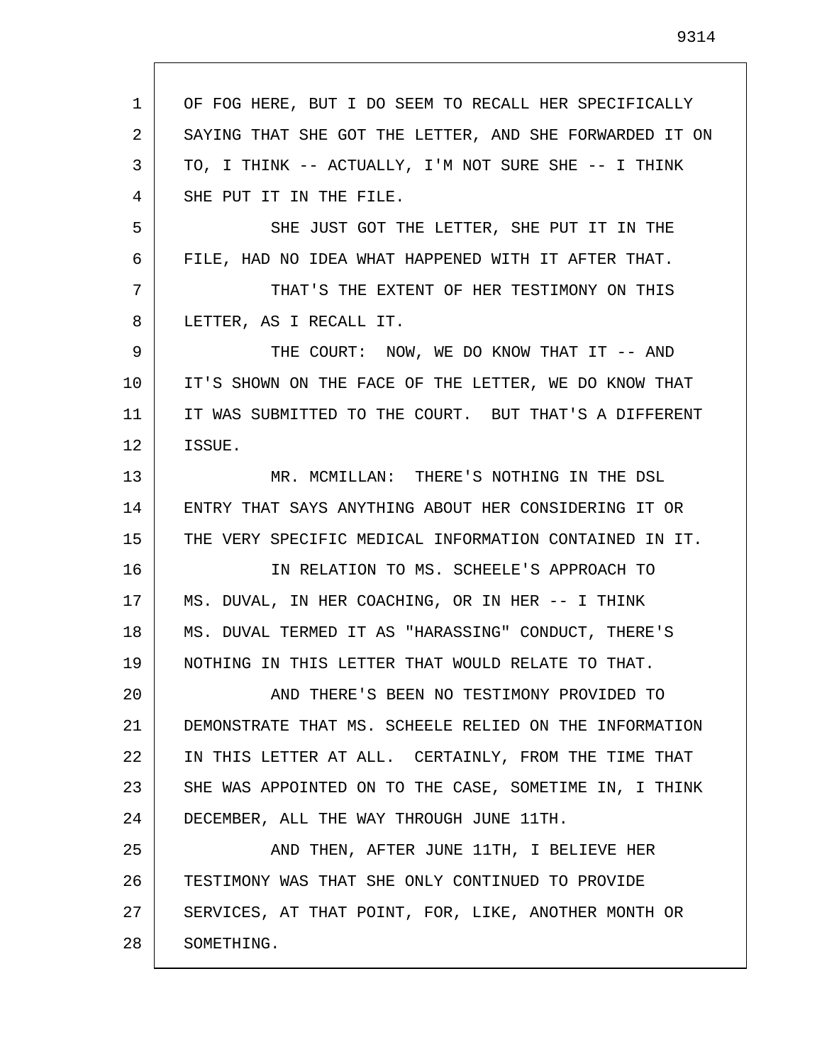OF FOG HERE, BUT I DO SEEM TO RECALL HER SPECIFICALLY SAYING THAT SHE GOT THE LETTER, AND SHE FORWARDED IT ON TO, I THINK -- ACTUALLY, I'M NOT SURE SHE -- I THINK SHE PUT IT IN THE FILE.

SHE JUST GOT THE LETTER, SHE PUT IT IN THE FILE, HAD NO IDEA WHAT HAPPENED WITH IT AFTER THAT.

THAT'S THE EXTENT OF HER TESTIMONY ON THIS LETTER, AS I RECALL IT.

THE COURT: NOW, WE DO KNOW THAT IT -- AND IT'S SHOWN ON THE FACE OF THE LETTER, WE DO KNOW THAT IT WAS SUBMITTED TO THE COURT. BUT THAT'S A DIFFERENT ISSUE.

MR. MCMILLAN: THERE'S NOTHING IN THE DSL ENTRY THAT SAYS ANYTHING ABOUT HER CONSIDERING IT OR THE VERY SPECIFIC MEDICAL INFORMATION CONTAINED IN IT.

IN RELATION TO MS. SCHEELE'S APPROACH TO MS. DUVAL, IN HER COACHING, OR IN HER -- I THINK MS. DUVAL TERMED IT AS "HARASSING" CONDUCT, THERE'S NOTHING IN THIS LETTER THAT WOULD RELATE TO THAT.

AND THERE'S BEEN NO TESTIMONY PROVIDED TO DEMONSTRATE THAT MS. SCHEELE RELIED ON THE INFORMATION IN THIS LETTER AT ALL. CERTAINLY, FROM THE TIME THAT SHE WAS APPOINTED ON TO THE CASE, SOMETIME IN, I THINK DECEMBER, ALL THE WAY THROUGH JUNE 11TH.

AND THEN, AFTER JUNE 11TH, I BELIEVE HER TESTIMONY WAS THAT SHE ONLY CONTINUED TO PROVIDE SERVICES, AT THAT POINT, FOR, LIKE, ANOTHER MONTH OR SOMETHING.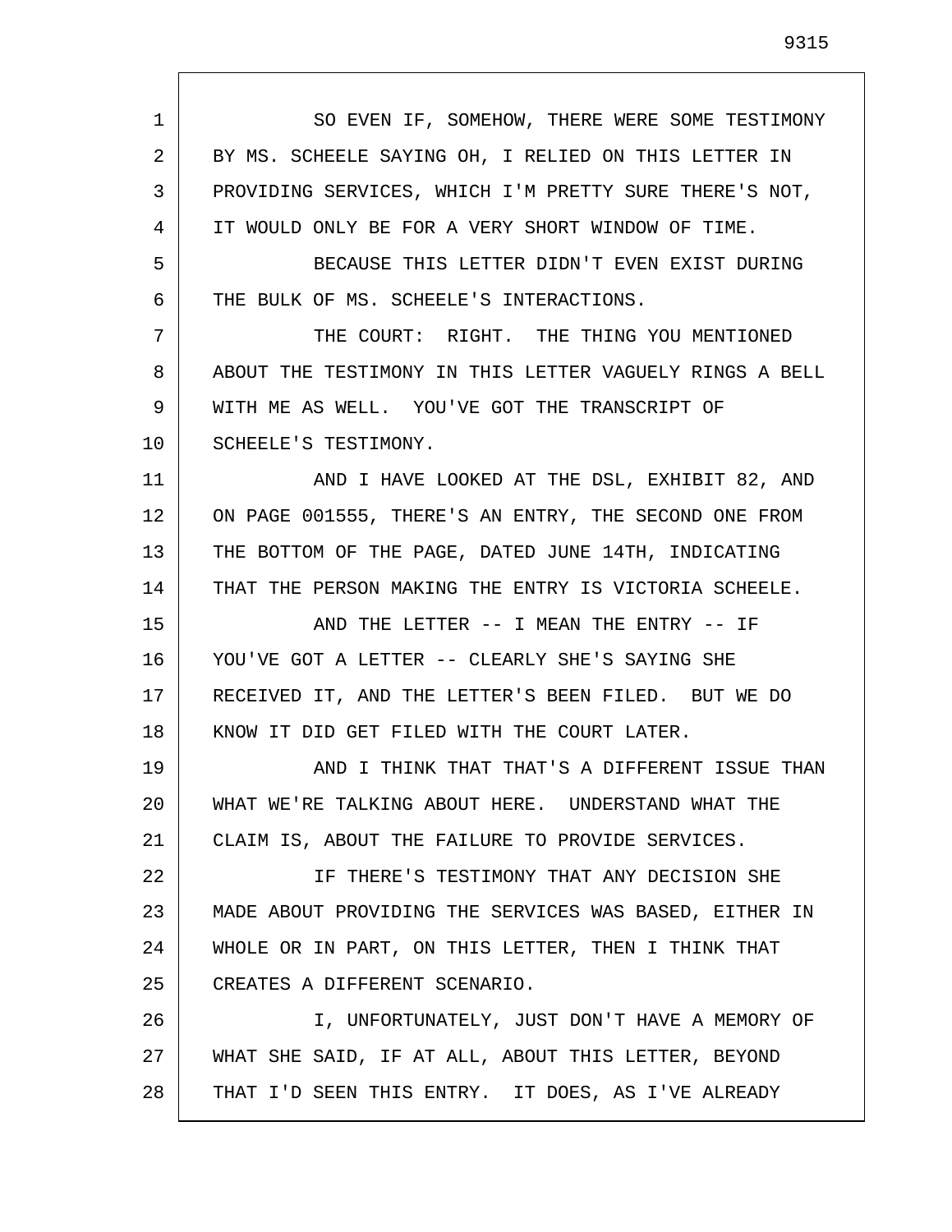SO EVEN IF, SOMEHOW, THERE WERE SOME TESTIMONY BY MS. SCHEELE SAYING OH, I RELIED ON THIS LETTER IN PROVIDING SERVICES, WHICH I'M PRETTY SURE THERE'S NOT, IT WOULD ONLY BE FOR A VERY SHORT WINDOW OF TIME.

BECAUSE THIS LETTER DIDN'T EVEN EXIST DURING THE BULK OF MS. SCHEELE'S INTERACTIONS.

THE COURT: RIGHT. THE THING YOU MENTIONED ABOUT THE TESTIMONY IN THIS LETTER VAGUELY RINGS A BELL WITH ME AS WELL. YOU'VE GOT THE TRANSCRIPT OF SCHEELE'S TESTIMONY.

AND I HAVE LOOKED AT THE DSL, EXHIBIT 82, AND ON PAGE 001555, THERE'S AN ENTRY, THE SECOND ONE FROM THE BOTTOM OF THE PAGE, DATED JUNE 14TH, INDICATING THAT THE PERSON MAKING THE ENTRY IS VICTORIA SCHEELE.

AND THE LETTER -- I MEAN THE ENTRY -- IF YOU'VE GOT A LETTER -- CLEARLY SHE'S SAYING SHE RECEIVED IT, AND THE LETTER'S BEEN FILED. BUT WE DO KNOW IT DID GET FILED WITH THE COURT LATER.

AND I THINK THAT THAT'S A DIFFERENT ISSUE THAN WHAT WE'RE TALKING ABOUT HERE. UNDERSTAND WHAT THE CLAIM IS, ABOUT THE FAILURE TO PROVIDE SERVICES.

IF THERE'S TESTIMONY THAT ANY DECISION SHE MADE ABOUT PROVIDING THE SERVICES WAS BASED, EITHER IN WHOLE OR IN PART, ON THIS LETTER, THEN I THINK THAT CREATES A DIFFERENT SCENARIO.

I, UNFORTUNATELY, JUST DON'T HAVE A MEMORY OF WHAT SHE SAID, IF AT ALL, ABOUT THIS LETTER, BEYOND THAT I'D SEEN THIS ENTRY. IT DOES, AS I'VE ALREADY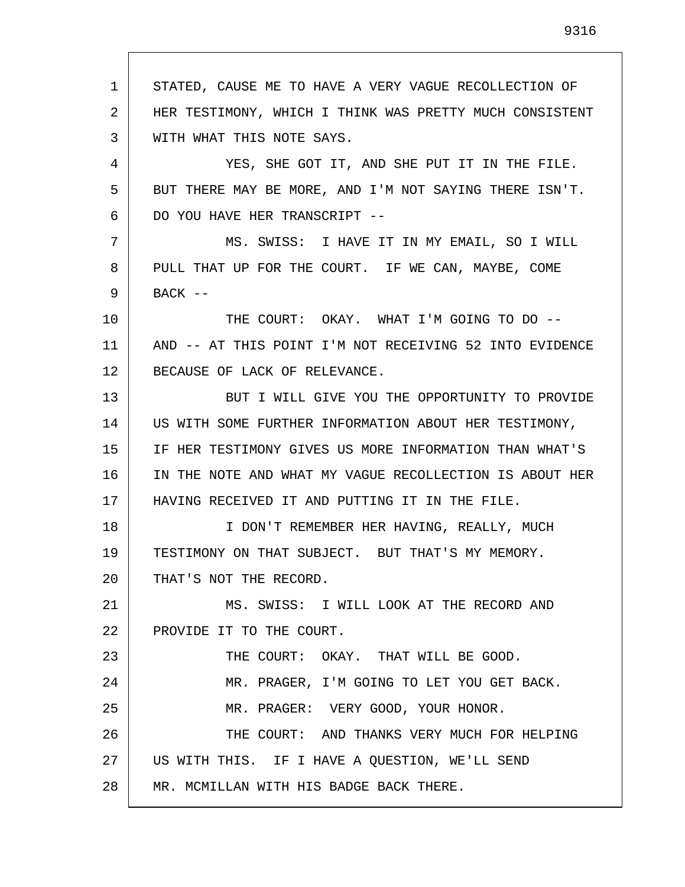STATED, CAUSE ME TO HAVE A VERY VAGUE RECOLLECTION OF HER TESTIMONY, WHICH I THINK WAS PRETTY MUCH CONSISTENT WITH WHAT THIS NOTE SAYS.

YES, SHE GOT IT, AND SHE PUT IT IN THE FILE. BUT THERE MAY BE MORE, AND I'M NOT SAYING THERE ISN'T. DO YOU HAVE HER TRANSCRIPT --

MS. SWISS: I HAVE IT IN MY EMAIL, SO I WILL PULL THAT UP FOR THE COURT. IF WE CAN, MAYBE, COME BACK --

THE COURT: OKAY. WHAT I'M GOING TO DO -- AND -- AT THIS POINT I'M NOT RECEIVING 52 INTO EVIDENCE BECAUSE OF LACK OF RELEVANCE.

BUT I WILL GIVE YOU THE OPPORTUNITY TO PROVIDE US WITH SOME FURTHER INFORMATION ABOUT HER TESTIMONY, IF HER TESTIMONY GIVES US MORE INFORMATION THAN WHAT'S IN THE NOTE AND WHAT MY VAGUE RECOLLECTION IS ABOUT HER HAVING RECEIVED IT AND PUTTING IT IN THE FILE.

I DON'T REMEMBER HER HAVING, REALLY, MUCH TESTIMONY ON THAT SUBJECT. BUT THAT'S MY MEMORY. THAT'S NOT THE RECORD.

MS. SWISS: I WILL LOOK AT THE RECORD AND PROVIDE IT TO THE COURT.

THE COURT: OKAY. THAT WILL BE GOOD.

MR. PRAGER, I'M GOING TO LET YOU GET BACK.

MR. PRAGER: VERY GOOD, YOUR HONOR.

THE COURT: AND THANKS VERY MUCH FOR HELPING US WITH THIS. IF I HAVE A QUESTION, WE'LL SEND MR. MCMILLAN WITH HIS BADGE BACK THERE.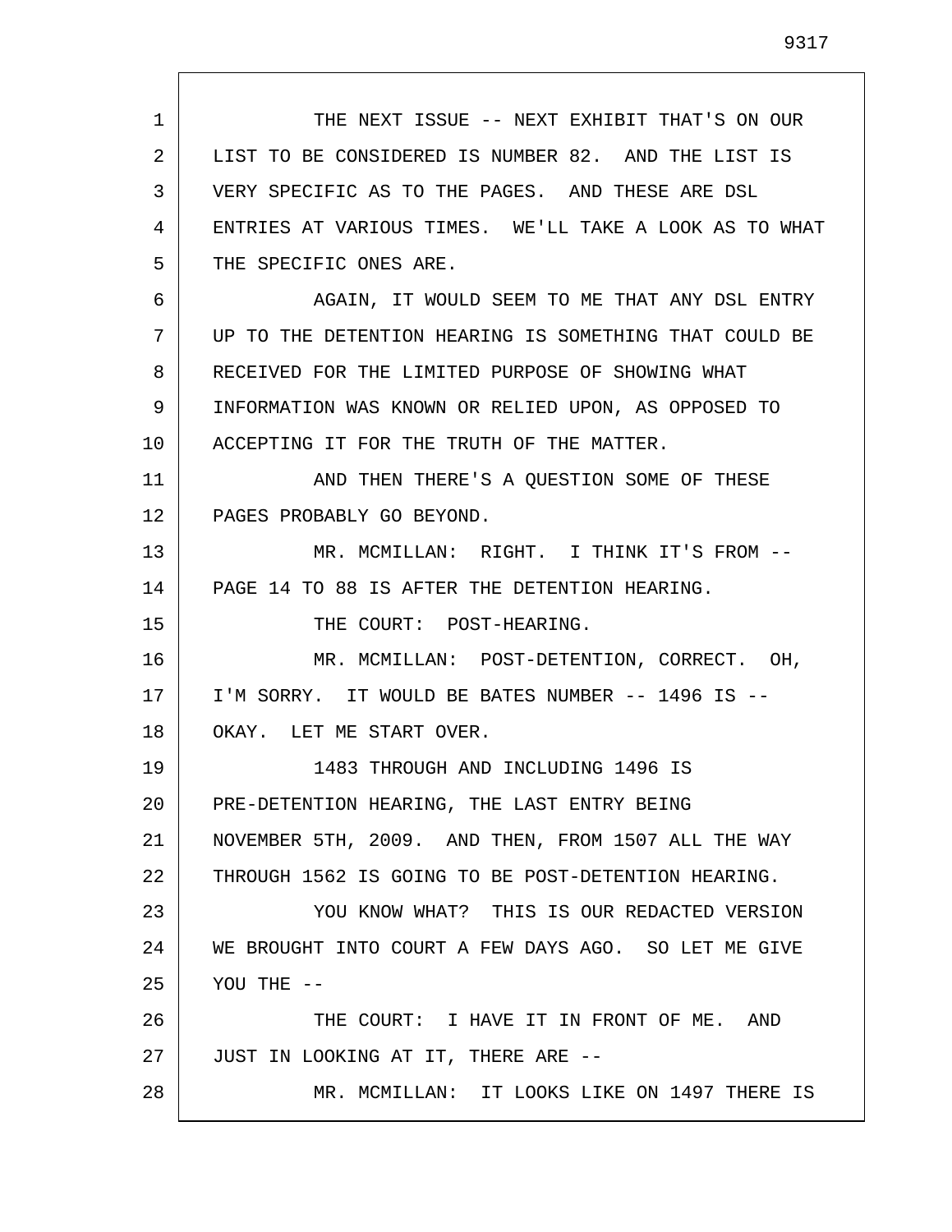THE NEXT ISSUE -- NEXT EXHIBIT THAT'S ON OUR LIST TO BE CONSIDERED IS NUMBER 82. AND THE LIST IS VERY SPECIFIC AS TO THE PAGES. AND THESE ARE DSL ENTRIES AT VARIOUS TIMES. WE'LL TAKE A LOOK AS TO WHAT THE SPECIFIC ONES ARE.

AGAIN, IT WOULD SEEM TO ME THAT ANY DSL ENTRY UP TO THE DETENTION HEARING IS SOMETHING THAT COULD BE RECEIVED FOR THE LIMITED PURPOSE OF SHOWING WHAT INFORMATION WAS KNOWN OR RELIED UPON, AS OPPOSED TO ACCEPTING IT FOR THE TRUTH OF THE MATTER.

AND THEN THERE'S A QUESTION SOME OF THESE PAGES PROBABLY GO BEYOND.

MR. MCMILLAN: RIGHT. I THINK IT'S FROM -- PAGE 14 TO 88 IS AFTER THE DETENTION HEARING.

THE COURT: POST-HEARING.

MR. MCMILLAN: POST-DETENTION, CORRECT. OH, I'M SORRY. IT WOULD BE BATES NUMBER -- 1496 IS -- OKAY. LET ME START OVER.

1483 THROUGH AND INCLUDING 1496 IS PRE-DETENTION HEARING, THE LAST ENTRY BEING NOVEMBER 5TH, 2009. AND THEN, FROM 1507 ALL THE WAY THROUGH 1562 IS GOING TO BE POST-DETENTION HEARING.

YOU KNOW WHAT? THIS IS OUR REDACTED VERSION WE BROUGHT INTO COURT A FEW DAYS AGO. SO LET ME GIVE YOU THE --

THE COURT: I HAVE IT IN FRONT OF ME. AND JUST IN LOOKING AT IT, THERE ARE --

MR. MCMILLAN: IT LOOKS LIKE ON 1497 THERE IS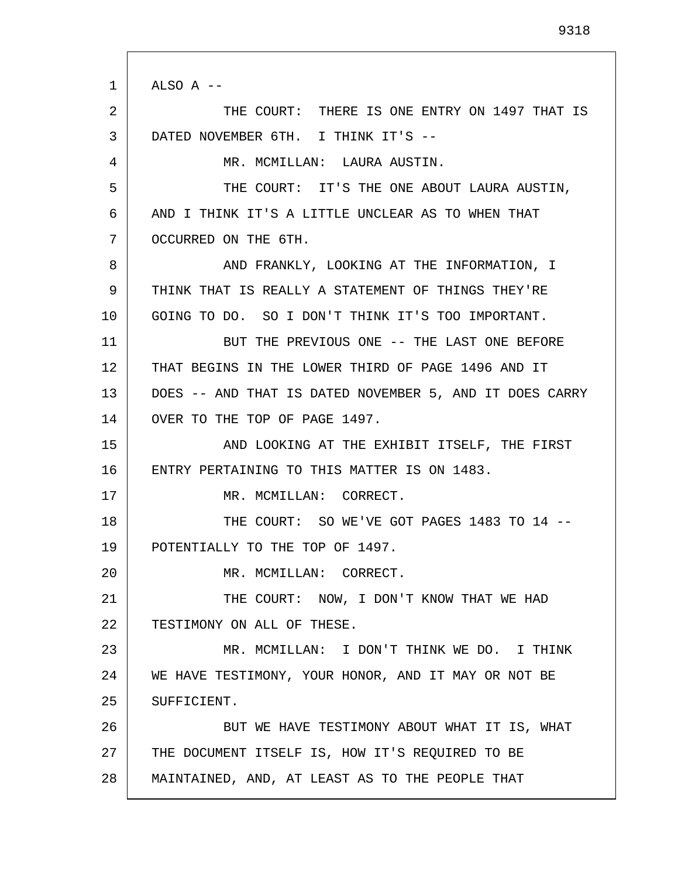ALSO A --

THE COURT: THERE IS ONE ENTRY ON 1497 THAT IS DATED NOVEMBER 6TH. I THINK IT'S --

MR. MCMILLAN: LAURA AUSTIN.

THE COURT: IT'S THE ONE ABOUT LAURA AUSTIN, AND I THINK IT'S A LITTLE UNCLEAR AS TO WHEN THAT OCCURRED ON THE 6TH.

AND FRANKLY, LOOKING AT THE INFORMATION, I THINK THAT IS REALLY A STATEMENT OF THINGS THEY'RE GOING TO DO. SO I DON'T THINK IT'S TOO IMPORTANT.

BUT THE PREVIOUS ONE -- THE LAST ONE BEFORE THAT BEGINS IN THE LOWER THIRD OF PAGE 1496 AND IT DOES -- AND THAT IS DATED NOVEMBER 5, AND IT DOES CARRY OVER TO THE TOP OF PAGE 1497.

AND LOOKING AT THE EXHIBIT ITSELF, THE FIRST ENTRY PERTAINING TO THIS MATTER IS ON 1483.

MR. MCMILLAN: CORRECT.

THE COURT: SO WE'VE GOT PAGES 1483 TO 14 -- POTENTIALLY TO THE TOP OF 1497.

MR. MCMILLAN: CORRECT.

THE COURT: NOW, I DON'T KNOW THAT WE HAD TESTIMONY ON ALL OF THESE.

MR. MCMILLAN: I DON'T THINK WE DO. I THINK WE HAVE TESTIMONY, YOUR HONOR, AND IT MAY OR NOT BE SUFFICIENT.

BUT WE HAVE TESTIMONY ABOUT WHAT IT IS, WHAT THE DOCUMENT ITSELF IS, HOW IT'S REQUIRED TO BE MAINTAINED, AND, AT LEAST AS TO THE PEOPLE THAT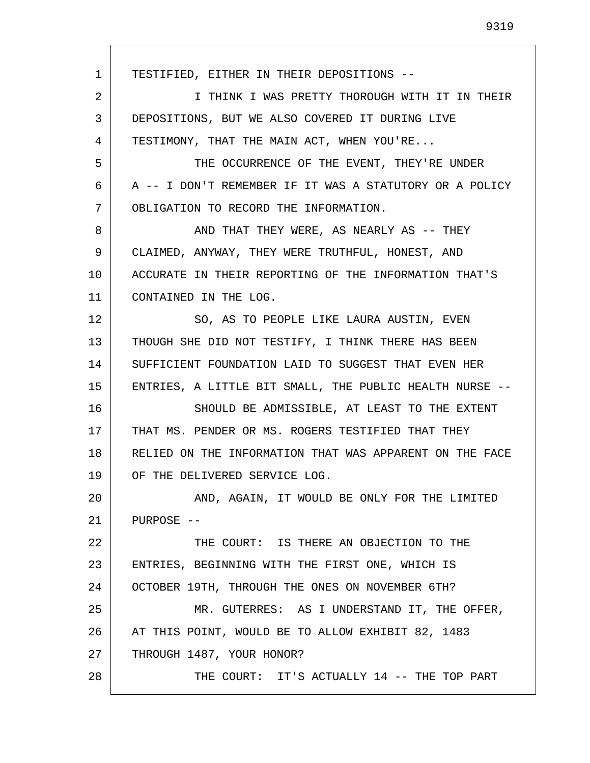TESTIFIED, EITHER IN THEIR DEPOSITIONS --

I THINK I WAS PRETTY THOROUGH WITH IT IN THEIR DEPOSITIONS, BUT WE ALSO COVERED IT DURING LIVE TESTIMONY, THAT THE MAIN ACT, WHEN YOU'RE...

THE OCCURRENCE OF THE EVENT, THEY'RE UNDER A -- I DON'T REMEMBER IF IT WAS A STATUTORY OR A POLICY OBLIGATION TO RECORD THE INFORMATION.

AND THAT THEY WERE, AS NEARLY AS -- THEY CLAIMED, ANYWAY, THEY WERE TRUTHFUL, HONEST, AND ACCURATE IN THEIR REPORTING OF THE INFORMATION THAT'S CONTAINED IN THE LOG.

SO, AS TO PEOPLE LIKE LAURA AUSTIN, EVEN THOUGH SHE DID NOT TESTIFY, I THINK THERE HAS BEEN SUFFICIENT FOUNDATION LAID TO SUGGEST THAT EVEN HER ENTRIES, A LITTLE BIT SMALL, THE PUBLIC HEALTH NURSE --

SHOULD BE ADMISSIBLE, AT LEAST TO THE EXTENT THAT MS. PENDER OR MS. ROGERS TESTIFIED THAT THEY RELIED ON THE INFORMATION THAT WAS APPARENT ON THE FACE OF THE DELIVERED SERVICE LOG.

AND, AGAIN, IT WOULD BE ONLY FOR THE LIMITED PURPOSE --

THE COURT: IS THERE AN OBJECTION TO THE ENTRIES, BEGINNING WITH THE FIRST ONE, WHICH IS OCTOBER 19TH, THROUGH THE ONES ON NOVEMBER 6TH?

MR. GUTERRES: AS I UNDERSTAND IT, THE OFFER, AT THIS POINT, WOULD BE TO ALLOW EXHIBIT 82, 1483 THROUGH 1487, YOUR HONOR?

THE COURT: IT'S ACTUALLY 14 -- THE TOP PART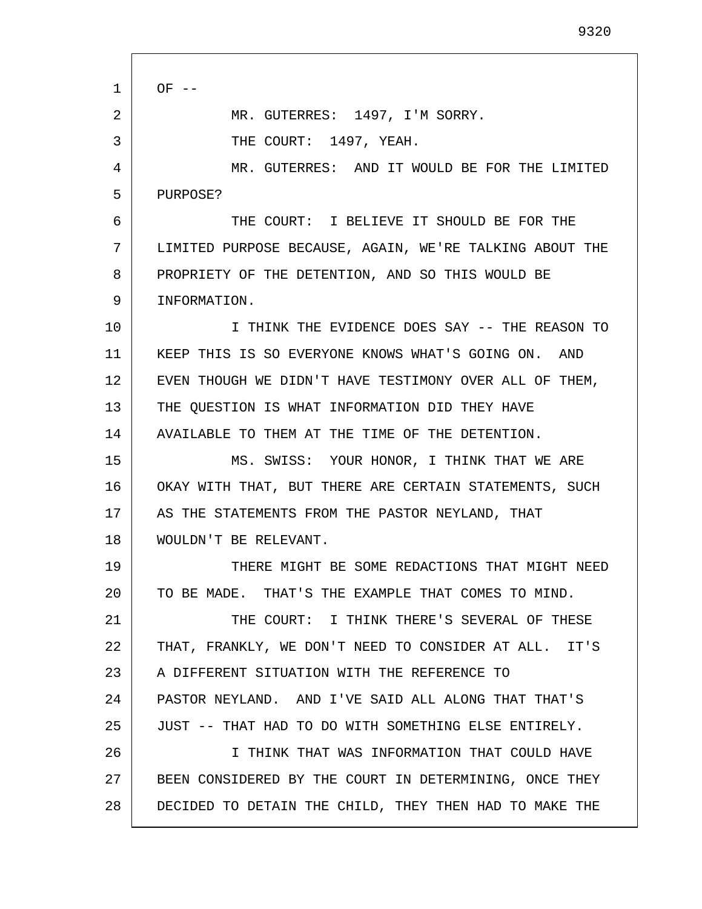OF --

MR. GUTERRES: 1497, I'M SORRY.

THE COURT: 1497, YEAH.

MR. GUTERRES: AND IT WOULD BE FOR THE LIMITED PURPOSE?

THE COURT: I BELIEVE IT SHOULD BE FOR THE LIMITED PURPOSE BECAUSE, AGAIN, WE'RE TALKING ABOUT THE PROPRIETY OF THE DETENTION, AND SO THIS WOULD BE INFORMATION.

I THINK THE EVIDENCE DOES SAY -- THE REASON TO KEEP THIS IS SO EVERYONE KNOWS WHAT'S GOING ON. AND EVEN THOUGH WE DIDN'T HAVE TESTIMONY OVER ALL OF THEM, THE QUESTION IS WHAT INFORMATION DID THEY HAVE AVAILABLE TO THEM AT THE TIME OF THE DETENTION.

MS. SWISS: YOUR HONOR, I THINK THAT WE ARE OKAY WITH THAT, BUT THERE ARE CERTAIN STATEMENTS, SUCH AS THE STATEMENTS FROM THE PASTOR NEYLAND, THAT WOULDN'T BE RELEVANT.

THERE MIGHT BE SOME REDACTIONS THAT MIGHT NEED TO BE MADE. THAT'S THE EXAMPLE THAT COMES TO MIND.

THE COURT: I THINK THERE'S SEVERAL OF THESE THAT, FRANKLY, WE DON'T NEED TO CONSIDER AT ALL. IT'S A DIFFERENT SITUATION WITH THE REFERENCE TO PASTOR NEYLAND. AND I'VE SAID ALL ALONG THAT THAT'S JUST -- THAT HAD TO DO WITH SOMETHING ELSE ENTIRELY.

I THINK THAT WAS INFORMATION THAT COULD HAVE BEEN CONSIDERED BY THE COURT IN DETERMINING, ONCE THEY DECIDED TO DETAIN THE CHILD, THEY THEN HAD TO MAKE THE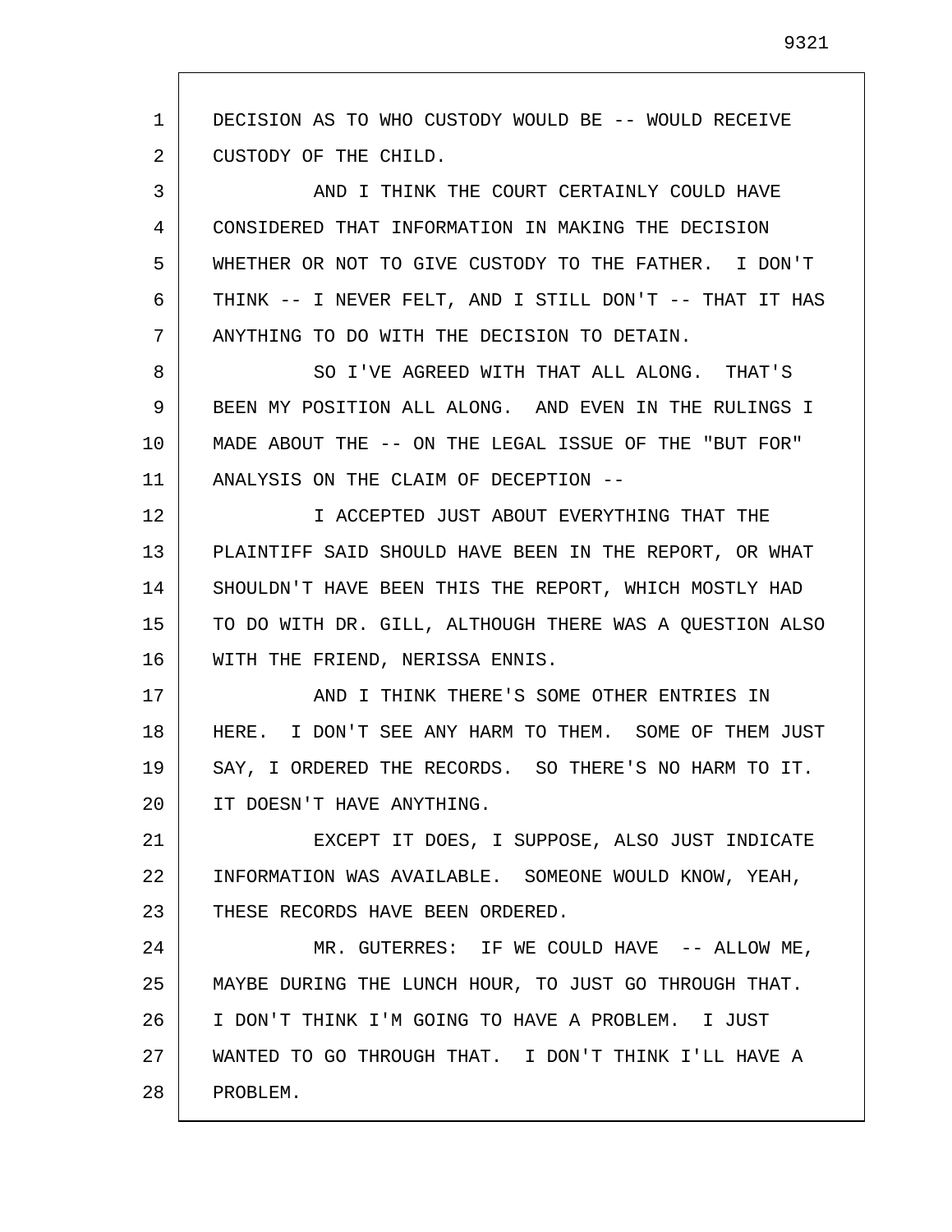DECISION AS TO WHO CUSTODY WOULD BE -- WOULD RECEIVE CUSTODY OF THE CHILD.

AND I THINK THE COURT CERTAINLY COULD HAVE CONSIDERED THAT INFORMATION IN MAKING THE DECISION WHETHER OR NOT TO GIVE CUSTODY TO THE FATHER. I DON'T THINK -- I NEVER FELT, AND I STILL DON'T -- THAT IT HAS ANYTHING TO DO WITH THE DECISION TO DETAIN.

SO I'VE AGREED WITH THAT ALL ALONG. THAT'S BEEN MY POSITION ALL ALONG. AND EVEN IN THE RULINGS I MADE ABOUT THE -- ON THE LEGAL ISSUE OF THE "BUT FOR" ANALYSIS ON THE CLAIM OF DECEPTION --

I ACCEPTED JUST ABOUT EVERYTHING THAT THE PLAINTIFF SAID SHOULD HAVE BEEN IN THE REPORT, OR WHAT SHOULDN'T HAVE BEEN THIS THE REPORT, WHICH MOSTLY HAD TO DO WITH DR. GILL, ALTHOUGH THERE WAS A QUESTION ALSO WITH THE FRIEND, NERISSA ENNIS.

AND I THINK THERE'S SOME OTHER ENTRIES IN HERE. I DON'T SEE ANY HARM TO THEM. SOME OF THEM JUST SAY, I ORDERED THE RECORDS. SO THERE'S NO HARM TO IT. IT DOESN'T HAVE ANYTHING.

EXCEPT IT DOES, I SUPPOSE, ALSO JUST INDICATE INFORMATION WAS AVAILABLE. SOMEONE WOULD KNOW, YEAH, THESE RECORDS HAVE BEEN ORDERED.

MR. GUTERRES: IF WE COULD HAVE -- ALLOW ME, MAYBE DURING THE LUNCH HOUR, TO JUST GO THROUGH THAT. I DON'T THINK I'M GOING TO HAVE A PROBLEM. I JUST WANTED TO GO THROUGH THAT. I DON'T THINK I'LL HAVE A PROBLEM.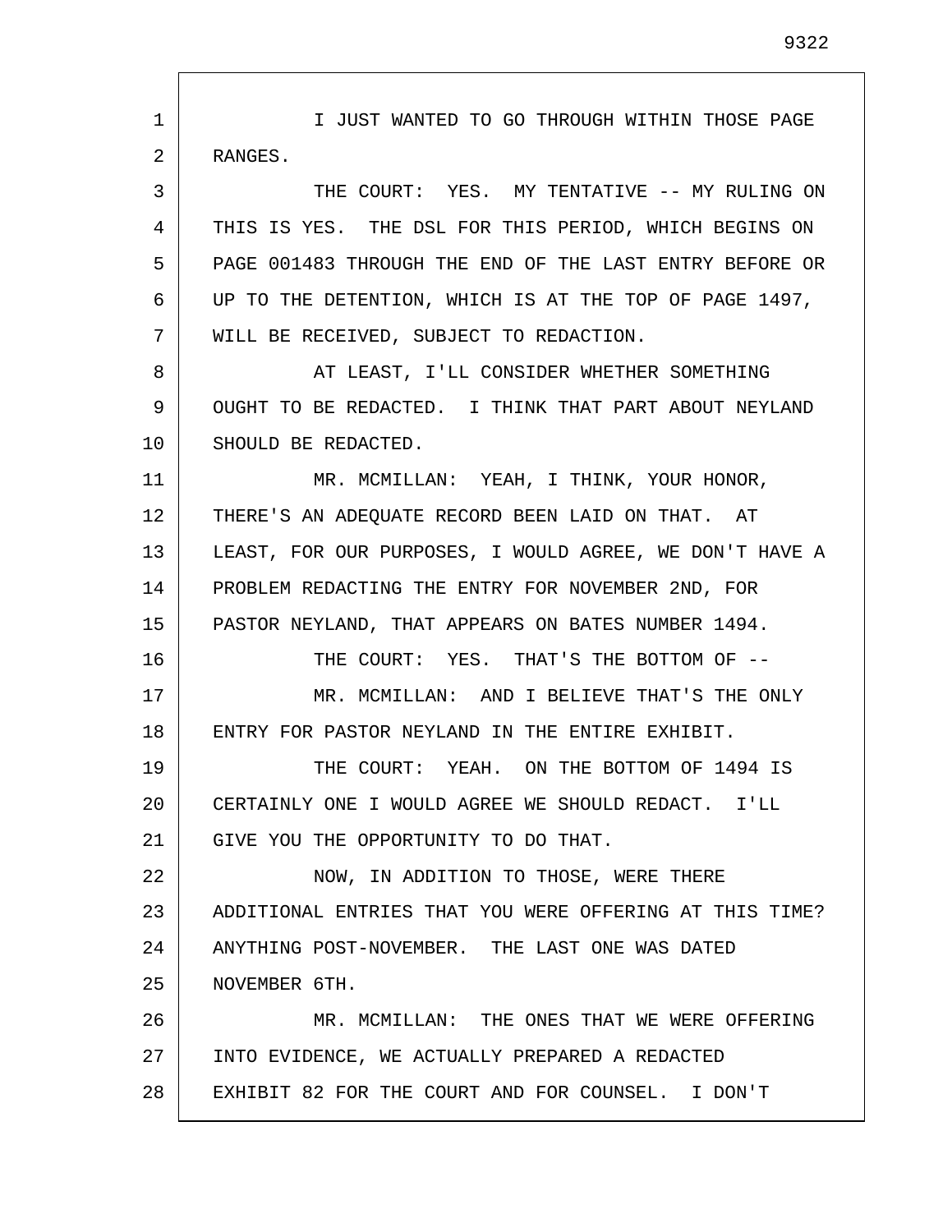I JUST WANTED TO GO THROUGH WITHIN THOSE PAGE RANGES.

THE COURT: YES. MY TENTATIVE -- MY RULING ON THIS IS YES. THE DSL FOR THIS PERIOD, WHICH BEGINS ON PAGE 001483 THROUGH THE END OF THE LAST ENTRY BEFORE OR UP TO THE DETENTION, WHICH IS AT THE TOP OF PAGE 1497, WILL BE RECEIVED, SUBJECT TO REDACTION.

AT LEAST, I'LL CONSIDER WHETHER SOMETHING OUGHT TO BE REDACTED. I THINK THAT PART ABOUT NEYLAND SHOULD BE REDACTED.

MR. MCMILLAN: YEAH, I THINK, YOUR HONOR, THERE'S AN ADEQUATE RECORD BEEN LAID ON THAT. AT LEAST, FOR OUR PURPOSES, I WOULD AGREE, WE DON'T HAVE A PROBLEM REDACTING THE ENTRY FOR NOVEMBER 2ND, FOR PASTOR NEYLAND, THAT APPEARS ON BATES NUMBER 1494.

THE COURT: YES. THAT'S THE BOTTOM OF --

MR. MCMILLAN: AND I BELIEVE THAT'S THE ONLY ENTRY FOR PASTOR NEYLAND IN THE ENTIRE EXHIBIT.

THE COURT: YEAH. ON THE BOTTOM OF 1494 IS CERTAINLY ONE I WOULD AGREE WE SHOULD REDACT. I'LL GIVE YOU THE OPPORTUNITY TO DO THAT.

NOW, IN ADDITION TO THOSE, WERE THERE ADDITIONAL ENTRIES THAT YOU WERE OFFERING AT THIS TIME? ANYTHING POST-NOVEMBER. THE LAST ONE WAS DATED NOVEMBER 6TH.

MR. MCMILLAN: THE ONES THAT WE WERE OFFERING INTO EVIDENCE, WE ACTUALLY PREPARED A REDACTED EXHIBIT 82 FOR THE COURT AND FOR COUNSEL. I DON'T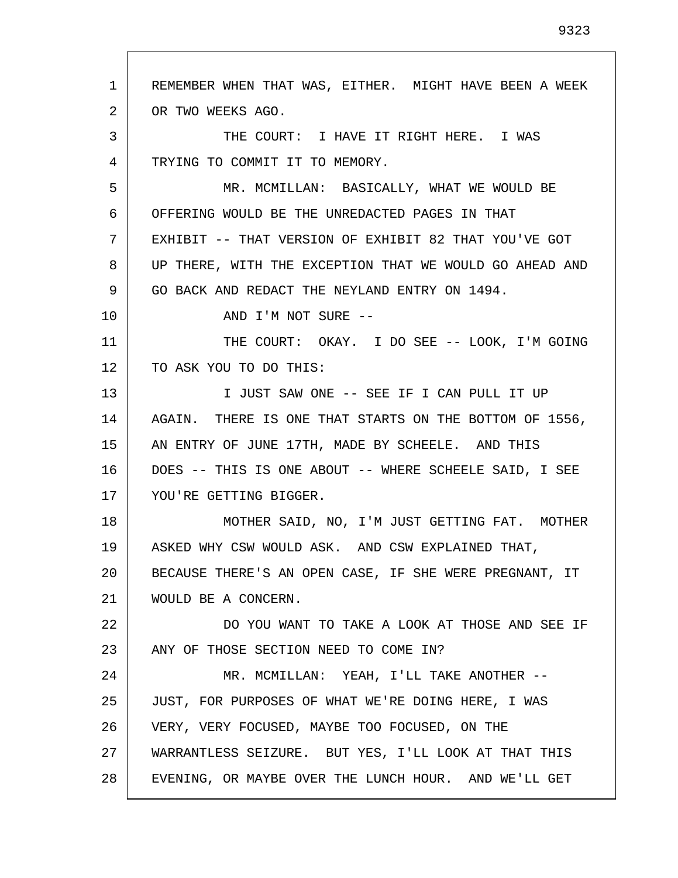REMEMBER WHEN THAT WAS, EITHER. MIGHT HAVE BEEN A WEEK OR TWO WEEKS AGO.

THE COURT: I HAVE IT RIGHT HERE. I WAS TRYING TO COMMIT IT TO MEMORY.

MR. MCMILLAN: BASICALLY, WHAT WE WOULD BE OFFERING WOULD BE THE UNREDACTED PAGES IN THAT EXHIBIT -- THAT VERSION OF EXHIBIT 82 THAT YOU'VE GOT UP THERE, WITH THE EXCEPTION THAT WE WOULD GO AHEAD AND GO BACK AND REDACT THE NEYLAND ENTRY ON 1494.

AND I'M NOT SURE --

THE COURT: OKAY. I DO SEE -- LOOK, I'M GOING TO ASK YOU TO DO THIS:

I JUST SAW ONE -- SEE IF I CAN PULL IT UP AGAIN. THERE IS ONE THAT STARTS ON THE BOTTOM OF 1556, AN ENTRY OF JUNE 17TH, MADE BY SCHEELE. AND THIS DOES -- THIS IS ONE ABOUT -- WHERE SCHEELE SAID, I SEE YOU'RE GETTING BIGGER.

MOTHER SAID, NO, I'M JUST GETTING FAT. MOTHER ASKED WHY CSW WOULD ASK. AND CSW EXPLAINED THAT, BECAUSE THERE'S AN OPEN CASE, IF SHE WERE PREGNANT, IT WOULD BE A CONCERN.

DO YOU WANT TO TAKE A LOOK AT THOSE AND SEE IF ANY OF THOSE SECTION NEED TO COME IN?

MR. MCMILLAN: YEAH, I'LL TAKE ANOTHER -- JUST, FOR PURPOSES OF WHAT WE'RE DOING HERE, I WAS VERY, VERY FOCUSED, MAYBE TOO FOCUSED, ON THE WARRANTLESS SEIZURE. BUT YES, I'LL LOOK AT THAT THIS EVENING, OR MAYBE OVER THE LUNCH HOUR. AND WE'LL GET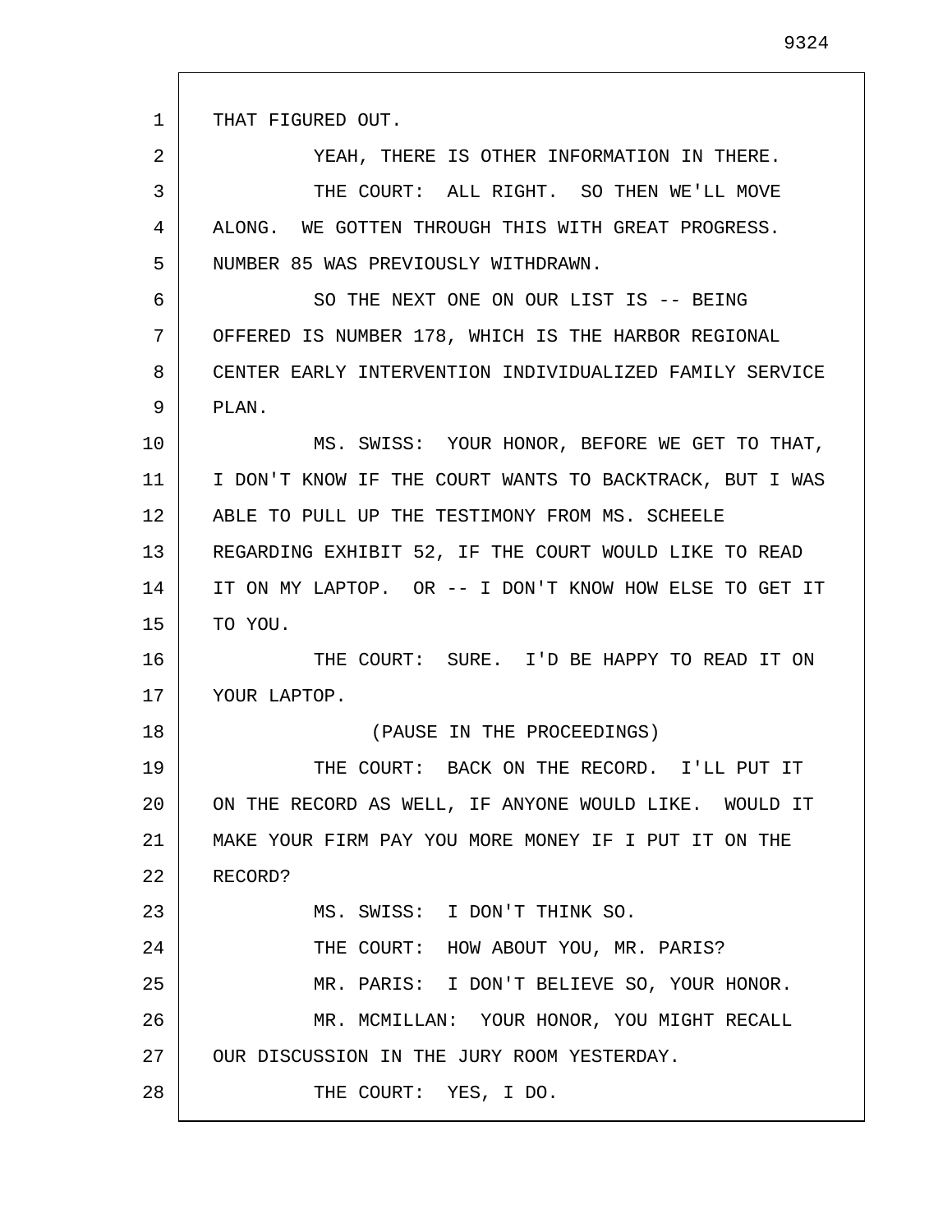THAT FIGURED OUT.

YEAH, THERE IS OTHER INFORMATION IN THERE.

THE COURT: ALL RIGHT. SO THEN WE'LL MOVE ALONG. WE GOTTEN THROUGH THIS WITH GREAT PROGRESS. NUMBER 85 WAS PREVIOUSLY WITHDRAWN.

SO THE NEXT ONE ON OUR LIST IS -- BEING OFFERED IS NUMBER 178, WHICH IS THE HARBOR REGIONAL CENTER EARLY INTERVENTION INDIVIDUALIZED FAMILY SERVICE PLAN.

MS. SWISS: YOUR HONOR, BEFORE WE GET TO THAT, I DON'T KNOW IF THE COURT WANTS TO BACKTRACK, BUT I WAS ABLE TO PULL UP THE TESTIMONY FROM MS. SCHEELE REGARDING EXHIBIT 52, IF THE COURT WOULD LIKE TO READ IT ON MY LAPTOP. OR -- I DON'T KNOW HOW ELSE TO GET IT TO YOU.

THE COURT: SURE. I'D BE HAPPY TO READ IT ON YOUR LAPTOP.

(PAUSE IN THE PROCEEDINGS)

THE COURT: BACK ON THE RECORD. I'LL PUT IT ON THE RECORD AS WELL, IF ANYONE WOULD LIKE. WOULD IT MAKE YOUR FIRM PAY YOU MORE MONEY IF I PUT IT ON THE RECORD?

MS. SWISS: I DON'T THINK SO.

THE COURT: HOW ABOUT YOU, MR. PARIS?

MR. PARIS: I DON'T BELIEVE SO, YOUR HONOR.

MR. MCMILLAN: YOUR HONOR, YOU MIGHT RECALL OUR DISCUSSION IN THE JURY ROOM YESTERDAY.

THE COURT: YES, I DO.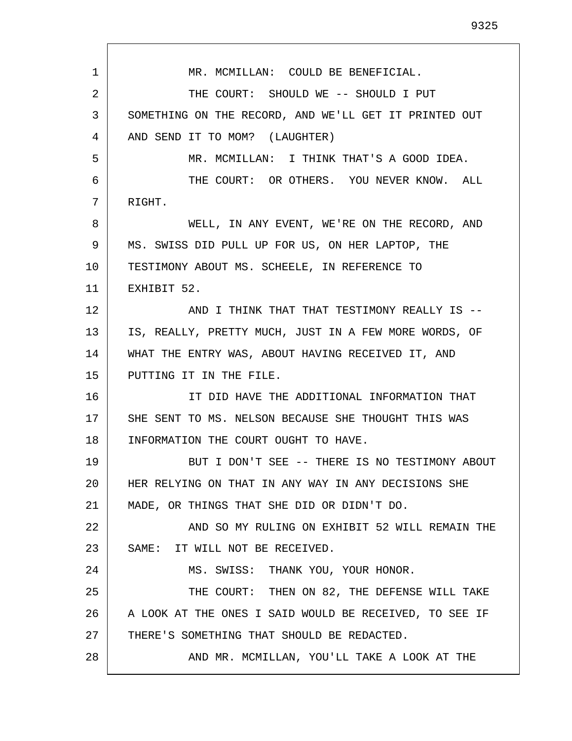MR. MCMILLAN: COULD BE BENEFICIAL.

THE COURT: SHOULD WE -- SHOULD I PUT SOMETHING ON THE RECORD, AND WE'LL GET IT PRINTED OUT AND SEND IT TO MOM? (LAUGHTER)

MR. MCMILLAN: I THINK THAT'S A GOOD IDEA.

THE COURT: OR OTHERS. YOU NEVER KNOW. ALL RIGHT.

WELL, IN ANY EVENT, WE'RE ON THE RECORD, AND MS. SWISS DID PULL UP FOR US, ON HER LAPTOP, THE TESTIMONY ABOUT MS. SCHEELE, IN REFERENCE TO EXHIBIT 52.

AND I THINK THAT THAT TESTIMONY REALLY IS -- IS, REALLY, PRETTY MUCH, JUST IN A FEW MORE WORDS, OF WHAT THE ENTRY WAS, ABOUT HAVING RECEIVED IT, AND PUTTING IT IN THE FILE.

IT DID HAVE THE ADDITIONAL INFORMATION THAT SHE SENT TO MS. NELSON BECAUSE SHE THOUGHT THIS WAS INFORMATION THE COURT OUGHT TO HAVE.

BUT I DON'T SEE -- THERE IS NO TESTIMONY ABOUT HER RELYING ON THAT IN ANY WAY IN ANY DECISIONS SHE MADE, OR THINGS THAT SHE DID OR DIDN'T DO.

AND SO MY RULING ON EXHIBIT 52 WILL REMAIN THE SAME: IT WILL NOT BE RECEIVED.

MS. SWISS: THANK YOU, YOUR HONOR.

THE COURT: THEN ON 82, THE DEFENSE WILL TAKE A LOOK AT THE ONES I SAID WOULD BE RECEIVED, TO SEE IF THERE'S SOMETHING THAT SHOULD BE REDACTED.

AND MR. MCMILLAN, YOU'LL TAKE A LOOK AT THE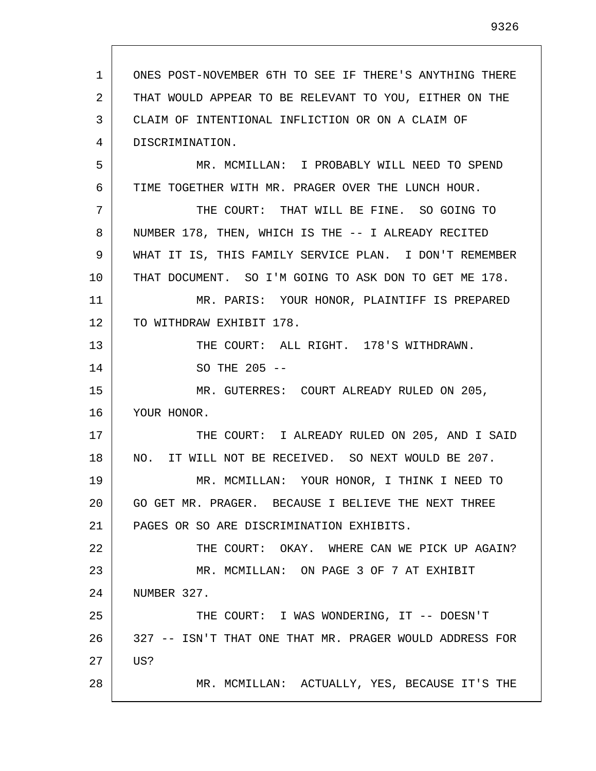ONES POST-NOVEMBER 6TH TO SEE IF THERE'S ANYTHING THERE THAT WOULD APPEAR TO BE RELEVANT TO YOU, EITHER ON THE CLAIM OF INTENTIONAL INFLICTION OR ON A CLAIM OF DISCRIMINATION.

MR. MCMILLAN: I PROBABLY WILL NEED TO SPEND TIME TOGETHER WITH MR. PRAGER OVER THE LUNCH HOUR.

THE COURT: THAT WILL BE FINE. SO GOING TO NUMBER 178, THEN, WHICH IS THE -- I ALREADY RECITED WHAT IT IS, THIS FAMILY SERVICE PLAN. I DON'T REMEMBER THAT DOCUMENT. SO I'M GOING TO ASK DON TO GET ME 178.

MR. PARIS: YOUR HONOR, PLAINTIFF IS PREPARED TO WITHDRAW EXHIBIT 178.

THE COURT: ALL RIGHT. 178'S WITHDRAWN.

SO THE 205 --

MR. GUTERRES: COURT ALREADY RULED ON 205, YOUR HONOR.

THE COURT: I ALREADY RULED ON 205, AND I SAID NO. IT WILL NOT BE RECEIVED. SO NEXT WOULD BE 207.

MR. MCMILLAN: YOUR HONOR, I THINK I NEED TO GO GET MR. PRAGER. BECAUSE I BELIEVE THE NEXT THREE PAGES OR SO ARE DISCRIMINATION EXHIBITS.

THE COURT: OKAY. WHERE CAN WE PICK UP AGAIN?

MR. MCMILLAN: ON PAGE 3 OF 7 AT EXHIBIT NUMBER 327.

THE COURT: I WAS WONDERING, IT -- DOESN'T 327 -- ISN'T THAT ONE THAT MR. PRAGER WOULD ADDRESS FOR US?

MR. MCMILLAN: ACTUALLY, YES, BECAUSE IT'S THE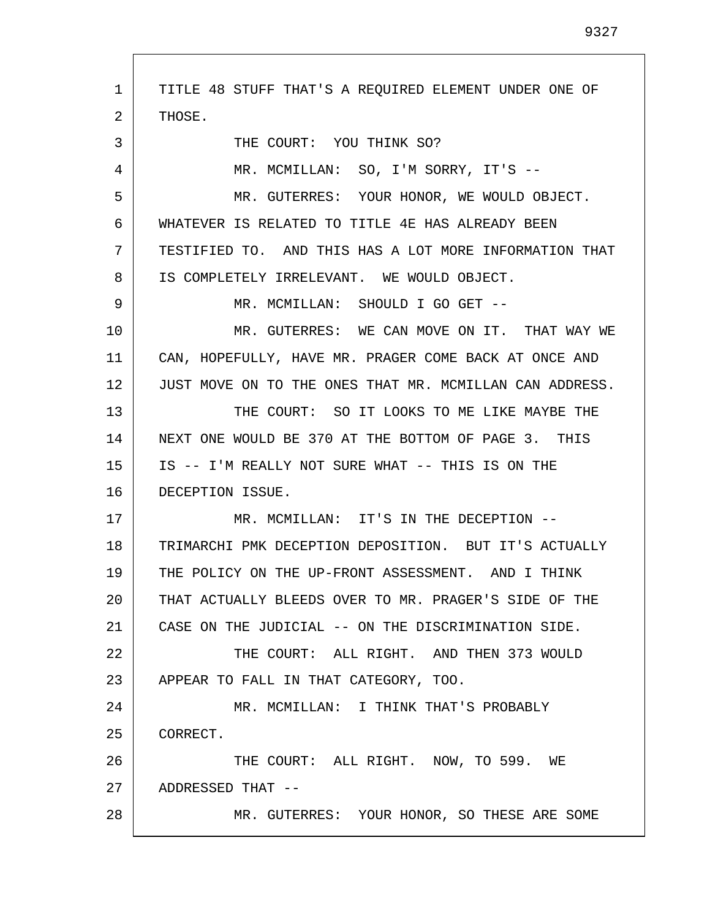TITLE 48 STUFF THAT'S A REQUIRED ELEMENT UNDER ONE OF THOSE.

THE COURT: YOU THINK SO?

MR. MCMILLAN: SO, I'M SORRY, IT'S --

MR. GUTERRES: YOUR HONOR, WE WOULD OBJECT. WHATEVER IS RELATED TO TITLE 4E HAS ALREADY BEEN TESTIFIED TO. AND THIS HAS A LOT MORE INFORMATION THAT IS COMPLETELY IRRELEVANT. WE WOULD OBJECT.

MR. MCMILLAN: SHOULD I GO GET --

MR. GUTERRES: WE CAN MOVE ON IT. THAT WAY WE CAN, HOPEFULLY, HAVE MR. PRAGER COME BACK AT ONCE AND JUST MOVE ON TO THE ONES THAT MR. MCMILLAN CAN ADDRESS.

THE COURT: SO IT LOOKS TO ME LIKE MAYBE THE NEXT ONE WOULD BE 370 AT THE BOTTOM OF PAGE 3. THIS IS -- I'M REALLY NOT SURE WHAT -- THIS IS ON THE DECEPTION ISSUE.

MR. MCMILLAN: IT'S IN THE DECEPTION -- TRIMARCHI PMK DECEPTION DEPOSITION. BUT IT'S ACTUALLY THE POLICY ON THE UP-FRONT ASSESSMENT. AND I THINK THAT ACTUALLY BLEEDS OVER TO MR. PRAGER'S SIDE OF THE CASE ON THE JUDICIAL -- ON THE DISCRIMINATION SIDE.

THE COURT: ALL RIGHT. AND THEN 373 WOULD APPEAR TO FALL IN THAT CATEGORY, TOO.

MR. MCMILLAN: I THINK THAT'S PROBABLY CORRECT.

THE COURT: ALL RIGHT. NOW, TO 599. WE ADDRESSED THAT --

MR. GUTERRES: YOUR HONOR, SO THESE ARE SOME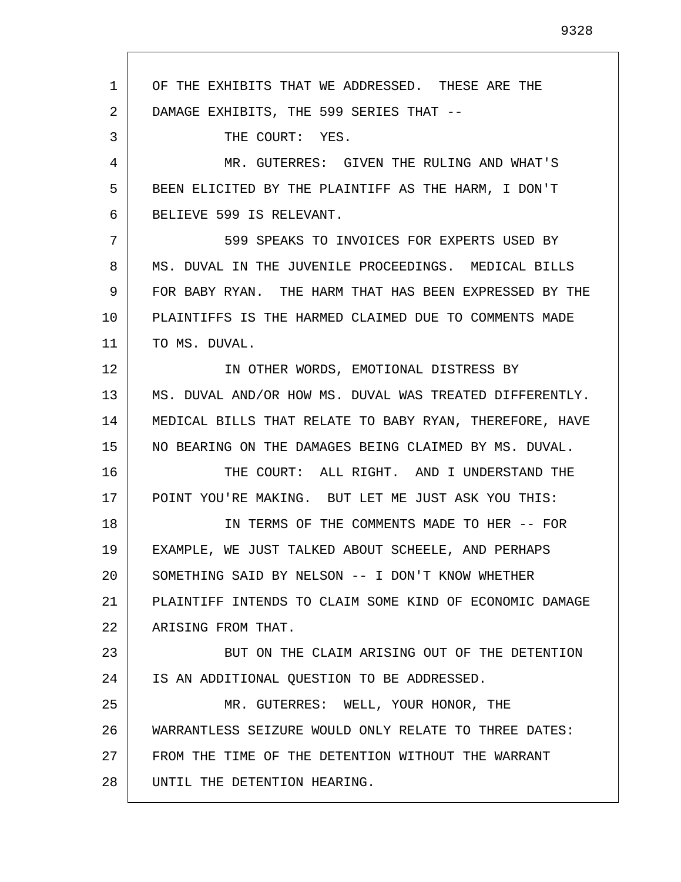OF THE EXHIBITS THAT WE ADDRESSED. THESE ARE THE DAMAGE EXHIBITS, THE 599 SERIES THAT --

THE COURT: YES.

MR. GUTERRES: GIVEN THE RULING AND WHAT'S BEEN ELICITED BY THE PLAINTIFF AS THE HARM, I DON'T BELIEVE 599 IS RELEVANT.

599 SPEAKS TO INVOICES FOR EXPERTS USED BY MS. DUVAL IN THE JUVENILE PROCEEDINGS. MEDICAL BILLS FOR BABY RYAN. THE HARM THAT HAS BEEN EXPRESSED BY THE PLAINTIFFS IS THE HARMED CLAIMED DUE TO COMMENTS MADE TO MS. DUVAL.

IN OTHER WORDS, EMOTIONAL DISTRESS BY MS. DUVAL AND/OR HOW MS. DUVAL WAS TREATED DIFFERENTLY. MEDICAL BILLS THAT RELATE TO BABY RYAN, THEREFORE, HAVE NO BEARING ON THE DAMAGES BEING CLAIMED BY MS. DUVAL.

THE COURT: ALL RIGHT. AND I UNDERSTAND THE POINT YOU'RE MAKING. BUT LET ME JUST ASK YOU THIS:

IN TERMS OF THE COMMENTS MADE TO HER -- FOR EXAMPLE, WE JUST TALKED ABOUT SCHEELE, AND PERHAPS SOMETHING SAID BY NELSON -- I DON'T KNOW WHETHER PLAINTIFF INTENDS TO CLAIM SOME KIND OF ECONOMIC DAMAGE ARISING FROM THAT.

BUT ON THE CLAIM ARISING OUT OF THE DETENTION IS AN ADDITIONAL QUESTION TO BE ADDRESSED.

MR. GUTERRES: WELL, YOUR HONOR, THE WARRANTLESS SEIZURE WOULD ONLY RELATE TO THREE DATES: FROM THE TIME OF THE DETENTION WITHOUT THE WARRANT UNTIL THE DETENTION HEARING.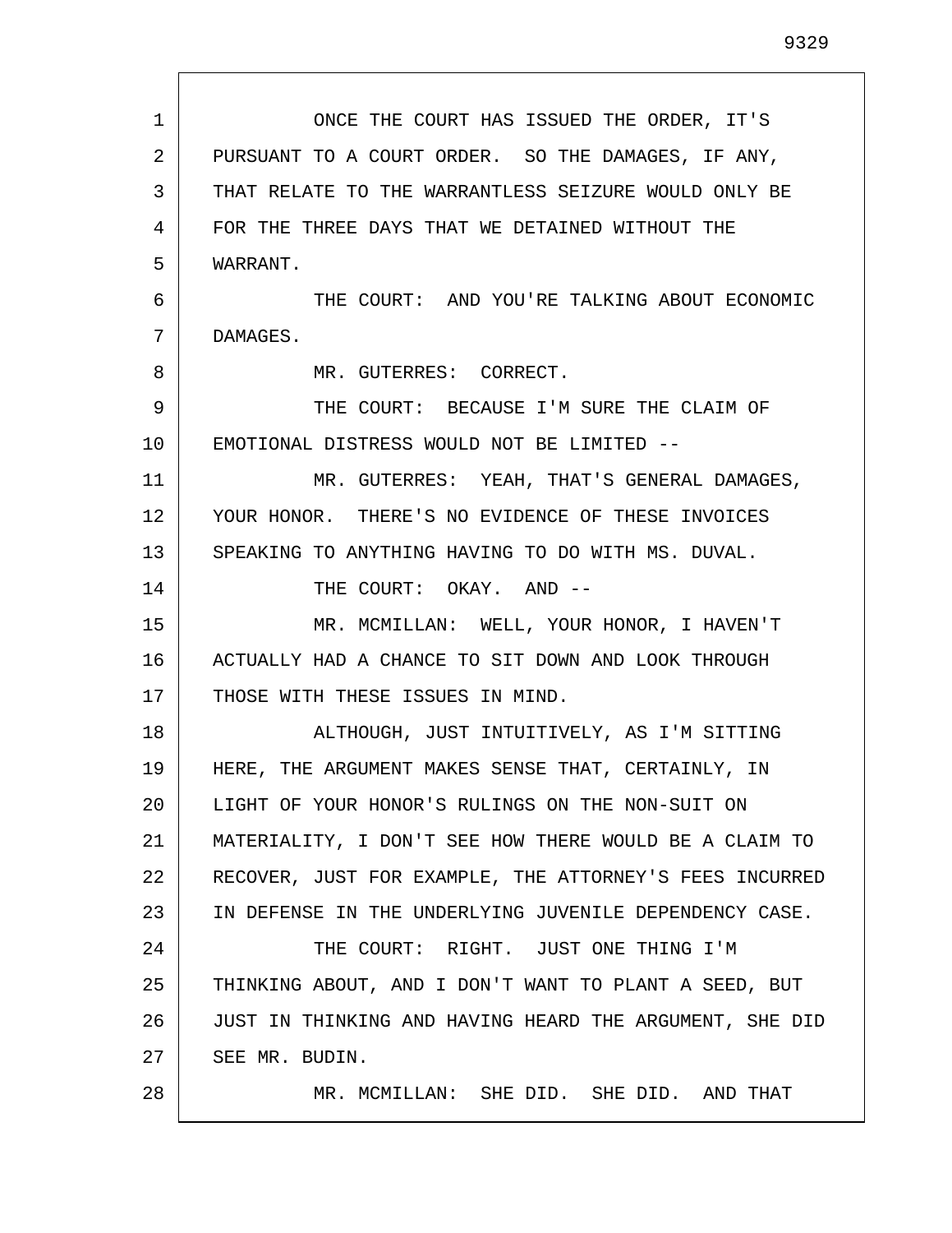ONCE THE COURT HAS ISSUED THE ORDER, IT'S PURSUANT TO A COURT ORDER. SO THE DAMAGES, IF ANY, THAT RELATE TO THE WARRANTLESS SEIZURE WOULD ONLY BE FOR THE THREE DAYS THAT WE DETAINED WITHOUT THE WARRANT.

THE COURT: AND YOU'RE TALKING ABOUT ECONOMIC DAMAGES.

MR. GUTERRES: CORRECT.

THE COURT: BECAUSE I'M SURE THE CLAIM OF EMOTIONAL DISTRESS WOULD NOT BE LIMITED --

MR. GUTERRES: YEAH, THAT'S GENERAL DAMAGES, YOUR HONOR. THERE'S NO EVIDENCE OF THESE INVOICES SPEAKING TO ANYTHING HAVING TO DO WITH MS. DUVAL.

THE COURT: OKAY. AND --

MR. MCMILLAN: WELL, YOUR HONOR, I HAVEN'T ACTUALLY HAD A CHANCE TO SIT DOWN AND LOOK THROUGH THOSE WITH THESE ISSUES IN MIND.

ALTHOUGH, JUST INTUITIVELY, AS I'M SITTING HERE, THE ARGUMENT MAKES SENSE THAT, CERTAINLY, IN LIGHT OF YOUR HONOR'S RULINGS ON THE NON-SUIT ON MATERIALITY, I DON'T SEE HOW THERE WOULD BE A CLAIM TO RECOVER, JUST FOR EXAMPLE, THE ATTORNEY'S FEES INCURRED IN DEFENSE IN THE UNDERLYING JUVENILE DEPENDENCY CASE.

THE COURT: RIGHT. JUST ONE THING I'M THINKING ABOUT, AND I DON'T WANT TO PLANT A SEED, BUT JUST IN THINKING AND HAVING HEARD THE ARGUMENT, SHE DID SEE MR. BUDIN.

MR. MCMILLAN: SHE DID. SHE DID. AND THAT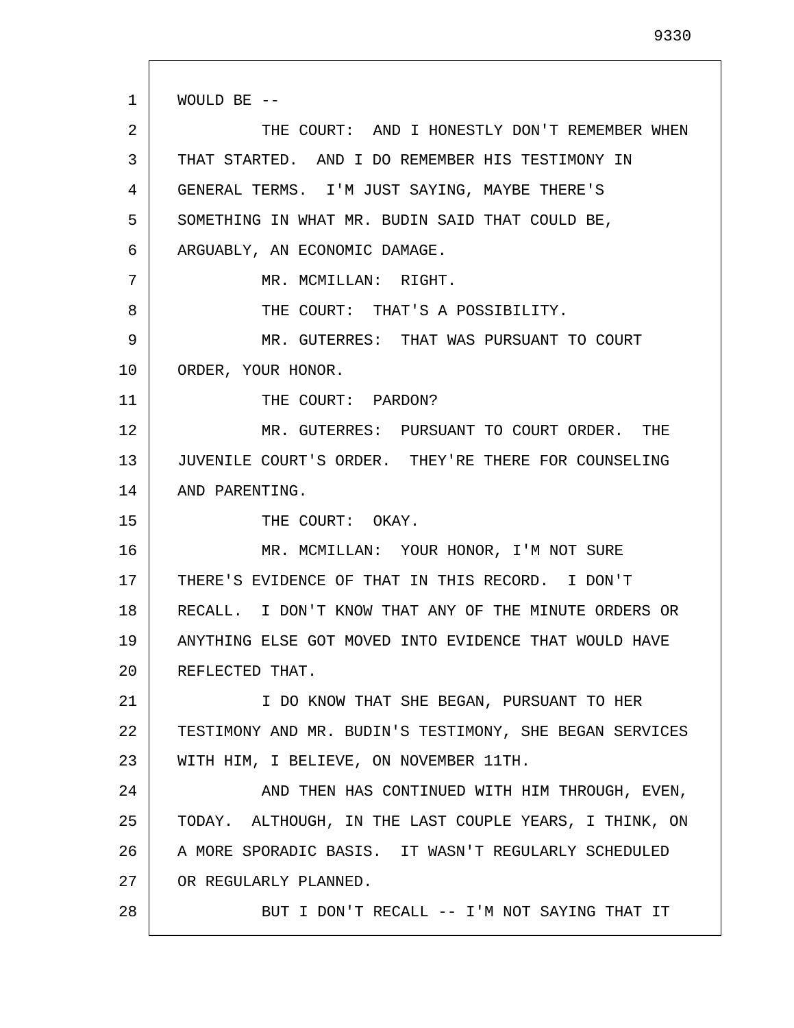WOULD BE --

THE COURT: AND I HONESTLY DON'T REMEMBER WHEN THAT STARTED. AND I DO REMEMBER HIS TESTIMONY IN GENERAL TERMS. I'M JUST SAYING, MAYBE THERE'S SOMETHING IN WHAT MR. BUDIN SAID THAT COULD BE, ARGUABLY, AN ECONOMIC DAMAGE.

MR. MCMILLAN: RIGHT.

THE COURT: THAT'S A POSSIBILITY.

MR. GUTERRES: THAT WAS PURSUANT TO COURT ORDER, YOUR HONOR.

THE COURT: PARDON?

MR. GUTERRES: PURSUANT TO COURT ORDER. THE JUVENILE COURT'S ORDER. THEY'RE THERE FOR COUNSELING AND PARENTING.

THE COURT: OKAY.

MR. MCMILLAN: YOUR HONOR, I'M NOT SURE THERE'S EVIDENCE OF THAT IN THIS RECORD. I DON'T RECALL. I DON'T KNOW THAT ANY OF THE MINUTE ORDERS OR ANYTHING ELSE GOT MOVED INTO EVIDENCE THAT WOULD HAVE REFLECTED THAT.

I DO KNOW THAT SHE BEGAN, PURSUANT TO HER TESTIMONY AND MR. BUDIN'S TESTIMONY, SHE BEGAN SERVICES WITH HIM, I BELIEVE, ON NOVEMBER 11TH.

AND THEN HAS CONTINUED WITH HIM THROUGH, EVEN, TODAY. ALTHOUGH, IN THE LAST COUPLE YEARS, I THINK, ON A MORE SPORADIC BASIS. IT WASN'T REGULARLY SCHEDULED OR REGULARLY PLANNED.

BUT I DON'T RECALL -- I'M NOT SAYING THAT IT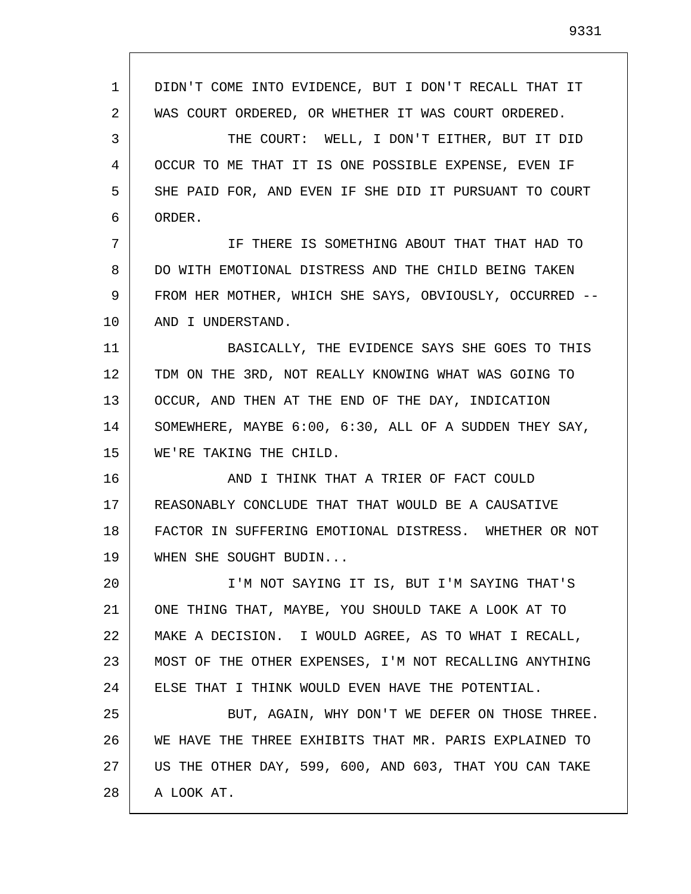DIDN'T COME INTO EVIDENCE, BUT I DON'T RECALL THAT IT WAS COURT ORDERED, OR WHETHER IT WAS COURT ORDERED.

THE COURT: WELL, I DON'T EITHER, BUT IT DID OCCUR TO ME THAT IT IS ONE POSSIBLE EXPENSE, EVEN IF SHE PAID FOR, AND EVEN IF SHE DID IT PURSUANT TO COURT ORDER.

IF THERE IS SOMETHING ABOUT THAT THAT HAD TO DO WITH EMOTIONAL DISTRESS AND THE CHILD BEING TAKEN FROM HER MOTHER, WHICH SHE SAYS, OBVIOUSLY, OCCURRED -- AND I UNDERSTAND.

BASICALLY, THE EVIDENCE SAYS SHE GOES TO THIS TDM ON THE 3RD, NOT REALLY KNOWING WHAT WAS GOING TO OCCUR, AND THEN AT THE END OF THE DAY, INDICATION SOMEWHERE, MAYBE 6:00, 6:30, ALL OF A SUDDEN THEY SAY, WE'RE TAKING THE CHILD.

AND I THINK THAT A TRIER OF FACT COULD REASONABLY CONCLUDE THAT THAT WOULD BE A CAUSATIVE FACTOR IN SUFFERING EMOTIONAL DISTRESS. WHETHER OR NOT WHEN SHE SOUGHT BUDIN...

I'M NOT SAYING IT IS, BUT I'M SAYING THAT'S ONE THING THAT, MAYBE, YOU SHOULD TAKE A LOOK AT TO MAKE A DECISION. I WOULD AGREE, AS TO WHAT I RECALL, MOST OF THE OTHER EXPENSES, I'M NOT RECALLING ANYTHING ELSE THAT I THINK WOULD EVEN HAVE THE POTENTIAL.

BUT, AGAIN, WHY DON'T WE DEFER ON THOSE THREE. WE HAVE THE THREE EXHIBITS THAT MR. PARIS EXPLAINED TO US THE OTHER DAY, 599, 600, AND 603, THAT YOU CAN TAKE A LOOK AT.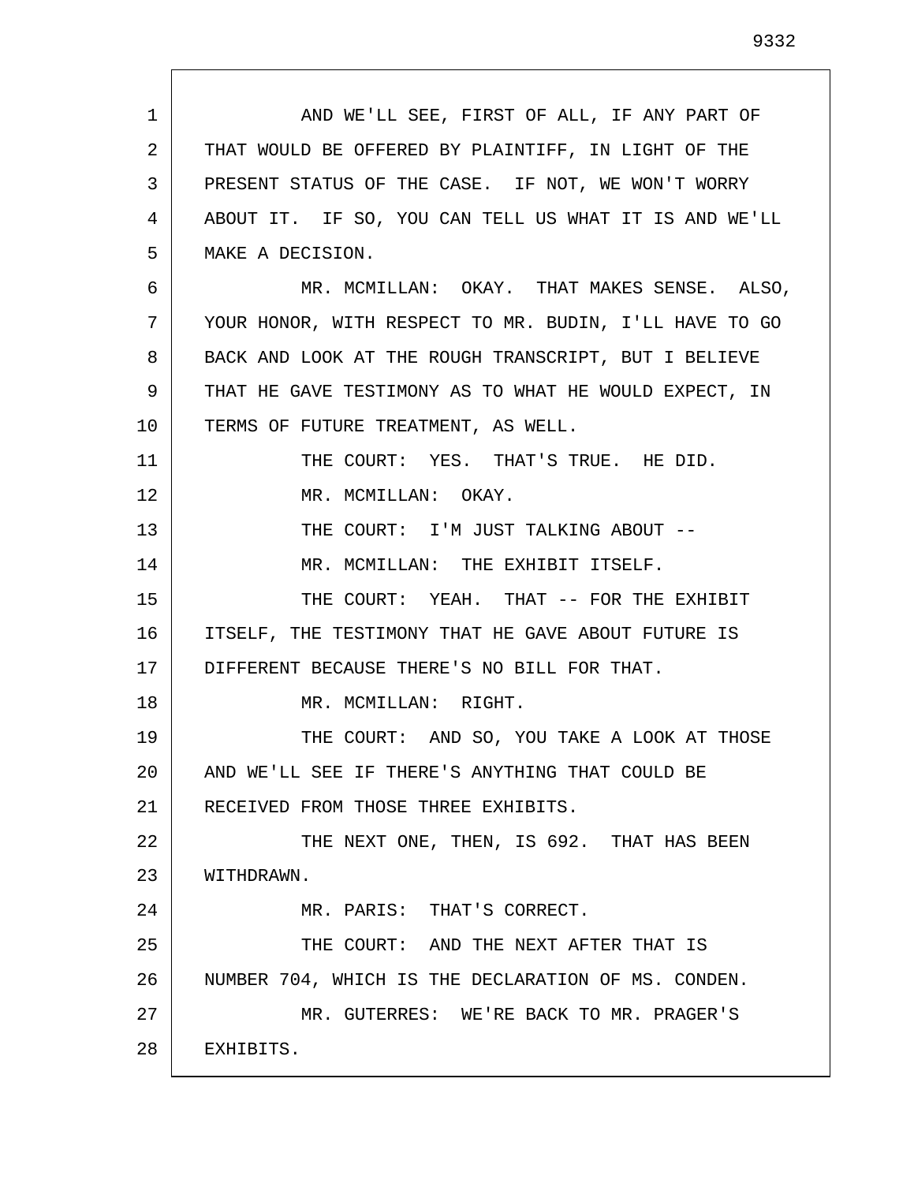AND WE'LL SEE, FIRST OF ALL, IF ANY PART OF THAT WOULD BE OFFERED BY PLAINTIFF, IN LIGHT OF THE PRESENT STATUS OF THE CASE. IF NOT, WE WON'T WORRY ABOUT IT. IF SO, YOU CAN TELL US WHAT IT IS AND WE'LL MAKE A DECISION.

MR. MCMILLAN: OKAY. THAT MAKES SENSE. ALSO, YOUR HONOR, WITH RESPECT TO MR. BUDIN, I'LL HAVE TO GO BACK AND LOOK AT THE ROUGH TRANSCRIPT, BUT I BELIEVE THAT HE GAVE TESTIMONY AS TO WHAT HE WOULD EXPECT, IN TERMS OF FUTURE TREATMENT, AS WELL.

THE COURT: YES. THAT'S TRUE. HE DID.

MR. MCMILLAN: OKAY.

THE COURT: I'M JUST TALKING ABOUT --

MR. MCMILLAN: THE EXHIBIT ITSELF.

THE COURT: YEAH. THAT -- FOR THE EXHIBIT ITSELF, THE TESTIMONY THAT HE GAVE ABOUT FUTURE IS DIFFERENT BECAUSE THERE'S NO BILL FOR THAT.

MR. MCMILLAN: RIGHT.

THE COURT: AND SO, YOU TAKE A LOOK AT THOSE AND WE'LL SEE IF THERE'S ANYTHING THAT COULD BE RECEIVED FROM THOSE THREE EXHIBITS.

THE NEXT ONE, THEN, IS 692. THAT HAS BEEN WITHDRAWN.

MR. PARIS: THAT'S CORRECT.

THE COURT: AND THE NEXT AFTER THAT IS NUMBER 704, WHICH IS THE DECLARATION OF MS. CONDEN.

MR. GUTERRES: WE'RE BACK TO MR. PRAGER'S EXHIBITS.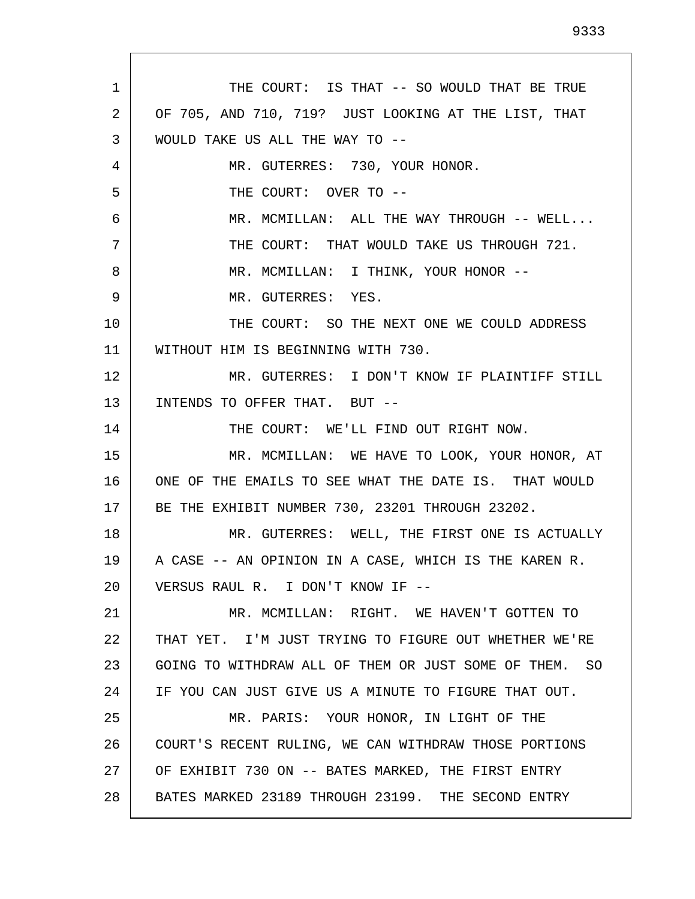THE COURT: IS THAT -- SO WOULD THAT BE TRUE OF 705, AND 710, 719? JUST LOOKING AT THE LIST, THAT WOULD TAKE US ALL THE WAY TO --

MR. GUTERRES: 730, YOUR HONOR.

THE COURT: OVER TO --

MR. MCMILLAN: ALL THE WAY THROUGH -- WELL...

THE COURT: THAT WOULD TAKE US THROUGH 721.

MR. MCMILLAN: I THINK, YOUR HONOR --

MR. GUTERRES: YES.

THE COURT: SO THE NEXT ONE WE COULD ADDRESS WITHOUT HIM IS BEGINNING WITH 730.

MR. GUTERRES: I DON'T KNOW IF PLAINTIFF STILL INTENDS TO OFFER THAT. BUT --

THE COURT: WE'LL FIND OUT RIGHT NOW.

MR. MCMILLAN: WE HAVE TO LOOK, YOUR HONOR, AT ONE OF THE EMAILS TO SEE WHAT THE DATE IS. THAT WOULD BE THE EXHIBIT NUMBER 730, 23201 THROUGH 23202.

MR. GUTERRES: WELL, THE FIRST ONE IS ACTUALLY A CASE -- AN OPINION IN A CASE, WHICH IS THE KAREN R. VERSUS RAUL R. I DON'T KNOW IF --

MR. MCMILLAN: RIGHT. WE HAVEN'T GOTTEN TO THAT YET. I'M JUST TRYING TO FIGURE OUT WHETHER WE'RE GOING TO WITHDRAW ALL OF THEM OR JUST SOME OF THEM. SO IF YOU CAN JUST GIVE US A MINUTE TO FIGURE THAT OUT.

MR. PARIS: YOUR HONOR, IN LIGHT OF THE COURT'S RECENT RULING, WE CAN WITHDRAW THOSE PORTIONS OF EXHIBIT 730 ON -- BATES MARKED, THE FIRST ENTRY BATES MARKED 23189 THROUGH 23199. THE SECOND ENTRY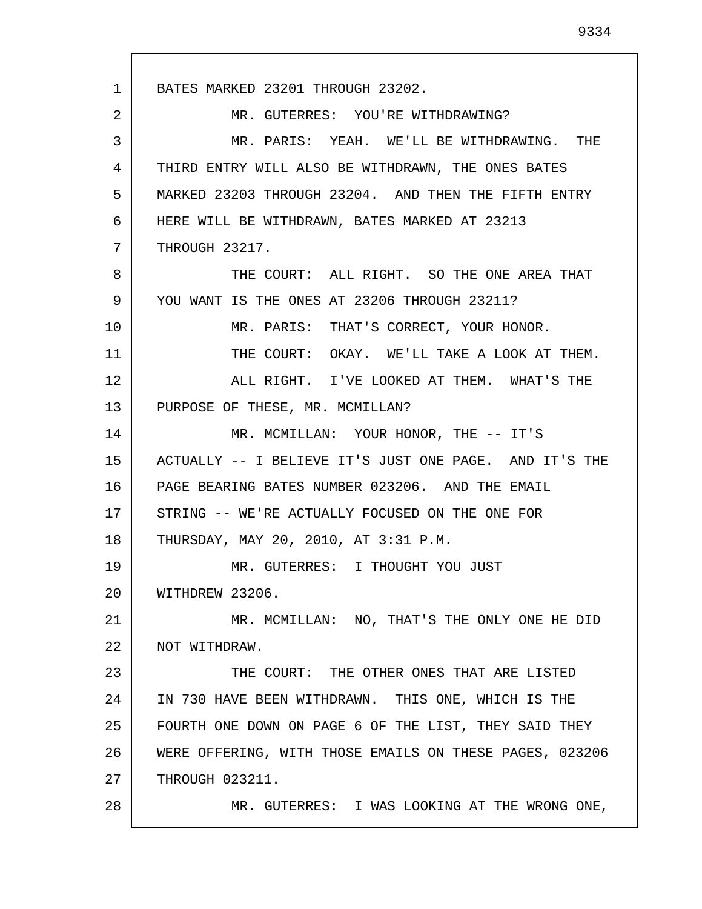BATES MARKED 23201 THROUGH 23202.

MR. GUTERRES: YOU'RE WITHDRAWING?

MR. PARIS: YEAH. WE'LL BE WITHDRAWING. THE THIRD ENTRY WILL ALSO BE WITHDRAWN, THE ONES BATES MARKED 23203 THROUGH 23204. AND THEN THE FIFTH ENTRY HERE WILL BE WITHDRAWN, BATES MARKED AT 23213 THROUGH 23217.

THE COURT: ALL RIGHT. SO THE ONE AREA THAT YOU WANT IS THE ONES AT 23206 THROUGH 23211?

MR. PARIS: THAT'S CORRECT, YOUR HONOR.

THE COURT: OKAY. WE'LL TAKE A LOOK AT THEM.

ALL RIGHT. I'VE LOOKED AT THEM. WHAT'S THE PURPOSE OF THESE, MR. MCMILLAN?

MR. MCMILLAN: YOUR HONOR, THE -- IT'S ACTUALLY -- I BELIEVE IT'S JUST ONE PAGE. AND IT'S THE PAGE BEARING BATES NUMBER 023206. AND THE EMAIL STRING -- WE'RE ACTUALLY FOCUSED ON THE ONE FOR THURSDAY, MAY 20, 2010, AT 3:31 P.M.

MR. GUTERRES: I THOUGHT YOU JUST WITHDREW 23206.

MR. MCMILLAN: NO, THAT'S THE ONLY ONE HE DID NOT WITHDRAW.

THE COURT: THE OTHER ONES THAT ARE LISTED IN 730 HAVE BEEN WITHDRAWN. THIS ONE, WHICH IS THE FOURTH ONE DOWN ON PAGE 6 OF THE LIST, THEY SAID THEY WERE OFFERING, WITH THOSE EMAILS ON THESE PAGES, 023206 THROUGH 023211.

MR. GUTERRES: I WAS LOOKING AT THE WRONG ONE,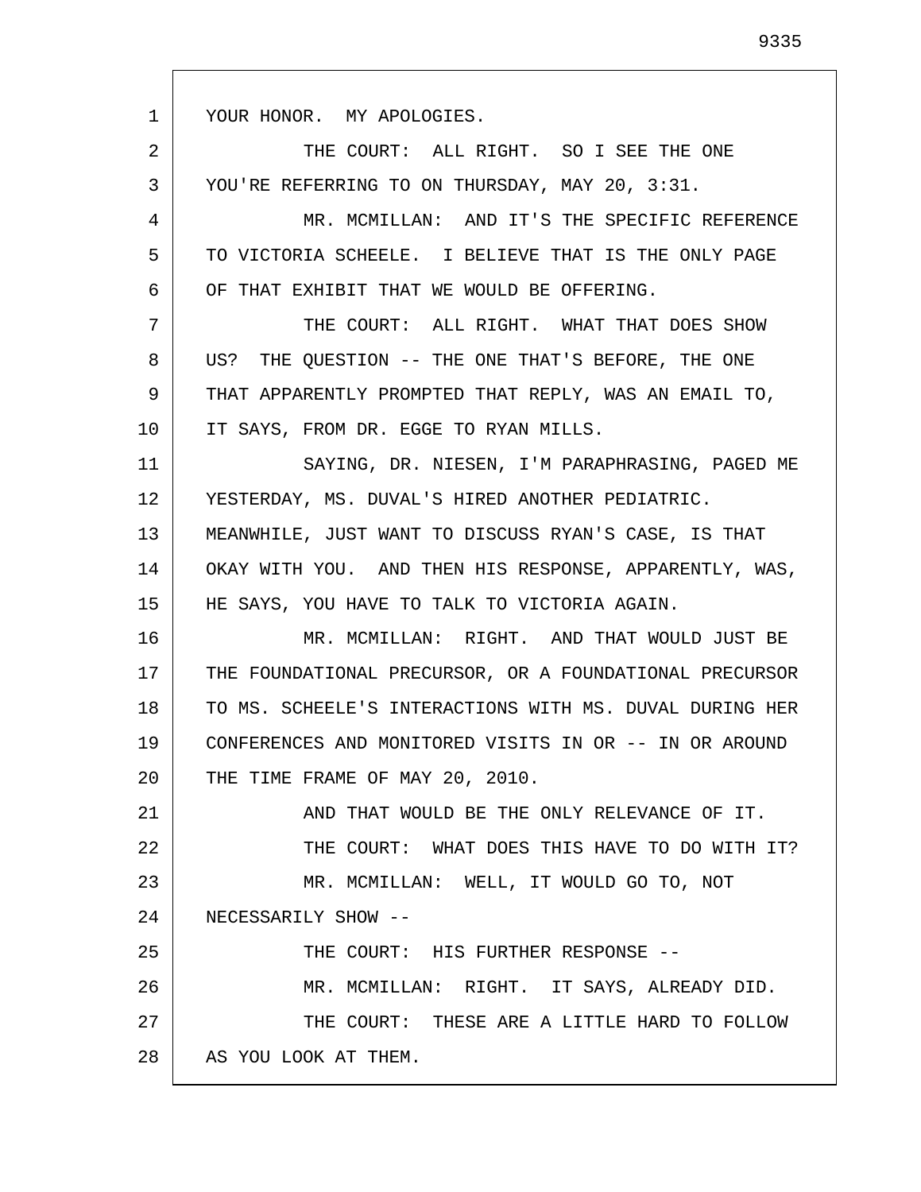YOUR HONOR. MY APOLOGIES.

THE COURT: ALL RIGHT. SO I SEE THE ONE YOU'RE REFERRING TO ON THURSDAY, MAY 20, 3:31.

MR. MCMILLAN: AND IT'S THE SPECIFIC REFERENCE TO VICTORIA SCHEELE. I BELIEVE THAT IS THE ONLY PAGE OF THAT EXHIBIT THAT WE WOULD BE OFFERING.

THE COURT: ALL RIGHT. WHAT THAT DOES SHOW US? THE QUESTION -- THE ONE THAT'S BEFORE, THE ONE THAT APPARENTLY PROMPTED THAT REPLY, WAS AN EMAIL TO, IT SAYS, FROM DR. EGGE TO RYAN MILLS.

SAYING, DR. NIESEN, I'M PARAPHRASING, PAGED ME YESTERDAY, MS. DUVAL'S HIRED ANOTHER PEDIATRIC. MEANWHILE, JUST WANT TO DISCUSS RYAN'S CASE, IS THAT OKAY WITH YOU. AND THEN HIS RESPONSE, APPARENTLY, WAS, HE SAYS, YOU HAVE TO TALK TO VICTORIA AGAIN.

MR. MCMILLAN: RIGHT. AND THAT WOULD JUST BE THE FOUNDATIONAL PRECURSOR, OR A FOUNDATIONAL PRECURSOR TO MS. SCHEELE'S INTERACTIONS WITH MS. DUVAL DURING HER CONFERENCES AND MONITORED VISITS IN OR -- IN OR AROUND THE TIME FRAME OF MAY 20, 2010.

AND THAT WOULD BE THE ONLY RELEVANCE OF IT.

THE COURT: WHAT DOES THIS HAVE TO DO WITH IT?

MR. MCMILLAN: WELL, IT WOULD GO TO, NOT NECESSARILY SHOW --

THE COURT: HIS FURTHER RESPONSE --

MR. MCMILLAN: RIGHT. IT SAYS, ALREADY DID.

THE COURT: THESE ARE A LITTLE HARD TO FOLLOW AS YOU LOOK AT THEM.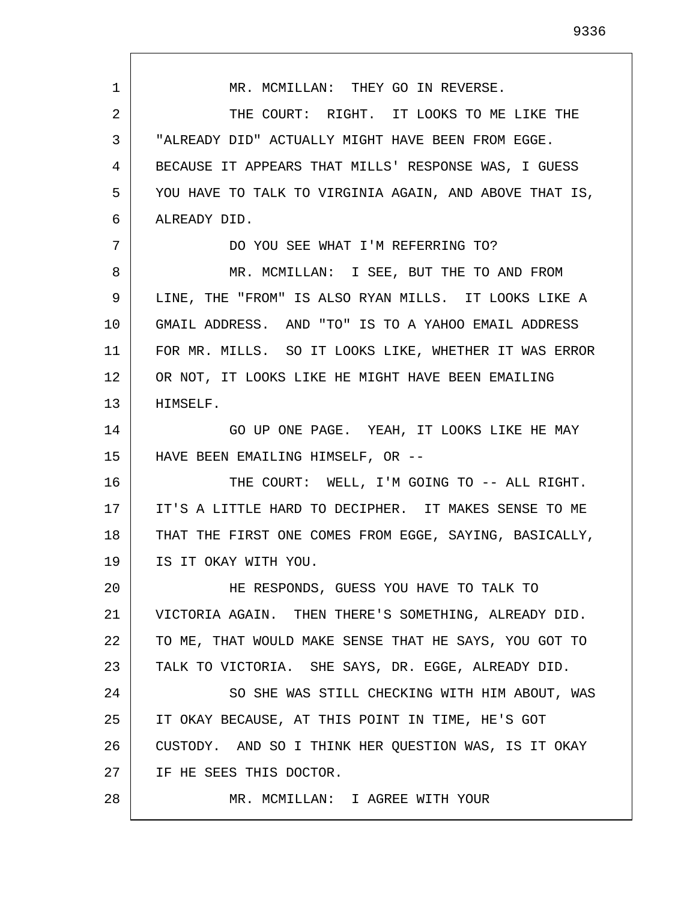MR. MCMILLAN: THEY GO IN REVERSE.

THE COURT: RIGHT. IT LOOKS TO ME LIKE THE "ALREADY DID" ACTUALLY MIGHT HAVE BEEN FROM EGGE. BECAUSE IT APPEARS THAT MILLS' RESPONSE WAS, I GUESS YOU HAVE TO TALK TO VIRGINIA AGAIN, AND ABOVE THAT IS, ALREADY DID.

DO YOU SEE WHAT I'M REFERRING TO?

MR. MCMILLAN: I SEE, BUT THE TO AND FROM LINE, THE "FROM" IS ALSO RYAN MILLS. IT LOOKS LIKE A GMAIL ADDRESS. AND "TO" IS TO A YAHOO EMAIL ADDRESS FOR MR. MILLS. SO IT LOOKS LIKE, WHETHER IT WAS ERROR OR NOT, IT LOOKS LIKE HE MIGHT HAVE BEEN EMAILING HIMSELF.

GO UP ONE PAGE. YEAH, IT LOOKS LIKE HE MAY HAVE BEEN EMAILING HIMSELF, OR --

THE COURT: WELL, I'M GOING TO -- ALL RIGHT. IT'S A LITTLE HARD TO DECIPHER. IT MAKES SENSE TO ME THAT THE FIRST ONE COMES FROM EGGE, SAYING, BASICALLY, IS IT OKAY WITH YOU.

HE RESPONDS, GUESS YOU HAVE TO TALK TO VICTORIA AGAIN. THEN THERE'S SOMETHING, ALREADY DID. TO ME, THAT WOULD MAKE SENSE THAT HE SAYS, YOU GOT TO TALK TO VICTORIA. SHE SAYS, DR. EGGE, ALREADY DID.

SO SHE WAS STILL CHECKING WITH HIM ABOUT, WAS IT OKAY BECAUSE, AT THIS POINT IN TIME, HE'S GOT CUSTODY. AND SO I THINK HER QUESTION WAS, IS IT OKAY IF HE SEES THIS DOCTOR.

MR. MCMILLAN: I AGREE WITH YOUR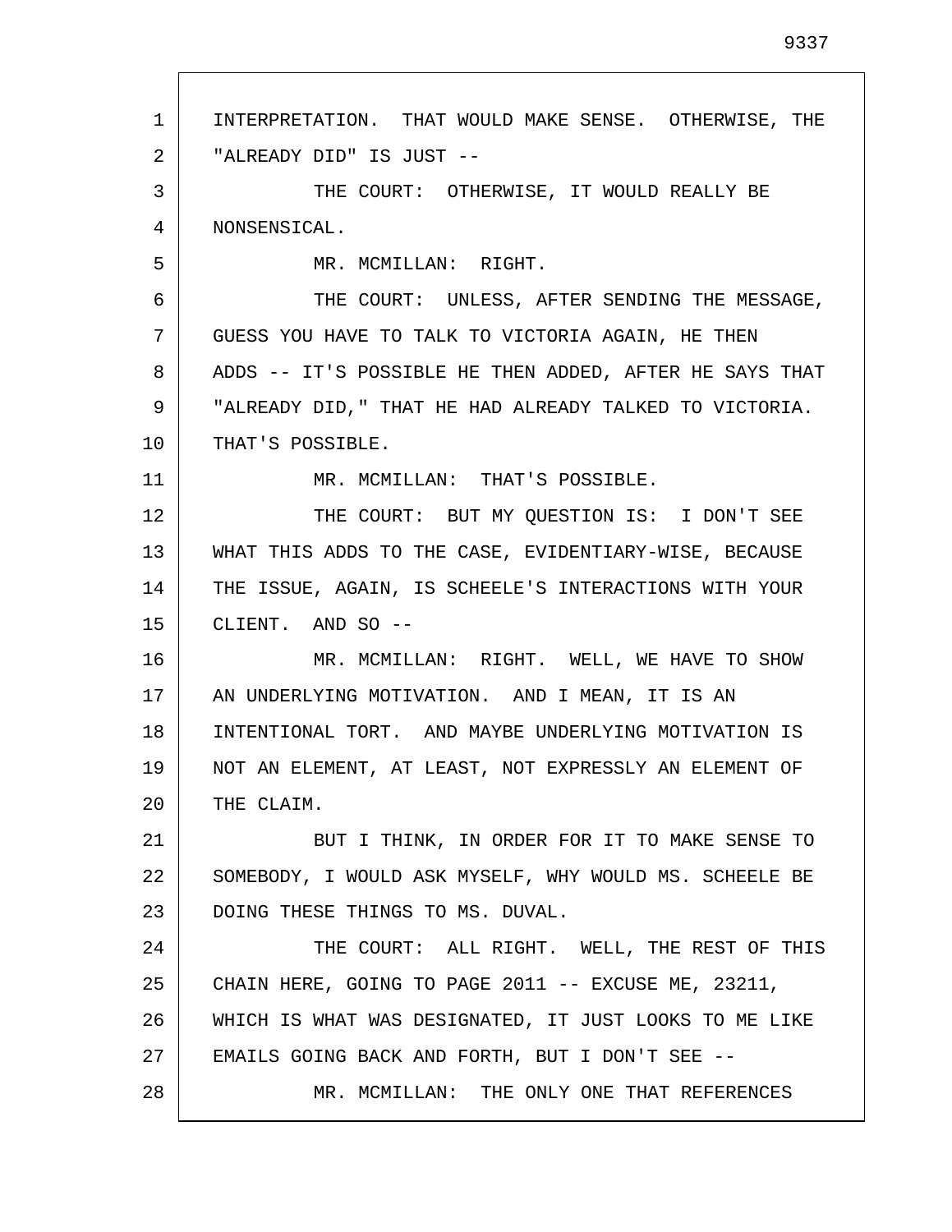INTERPRETATION. THAT WOULD MAKE SENSE. OTHERWISE, THE "ALREADY DID" IS JUST --

THE COURT: OTHERWISE, IT WOULD REALLY BE NONSENSICAL.

MR. MCMILLAN: RIGHT.

THE COURT: UNLESS, AFTER SENDING THE MESSAGE, GUESS YOU HAVE TO TALK TO VICTORIA AGAIN, HE THEN ADDS -- IT'S POSSIBLE HE THEN ADDED, AFTER HE SAYS THAT "ALREADY DID," THAT HE HAD ALREADY TALKED TO VICTORIA. THAT'S POSSIBLE.

MR. MCMILLAN: THAT'S POSSIBLE.

THE COURT: BUT MY QUESTION IS: I DON'T SEE WHAT THIS ADDS TO THE CASE, EVIDENTIARY-WISE, BECAUSE THE ISSUE, AGAIN, IS SCHEELE'S INTERACTIONS WITH YOUR CLIENT. AND SO --

MR. MCMILLAN: RIGHT. WELL, WE HAVE TO SHOW AN UNDERLYING MOTIVATION. AND I MEAN, IT IS AN INTENTIONAL TORT. AND MAYBE UNDERLYING MOTIVATION IS NOT AN ELEMENT, AT LEAST, NOT EXPRESSLY AN ELEMENT OF THE CLAIM.

BUT I THINK, IN ORDER FOR IT TO MAKE SENSE TO SOMEBODY, I WOULD ASK MYSELF, WHY WOULD MS. SCHEELE BE DOING THESE THINGS TO MS. DUVAL.

THE COURT: ALL RIGHT. WELL, THE REST OF THIS CHAIN HERE, GOING TO PAGE 2011 -- EXCUSE ME, 23211, WHICH IS WHAT WAS DESIGNATED, IT JUST LOOKS TO ME LIKE EMAILS GOING BACK AND FORTH, BUT I DON'T SEE --

MR. MCMILLAN: THE ONLY ONE THAT REFERENCES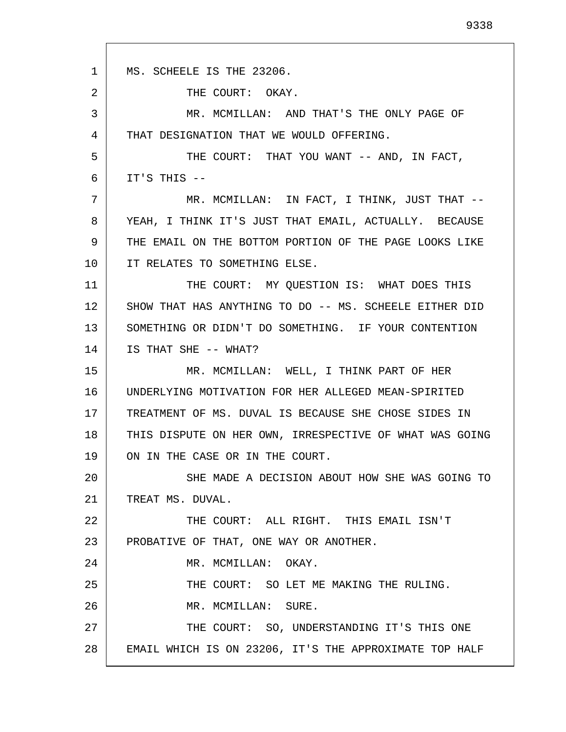MS. SCHEELE IS THE 23206.

THE COURT: OKAY.

MR. MCMILLAN: AND THAT'S THE ONLY PAGE OF THAT DESIGNATION THAT WE WOULD OFFERING.

THE COURT: THAT YOU WANT -- AND, IN FACT, IT'S THIS --

MR. MCMILLAN: IN FACT, I THINK, JUST THAT -- YEAH, I THINK IT'S JUST THAT EMAIL, ACTUALLY. BECAUSE THE EMAIL ON THE BOTTOM PORTION OF THE PAGE LOOKS LIKE IT RELATES TO SOMETHING ELSE.

THE COURT: MY QUESTION IS: WHAT DOES THIS SHOW THAT HAS ANYTHING TO DO -- MS. SCHEELE EITHER DID SOMETHING OR DIDN'T DO SOMETHING. IF YOUR CONTENTION IS THAT SHE -- WHAT?

MR. MCMILLAN: WELL, I THINK PART OF HER UNDERLYING MOTIVATION FOR HER ALLEGED MEAN-SPIRITED TREATMENT OF MS. DUVAL IS BECAUSE SHE CHOSE SIDES IN THIS DISPUTE ON HER OWN, IRRESPECTIVE OF WHAT WAS GOING ON IN THE CASE OR IN THE COURT.

SHE MADE A DECISION ABOUT HOW SHE WAS GOING TO TREAT MS. DUVAL.

THE COURT: ALL RIGHT. THIS EMAIL ISN'T PROBATIVE OF THAT, ONE WAY OR ANOTHER.

MR. MCMILLAN: OKAY.

THE COURT: SO LET ME MAKING THE RULING.

MR. MCMILLAN: SURE.

THE COURT: SO, UNDERSTANDING IT'S THIS ONE EMAIL WHICH IS ON 23206, IT'S THE APPROXIMATE TOP HALF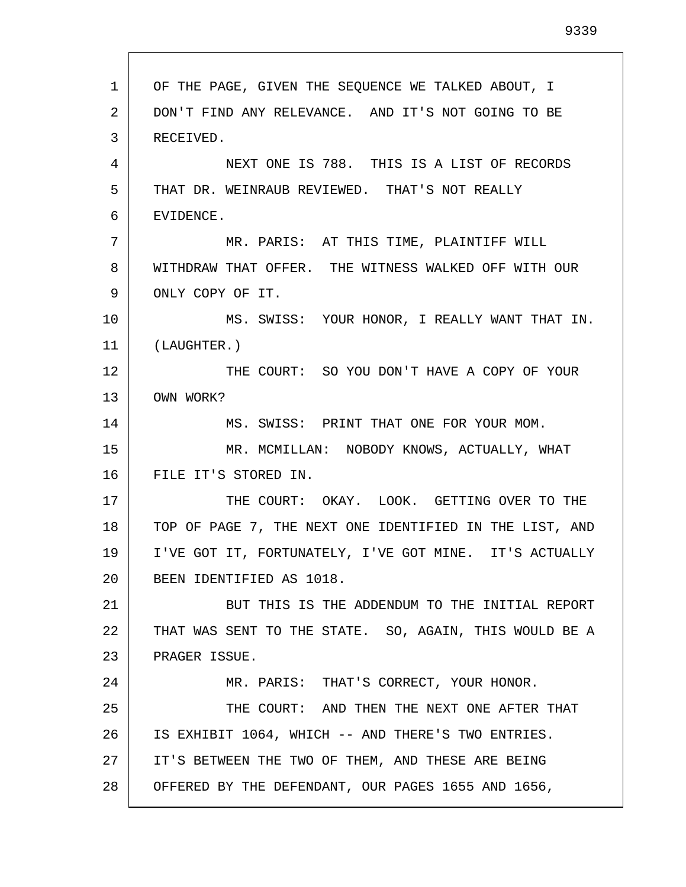OF THE PAGE, GIVEN THE SEQUENCE WE TALKED ABOUT, I DON'T FIND ANY RELEVANCE. AND IT'S NOT GOING TO BE RECEIVED.

NEXT ONE IS 788. THIS IS A LIST OF RECORDS THAT DR. WEINRAUB REVIEWED. THAT'S NOT REALLY EVIDENCE.

MR. PARIS: AT THIS TIME, PLAINTIFF WILL WITHDRAW THAT OFFER. THE WITNESS WALKED OFF WITH OUR ONLY COPY OF IT.

MS. SWISS: YOUR HONOR, I REALLY WANT THAT IN. (LAUGHTER.)

THE COURT: SO YOU DON'T HAVE A COPY OF YOUR OWN WORK?

MS. SWISS: PRINT THAT ONE FOR YOUR MOM.

MR. MCMILLAN: NOBODY KNOWS, ACTUALLY, WHAT FILE IT'S STORED IN.

THE COURT: OKAY. LOOK. GETTING OVER TO THE TOP OF PAGE 7, THE NEXT ONE IDENTIFIED IN THE LIST, AND I'VE GOT IT, FORTUNATELY, I'VE GOT MINE. IT'S ACTUALLY BEEN IDENTIFIED AS 1018.

BUT THIS IS THE ADDENDUM TO THE INITIAL REPORT THAT WAS SENT TO THE STATE. SO, AGAIN, THIS WOULD BE A PRAGER ISSUE.

MR. PARIS: THAT'S CORRECT, YOUR HONOR.

THE COURT: AND THEN THE NEXT ONE AFTER THAT IS EXHIBIT 1064, WHICH -- AND THERE'S TWO ENTRIES. IT'S BETWEEN THE TWO OF THEM, AND THESE ARE BEING OFFERED BY THE DEFENDANT, OUR PAGES 1655 AND 1656,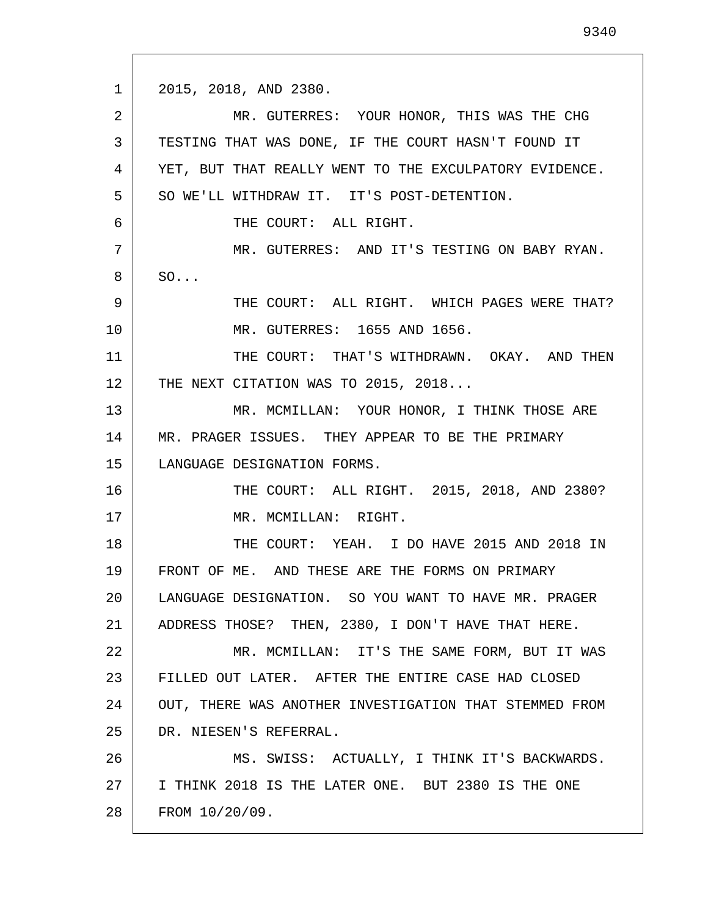2015, 2018, AND 2380.

MR. GUTERRES: YOUR HONOR, THIS WAS THE CHG TESTING THAT WAS DONE, IF THE COURT HASN'T FOUND IT YET, BUT THAT REALLY WENT TO THE EXCULPATORY EVIDENCE. SO WE'LL WITHDRAW IT. IT'S POST-DETENTION.

THE COURT: ALL RIGHT.

MR. GUTERRES: AND IT'S TESTING ON BABY RYAN. SO...

THE COURT: ALL RIGHT. WHICH PAGES WERE THAT?

MR. GUTERRES: 1655 AND 1656.

THE COURT: THAT'S WITHDRAWN. OKAY. AND THEN THE NEXT CITATION WAS TO 2015, 2018...

MR. MCMILLAN: YOUR HONOR, I THINK THOSE ARE MR. PRAGER ISSUES. THEY APPEAR TO BE THE PRIMARY LANGUAGE DESIGNATION FORMS.

THE COURT: ALL RIGHT. 2015, 2018, AND 2380?

MR. MCMILLAN: RIGHT.

THE COURT: YEAH. I DO HAVE 2015 AND 2018 IN FRONT OF ME. AND THESE ARE THE FORMS ON PRIMARY LANGUAGE DESIGNATION. SO YOU WANT TO HAVE MR. PRAGER ADDRESS THOSE? THEN, 2380, I DON'T HAVE THAT HERE.

MR. MCMILLAN: IT'S THE SAME FORM, BUT IT WAS FILLED OUT LATER. AFTER THE ENTIRE CASE HAD CLOSED OUT, THERE WAS ANOTHER INVESTIGATION THAT STEMMED FROM DR. NIESEN'S REFERRAL.

MS. SWISS: ACTUALLY, I THINK IT'S BACKWARDS. I THINK 2018 IS THE LATER ONE. BUT 2380 IS THE ONE FROM 10/20/09.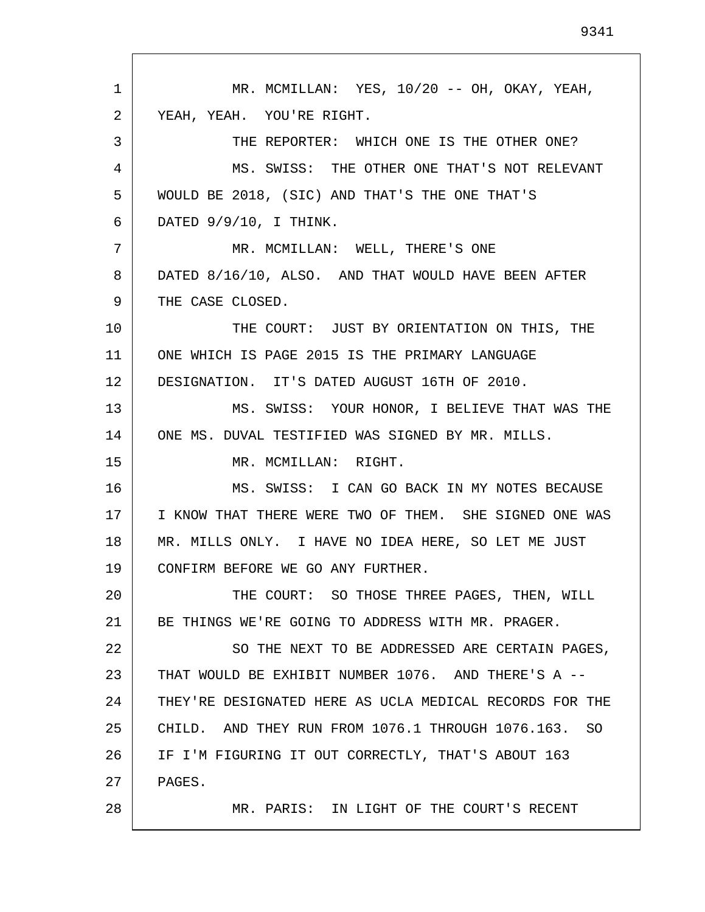MR. MCMILLAN: YES, 10/20 -- OH, OKAY, YEAH, YEAH, YEAH. YOU'RE RIGHT.

THE REPORTER: WHICH ONE IS THE OTHER ONE?

MS. SWISS: THE OTHER ONE THAT'S NOT RELEVANT WOULD BE 2018, (SIC) AND THAT'S THE ONE THAT'S DATED 9/9/10, I THINK.

MR. MCMILLAN: WELL, THERE'S ONE DATED 8/16/10, ALSO. AND THAT WOULD HAVE BEEN AFTER THE CASE CLOSED.

THE COURT: JUST BY ORIENTATION ON THIS, THE ONE WHICH IS PAGE 2015 IS THE PRIMARY LANGUAGE DESIGNATION. IT'S DATED AUGUST 16TH OF 2010.

MS. SWISS: YOUR HONOR, I BELIEVE THAT WAS THE ONE MS. DUVAL TESTIFIED WAS SIGNED BY MR. MILLS.

MR. MCMILLAN: RIGHT.

MS. SWISS: I CAN GO BACK IN MY NOTES BECAUSE I KNOW THAT THERE WERE TWO OF THEM. SHE SIGNED ONE WAS MR. MILLS ONLY. I HAVE NO IDEA HERE, SO LET ME JUST CONFIRM BEFORE WE GO ANY FURTHER.

THE COURT: SO THOSE THREE PAGES, THEN, WILL BE THINGS WE'RE GOING TO ADDRESS WITH MR. PRAGER.

SO THE NEXT TO BE ADDRESSED ARE CERTAIN PAGES, THAT WOULD BE EXHIBIT NUMBER 1076. AND THERE'S A -- THEY'RE DESIGNATED HERE AS UCLA MEDICAL RECORDS FOR THE CHILD. AND THEY RUN FROM 1076.1 THROUGH 1076.163. SO IF I'M FIGURING IT OUT CORRECTLY, THAT'S ABOUT 163 PAGES.

MR. PARIS: IN LIGHT OF THE COURT'S RECENT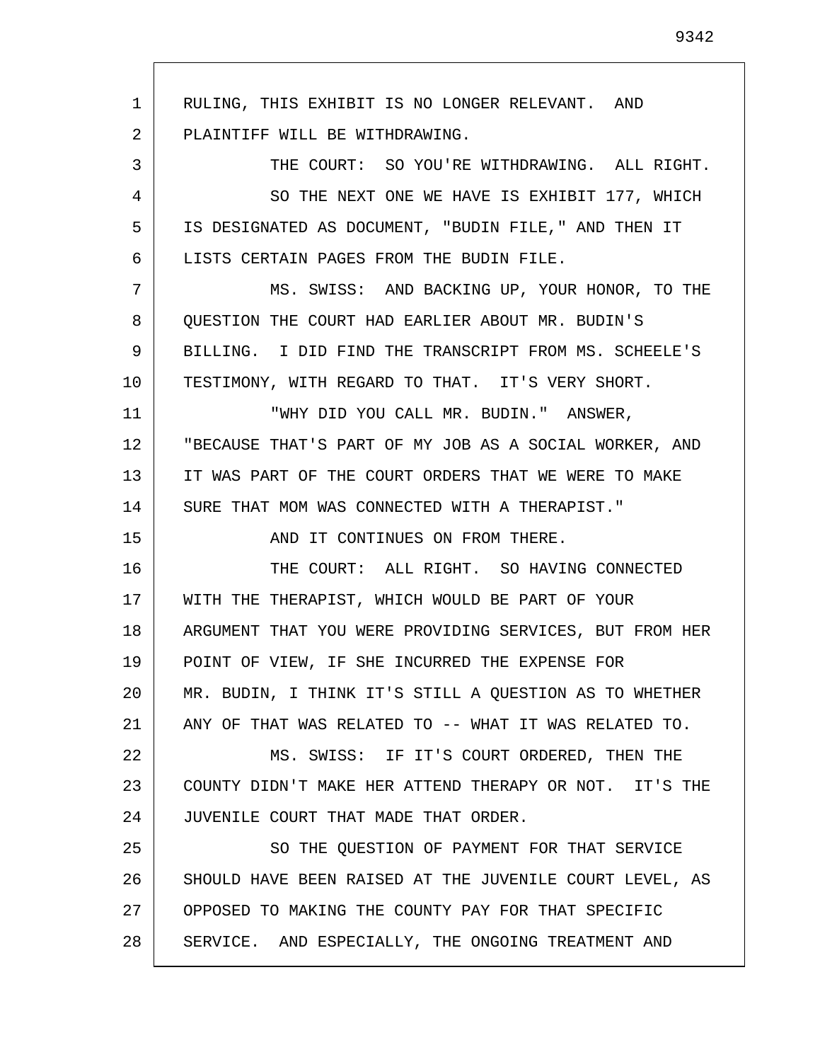RULING, THIS EXHIBIT IS NO LONGER RELEVANT. AND PLAINTIFF WILL BE WITHDRAWING.

THE COURT: SO YOU'RE WITHDRAWING. ALL RIGHT.

SO THE NEXT ONE WE HAVE IS EXHIBIT 177, WHICH IS DESIGNATED AS DOCUMENT, "BUDIN FILE," AND THEN IT LISTS CERTAIN PAGES FROM THE BUDIN FILE.

MS. SWISS: AND BACKING UP, YOUR HONOR, TO THE QUESTION THE COURT HAD EARLIER ABOUT MR. BUDIN'S BILLING. I DID FIND THE TRANSCRIPT FROM MS. SCHEELE'S TESTIMONY, WITH REGARD TO THAT. IT'S VERY SHORT.

"WHY DID YOU CALL MR. BUDIN." ANSWER, "BECAUSE THAT'S PART OF MY JOB AS A SOCIAL WORKER, AND IT WAS PART OF THE COURT ORDERS THAT WE WERE TO MAKE SURE THAT MOM WAS CONNECTED WITH A THERAPIST."

AND IT CONTINUES ON FROM THERE.

THE COURT: ALL RIGHT. SO HAVING CONNECTED WITH THE THERAPIST, WHICH WOULD BE PART OF YOUR ARGUMENT THAT YOU WERE PROVIDING SERVICES, BUT FROM HER POINT OF VIEW, IF SHE INCURRED THE EXPENSE FOR MR. BUDIN, I THINK IT'S STILL A QUESTION AS TO WHETHER ANY OF THAT WAS RELATED TO -- WHAT IT WAS RELATED TO.

MS. SWISS: IF IT'S COURT ORDERED, THEN THE COUNTY DIDN'T MAKE HER ATTEND THERAPY OR NOT. IT'S THE JUVENILE COURT THAT MADE THAT ORDER.

SO THE QUESTION OF PAYMENT FOR THAT SERVICE SHOULD HAVE BEEN RAISED AT THE JUVENILE COURT LEVEL, AS OPPOSED TO MAKING THE COUNTY PAY FOR THAT SPECIFIC SERVICE. AND ESPECIALLY, THE ONGOING TREATMENT AND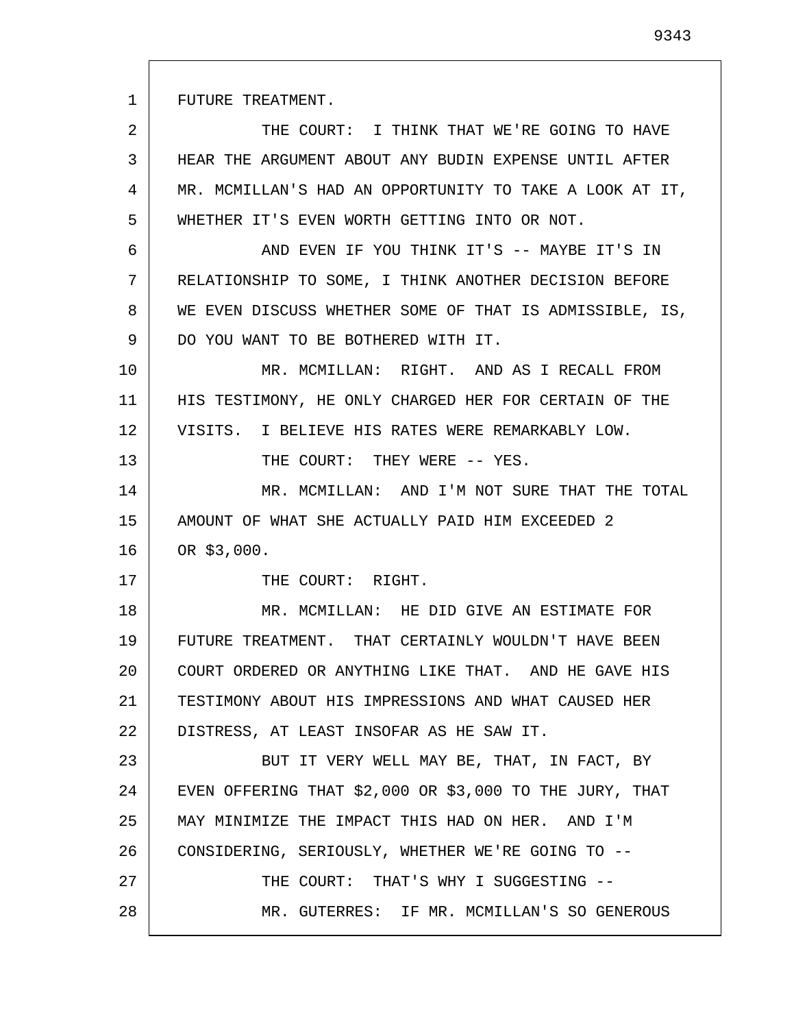FUTURE TREATMENT.

THE COURT: I THINK THAT WE'RE GOING TO HAVE HEAR THE ARGUMENT ABOUT ANY BUDIN EXPENSE UNTIL AFTER MR. MCMILLAN'S HAD AN OPPORTUNITY TO TAKE A LOOK AT IT, WHETHER IT'S EVEN WORTH GETTING INTO OR NOT.

AND EVEN IF YOU THINK IT'S -- MAYBE IT'S IN RELATIONSHIP TO SOME, I THINK ANOTHER DECISION BEFORE WE EVEN DISCUSS WHETHER SOME OF THAT IS ADMISSIBLE, IS, DO YOU WANT TO BE BOTHERED WITH IT.

MR. MCMILLAN: RIGHT. AND AS I RECALL FROM HIS TESTIMONY, HE ONLY CHARGED HER FOR CERTAIN OF THE VISITS. I BELIEVE HIS RATES WERE REMARKABLY LOW.

THE COURT: THEY WERE -- YES.

MR. MCMILLAN: AND I'M NOT SURE THAT THE TOTAL AMOUNT OF WHAT SHE ACTUALLY PAID HIM EXCEEDED 2 OR $3,000.

THE COURT: RIGHT.

MR. MCMILLAN: HE DID GIVE AN ESTIMATE FOR FUTURE TREATMENT. THAT CERTAINLY WOULDN'T HAVE BEEN COURT ORDERED OR ANYTHING LIKE THAT. AND HE GAVE HIS TESTIMONY ABOUT HIS IMPRESSIONS AND WHAT CAUSED HER DISTRESS, AT LEAST INSOFAR AS HE SAW IT.

BUT IT VERY WELL MAY BE, THAT, IN FACT, BY EVEN OFFERING THAT $2,000 OR $3,000 TO THE JURY, THAT MAY MINIMIZE THE IMPACT THIS HAD ON HER. AND I'M CONSIDERING, SERIOUSLY, WHETHER WE'RE GOING TO --

THE COURT: THAT'S WHY I SUGGESTING --

MR. GUTERRES: IF MR. MCMILLAN'S SO GENEROUS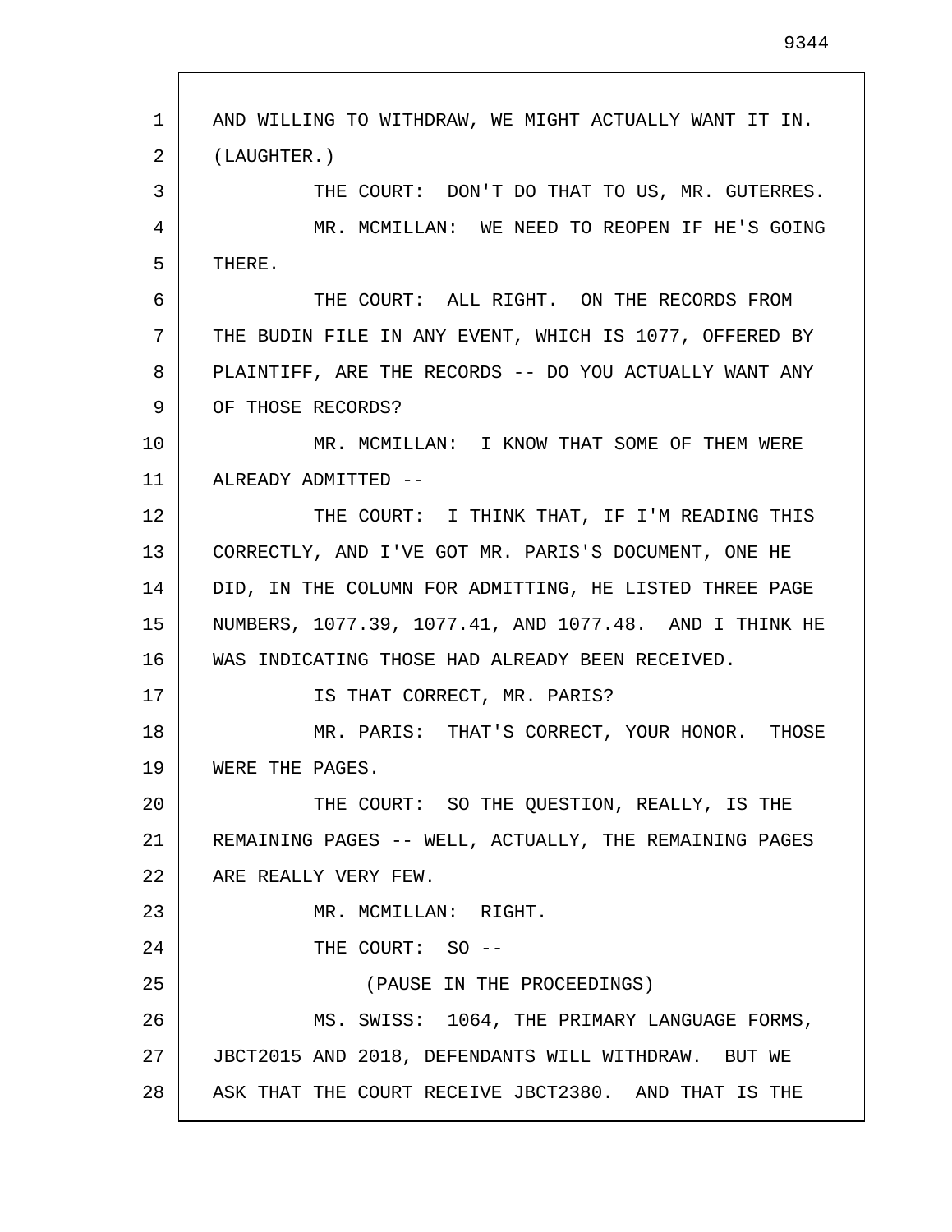AND WILLING TO WITHDRAW, WE MIGHT ACTUALLY WANT IT IN. (LAUGHTER.)

THE COURT: DON'T DO THAT TO US, MR. GUTERRES.

MR. MCMILLAN: WE NEED TO REOPEN IF HE'S GOING THERE.

THE COURT: ALL RIGHT. ON THE RECORDS FROM THE BUDIN FILE IN ANY EVENT, WHICH IS 1077, OFFERED BY PLAINTIFF, ARE THE RECORDS -- DO YOU ACTUALLY WANT ANY OF THOSE RECORDS?

MR. MCMILLAN: I KNOW THAT SOME OF THEM WERE ALREADY ADMITTED --

THE COURT: I THINK THAT, IF I'M READING THIS CORRECTLY, AND I'VE GOT MR. PARIS'S DOCUMENT, ONE HE DID, IN THE COLUMN FOR ADMITTING, HE LISTED THREE PAGE NUMBERS, 1077.39, 1077.41, AND 1077.48. AND I THINK HE WAS INDICATING THOSE HAD ALREADY BEEN RECEIVED.

IS THAT CORRECT, MR. PARIS?

MR. PARIS: THAT'S CORRECT, YOUR HONOR. THOSE WERE THE PAGES.

THE COURT: SO THE QUESTION, REALLY, IS THE REMAINING PAGES -- WELL, ACTUALLY, THE REMAINING PAGES ARE REALLY VERY FEW.

MR. MCMILLAN: RIGHT.

THE COURT: SO --

(PAUSE IN THE PROCEEDINGS)

MS. SWISS: 1064, THE PRIMARY LANGUAGE FORMS, JBCT2015 AND 2018, DEFENDANTS WILL WITHDRAW. BUT WE ASK THAT THE COURT RECEIVE JBCT2380. AND THAT IS THE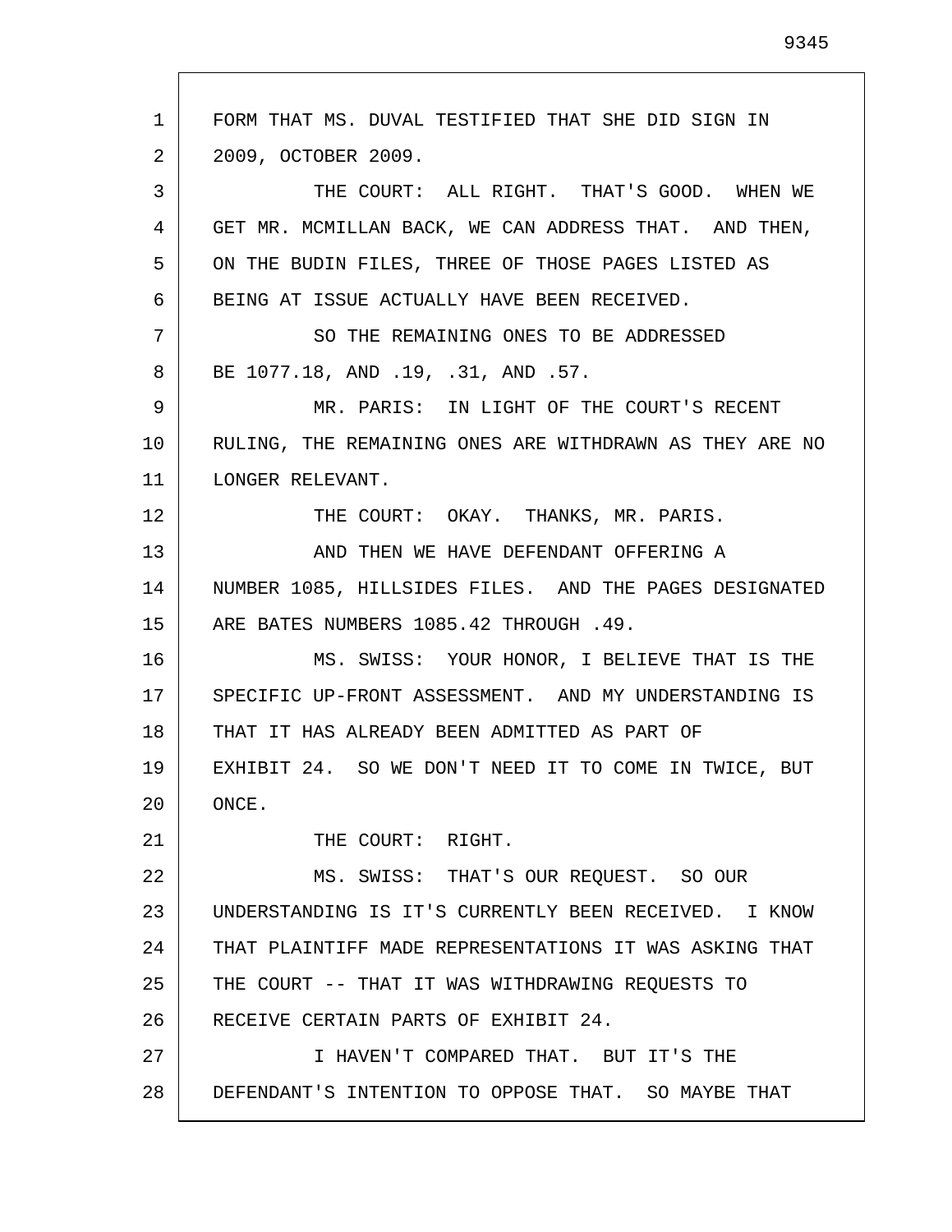FORM THAT MS. DUVAL TESTIFIED THAT SHE DID SIGN IN 2009, OCTOBER 2009.

THE COURT: ALL RIGHT. THAT'S GOOD. WHEN WE GET MR. MCMILLAN BACK, WE CAN ADDRESS THAT. AND THEN, ON THE BUDIN FILES, THREE OF THOSE PAGES LISTED AS BEING AT ISSUE ACTUALLY HAVE BEEN RECEIVED.

SO THE REMAINING ONES TO BE ADDRESSED BE 1077.18, AND .19, .31, AND .57.

MR. PARIS: IN LIGHT OF THE COURT'S RECENT RULING, THE REMAINING ONES ARE WITHDRAWN AS THEY ARE NO LONGER RELEVANT.

THE COURT: OKAY. THANKS, MR. PARIS.

AND THEN WE HAVE DEFENDANT OFFERING A NUMBER 1085, HILLSIDES FILES. AND THE PAGES DESIGNATED ARE BATES NUMBERS 1085.42 THROUGH .49.

MS. SWISS: YOUR HONOR, I BELIEVE THAT IS THE SPECIFIC UP-FRONT ASSESSMENT. AND MY UNDERSTANDING IS THAT IT HAS ALREADY BEEN ADMITTED AS PART OF EXHIBIT 24. SO WE DON'T NEED IT TO COME IN TWICE, BUT ONCE.

THE COURT: RIGHT.

MS. SWISS: THAT'S OUR REQUEST. SO OUR UNDERSTANDING IS IT'S CURRENTLY BEEN RECEIVED. I KNOW THAT PLAINTIFF MADE REPRESENTATIONS IT WAS ASKING THAT THE COURT -- THAT IT WAS WITHDRAWING REQUESTS TO RECEIVE CERTAIN PARTS OF EXHIBIT 24.

I HAVEN'T COMPARED THAT. BUT IT'S THE DEFENDANT'S INTENTION TO OPPOSE THAT. SO MAYBE THAT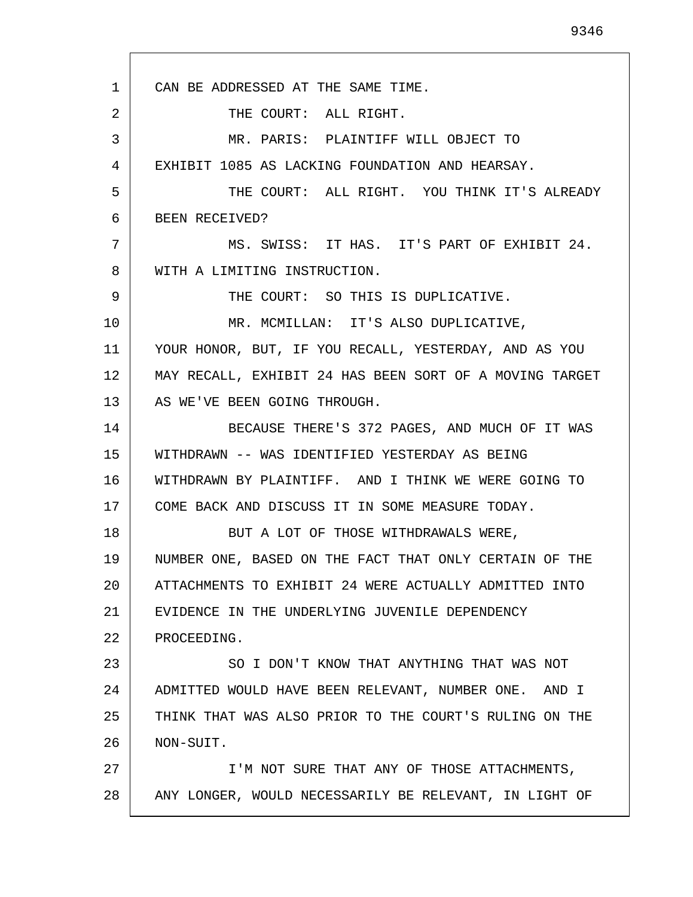CAN BE ADDRESSED AT THE SAME TIME.

THE COURT: ALL RIGHT.

MR. PARIS: PLAINTIFF WILL OBJECT TO EXHIBIT 1085 AS LACKING FOUNDATION AND HEARSAY.

THE COURT: ALL RIGHT. YOU THINK IT'S ALREADY BEEN RECEIVED?

MS. SWISS: IT HAS. IT'S PART OF EXHIBIT 24. WITH A LIMITING INSTRUCTION.

THE COURT: SO THIS IS DUPLICATIVE.

MR. MCMILLAN: IT'S ALSO DUPLICATIVE, YOUR HONOR, BUT, IF YOU RECALL, YESTERDAY, AND AS YOU MAY RECALL, EXHIBIT 24 HAS BEEN SORT OF A MOVING TARGET AS WE'VE BEEN GOING THROUGH.

BECAUSE THERE'S 372 PAGES, AND MUCH OF IT WAS WITHDRAWN -- WAS IDENTIFIED YESTERDAY AS BEING WITHDRAWN BY PLAINTIFF. AND I THINK WE WERE GOING TO COME BACK AND DISCUSS IT IN SOME MEASURE TODAY.

BUT A LOT OF THOSE WITHDRAWALS WERE, NUMBER ONE, BASED ON THE FACT THAT ONLY CERTAIN OF THE ATTACHMENTS TO EXHIBIT 24 WERE ACTUALLY ADMITTED INTO EVIDENCE IN THE UNDERLYING JUVENILE DEPENDENCY PROCEEDING.

SO I DON'T KNOW THAT ANYTHING THAT WAS NOT ADMITTED WOULD HAVE BEEN RELEVANT, NUMBER ONE. AND I THINK THAT WAS ALSO PRIOR TO THE COURT'S RULING ON THE NON-SUIT.

I'M NOT SURE THAT ANY OF THOSE ATTACHMENTS, ANY LONGER, WOULD NECESSARILY BE RELEVANT, IN LIGHT OF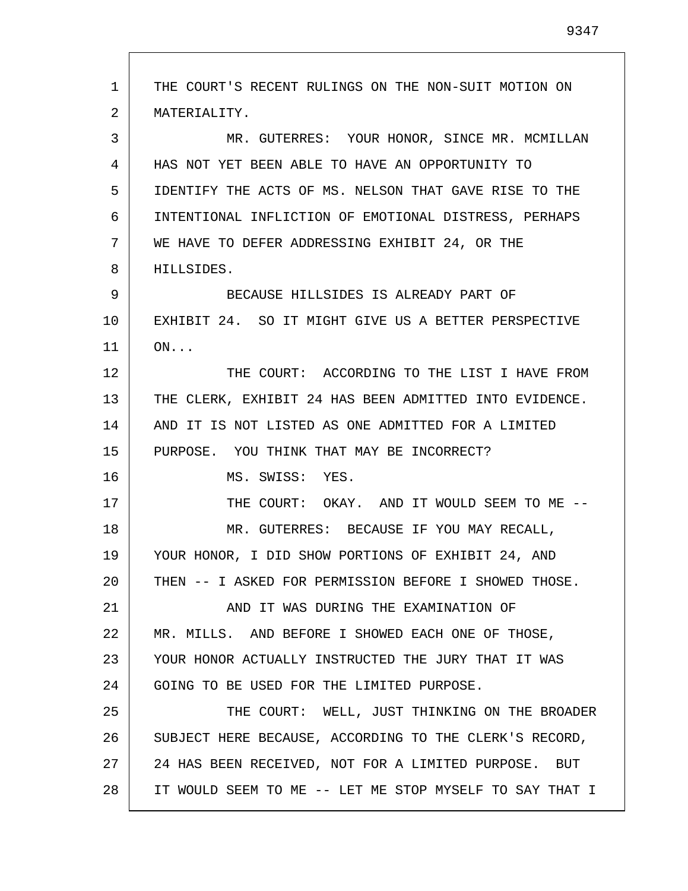THE COURT'S RECENT RULINGS ON THE NON-SUIT MOTION ON MATERIALITY.

MR. GUTERRES: YOUR HONOR, SINCE MR. MCMILLAN HAS NOT YET BEEN ABLE TO HAVE AN OPPORTUNITY TO IDENTIFY THE ACTS OF MS. NELSON THAT GAVE RISE TO THE INTENTIONAL INFLICTION OF EMOTIONAL DISTRESS, PERHAPS WE HAVE TO DEFER ADDRESSING EXHIBIT 24, OR THE HILLSIDES.

BECAUSE HILLSIDES IS ALREADY PART OF EXHIBIT 24. SO IT MIGHT GIVE US A BETTER PERSPECTIVE ON...

THE COURT: ACCORDING TO THE LIST I HAVE FROM THE CLERK, EXHIBIT 24 HAS BEEN ADMITTED INTO EVIDENCE. AND IT IS NOT LISTED AS ONE ADMITTED FOR A LIMITED PURPOSE. YOU THINK THAT MAY BE INCORRECT?

MS. SWISS: YES.

THE COURT: OKAY. AND IT WOULD SEEM TO ME --

MR. GUTERRES: BECAUSE IF YOU MAY RECALL, YOUR HONOR, I DID SHOW PORTIONS OF EXHIBIT 24, AND THEN -- I ASKED FOR PERMISSION BEFORE I SHOWED THOSE.

AND IT WAS DURING THE EXAMINATION OF MR. MILLS. AND BEFORE I SHOWED EACH ONE OF THOSE, YOUR HONOR ACTUALLY INSTRUCTED THE JURY THAT IT WAS GOING TO BE USED FOR THE LIMITED PURPOSE.

THE COURT: WELL, JUST THINKING ON THE BROADER SUBJECT HERE BECAUSE, ACCORDING TO THE CLERK'S RECORD, 24 HAS BEEN RECEIVED, NOT FOR A LIMITED PURPOSE. BUT IT WOULD SEEM TO ME -- LET ME STOP MYSELF TO SAY THAT I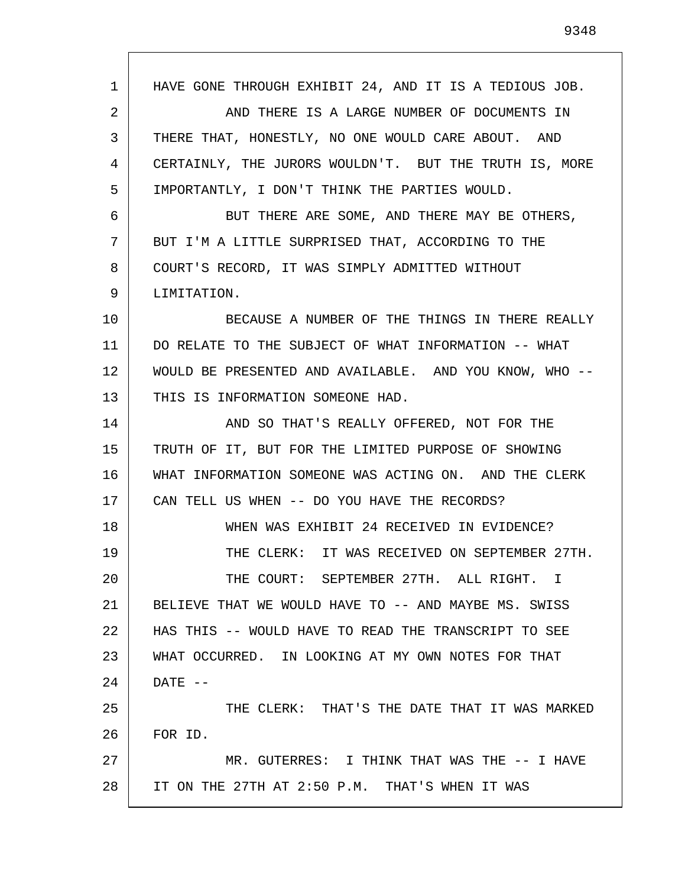HAVE GONE THROUGH EXHIBIT 24, AND IT IS A TEDIOUS JOB.

AND THERE IS A LARGE NUMBER OF DOCUMENTS IN THERE THAT, HONESTLY, NO ONE WOULD CARE ABOUT. AND CERTAINLY, THE JURORS WOULDN'T. BUT THE TRUTH IS, MORE IMPORTANTLY, I DON'T THINK THE PARTIES WOULD.

BUT THERE ARE SOME, AND THERE MAY BE OTHERS, BUT I'M A LITTLE SURPRISED THAT, ACCORDING TO THE COURT'S RECORD, IT WAS SIMPLY ADMITTED WITHOUT LIMITATION.

BECAUSE A NUMBER OF THE THINGS IN THERE REALLY DO RELATE TO THE SUBJECT OF WHAT INFORMATION -- WHAT WOULD BE PRESENTED AND AVAILABLE. AND YOU KNOW, WHO -- THIS IS INFORMATION SOMEONE HAD.

AND SO THAT'S REALLY OFFERED, NOT FOR THE TRUTH OF IT, BUT FOR THE LIMITED PURPOSE OF SHOWING WHAT INFORMATION SOMEONE WAS ACTING ON. AND THE CLERK CAN TELL US WHEN -- DO YOU HAVE THE RECORDS?

WHEN WAS EXHIBIT 24 RECEIVED IN EVIDENCE?

THE CLERK: IT WAS RECEIVED ON SEPTEMBER 27TH.

THE COURT: SEPTEMBER 27TH. ALL RIGHT. I BELIEVE THAT WE WOULD HAVE TO -- AND MAYBE MS. SWISS HAS THIS -- WOULD HAVE TO READ THE TRANSCRIPT TO SEE WHAT OCCURRED. IN LOOKING AT MY OWN NOTES FOR THAT DATE --

THE CLERK: THAT'S THE DATE THAT IT WAS MARKED FOR ID.

MR. GUTERRES: I THINK THAT WAS THE -- I HAVE IT ON THE 27TH AT 2:50 P.M. THAT'S WHEN IT WAS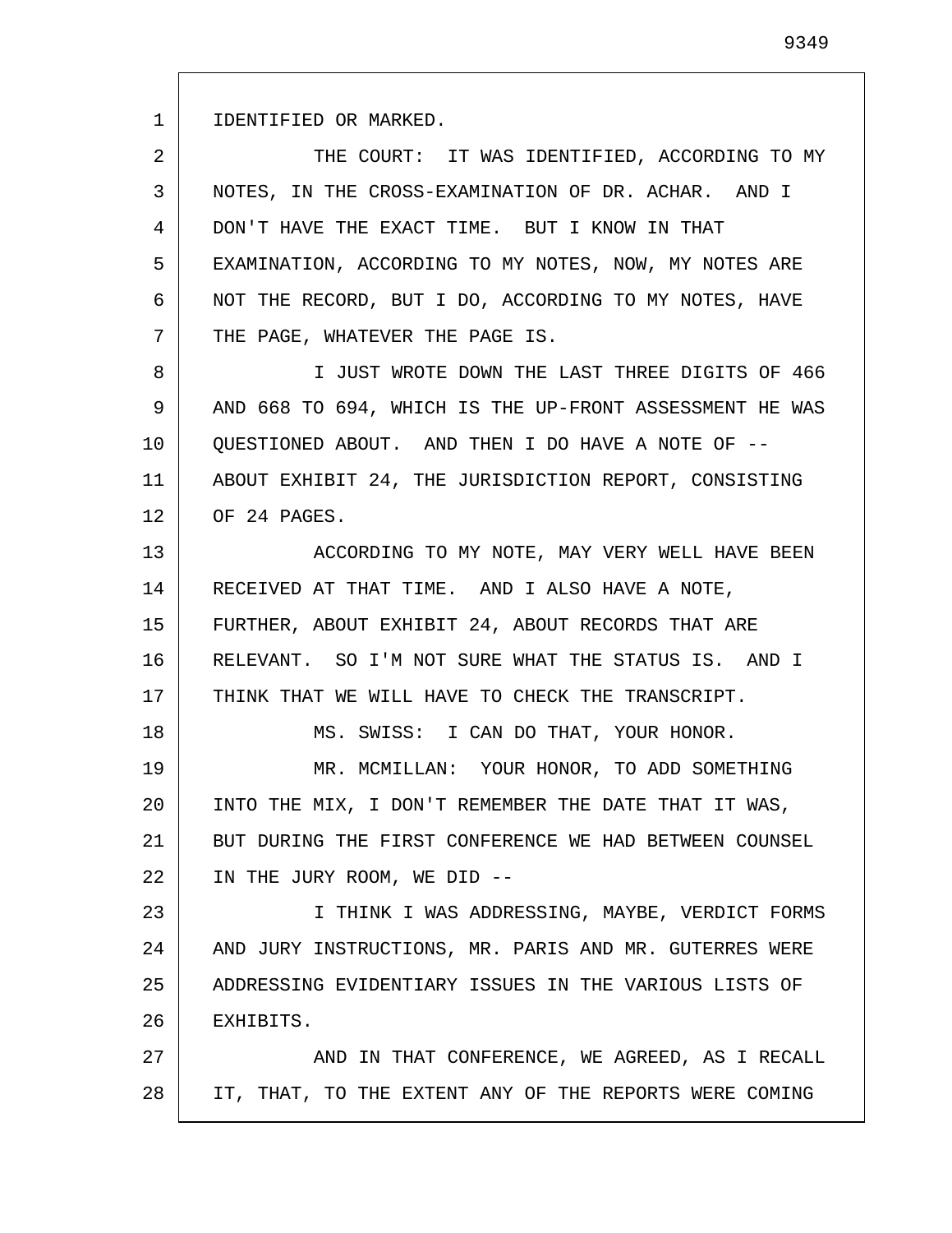IDENTIFIED OR MARKED.

THE COURT: IT WAS IDENTIFIED, ACCORDING TO MY NOTES, IN THE CROSS-EXAMINATION OF DR. ACHAR. AND I DON'T HAVE THE EXACT TIME. BUT I KNOW IN THAT EXAMINATION, ACCORDING TO MY NOTES, NOW, MY NOTES ARE NOT THE RECORD, BUT I DO, ACCORDING TO MY NOTES, HAVE THE PAGE, WHATEVER THE PAGE IS.

I JUST WROTE DOWN THE LAST THREE DIGITS OF 466 AND 668 TO 694, WHICH IS THE UP-FRONT ASSESSMENT HE WAS QUESTIONED ABOUT. AND THEN I DO HAVE A NOTE OF -- ABOUT EXHIBIT 24, THE JURISDICTION REPORT, CONSISTING OF 24 PAGES.

ACCORDING TO MY NOTE, MAY VERY WELL HAVE BEEN RECEIVED AT THAT TIME. AND I ALSO HAVE A NOTE, FURTHER, ABOUT EXHIBIT 24, ABOUT RECORDS THAT ARE RELEVANT. SO I'M NOT SURE WHAT THE STATUS IS. AND I THINK THAT WE WILL HAVE TO CHECK THE TRANSCRIPT.

MS. SWISS: I CAN DO THAT, YOUR HONOR.

MR. MCMILLAN: YOUR HONOR, TO ADD SOMETHING INTO THE MIX, I DON'T REMEMBER THE DATE THAT IT WAS, BUT DURING THE FIRST CONFERENCE WE HAD BETWEEN COUNSEL IN THE JURY ROOM, WE DID --

I THINK I WAS ADDRESSING, MAYBE, VERDICT FORMS AND JURY INSTRUCTIONS, MR. PARIS AND MR. GUTERRES WERE ADDRESSING EVIDENTIARY ISSUES IN THE VARIOUS LISTS OF EXHIBITS.

AND IN THAT CONFERENCE, WE AGREED, AS I RECALL IT, THAT, TO THE EXTENT ANY OF THE REPORTS WERE COMING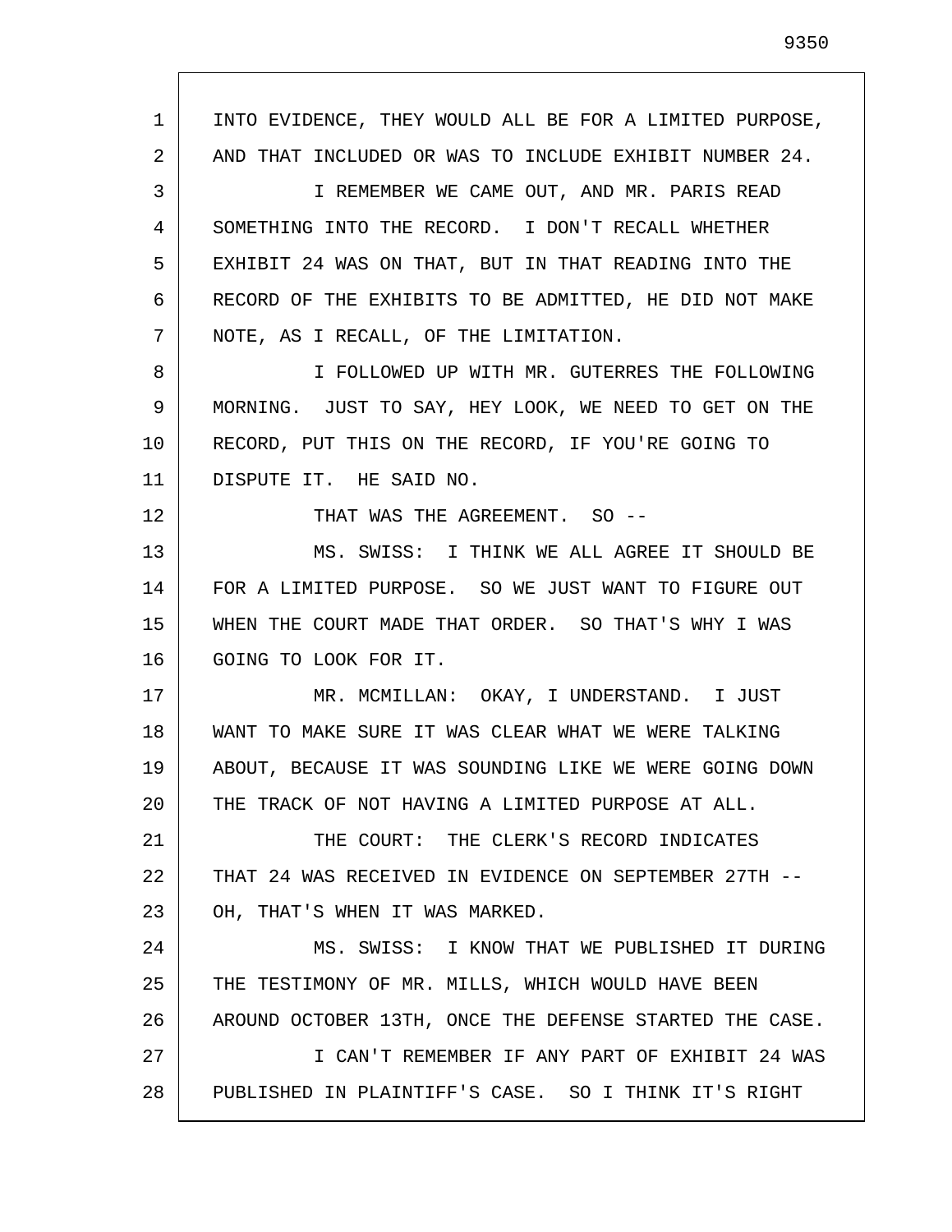INTO EVIDENCE, THEY WOULD ALL BE FOR A LIMITED PURPOSE, AND THAT INCLUDED OR WAS TO INCLUDE EXHIBIT NUMBER 24.

I REMEMBER WE CAME OUT, AND MR. PARIS READ SOMETHING INTO THE RECORD. I DON'T RECALL WHETHER EXHIBIT 24 WAS ON THAT, BUT IN THAT READING INTO THE RECORD OF THE EXHIBITS TO BE ADMITTED, HE DID NOT MAKE NOTE, AS I RECALL, OF THE LIMITATION.

I FOLLOWED UP WITH MR. GUTERRES THE FOLLOWING MORNING. JUST TO SAY, HEY LOOK, WE NEED TO GET ON THE RECORD, PUT THIS ON THE RECORD, IF YOU'RE GOING TO DISPUTE IT. HE SAID NO.

THAT WAS THE AGREEMENT. SO --

MS. SWISS: I THINK WE ALL AGREE IT SHOULD BE FOR A LIMITED PURPOSE. SO WE JUST WANT TO FIGURE OUT WHEN THE COURT MADE THAT ORDER. SO THAT'S WHY I WAS GOING TO LOOK FOR IT.

MR. MCMILLAN: OKAY, I UNDERSTAND. I JUST WANT TO MAKE SURE IT WAS CLEAR WHAT WE WERE TALKING ABOUT, BECAUSE IT WAS SOUNDING LIKE WE WERE GOING DOWN THE TRACK OF NOT HAVING A LIMITED PURPOSE AT ALL.

THE COURT: THE CLERK'S RECORD INDICATES THAT 24 WAS RECEIVED IN EVIDENCE ON SEPTEMBER 27TH -- OH, THAT'S WHEN IT WAS MARKED.

MS. SWISS: I KNOW THAT WE PUBLISHED IT DURING THE TESTIMONY OF MR. MILLS, WHICH WOULD HAVE BEEN AROUND OCTOBER 13TH, ONCE THE DEFENSE STARTED THE CASE.

I CAN'T REMEMBER IF ANY PART OF EXHIBIT 24 WAS PUBLISHED IN PLAINTIFF'S CASE. SO I THINK IT'S RIGHT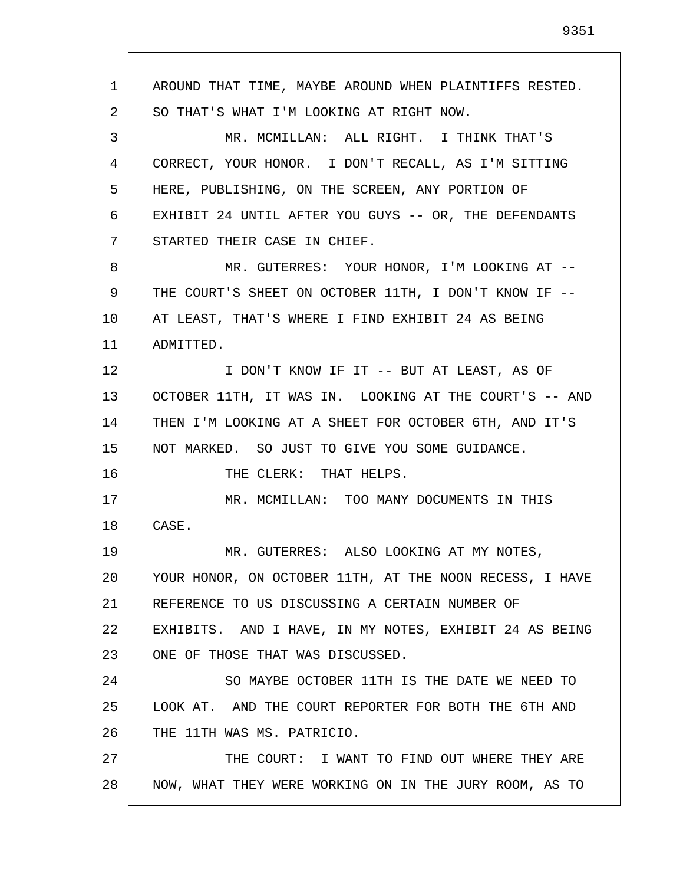AROUND THAT TIME, MAYBE AROUND WHEN PLAINTIFFS RESTED. SO THAT'S WHAT I'M LOOKING AT RIGHT NOW.

MR. MCMILLAN: ALL RIGHT. I THINK THAT'S CORRECT, YOUR HONOR. I DON'T RECALL, AS I'M SITTING HERE, PUBLISHING, ON THE SCREEN, ANY PORTION OF EXHIBIT 24 UNTIL AFTER YOU GUYS -- OR, THE DEFENDANTS STARTED THEIR CASE IN CHIEF.

MR. GUTERRES: YOUR HONOR, I'M LOOKING AT -- THE COURT'S SHEET ON OCTOBER 11TH, I DON'T KNOW IF -- AT LEAST, THAT'S WHERE I FIND EXHIBIT 24 AS BEING ADMITTED.

I DON'T KNOW IF IT -- BUT AT LEAST, AS OF OCTOBER 11TH, IT WAS IN. LOOKING AT THE COURT'S -- AND THEN I'M LOOKING AT A SHEET FOR OCTOBER 6TH, AND IT'S NOT MARKED. SO JUST TO GIVE YOU SOME GUIDANCE.

THE CLERK: THAT HELPS.

MR. MCMILLAN: TOO MANY DOCUMENTS IN THIS CASE.

MR. GUTERRES: ALSO LOOKING AT MY NOTES, YOUR HONOR, ON OCTOBER 11TH, AT THE NOON RECESS, I HAVE REFERENCE TO US DISCUSSING A CERTAIN NUMBER OF EXHIBITS. AND I HAVE, IN MY NOTES, EXHIBIT 24 AS BEING ONE OF THOSE THAT WAS DISCUSSED.

SO MAYBE OCTOBER 11TH IS THE DATE WE NEED TO LOOK AT. AND THE COURT REPORTER FOR BOTH THE 6TH AND THE 11TH WAS MS. PATRICIO.

THE COURT: I WANT TO FIND OUT WHERE THEY ARE NOW, WHAT THEY WERE WORKING ON IN THE JURY ROOM, AS TO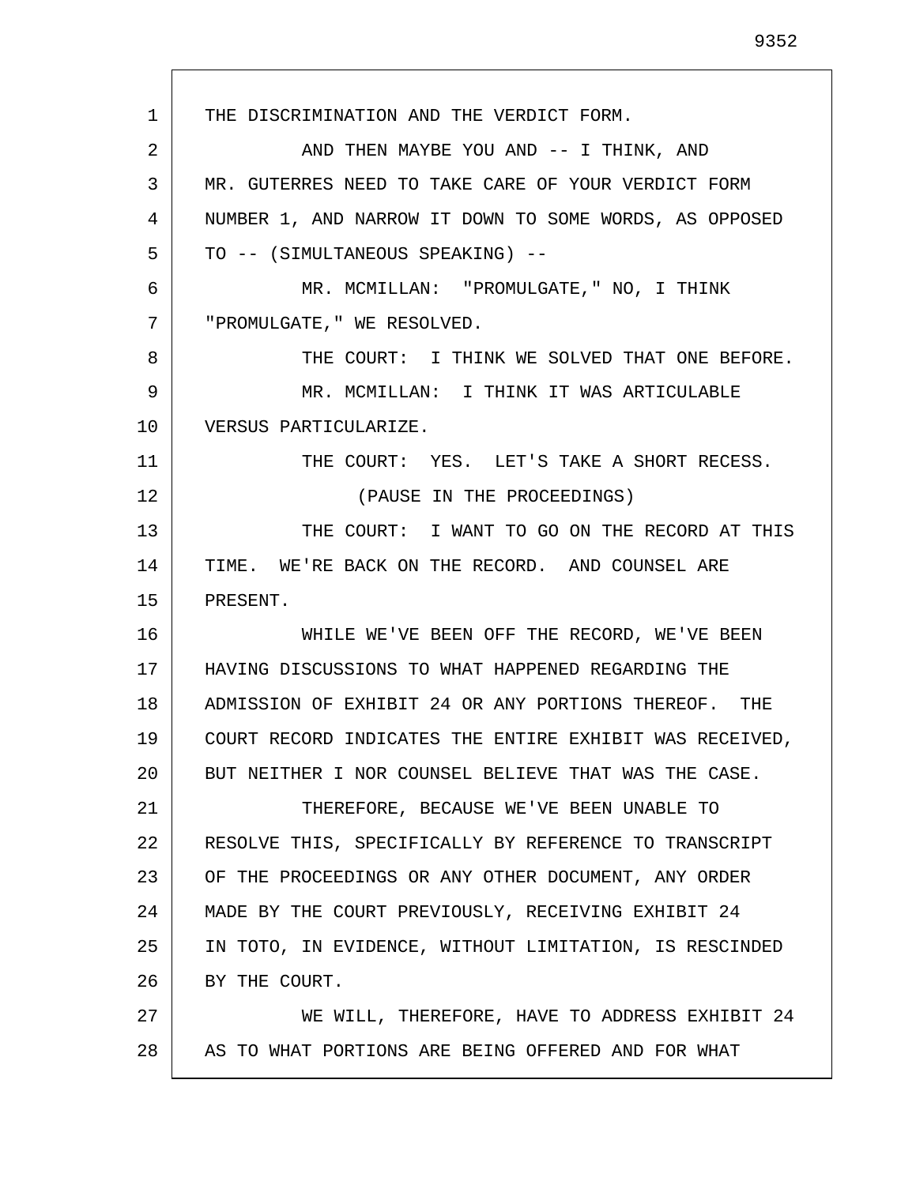THE DISCRIMINATION AND THE VERDICT FORM.

AND THEN MAYBE YOU AND -- I THINK, AND MR. GUTERRES NEED TO TAKE CARE OF YOUR VERDICT FORM NUMBER 1, AND NARROW IT DOWN TO SOME WORDS, AS OPPOSED TO -- (SIMULTANEOUS SPEAKING) --

MR. MCMILLAN: "PROMULGATE," NO, I THINK "PROMULGATE," WE RESOLVED.

THE COURT: I THINK WE SOLVED THAT ONE BEFORE.

MR. MCMILLAN: I THINK IT WAS ARTICULABLE VERSUS PARTICULARIZE.

THE COURT: YES. LET'S TAKE A SHORT RECESS.

(PAUSE IN THE PROCEEDINGS)

THE COURT: I WANT TO GO ON THE RECORD AT THIS TIME. WE'RE BACK ON THE RECORD. AND COUNSEL ARE PRESENT.

WHILE WE'VE BEEN OFF THE RECORD, WE'VE BEEN HAVING DISCUSSIONS TO WHAT HAPPENED REGARDING THE ADMISSION OF EXHIBIT 24 OR ANY PORTIONS THEREOF. THE COURT RECORD INDICATES THE ENTIRE EXHIBIT WAS RECEIVED, BUT NEITHER I NOR COUNSEL BELIEVE THAT WAS THE CASE.

THEREFORE, BECAUSE WE'VE BEEN UNABLE TO RESOLVE THIS, SPECIFICALLY BY REFERENCE TO TRANSCRIPT OF THE PROCEEDINGS OR ANY OTHER DOCUMENT, ANY ORDER MADE BY THE COURT PREVIOUSLY, RECEIVING EXHIBIT 24 IN TOTO, IN EVIDENCE, WITHOUT LIMITATION, IS RESCINDED BY THE COURT.

WE WILL, THEREFORE, HAVE TO ADDRESS EXHIBIT 24 AS TO WHAT PORTIONS ARE BEING OFFERED AND FOR WHAT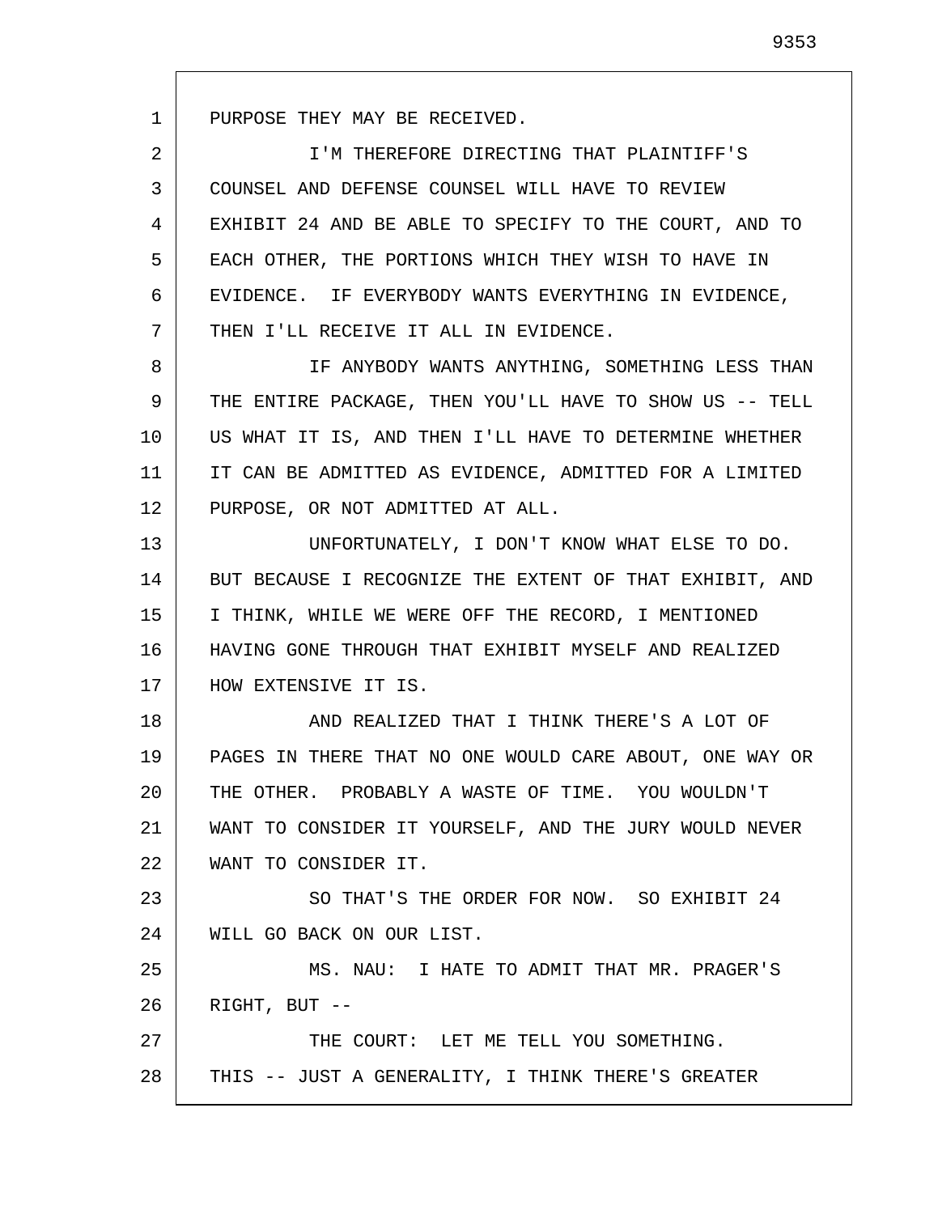PURPOSE THEY MAY BE RECEIVED.

I'M THEREFORE DIRECTING THAT PLAINTIFF'S COUNSEL AND DEFENSE COUNSEL WILL HAVE TO REVIEW EXHIBIT 24 AND BE ABLE TO SPECIFY TO THE COURT, AND TO EACH OTHER, THE PORTIONS WHICH THEY WISH TO HAVE IN EVIDENCE. IF EVERYBODY WANTS EVERYTHING IN EVIDENCE, THEN I'LL RECEIVE IT ALL IN EVIDENCE.

IF ANYBODY WANTS ANYTHING, SOMETHING LESS THAN THE ENTIRE PACKAGE, THEN YOU'LL HAVE TO SHOW US -- TELL US WHAT IT IS, AND THEN I'LL HAVE TO DETERMINE WHETHER IT CAN BE ADMITTED AS EVIDENCE, ADMITTED FOR A LIMITED PURPOSE, OR NOT ADMITTED AT ALL.

UNFORTUNATELY, I DON'T KNOW WHAT ELSE TO DO. BUT BECAUSE I RECOGNIZE THE EXTENT OF THAT EXHIBIT, AND I THINK, WHILE WE WERE OFF THE RECORD, I MENTIONED HAVING GONE THROUGH THAT EXHIBIT MYSELF AND REALIZED HOW EXTENSIVE IT IS.

AND REALIZED THAT I THINK THERE'S A LOT OF PAGES IN THERE THAT NO ONE WOULD CARE ABOUT, ONE WAY OR THE OTHER. PROBABLY A WASTE OF TIME. YOU WOULDN'T WANT TO CONSIDER IT YOURSELF, AND THE JURY WOULD NEVER WANT TO CONSIDER IT.

SO THAT'S THE ORDER FOR NOW. SO EXHIBIT 24 WILL GO BACK ON OUR LIST.

MS. NAU: I HATE TO ADMIT THAT MR. PRAGER'S RIGHT, BUT --

THE COURT: LET ME TELL YOU SOMETHING. THIS -- JUST A GENERALITY, I THINK THERE'S GREATER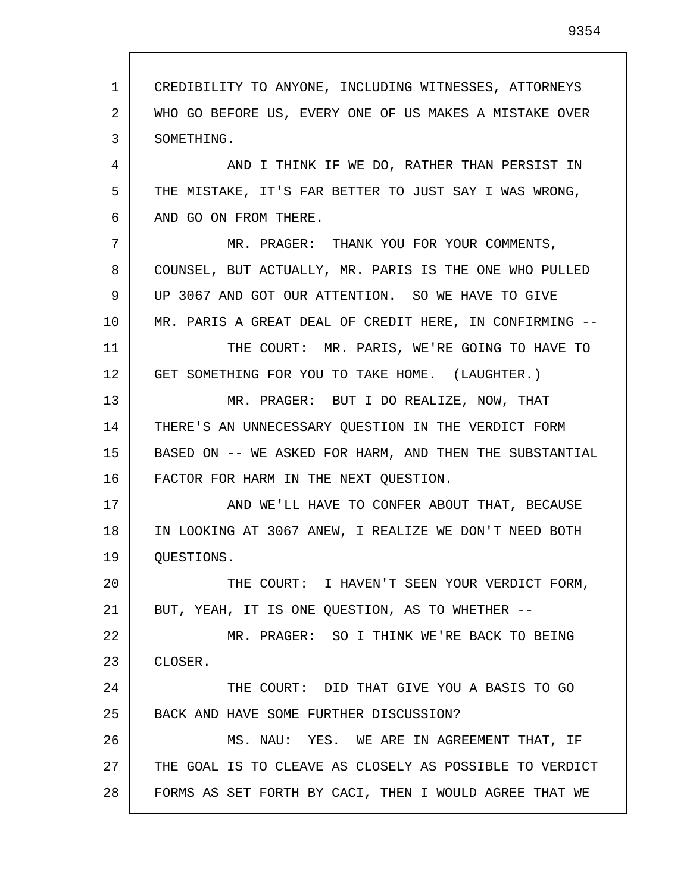CREDIBILITY TO ANYONE, INCLUDING WITNESSES, ATTORNEYS WHO GO BEFORE US, EVERY ONE OF US MAKES A MISTAKE OVER SOMETHING.

AND I THINK IF WE DO, RATHER THAN PERSIST IN THE MISTAKE, IT'S FAR BETTER TO JUST SAY I WAS WRONG, AND GO ON FROM THERE.

MR. PRAGER: THANK YOU FOR YOUR COMMENTS, COUNSEL, BUT ACTUALLY, MR. PARIS IS THE ONE WHO PULLED UP 3067 AND GOT OUR ATTENTION. SO WE HAVE TO GIVE MR. PARIS A GREAT DEAL OF CREDIT HERE, IN CONFIRMING --

THE COURT: MR. PARIS, WE'RE GOING TO HAVE TO GET SOMETHING FOR YOU TO TAKE HOME. (LAUGHTER.)

MR. PRAGER: BUT I DO REALIZE, NOW, THAT THERE'S AN UNNECESSARY QUESTION IN THE VERDICT FORM BASED ON -- WE ASKED FOR HARM, AND THEN THE SUBSTANTIAL FACTOR FOR HARM IN THE NEXT QUESTION.

AND WE'LL HAVE TO CONFER ABOUT THAT, BECAUSE IN LOOKING AT 3067 ANEW, I REALIZE WE DON'T NEED BOTH QUESTIONS.

THE COURT: I HAVEN'T SEEN YOUR VERDICT FORM, BUT, YEAH, IT IS ONE QUESTION, AS TO WHETHER --

MR. PRAGER: SO I THINK WE'RE BACK TO BEING CLOSER.

THE COURT: DID THAT GIVE YOU A BASIS TO GO BACK AND HAVE SOME FURTHER DISCUSSION?

MS. NAU: YES. WE ARE IN AGREEMENT THAT, IF THE GOAL IS TO CLEAVE AS CLOSELY AS POSSIBLE TO VERDICT FORMS AS SET FORTH BY CACI, THEN I WOULD AGREE THAT WE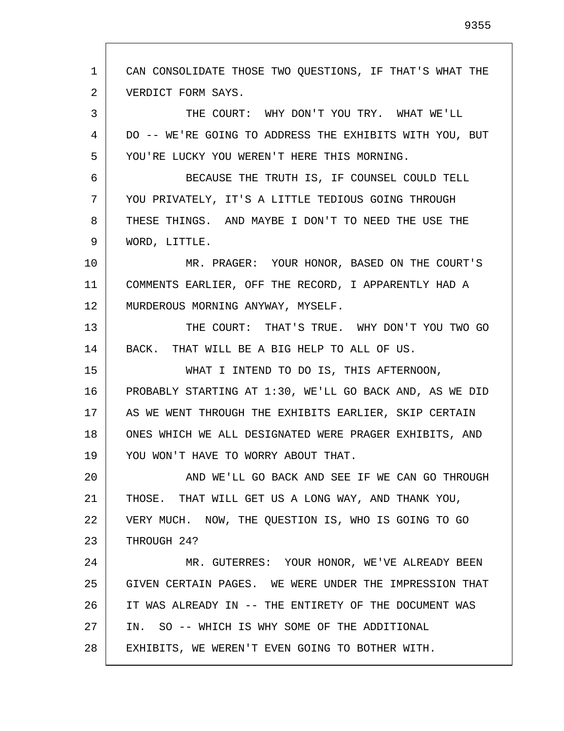CAN CONSOLIDATE THOSE TWO QUESTIONS, IF THAT'S WHAT THE VERDICT FORM SAYS.

THE COURT: WHY DON'T YOU TRY. WHAT WE'LL DO -- WE'RE GOING TO ADDRESS THE EXHIBITS WITH YOU, BUT YOU'RE LUCKY YOU WEREN'T HERE THIS MORNING.

BECAUSE THE TRUTH IS, IF COUNSEL COULD TELL YOU PRIVATELY, IT'S A LITTLE TEDIOUS GOING THROUGH THESE THINGS. AND MAYBE I DON'T TO NEED THE USE THE WORD, LITTLE.

MR. PRAGER: YOUR HONOR, BASED ON THE COURT'S COMMENTS EARLIER, OFF THE RECORD, I APPARENTLY HAD A MURDEROUS MORNING ANYWAY, MYSELF.

THE COURT: THAT'S TRUE. WHY DON'T YOU TWO GO BACK. THAT WILL BE A BIG HELP TO ALL OF US.

WHAT I INTEND TO DO IS, THIS AFTERNOON, PROBABLY STARTING AT 1:30, WE'LL GO BACK AND, AS WE DID AS WE WENT THROUGH THE EXHIBITS EARLIER, SKIP CERTAIN ONES WHICH WE ALL DESIGNATED WERE PRAGER EXHIBITS, AND YOU WON'T HAVE TO WORRY ABOUT THAT.

AND WE'LL GO BACK AND SEE IF WE CAN GO THROUGH THOSE. THAT WILL GET US A LONG WAY, AND THANK YOU, VERY MUCH. NOW, THE QUESTION IS, WHO IS GOING TO GO THROUGH 24?

MR. GUTERRES: YOUR HONOR, WE'VE ALREADY BEEN GIVEN CERTAIN PAGES. WE WERE UNDER THE IMPRESSION THAT IT WAS ALREADY IN -- THE ENTIRETY OF THE DOCUMENT WAS IN. SO -- WHICH IS WHY SOME OF THE ADDITIONAL EXHIBITS, WE WEREN'T EVEN GOING TO BOTHER WITH.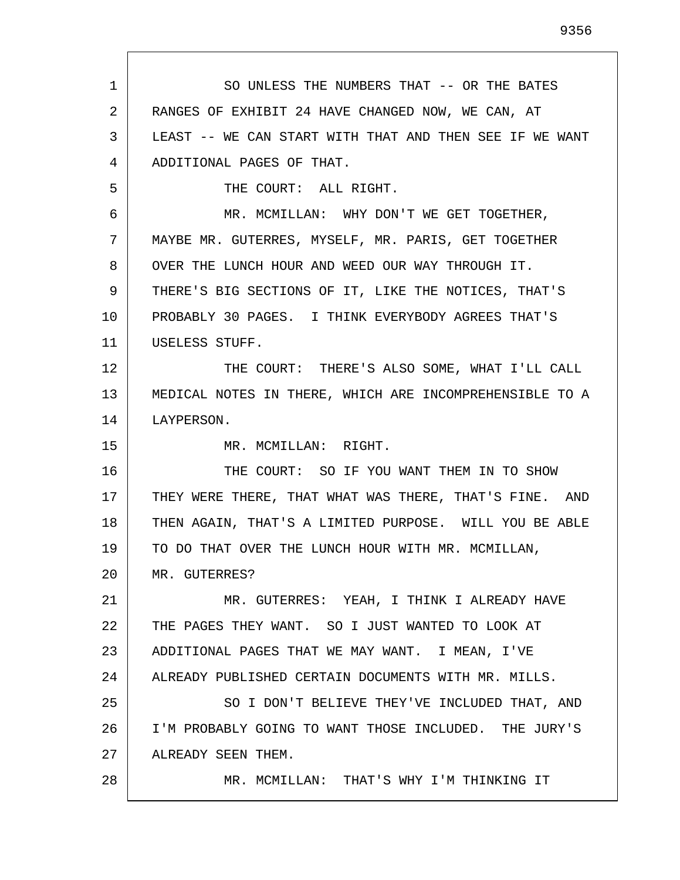SO UNLESS THE NUMBERS THAT -- OR THE BATES RANGES OF EXHIBIT 24 HAVE CHANGED NOW, WE CAN, AT LEAST -- WE CAN START WITH THAT AND THEN SEE IF WE WANT ADDITIONAL PAGES OF THAT.

THE COURT: ALL RIGHT.

MR. MCMILLAN: WHY DON'T WE GET TOGETHER, MAYBE MR. GUTERRES, MYSELF, MR. PARIS, GET TOGETHER OVER THE LUNCH HOUR AND WEED OUR WAY THROUGH IT. THERE'S BIG SECTIONS OF IT, LIKE THE NOTICES, THAT'S PROBABLY 30 PAGES. I THINK EVERYBODY AGREES THAT'S USELESS STUFF.

THE COURT: THERE'S ALSO SOME, WHAT I'LL CALL MEDICAL NOTES IN THERE, WHICH ARE INCOMPREHENSIBLE TO A LAYPERSON.

MR. MCMILLAN: RIGHT.

THE COURT: SO IF YOU WANT THEM IN TO SHOW THEY WERE THERE, THAT WHAT WAS THERE, THAT'S FINE. AND THEN AGAIN, THAT'S A LIMITED PURPOSE. WILL YOU BE ABLE TO DO THAT OVER THE LUNCH HOUR WITH MR. MCMILLAN, MR. GUTERRES?

MR. GUTERRES: YEAH, I THINK I ALREADY HAVE THE PAGES THEY WANT. SO I JUST WANTED TO LOOK AT ADDITIONAL PAGES THAT WE MAY WANT. I MEAN, I'VE ALREADY PUBLISHED CERTAIN DOCUMENTS WITH MR. MILLS.

SO I DON'T BELIEVE THEY'VE INCLUDED THAT, AND I'M PROBABLY GOING TO WANT THOSE INCLUDED. THE JURY'S ALREADY SEEN THEM.

MR. MCMILLAN: THAT'S WHY I'M THINKING IT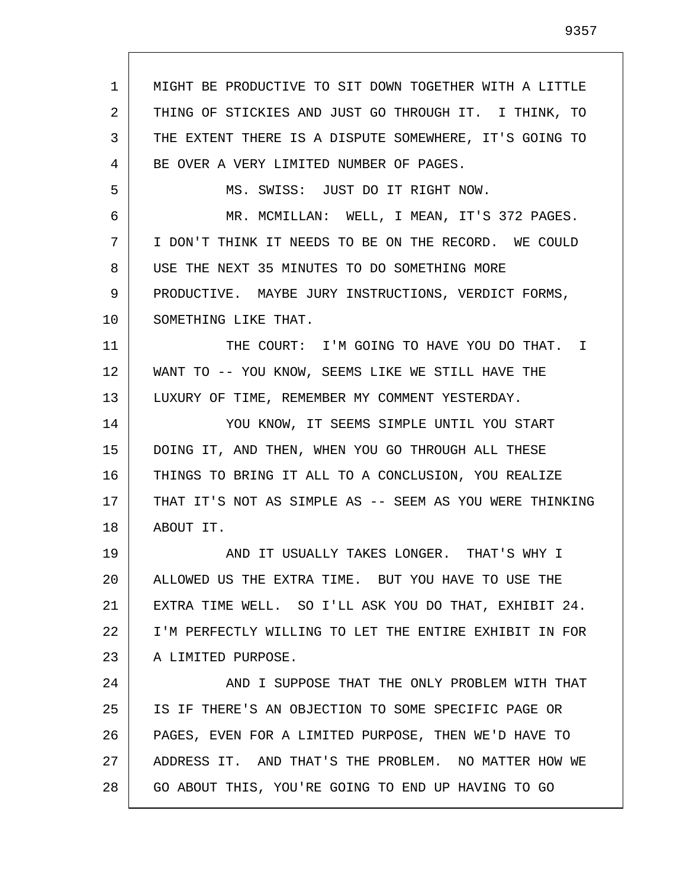MIGHT BE PRODUCTIVE TO SIT DOWN TOGETHER WITH A LITTLE THING OF STICKIES AND JUST GO THROUGH IT. I THINK, TO THE EXTENT THERE IS A DISPUTE SOMEWHERE, IT'S GOING TO BE OVER A VERY LIMITED NUMBER OF PAGES.

MS. SWISS: JUST DO IT RIGHT NOW.

MR. MCMILLAN: WELL, I MEAN, IT'S 372 PAGES. I DON'T THINK IT NEEDS TO BE ON THE RECORD. WE COULD USE THE NEXT 35 MINUTES TO DO SOMETHING MORE PRODUCTIVE. MAYBE JURY INSTRUCTIONS, VERDICT FORMS, SOMETHING LIKE THAT.

THE COURT: I'M GOING TO HAVE YOU DO THAT. I WANT TO -- YOU KNOW, SEEMS LIKE WE STILL HAVE THE LUXURY OF TIME, REMEMBER MY COMMENT YESTERDAY.

YOU KNOW, IT SEEMS SIMPLE UNTIL YOU START DOING IT, AND THEN, WHEN YOU GO THROUGH ALL THESE THINGS TO BRING IT ALL TO A CONCLUSION, YOU REALIZE THAT IT'S NOT AS SIMPLE AS -- SEEM AS YOU WERE THINKING ABOUT IT.

AND IT USUALLY TAKES LONGER. THAT'S WHY I ALLOWED US THE EXTRA TIME. BUT YOU HAVE TO USE THE EXTRA TIME WELL. SO I'LL ASK YOU DO THAT, EXHIBIT 24. I'M PERFECTLY WILLING TO LET THE ENTIRE EXHIBIT IN FOR A LIMITED PURPOSE.

AND I SUPPOSE THAT THE ONLY PROBLEM WITH THAT IS IF THERE'S AN OBJECTION TO SOME SPECIFIC PAGE OR PAGES, EVEN FOR A LIMITED PURPOSE, THEN WE'D HAVE TO ADDRESS IT. AND THAT'S THE PROBLEM. NO MATTER HOW WE GO ABOUT THIS, YOU'RE GOING TO END UP HAVING TO GO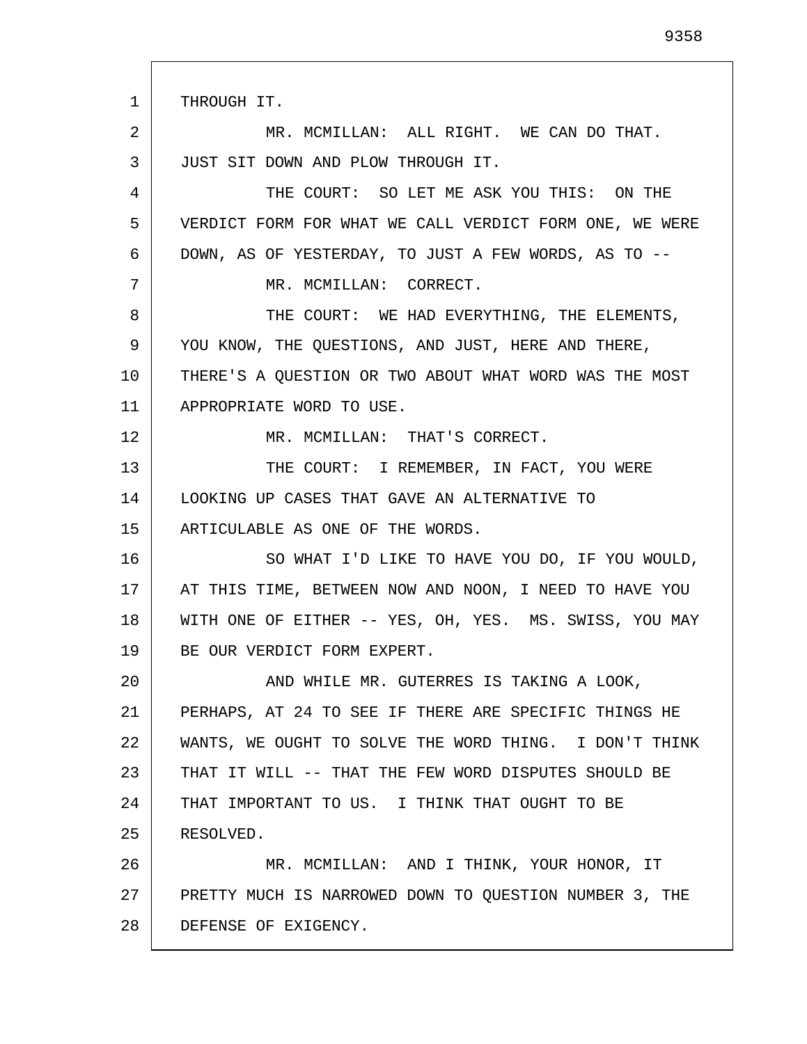THROUGH IT.

MR. MCMILLAN: ALL RIGHT. WE CAN DO THAT. JUST SIT DOWN AND PLOW THROUGH IT.

THE COURT: SO LET ME ASK YOU THIS: ON THE VERDICT FORM FOR WHAT WE CALL VERDICT FORM ONE, WE WERE DOWN, AS OF YESTERDAY, TO JUST A FEW WORDS, AS TO --

MR. MCMILLAN: CORRECT.

THE COURT: WE HAD EVERYTHING, THE ELEMENTS, YOU KNOW, THE QUESTIONS, AND JUST, HERE AND THERE, THERE'S A QUESTION OR TWO ABOUT WHAT WORD WAS THE MOST APPROPRIATE WORD TO USE.

MR. MCMILLAN: THAT'S CORRECT.

THE COURT: I REMEMBER, IN FACT, YOU WERE LOOKING UP CASES THAT GAVE AN ALTERNATIVE TO ARTICULABLE AS ONE OF THE WORDS.

SO WHAT I'D LIKE TO HAVE YOU DO, IF YOU WOULD, AT THIS TIME, BETWEEN NOW AND NOON, I NEED TO HAVE YOU WITH ONE OF EITHER -- YES, OH, YES. MS. SWISS, YOU MAY BE OUR VERDICT FORM EXPERT.

AND WHILE MR. GUTERRES IS TAKING A LOOK, PERHAPS, AT 24 TO SEE IF THERE ARE SPECIFIC THINGS HE WANTS, WE OUGHT TO SOLVE THE WORD THING. I DON'T THINK THAT IT WILL -- THAT THE FEW WORD DISPUTES SHOULD BE THAT IMPORTANT TO US. I THINK THAT OUGHT TO BE RESOLVED.

MR. MCMILLAN: AND I THINK, YOUR HONOR, IT PRETTY MUCH IS NARROWED DOWN TO QUESTION NUMBER 3, THE DEFENSE OF EXIGENCY.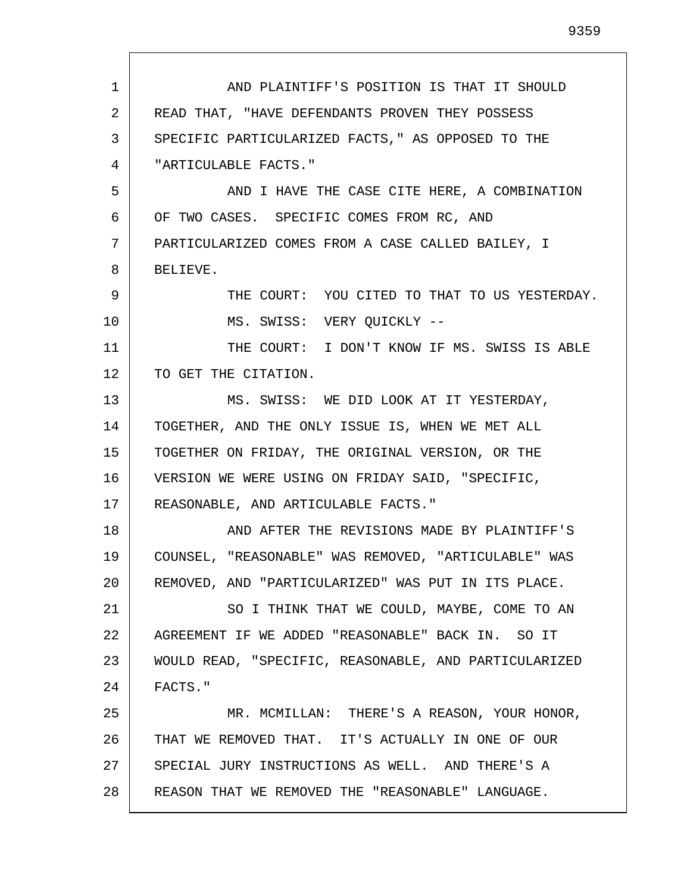AND PLAINTIFF'S POSITION IS THAT IT SHOULD READ THAT, "HAVE DEFENDANTS PROVEN THEY POSSESS SPECIFIC PARTICULARIZED FACTS," AS OPPOSED TO THE "ARTICULABLE FACTS."

AND I HAVE THE CASE CITE HERE, A COMBINATION OF TWO CASES. SPECIFIC COMES FROM RC, AND PARTICULARIZED COMES FROM A CASE CALLED BAILEY, I BELIEVE.

THE COURT: YOU CITED TO THAT TO US YESTERDAY.

MS. SWISS: VERY QUICKLY --

THE COURT: I DON'T KNOW IF MS. SWISS IS ABLE TO GET THE CITATION.

MS. SWISS: WE DID LOOK AT IT YESTERDAY, TOGETHER, AND THE ONLY ISSUE IS, WHEN WE MET ALL TOGETHER ON FRIDAY, THE ORIGINAL VERSION, OR THE VERSION WE WERE USING ON FRIDAY SAID, "SPECIFIC, REASONABLE, AND ARTICULABLE FACTS."

AND AFTER THE REVISIONS MADE BY PLAINTIFF'S COUNSEL, "REASONABLE" WAS REMOVED, "ARTICULABLE" WAS REMOVED, AND "PARTICULARIZED" WAS PUT IN ITS PLACE.

SO I THINK THAT WE COULD, MAYBE, COME TO AN AGREEMENT IF WE ADDED "REASONABLE" BACK IN. SO IT WOULD READ, "SPECIFIC, REASONABLE, AND PARTICULARIZED FACTS."

MR. MCMILLAN: THERE'S A REASON, YOUR HONOR, THAT WE REMOVED THAT. IT'S ACTUALLY IN ONE OF OUR SPECIAL JURY INSTRUCTIONS AS WELL. AND THERE'S A REASON THAT WE REMOVED THE "REASONABLE" LANGUAGE.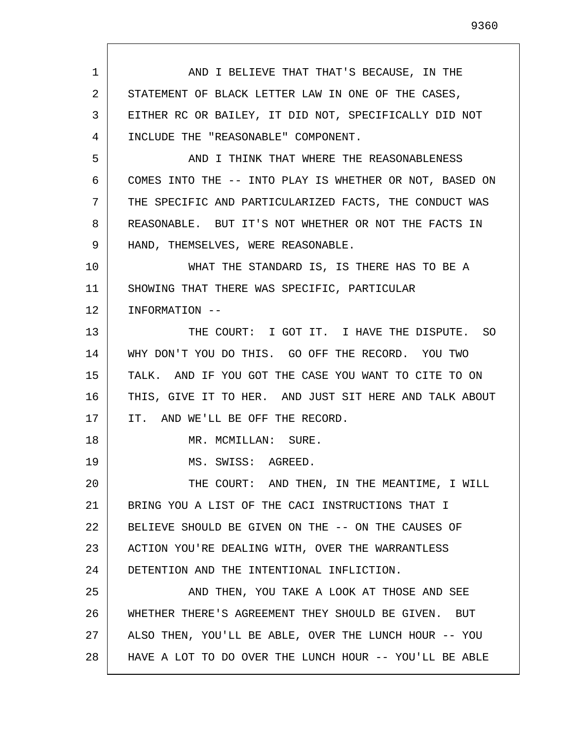AND I BELIEVE THAT THAT'S BECAUSE, IN THE STATEMENT OF BLACK LETTER LAW IN ONE OF THE CASES, EITHER RC OR BAILEY, IT DID NOT, SPECIFICALLY DID NOT INCLUDE THE "REASONABLE" COMPONENT.

AND I THINK THAT WHERE THE REASONABLENESS COMES INTO THE -- INTO PLAY IS WHETHER OR NOT, BASED ON THE SPECIFIC AND PARTICULARIZED FACTS, THE CONDUCT WAS REASONABLE. BUT IT'S NOT WHETHER OR NOT THE FACTS IN HAND, THEMSELVES, WERE REASONABLE.

WHAT THE STANDARD IS, IS THERE HAS TO BE A SHOWING THAT THERE WAS SPECIFIC, PARTICULAR INFORMATION --

THE COURT: I GOT IT. I HAVE THE DISPUTE. SO WHY DON'T YOU DO THIS. GO OFF THE RECORD. YOU TWO TALK. AND IF YOU GOT THE CASE YOU WANT TO CITE TO ON THIS, GIVE IT TO HER. AND JUST SIT HERE AND TALK ABOUT IT. AND WE'LL BE OFF THE RECORD.

MR. MCMILLAN: SURE.

MS. SWISS: AGREED.

THE COURT: AND THEN, IN THE MEANTIME, I WILL BRING YOU A LIST OF THE CACI INSTRUCTIONS THAT I BELIEVE SHOULD BE GIVEN ON THE -- ON THE CAUSES OF ACTION YOU'RE DEALING WITH, OVER THE WARRANTLESS DETENTION AND THE INTENTIONAL INFLICTION.

AND THEN, YOU TAKE A LOOK AT THOSE AND SEE WHETHER THERE'S AGREEMENT THEY SHOULD BE GIVEN. BUT ALSO THEN, YOU'LL BE ABLE, OVER THE LUNCH HOUR -- YOU HAVE A LOT TO DO OVER THE LUNCH HOUR -- YOU'LL BE ABLE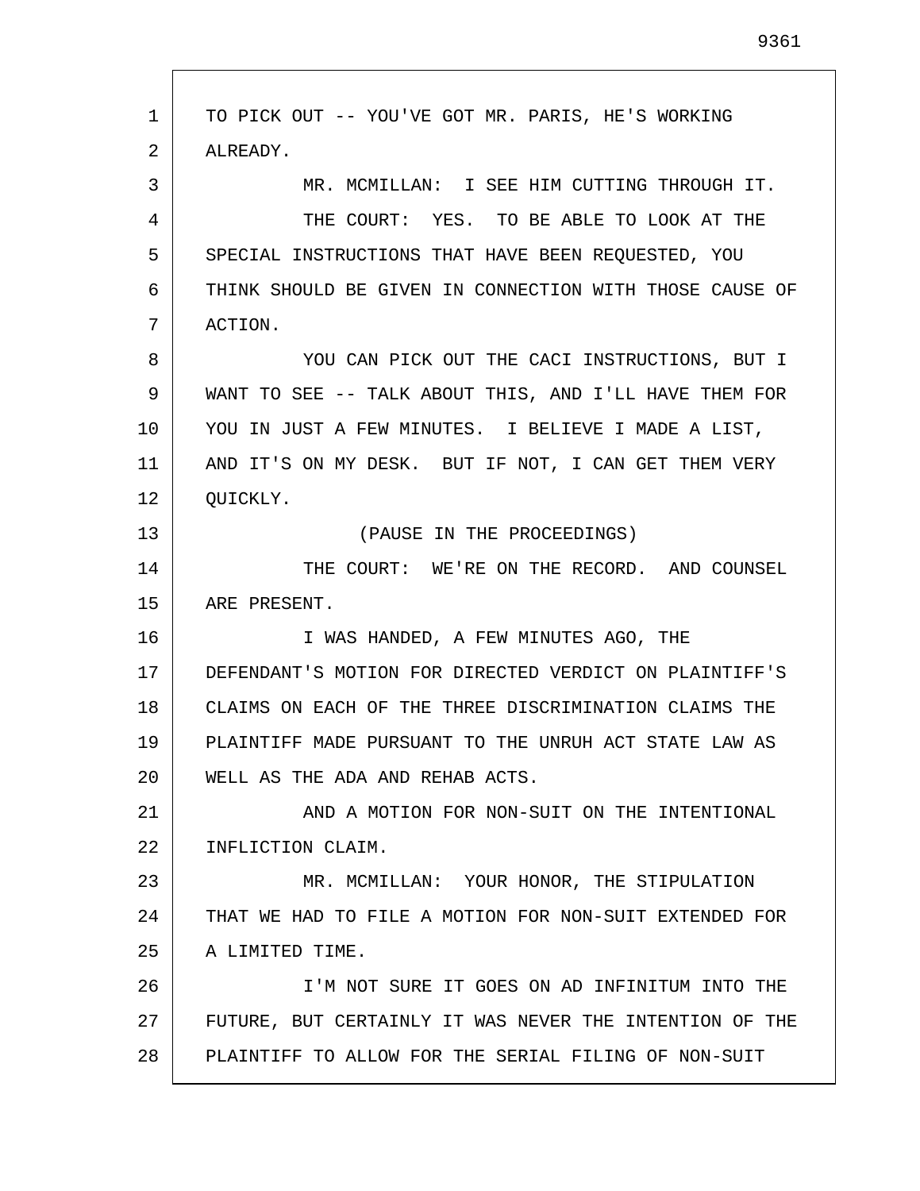TO PICK OUT -- YOU'VE GOT MR. PARIS, HE'S WORKING ALREADY.

MR. MCMILLAN: I SEE HIM CUTTING THROUGH IT.

THE COURT: YES. TO BE ABLE TO LOOK AT THE SPECIAL INSTRUCTIONS THAT HAVE BEEN REQUESTED, YOU THINK SHOULD BE GIVEN IN CONNECTION WITH THOSE CAUSE OF ACTION.

YOU CAN PICK OUT THE CACI INSTRUCTIONS, BUT I WANT TO SEE -- TALK ABOUT THIS, AND I'LL HAVE THEM FOR YOU IN JUST A FEW MINUTES. I BELIEVE I MADE A LIST, AND IT'S ON MY DESK. BUT IF NOT, I CAN GET THEM VERY QUICKLY.

(PAUSE IN THE PROCEEDINGS)

THE COURT: WE'RE ON THE RECORD. AND COUNSEL ARE PRESENT.

I WAS HANDED, A FEW MINUTES AGO, THE DEFENDANT'S MOTION FOR DIRECTED VERDICT ON PLAINTIFF'S CLAIMS ON EACH OF THE THREE DISCRIMINATION CLAIMS THE PLAINTIFF MADE PURSUANT TO THE UNRUH ACT STATE LAW AS WELL AS THE ADA AND REHAB ACTS.

AND A MOTION FOR NON-SUIT ON THE INTENTIONAL INFLICTION CLAIM.

MR. MCMILLAN: YOUR HONOR, THE STIPULATION THAT WE HAD TO FILE A MOTION FOR NON-SUIT EXTENDED FOR A LIMITED TIME.

I'M NOT SURE IT GOES ON AD INFINITUM INTO THE FUTURE, BUT CERTAINLY IT WAS NEVER THE INTENTION OF THE PLAINTIFF TO ALLOW FOR THE SERIAL FILING OF NON-SUIT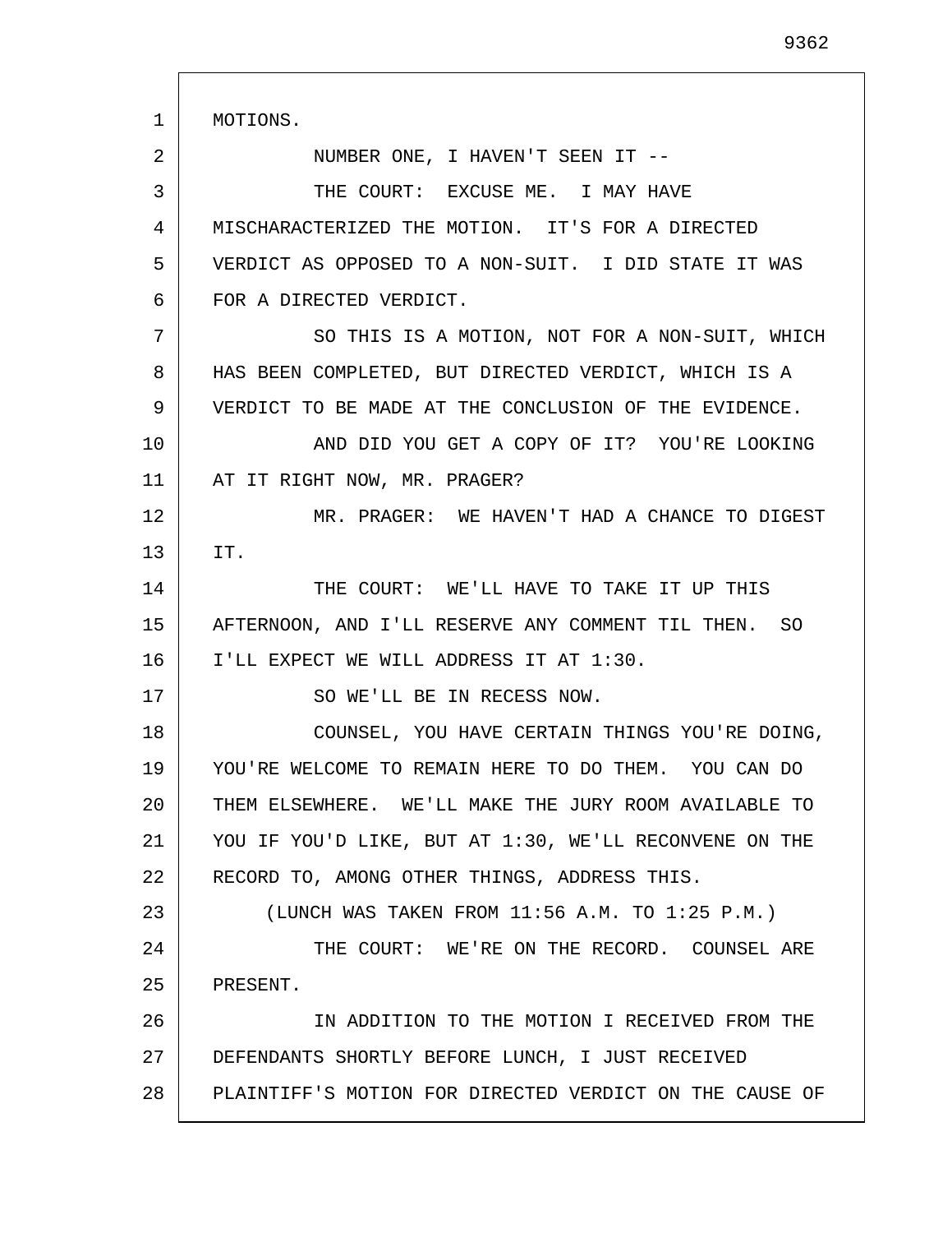MOTIONS.

NUMBER ONE, I HAVEN'T SEEN IT --

THE COURT: EXCUSE ME. I MAY HAVE MISCHARACTERIZED THE MOTION. IT'S FOR A DIRECTED VERDICT AS OPPOSED TO A NON-SUIT. I DID STATE IT WAS FOR A DIRECTED VERDICT.

SO THIS IS A MOTION, NOT FOR A NON-SUIT, WHICH HAS BEEN COMPLETED, BUT DIRECTED VERDICT, WHICH IS A VERDICT TO BE MADE AT THE CONCLUSION OF THE EVIDENCE.

AND DID YOU GET A COPY OF IT? YOU'RE LOOKING AT IT RIGHT NOW, MR. PRAGER?

MR. PRAGER: WE HAVEN'T HAD A CHANCE TO DIGEST IT.

THE COURT: WE'LL HAVE TO TAKE IT UP THIS AFTERNOON, AND I'LL RESERVE ANY COMMENT TIL THEN. SO I'LL EXPECT WE WILL ADDRESS IT AT 1:30.

SO WE'LL BE IN RECESS NOW.

COUNSEL, YOU HAVE CERTAIN THINGS YOU'RE DOING, YOU'RE WELCOME TO REMAIN HERE TO DO THEM. YOU CAN DO THEM ELSEWHERE. WE'LL MAKE THE JURY ROOM AVAILABLE TO YOU IF YOU'D LIKE, BUT AT 1:30, WE'LL RECONVENE ON THE RECORD TO, AMONG OTHER THINGS, ADDRESS THIS.

(LUNCH WAS TAKEN FROM 11:56 A.M. TO 1:25 P.M.)

THE COURT: WE'RE ON THE RECORD. COUNSEL ARE PRESENT.

IN ADDITION TO THE MOTION I RECEIVED FROM THE DEFENDANTS SHORTLY BEFORE LUNCH, I JUST RECEIVED PLAINTIFF'S MOTION FOR DIRECTED VERDICT ON THE CAUSE OF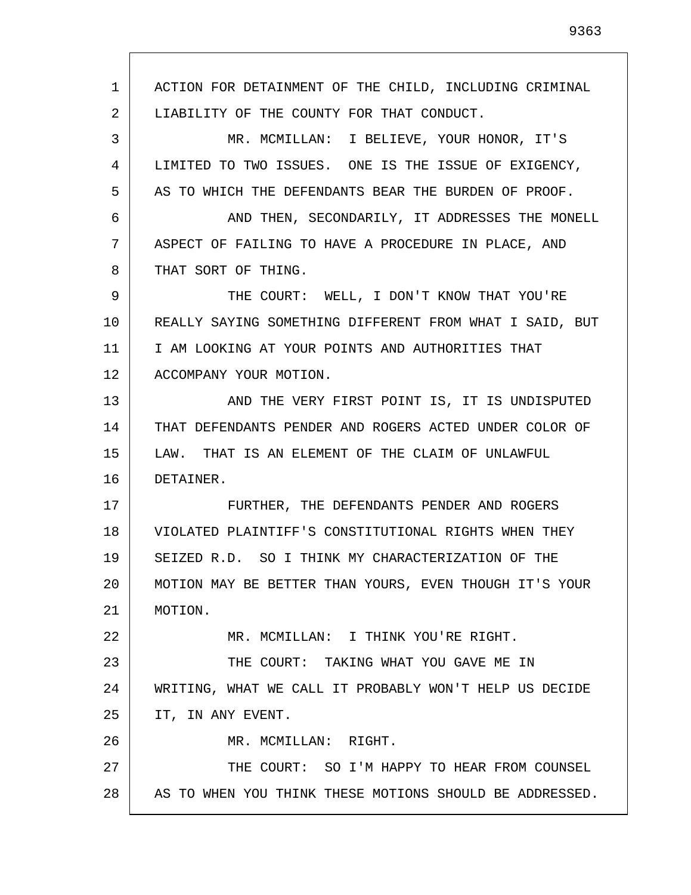ACTION FOR DETAINMENT OF THE CHILD, INCLUDING CRIMINAL LIABILITY OF THE COUNTY FOR THAT CONDUCT.

MR. MCMILLAN: I BELIEVE, YOUR HONOR, IT'S LIMITED TO TWO ISSUES. ONE IS THE ISSUE OF EXIGENCY, AS TO WHICH THE DEFENDANTS BEAR THE BURDEN OF PROOF.

AND THEN, SECONDARILY, IT ADDRESSES THE MONELL ASPECT OF FAILING TO HAVE A PROCEDURE IN PLACE, AND THAT SORT OF THING.

THE COURT: WELL, I DON'T KNOW THAT YOU'RE REALLY SAYING SOMETHING DIFFERENT FROM WHAT I SAID, BUT I AM LOOKING AT YOUR POINTS AND AUTHORITIES THAT ACCOMPANY YOUR MOTION.

AND THE VERY FIRST POINT IS, IT IS UNDISPUTED THAT DEFENDANTS PENDER AND ROGERS ACTED UNDER COLOR OF LAW. THAT IS AN ELEMENT OF THE CLAIM OF UNLAWFUL DETAINER.

FURTHER, THE DEFENDANTS PENDER AND ROGERS VIOLATED PLAINTIFF'S CONSTITUTIONAL RIGHTS WHEN THEY SEIZED R.D. SO I THINK MY CHARACTERIZATION OF THE MOTION MAY BE BETTER THAN YOURS, EVEN THOUGH IT'S YOUR MOTION.

MR. MCMILLAN: I THINK YOU'RE RIGHT.

THE COURT: TAKING WHAT YOU GAVE ME IN WRITING, WHAT WE CALL IT PROBABLY WON'T HELP US DECIDE IT, IN ANY EVENT.

MR. MCMILLAN: RIGHT.

THE COURT: SO I'M HAPPY TO HEAR FROM COUNSEL AS TO WHEN YOU THINK THESE MOTIONS SHOULD BE ADDRESSED.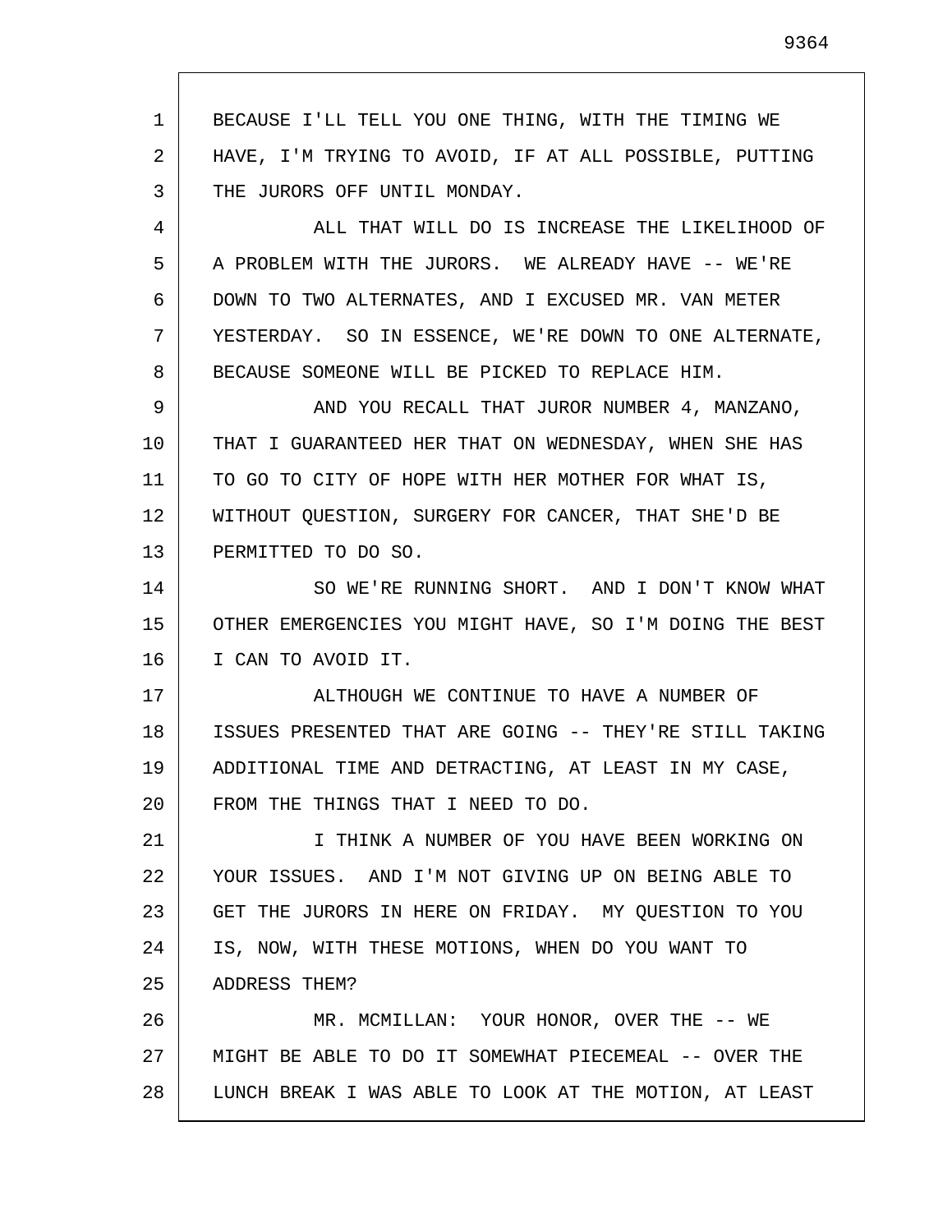BECAUSE I'LL TELL YOU ONE THING, WITH THE TIMING WE HAVE, I'M TRYING TO AVOID, IF AT ALL POSSIBLE, PUTTING THE JURORS OFF UNTIL MONDAY.

ALL THAT WILL DO IS INCREASE THE LIKELIHOOD OF A PROBLEM WITH THE JURORS. WE ALREADY HAVE -- WE'RE DOWN TO TWO ALTERNATES, AND I EXCUSED MR. VAN METER YESTERDAY. SO IN ESSENCE, WE'RE DOWN TO ONE ALTERNATE, BECAUSE SOMEONE WILL BE PICKED TO REPLACE HIM.

AND YOU RECALL THAT JUROR NUMBER 4, MANZANO, THAT I GUARANTEED HER THAT ON WEDNESDAY, WHEN SHE HAS TO GO TO CITY OF HOPE WITH HER MOTHER FOR WHAT IS, WITHOUT QUESTION, SURGERY FOR CANCER, THAT SHE'D BE PERMITTED TO DO SO.

SO WE'RE RUNNING SHORT. AND I DON'T KNOW WHAT OTHER EMERGENCIES YOU MIGHT HAVE, SO I'M DOING THE BEST I CAN TO AVOID IT.

ALTHOUGH WE CONTINUE TO HAVE A NUMBER OF ISSUES PRESENTED THAT ARE GOING -- THEY'RE STILL TAKING ADDITIONAL TIME AND DETRACTING, AT LEAST IN MY CASE, FROM THE THINGS THAT I NEED TO DO.

I THINK A NUMBER OF YOU HAVE BEEN WORKING ON YOUR ISSUES. AND I'M NOT GIVING UP ON BEING ABLE TO GET THE JURORS IN HERE ON FRIDAY. MY QUESTION TO YOU IS, NOW, WITH THESE MOTIONS, WHEN DO YOU WANT TO ADDRESS THEM?

MR. MCMILLAN: YOUR HONOR, OVER THE -- WE MIGHT BE ABLE TO DO IT SOMEWHAT PIECEMEAL -- OVER THE LUNCH BREAK I WAS ABLE TO LOOK AT THE MOTION, AT LEAST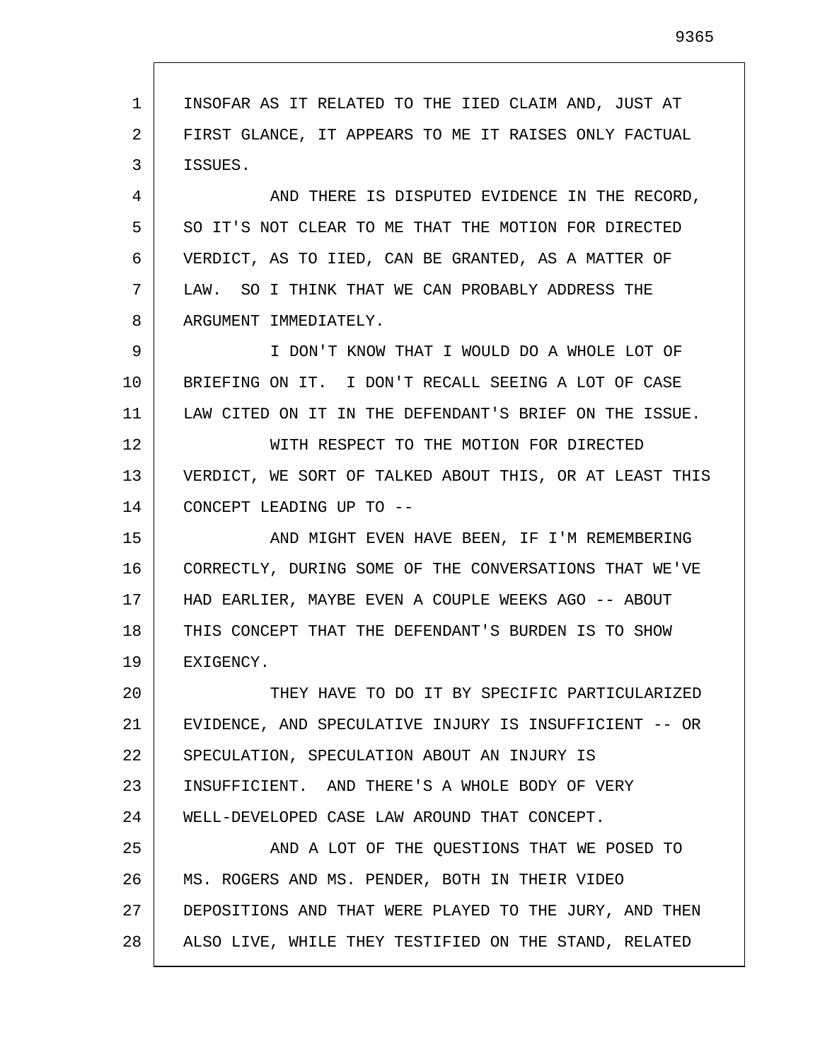INSOFAR AS IT RELATED TO THE IIED CLAIM AND, JUST AT FIRST GLANCE, IT APPEARS TO ME IT RAISES ONLY FACTUAL ISSUES.

AND THERE IS DISPUTED EVIDENCE IN THE RECORD, SO IT'S NOT CLEAR TO ME THAT THE MOTION FOR DIRECTED VERDICT, AS TO IIED, CAN BE GRANTED, AS A MATTER OF LAW. SO I THINK THAT WE CAN PROBABLY ADDRESS THE ARGUMENT IMMEDIATELY.

I DON'T KNOW THAT I WOULD DO A WHOLE LOT OF BRIEFING ON IT. I DON'T RECALL SEEING A LOT OF CASE LAW CITED ON IT IN THE DEFENDANT'S BRIEF ON THE ISSUE.

WITH RESPECT TO THE MOTION FOR DIRECTED VERDICT, WE SORT OF TALKED ABOUT THIS, OR AT LEAST THIS CONCEPT LEADING UP TO --

AND MIGHT EVEN HAVE BEEN, IF I'M REMEMBERING CORRECTLY, DURING SOME OF THE CONVERSATIONS THAT WE'VE HAD EARLIER, MAYBE EVEN A COUPLE WEEKS AGO -- ABOUT THIS CONCEPT THAT THE DEFENDANT'S BURDEN IS TO SHOW EXIGENCY.

THEY HAVE TO DO IT BY SPECIFIC PARTICULARIZED EVIDENCE, AND SPECULATIVE INJURY IS INSUFFICIENT -- OR SPECULATION, SPECULATION ABOUT AN INJURY IS INSUFFICIENT. AND THERE'S A WHOLE BODY OF VERY WELL-DEVELOPED CASE LAW AROUND THAT CONCEPT.

AND A LOT OF THE QUESTIONS THAT WE POSED TO MS. ROGERS AND MS. PENDER, BOTH IN THEIR VIDEO DEPOSITIONS AND THAT WERE PLAYED TO THE JURY, AND THEN ALSO LIVE, WHILE THEY TESTIFIED ON THE STAND, RELATED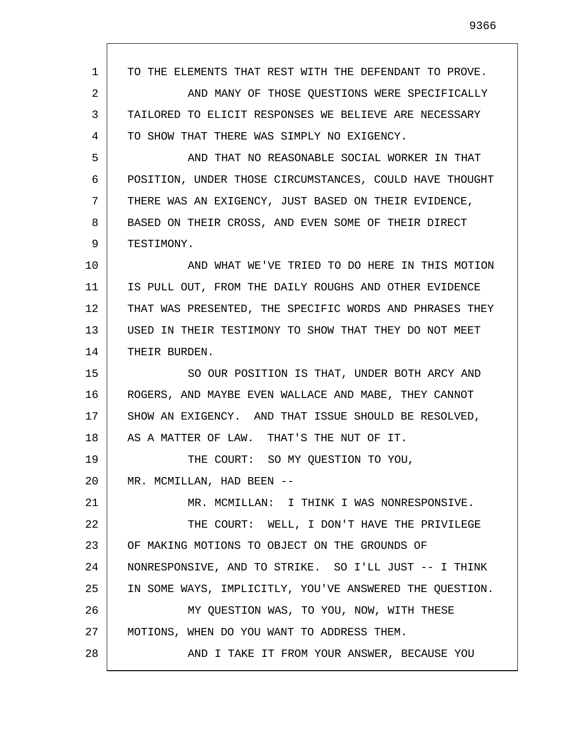TO THE ELEMENTS THAT REST WITH THE DEFENDANT TO PROVE.

AND MANY OF THOSE QUESTIONS WERE SPECIFICALLY TAILORED TO ELICIT RESPONSES WE BELIEVE ARE NECESSARY TO SHOW THAT THERE WAS SIMPLY NO EXIGENCY.

AND THAT NO REASONABLE SOCIAL WORKER IN THAT POSITION, UNDER THOSE CIRCUMSTANCES, COULD HAVE THOUGHT THERE WAS AN EXIGENCY, JUST BASED ON THEIR EVIDENCE, BASED ON THEIR CROSS, AND EVEN SOME OF THEIR DIRECT TESTIMONY.

AND WHAT WE'VE TRIED TO DO HERE IN THIS MOTION IS PULL OUT, FROM THE DAILY ROUGHS AND OTHER EVIDENCE THAT WAS PRESENTED, THE SPECIFIC WORDS AND PHRASES THEY USED IN THEIR TESTIMONY TO SHOW THAT THEY DO NOT MEET THEIR BURDEN.

SO OUR POSITION IS THAT, UNDER BOTH ARCY AND ROGERS, AND MAYBE EVEN WALLACE AND MABE, THEY CANNOT SHOW AN EXIGENCY. AND THAT ISSUE SHOULD BE RESOLVED, AS A MATTER OF LAW. THAT'S THE NUT OF IT.

THE COURT: SO MY QUESTION TO YOU, MR. MCMILLAN, HAD BEEN --

MR. MCMILLAN: I THINK I WAS NONRESPONSIVE.

THE COURT: WELL, I DON'T HAVE THE PRIVILEGE OF MAKING MOTIONS TO OBJECT ON THE GROUNDS OF NONRESPONSIVE, AND TO STRIKE. SO I'LL JUST -- I THINK IN SOME WAYS, IMPLICITLY, YOU'VE ANSWERED THE QUESTION.

MY QUESTION WAS, TO YOU, NOW, WITH THESE MOTIONS, WHEN DO YOU WANT TO ADDRESS THEM.

AND I TAKE IT FROM YOUR ANSWER, BECAUSE YOU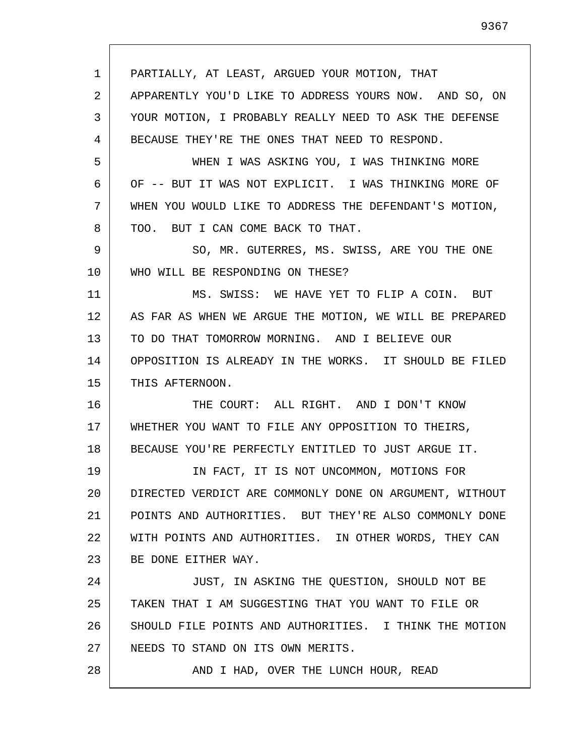PARTIALLY, AT LEAST, ARGUED YOUR MOTION, THAT APPARENTLY YOU'D LIKE TO ADDRESS YOURS NOW. AND SO, ON YOUR MOTION, I PROBABLY REALLY NEED TO ASK THE DEFENSE BECAUSE THEY'RE THE ONES THAT NEED TO RESPOND.

WHEN I WAS ASKING YOU, I WAS THINKING MORE OF -- BUT IT WAS NOT EXPLICIT. I WAS THINKING MORE OF WHEN YOU WOULD LIKE TO ADDRESS THE DEFENDANT'S MOTION, TOO. BUT I CAN COME BACK TO THAT.

SO, MR. GUTERRES, MS. SWISS, ARE YOU THE ONE WHO WILL BE RESPONDING ON THESE?

MS. SWISS: WE HAVE YET TO FLIP A COIN. BUT AS FAR AS WHEN WE ARGUE THE MOTION, WE WILL BE PREPARED TO DO THAT TOMORROW MORNING. AND I BELIEVE OUR OPPOSITION IS ALREADY IN THE WORKS. IT SHOULD BE FILED THIS AFTERNOON.

THE COURT: ALL RIGHT. AND I DON'T KNOW WHETHER YOU WANT TO FILE ANY OPPOSITION TO THEIRS, BECAUSE YOU'RE PERFECTLY ENTITLED TO JUST ARGUE IT.

IN FACT, IT IS NOT UNCOMMON, MOTIONS FOR DIRECTED VERDICT ARE COMMONLY DONE ON ARGUMENT, WITHOUT POINTS AND AUTHORITIES. BUT THEY'RE ALSO COMMONLY DONE WITH POINTS AND AUTHORITIES. IN OTHER WORDS, THEY CAN BE DONE EITHER WAY.

JUST, IN ASKING THE QUESTION, SHOULD NOT BE TAKEN THAT I AM SUGGESTING THAT YOU WANT TO FILE OR SHOULD FILE POINTS AND AUTHORITIES. I THINK THE MOTION NEEDS TO STAND ON ITS OWN MERITS.

AND I HAD, OVER THE LUNCH HOUR, READ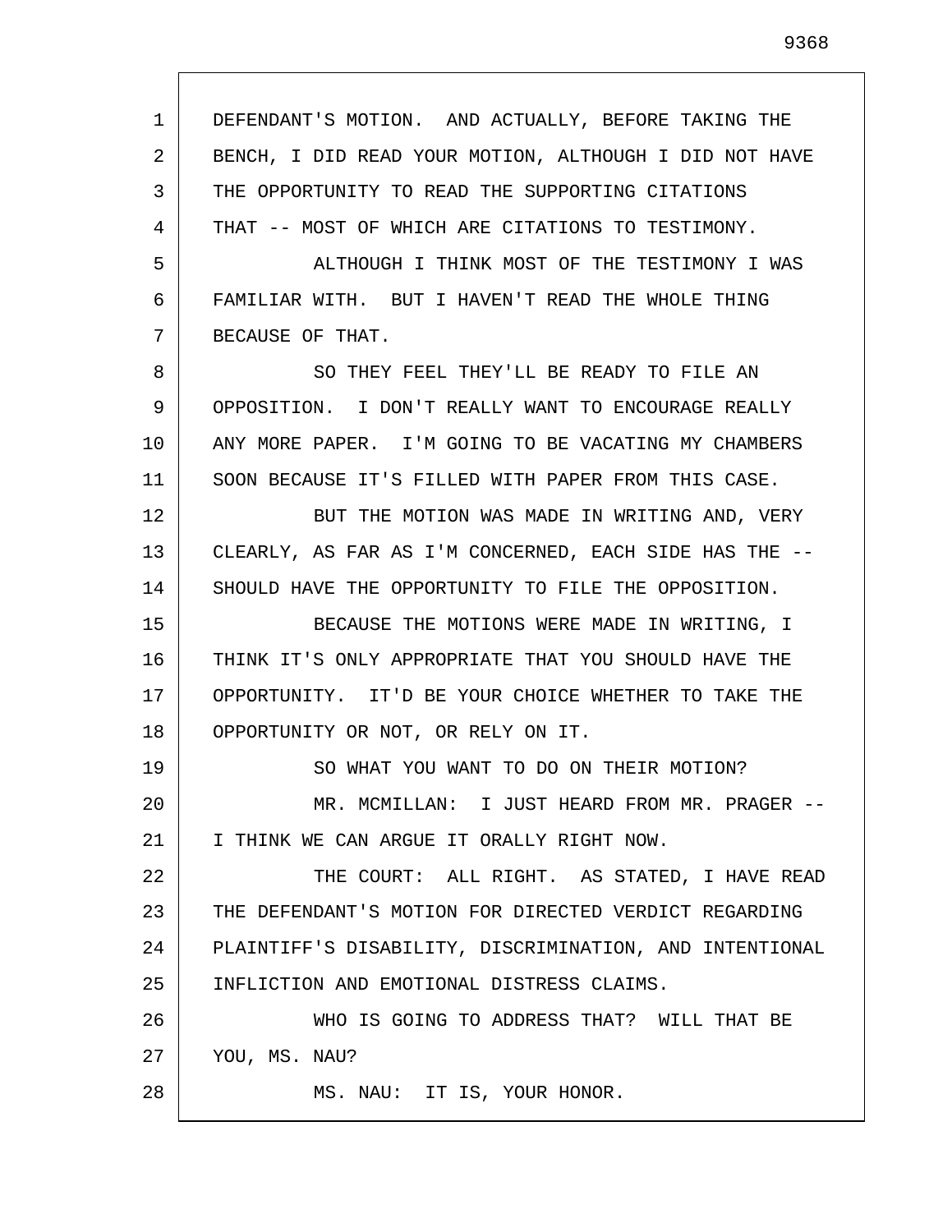DEFENDANT'S MOTION. AND ACTUALLY, BEFORE TAKING THE BENCH, I DID READ YOUR MOTION, ALTHOUGH I DID NOT HAVE THE OPPORTUNITY TO READ THE SUPPORTING CITATIONS THAT -- MOST OF WHICH ARE CITATIONS TO TESTIMONY.

ALTHOUGH I THINK MOST OF THE TESTIMONY I WAS FAMILIAR WITH. BUT I HAVEN'T READ THE WHOLE THING BECAUSE OF THAT.

SO THEY FEEL THEY'LL BE READY TO FILE AN OPPOSITION. I DON'T REALLY WANT TO ENCOURAGE REALLY ANY MORE PAPER. I'M GOING TO BE VACATING MY CHAMBERS SOON BECAUSE IT'S FILLED WITH PAPER FROM THIS CASE.

BUT THE MOTION WAS MADE IN WRITING AND, VERY CLEARLY, AS FAR AS I'M CONCERNED, EACH SIDE HAS THE -- SHOULD HAVE THE OPPORTUNITY TO FILE THE OPPOSITION.

BECAUSE THE MOTIONS WERE MADE IN WRITING, I THINK IT'S ONLY APPROPRIATE THAT YOU SHOULD HAVE THE OPPORTUNITY. IT'D BE YOUR CHOICE WHETHER TO TAKE THE OPPORTUNITY OR NOT, OR RELY ON IT.

SO WHAT YOU WANT TO DO ON THEIR MOTION?

MR. MCMILLAN: I JUST HEARD FROM MR. PRAGER -- I THINK WE CAN ARGUE IT ORALLY RIGHT NOW.

THE COURT: ALL RIGHT. AS STATED, I HAVE READ THE DEFENDANT'S MOTION FOR DIRECTED VERDICT REGARDING PLAINTIFF'S DISABILITY, DISCRIMINATION, AND INTENTIONAL INFLICTION AND EMOTIONAL DISTRESS CLAIMS.

WHO IS GOING TO ADDRESS THAT? WILL THAT BE YOU, MS. NAU?

MS. NAU: IT IS, YOUR HONOR.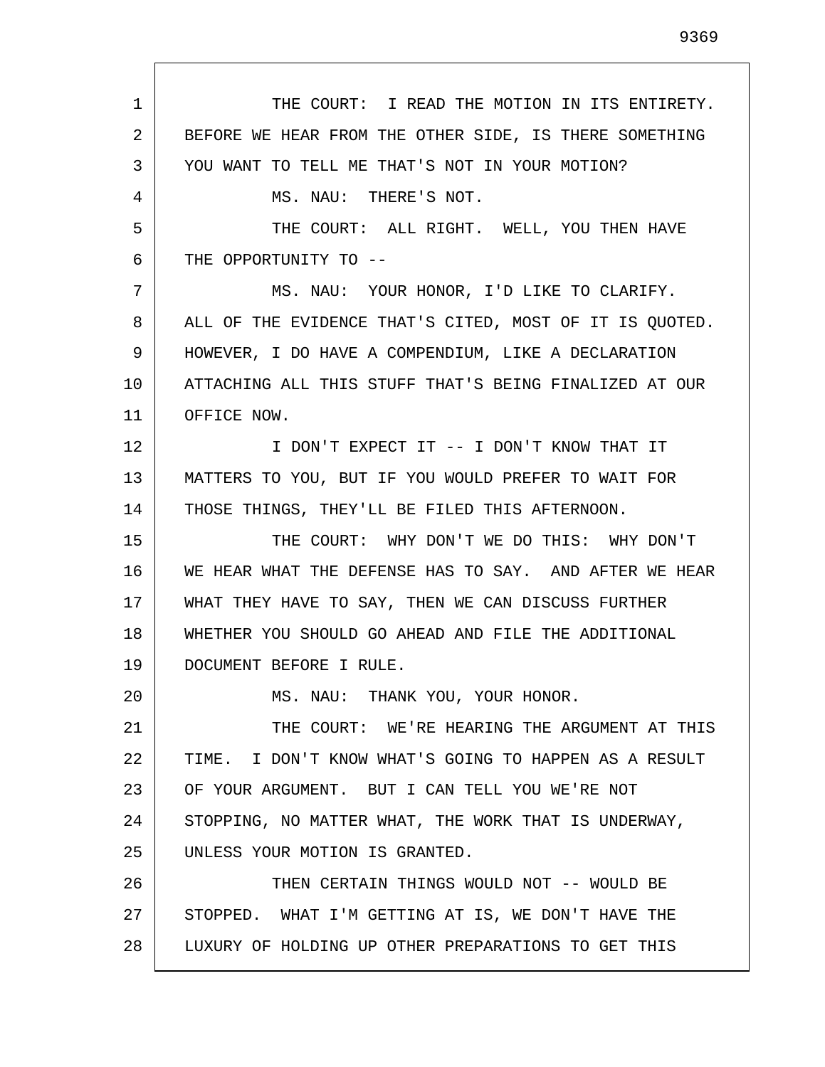THE COURT: I READ THE MOTION IN ITS ENTIRETY. BEFORE WE HEAR FROM THE OTHER SIDE, IS THERE SOMETHING YOU WANT TO TELL ME THAT'S NOT IN YOUR MOTION?

MS. NAU: THERE'S NOT.

THE COURT: ALL RIGHT. WELL, YOU THEN HAVE THE OPPORTUNITY TO --

MS. NAU: YOUR HONOR, I'D LIKE TO CLARIFY. ALL OF THE EVIDENCE THAT'S CITED, MOST OF IT IS QUOTED. HOWEVER, I DO HAVE A COMPENDIUM, LIKE A DECLARATION ATTACHING ALL THIS STUFF THAT'S BEING FINALIZED AT OUR OFFICE NOW.

I DON'T EXPECT IT -- I DON'T KNOW THAT IT MATTERS TO YOU, BUT IF YOU WOULD PREFER TO WAIT FOR THOSE THINGS, THEY'LL BE FILED THIS AFTERNOON.

THE COURT: WHY DON'T WE DO THIS: WHY DON'T WE HEAR WHAT THE DEFENSE HAS TO SAY. AND AFTER WE HEAR WHAT THEY HAVE TO SAY, THEN WE CAN DISCUSS FURTHER WHETHER YOU SHOULD GO AHEAD AND FILE THE ADDITIONAL DOCUMENT BEFORE I RULE.

MS. NAU: THANK YOU, YOUR HONOR.

THE COURT: WE'RE HEARING THE ARGUMENT AT THIS TIME. I DON'T KNOW WHAT'S GOING TO HAPPEN AS A RESULT OF YOUR ARGUMENT. BUT I CAN TELL YOU WE'RE NOT STOPPING, NO MATTER WHAT, THE WORK THAT IS UNDERWAY, UNLESS YOUR MOTION IS GRANTED.

THEN CERTAIN THINGS WOULD NOT -- WOULD BE STOPPED. WHAT I'M GETTING AT IS, WE DON'T HAVE THE LUXURY OF HOLDING UP OTHER PREPARATIONS TO GET THIS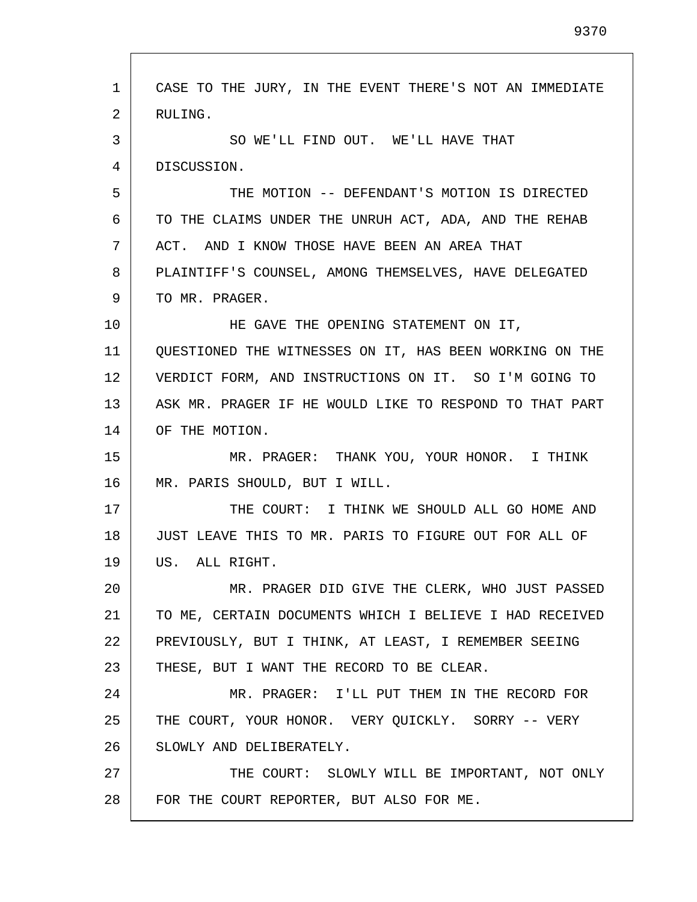CASE TO THE JURY, IN THE EVENT THERE'S NOT AN IMMEDIATE RULING.

SO WE'LL FIND OUT. WE'LL HAVE THAT DISCUSSION.

THE MOTION -- DEFENDANT'S MOTION IS DIRECTED TO THE CLAIMS UNDER THE UNRUH ACT, ADA, AND THE REHAB ACT. AND I KNOW THOSE HAVE BEEN AN AREA THAT PLAINTIFF'S COUNSEL, AMONG THEMSELVES, HAVE DELEGATED TO MR. PRAGER.

HE GAVE THE OPENING STATEMENT ON IT, QUESTIONED THE WITNESSES ON IT, HAS BEEN WORKING ON THE VERDICT FORM, AND INSTRUCTIONS ON IT. SO I'M GOING TO ASK MR. PRAGER IF HE WOULD LIKE TO RESPOND TO THAT PART OF THE MOTION.

MR. PRAGER: THANK YOU, YOUR HONOR. I THINK MR. PARIS SHOULD, BUT I WILL.

THE COURT: I THINK WE SHOULD ALL GO HOME AND JUST LEAVE THIS TO MR. PARIS TO FIGURE OUT FOR ALL OF US. ALL RIGHT.

MR. PRAGER DID GIVE THE CLERK, WHO JUST PASSED TO ME, CERTAIN DOCUMENTS WHICH I BELIEVE I HAD RECEIVED PREVIOUSLY, BUT I THINK, AT LEAST, I REMEMBER SEEING THESE, BUT I WANT THE RECORD TO BE CLEAR.

MR. PRAGER: I'LL PUT THEM IN THE RECORD FOR THE COURT, YOUR HONOR. VERY QUICKLY. SORRY -- VERY SLOWLY AND DELIBERATELY.

THE COURT: SLOWLY WILL BE IMPORTANT, NOT ONLY FOR THE COURT REPORTER, BUT ALSO FOR ME.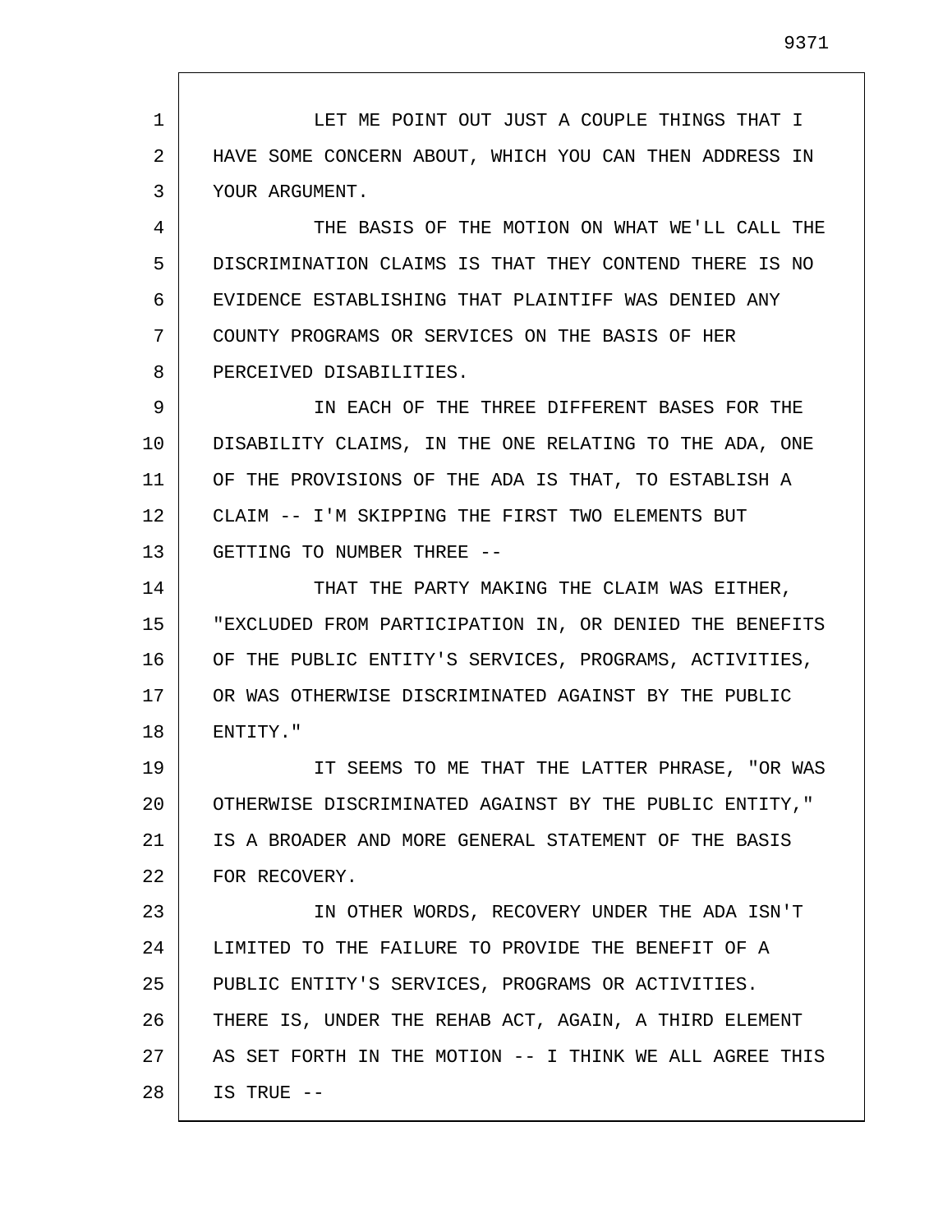LET ME POINT OUT JUST A COUPLE THINGS THAT I HAVE SOME CONCERN ABOUT, WHICH YOU CAN THEN ADDRESS IN YOUR ARGUMENT.

THE BASIS OF THE MOTION ON WHAT WE'LL CALL THE DISCRIMINATION CLAIMS IS THAT THEY CONTEND THERE IS NO EVIDENCE ESTABLISHING THAT PLAINTIFF WAS DENIED ANY COUNTY PROGRAMS OR SERVICES ON THE BASIS OF HER PERCEIVED DISABILITIES.

IN EACH OF THE THREE DIFFERENT BASES FOR THE DISABILITY CLAIMS, IN THE ONE RELATING TO THE ADA, ONE OF THE PROVISIONS OF THE ADA IS THAT, TO ESTABLISH A CLAIM -- I'M SKIPPING THE FIRST TWO ELEMENTS BUT GETTING TO NUMBER THREE --

THAT THE PARTY MAKING THE CLAIM WAS EITHER, "EXCLUDED FROM PARTICIPATION IN, OR DENIED THE BENEFITS OF THE PUBLIC ENTITY'S SERVICES, PROGRAMS, ACTIVITIES, OR WAS OTHERWISE DISCRIMINATED AGAINST BY THE PUBLIC ENTITY."

IT SEEMS TO ME THAT THE LATTER PHRASE, "OR WAS OTHERWISE DISCRIMINATED AGAINST BY THE PUBLIC ENTITY," IS A BROADER AND MORE GENERAL STATEMENT OF THE BASIS FOR RECOVERY.

IN OTHER WORDS, RECOVERY UNDER THE ADA ISN'T LIMITED TO THE FAILURE TO PROVIDE THE BENEFIT OF A PUBLIC ENTITY'S SERVICES, PROGRAMS OR ACTIVITIES. THERE IS, UNDER THE REHAB ACT, AGAIN, A THIRD ELEMENT AS SET FORTH IN THE MOTION -- I THINK WE ALL AGREE THIS IS TRUE --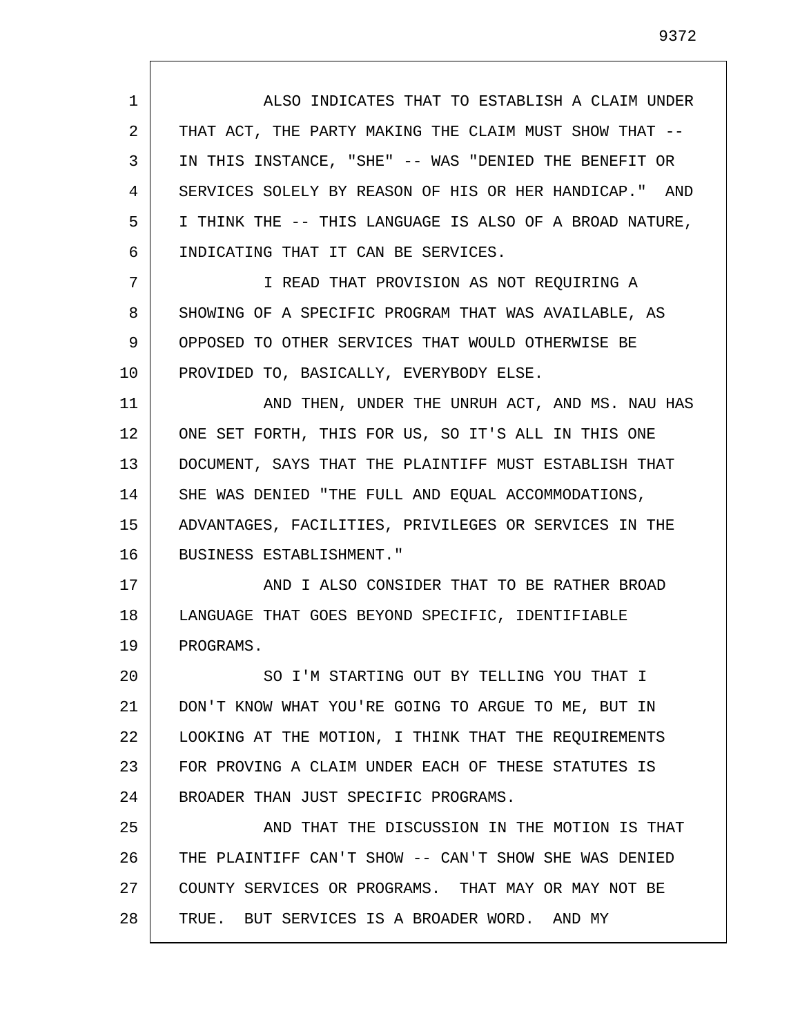ALSO INDICATES THAT TO ESTABLISH A CLAIM UNDER THAT ACT, THE PARTY MAKING THE CLAIM MUST SHOW THAT -- IN THIS INSTANCE, "SHE" -- WAS "DENIED THE BENEFIT OR SERVICES SOLELY BY REASON OF HIS OR HER HANDICAP." AND I THINK THE -- THIS LANGUAGE IS ALSO OF A BROAD NATURE, INDICATING THAT IT CAN BE SERVICES.

I READ THAT PROVISION AS NOT REQUIRING A SHOWING OF A SPECIFIC PROGRAM THAT WAS AVAILABLE, AS OPPOSED TO OTHER SERVICES THAT WOULD OTHERWISE BE PROVIDED TO, BASICALLY, EVERYBODY ELSE.

AND THEN, UNDER THE UNRUH ACT, AND MS. NAU HAS ONE SET FORTH, THIS FOR US, SO IT'S ALL IN THIS ONE DOCUMENT, SAYS THAT THE PLAINTIFF MUST ESTABLISH THAT SHE WAS DENIED "THE FULL AND EQUAL ACCOMMODATIONS, ADVANTAGES, FACILITIES, PRIVILEGES OR SERVICES IN THE BUSINESS ESTABLISHMENT."

AND I ALSO CONSIDER THAT TO BE RATHER BROAD LANGUAGE THAT GOES BEYOND SPECIFIC, IDENTIFIABLE PROGRAMS.

SO I'M STARTING OUT BY TELLING YOU THAT I DON'T KNOW WHAT YOU'RE GOING TO ARGUE TO ME, BUT IN LOOKING AT THE MOTION, I THINK THAT THE REQUIREMENTS FOR PROVING A CLAIM UNDER EACH OF THESE STATUTES IS BROADER THAN JUST SPECIFIC PROGRAMS.

AND THAT THE DISCUSSION IN THE MOTION IS THAT THE PLAINTIFF CAN'T SHOW -- CAN'T SHOW SHE WAS DENIED COUNTY SERVICES OR PROGRAMS. THAT MAY OR MAY NOT BE TRUE. BUT SERVICES IS A BROADER WORD. AND MY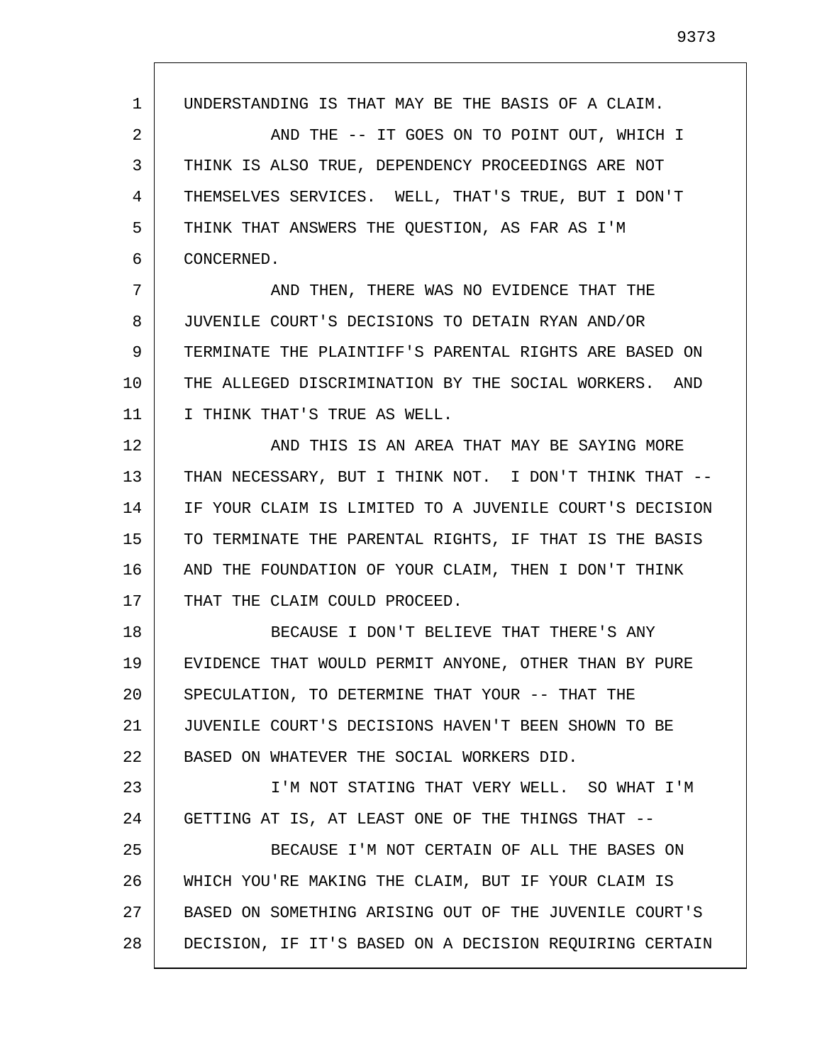UNDERSTANDING IS THAT MAY BE THE BASIS OF A CLAIM.

AND THE -- IT GOES ON TO POINT OUT, WHICH I THINK IS ALSO TRUE, DEPENDENCY PROCEEDINGS ARE NOT THEMSELVES SERVICES. WELL, THAT'S TRUE, BUT I DON'T THINK THAT ANSWERS THE QUESTION, AS FAR AS I'M CONCERNED.

AND THEN, THERE WAS NO EVIDENCE THAT THE JUVENILE COURT'S DECISIONS TO DETAIN RYAN AND/OR TERMINATE THE PLAINTIFF'S PARENTAL RIGHTS ARE BASED ON THE ALLEGED DISCRIMINATION BY THE SOCIAL WORKERS. AND I THINK THAT'S TRUE AS WELL.

AND THIS IS AN AREA THAT MAY BE SAYING MORE THAN NECESSARY, BUT I THINK NOT. I DON'T THINK THAT -- IF YOUR CLAIM IS LIMITED TO A JUVENILE COURT'S DECISION TO TERMINATE THE PARENTAL RIGHTS, IF THAT IS THE BASIS AND THE FOUNDATION OF YOUR CLAIM, THEN I DON'T THINK THAT THE CLAIM COULD PROCEED.

BECAUSE I DON'T BELIEVE THAT THERE'S ANY EVIDENCE THAT WOULD PERMIT ANYONE, OTHER THAN BY PURE SPECULATION, TO DETERMINE THAT YOUR -- THAT THE JUVENILE COURT'S DECISIONS HAVEN'T BEEN SHOWN TO BE BASED ON WHATEVER THE SOCIAL WORKERS DID.

I'M NOT STATING THAT VERY WELL. SO WHAT I'M GETTING AT IS, AT LEAST ONE OF THE THINGS THAT --

BECAUSE I'M NOT CERTAIN OF ALL THE BASES ON WHICH YOU'RE MAKING THE CLAIM, BUT IF YOUR CLAIM IS BASED ON SOMETHING ARISING OUT OF THE JUVENILE COURT'S DECISION, IF IT'S BASED ON A DECISION REQUIRING CERTAIN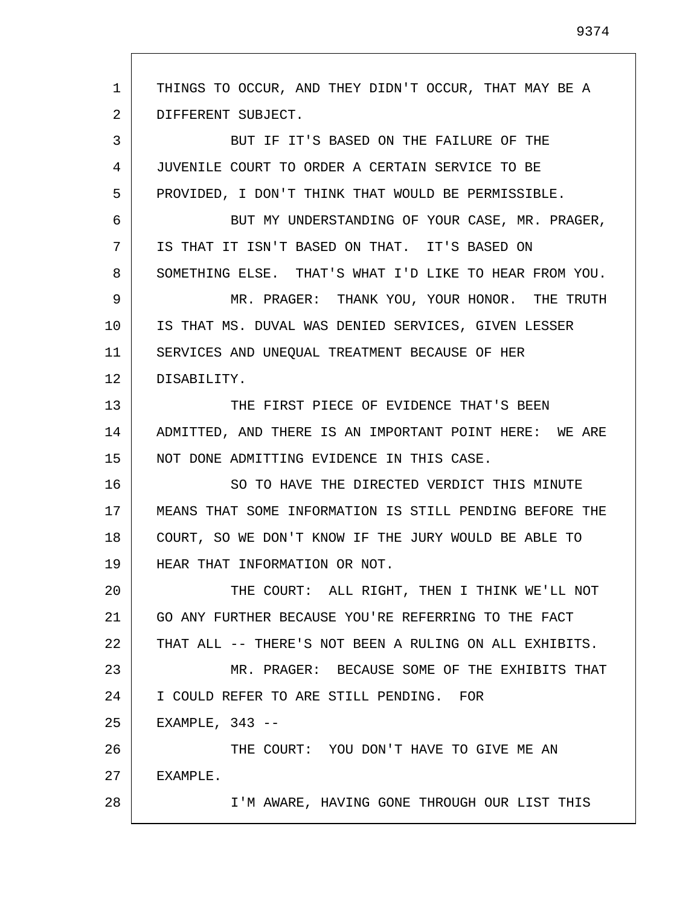THINGS TO OCCUR, AND THEY DIDN'T OCCUR, THAT MAY BE A DIFFERENT SUBJECT.

BUT IF IT'S BASED ON THE FAILURE OF THE JUVENILE COURT TO ORDER A CERTAIN SERVICE TO BE PROVIDED, I DON'T THINK THAT WOULD BE PERMISSIBLE.

BUT MY UNDERSTANDING OF YOUR CASE, MR. PRAGER, IS THAT IT ISN'T BASED ON THAT. IT'S BASED ON SOMETHING ELSE. THAT'S WHAT I'D LIKE TO HEAR FROM YOU.

MR. PRAGER: THANK YOU, YOUR HONOR. THE TRUTH IS THAT MS. DUVAL WAS DENIED SERVICES, GIVEN LESSER SERVICES AND UNEQUAL TREATMENT BECAUSE OF HER DISABILITY.

THE FIRST PIECE OF EVIDENCE THAT'S BEEN ADMITTED, AND THERE IS AN IMPORTANT POINT HERE: WE ARE NOT DONE ADMITTING EVIDENCE IN THIS CASE.

SO TO HAVE THE DIRECTED VERDICT THIS MINUTE MEANS THAT SOME INFORMATION IS STILL PENDING BEFORE THE COURT, SO WE DON'T KNOW IF THE JURY WOULD BE ABLE TO HEAR THAT INFORMATION OR NOT.

THE COURT: ALL RIGHT, THEN I THINK WE'LL NOT GO ANY FURTHER BECAUSE YOU'RE REFERRING TO THE FACT THAT ALL -- THERE'S NOT BEEN A RULING ON ALL EXHIBITS.

MR. PRAGER: BECAUSE SOME OF THE EXHIBITS THAT I COULD REFER TO ARE STILL PENDING. FOR EXAMPLE, 343 --

THE COURT: YOU DON'T HAVE TO GIVE ME AN EXAMPLE.

I'M AWARE, HAVING GONE THROUGH OUR LIST THIS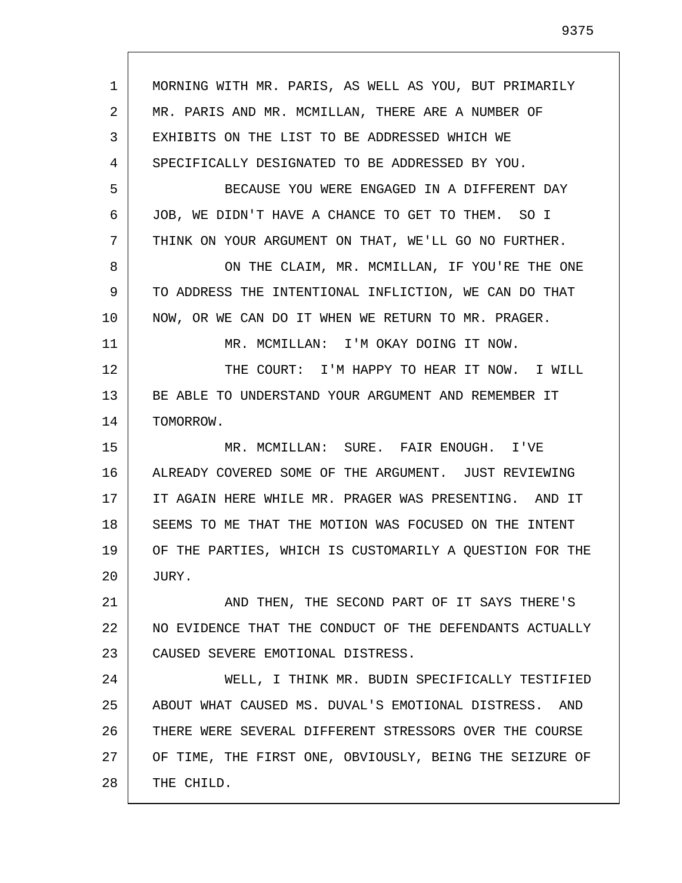MORNING WITH MR. PARIS, AS WELL AS YOU, BUT PRIMARILY MR. PARIS AND MR. MCMILLAN, THERE ARE A NUMBER OF EXHIBITS ON THE LIST TO BE ADDRESSED WHICH WE SPECIFICALLY DESIGNATED TO BE ADDRESSED BY YOU.

BECAUSE YOU WERE ENGAGED IN A DIFFERENT DAY JOB, WE DIDN'T HAVE A CHANCE TO GET TO THEM. SO I THINK ON YOUR ARGUMENT ON THAT, WE'LL GO NO FURTHER.

ON THE CLAIM, MR. MCMILLAN, IF YOU'RE THE ONE TO ADDRESS THE INTENTIONAL INFLICTION, WE CAN DO THAT NOW, OR WE CAN DO IT WHEN WE RETURN TO MR. PRAGER.

MR. MCMILLAN: I'M OKAY DOING IT NOW.

THE COURT: I'M HAPPY TO HEAR IT NOW. I WILL BE ABLE TO UNDERSTAND YOUR ARGUMENT AND REMEMBER IT TOMORROW.

MR. MCMILLAN: SURE. FAIR ENOUGH. I'VE ALREADY COVERED SOME OF THE ARGUMENT. JUST REVIEWING IT AGAIN HERE WHILE MR. PRAGER WAS PRESENTING. AND IT SEEMS TO ME THAT THE MOTION WAS FOCUSED ON THE INTENT OF THE PARTIES, WHICH IS CUSTOMARILY A QUESTION FOR THE JURY.

AND THEN, THE SECOND PART OF IT SAYS THERE'S NO EVIDENCE THAT THE CONDUCT OF THE DEFENDANTS ACTUALLY CAUSED SEVERE EMOTIONAL DISTRESS.

WELL, I THINK MR. BUDIN SPECIFICALLY TESTIFIED ABOUT WHAT CAUSED MS. DUVAL'S EMOTIONAL DISTRESS. AND THERE WERE SEVERAL DIFFERENT STRESSORS OVER THE COURSE OF TIME, THE FIRST ONE, OBVIOUSLY, BEING THE SEIZURE OF THE CHILD.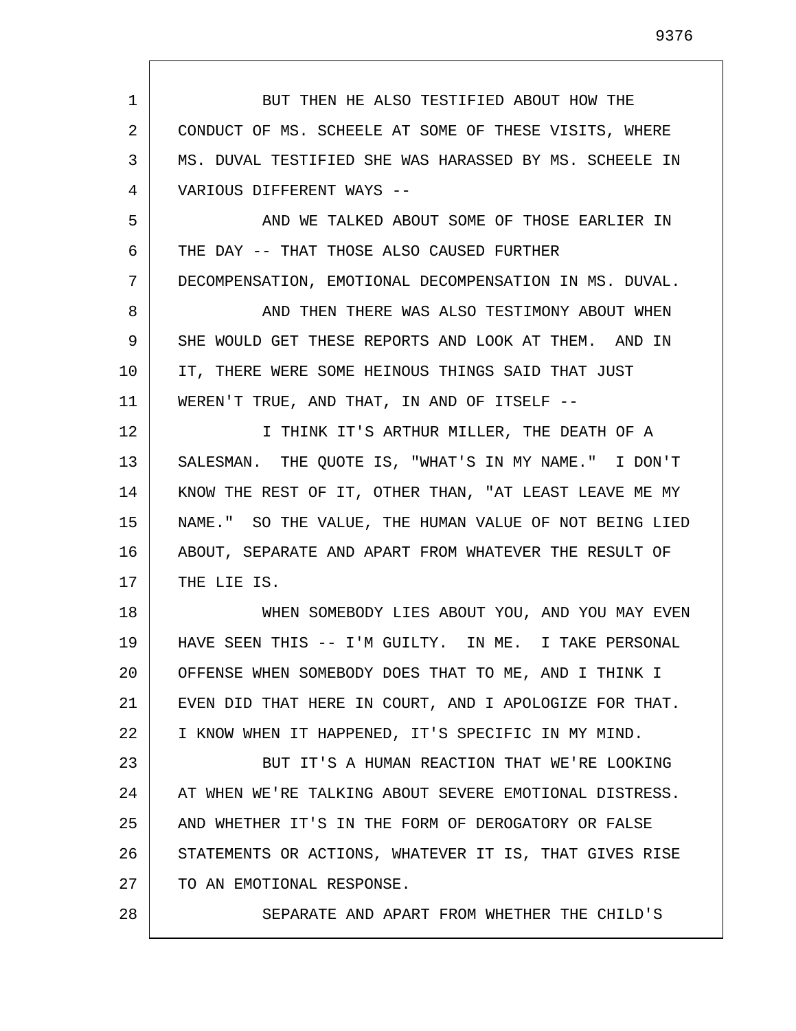BUT THEN HE ALSO TESTIFIED ABOUT HOW THE CONDUCT OF MS. SCHEELE AT SOME OF THESE VISITS, WHERE MS. DUVAL TESTIFIED SHE WAS HARASSED BY MS. SCHEELE IN VARIOUS DIFFERENT WAYS --

AND WE TALKED ABOUT SOME OF THOSE EARLIER IN THE DAY -- THAT THOSE ALSO CAUSED FURTHER DECOMPENSATION, EMOTIONAL DECOMPENSATION IN MS. DUVAL.

AND THEN THERE WAS ALSO TESTIMONY ABOUT WHEN SHE WOULD GET THESE REPORTS AND LOOK AT THEM. AND IN IT, THERE WERE SOME HEINOUS THINGS SAID THAT JUST WEREN'T TRUE, AND THAT, IN AND OF ITSELF --

I THINK IT'S ARTHUR MILLER, THE DEATH OF A SALESMAN. THE QUOTE IS, "WHAT'S IN MY NAME." I DON'T KNOW THE REST OF IT, OTHER THAN, "AT LEAST LEAVE ME MY NAME." SO THE VALUE, THE HUMAN VALUE OF NOT BEING LIED ABOUT, SEPARATE AND APART FROM WHATEVER THE RESULT OF THE LIE IS.

WHEN SOMEBODY LIES ABOUT YOU, AND YOU MAY EVEN HAVE SEEN THIS -- I'M GUILTY. IN ME. I TAKE PERSONAL OFFENSE WHEN SOMEBODY DOES THAT TO ME, AND I THINK I EVEN DID THAT HERE IN COURT, AND I APOLOGIZE FOR THAT. I KNOW WHEN IT HAPPENED, IT'S SPECIFIC IN MY MIND.

BUT IT'S A HUMAN REACTION THAT WE'RE LOOKING AT WHEN WE'RE TALKING ABOUT SEVERE EMOTIONAL DISTRESS. AND WHETHER IT'S IN THE FORM OF DEROGATORY OR FALSE STATEMENTS OR ACTIONS, WHATEVER IT IS, THAT GIVES RISE TO AN EMOTIONAL RESPONSE.

SEPARATE AND APART FROM WHETHER THE CHILD'S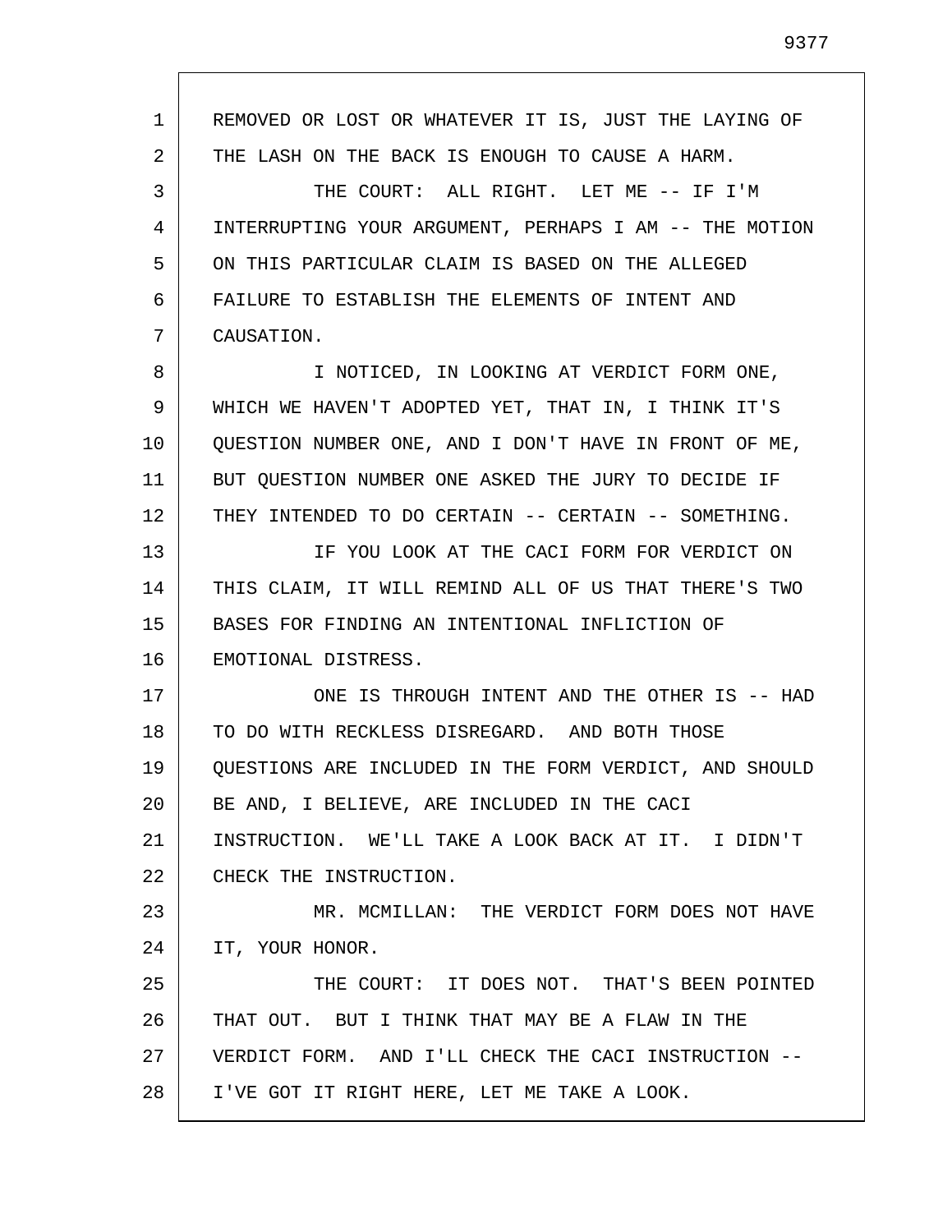REMOVED OR LOST OR WHATEVER IT IS, JUST THE LAYING OF THE LASH ON THE BACK IS ENOUGH TO CAUSE A HARM.

THE COURT: ALL RIGHT. LET ME -- IF I'M INTERRUPTING YOUR ARGUMENT, PERHAPS I AM -- THE MOTION ON THIS PARTICULAR CLAIM IS BASED ON THE ALLEGED FAILURE TO ESTABLISH THE ELEMENTS OF INTENT AND CAUSATION.

I NOTICED, IN LOOKING AT VERDICT FORM ONE, WHICH WE HAVEN'T ADOPTED YET, THAT IN, I THINK IT'S QUESTION NUMBER ONE, AND I DON'T HAVE IN FRONT OF ME, BUT QUESTION NUMBER ONE ASKED THE JURY TO DECIDE IF THEY INTENDED TO DO CERTAIN -- CERTAIN -- SOMETHING.

IF YOU LOOK AT THE CACI FORM FOR VERDICT ON THIS CLAIM, IT WILL REMIND ALL OF US THAT THERE'S TWO BASES FOR FINDING AN INTENTIONAL INFLICTION OF EMOTIONAL DISTRESS.

ONE IS THROUGH INTENT AND THE OTHER IS -- HAD TO DO WITH RECKLESS DISREGARD. AND BOTH THOSE QUESTIONS ARE INCLUDED IN THE FORM VERDICT, AND SHOULD BE AND, I BELIEVE, ARE INCLUDED IN THE CACI INSTRUCTION. WE'LL TAKE A LOOK BACK AT IT. I DIDN'T CHECK THE INSTRUCTION.

MR. MCMILLAN: THE VERDICT FORM DOES NOT HAVE IT, YOUR HONOR.

THE COURT: IT DOES NOT. THAT'S BEEN POINTED THAT OUT. BUT I THINK THAT MAY BE A FLAW IN THE VERDICT FORM. AND I'LL CHECK THE CACI INSTRUCTION -- I'VE GOT IT RIGHT HERE, LET ME TAKE A LOOK.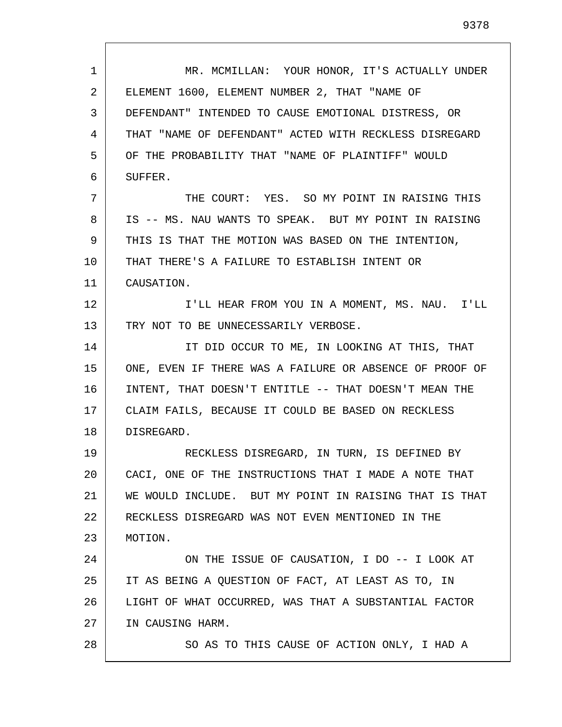MR. MCMILLAN: YOUR HONOR, IT'S ACTUALLY UNDER ELEMENT 1600, ELEMENT NUMBER 2, THAT "NAME OF DEFENDANT" INTENDED TO CAUSE EMOTIONAL DISTRESS, OR THAT "NAME OF DEFENDANT" ACTED WITH RECKLESS DISREGARD OF THE PROBABILITY THAT "NAME OF PLAINTIFF" WOULD SUFFER.

THE COURT: YES. SO MY POINT IN RAISING THIS IS -- MS. NAU WANTS TO SPEAK. BUT MY POINT IN RAISING THIS IS THAT THE MOTION WAS BASED ON THE INTENTION, THAT THERE'S A FAILURE TO ESTABLISH INTENT OR CAUSATION.

I'LL HEAR FROM YOU IN A MOMENT, MS. NAU. I'LL TRY NOT TO BE UNNECESSARILY VERBOSE.

IT DID OCCUR TO ME, IN LOOKING AT THIS, THAT ONE, EVEN IF THERE WAS A FAILURE OR ABSENCE OF PROOF OF INTENT, THAT DOESN'T ENTITLE -- THAT DOESN'T MEAN THE CLAIM FAILS, BECAUSE IT COULD BE BASED ON RECKLESS DISREGARD.

RECKLESS DISREGARD, IN TURN, IS DEFINED BY CACI, ONE OF THE INSTRUCTIONS THAT I MADE A NOTE THAT WE WOULD INCLUDE. BUT MY POINT IN RAISING THAT IS THAT RECKLESS DISREGARD WAS NOT EVEN MENTIONED IN THE MOTION.

ON THE ISSUE OF CAUSATION, I DO -- I LOOK AT IT AS BEING A QUESTION OF FACT, AT LEAST AS TO, IN LIGHT OF WHAT OCCURRED, WAS THAT A SUBSTANTIAL FACTOR IN CAUSING HARM.

SO AS TO THIS CAUSE OF ACTION ONLY, I HAD A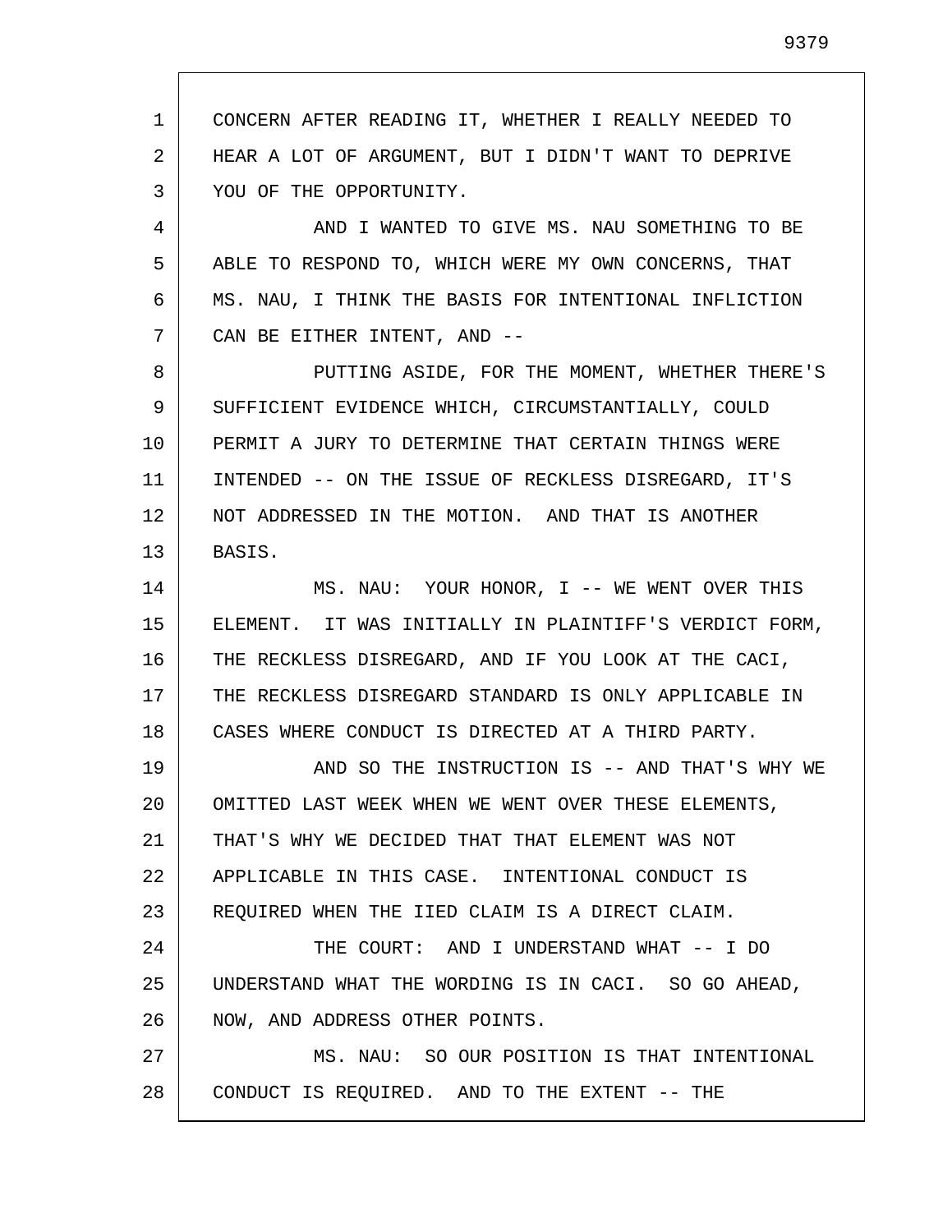CONCERN AFTER READING IT, WHETHER I REALLY NEEDED TO HEAR A LOT OF ARGUMENT, BUT I DIDN'T WANT TO DEPRIVE YOU OF THE OPPORTUNITY.

AND I WANTED TO GIVE MS. NAU SOMETHING TO BE ABLE TO RESPOND TO, WHICH WERE MY OWN CONCERNS, THAT MS. NAU, I THINK THE BASIS FOR INTENTIONAL INFLICTION CAN BE EITHER INTENT, AND --

PUTTING ASIDE, FOR THE MOMENT, WHETHER THERE'S SUFFICIENT EVIDENCE WHICH, CIRCUMSTANTIALLY, COULD PERMIT A JURY TO DETERMINE THAT CERTAIN THINGS WERE INTENDED -- ON THE ISSUE OF RECKLESS DISREGARD, IT'S NOT ADDRESSED IN THE MOTION. AND THAT IS ANOTHER BASIS.

MS. NAU: YOUR HONOR, I -- WE WENT OVER THIS ELEMENT. IT WAS INITIALLY IN PLAINTIFF'S VERDICT FORM, THE RECKLESS DISREGARD, AND IF YOU LOOK AT THE CACI, THE RECKLESS DISREGARD STANDARD IS ONLY APPLICABLE IN CASES WHERE CONDUCT IS DIRECTED AT A THIRD PARTY.

AND SO THE INSTRUCTION IS -- AND THAT'S WHY WE OMITTED LAST WEEK WHEN WE WENT OVER THESE ELEMENTS, THAT'S WHY WE DECIDED THAT THAT ELEMENT WAS NOT APPLICABLE IN THIS CASE. INTENTIONAL CONDUCT IS REQUIRED WHEN THE IIED CLAIM IS A DIRECT CLAIM.

THE COURT: AND I UNDERSTAND WHAT -- I DO UNDERSTAND WHAT THE WORDING IS IN CACI. SO GO AHEAD, NOW, AND ADDRESS OTHER POINTS.

MS. NAU: SO OUR POSITION IS THAT INTENTIONAL CONDUCT IS REQUIRED. AND TO THE EXTENT -- THE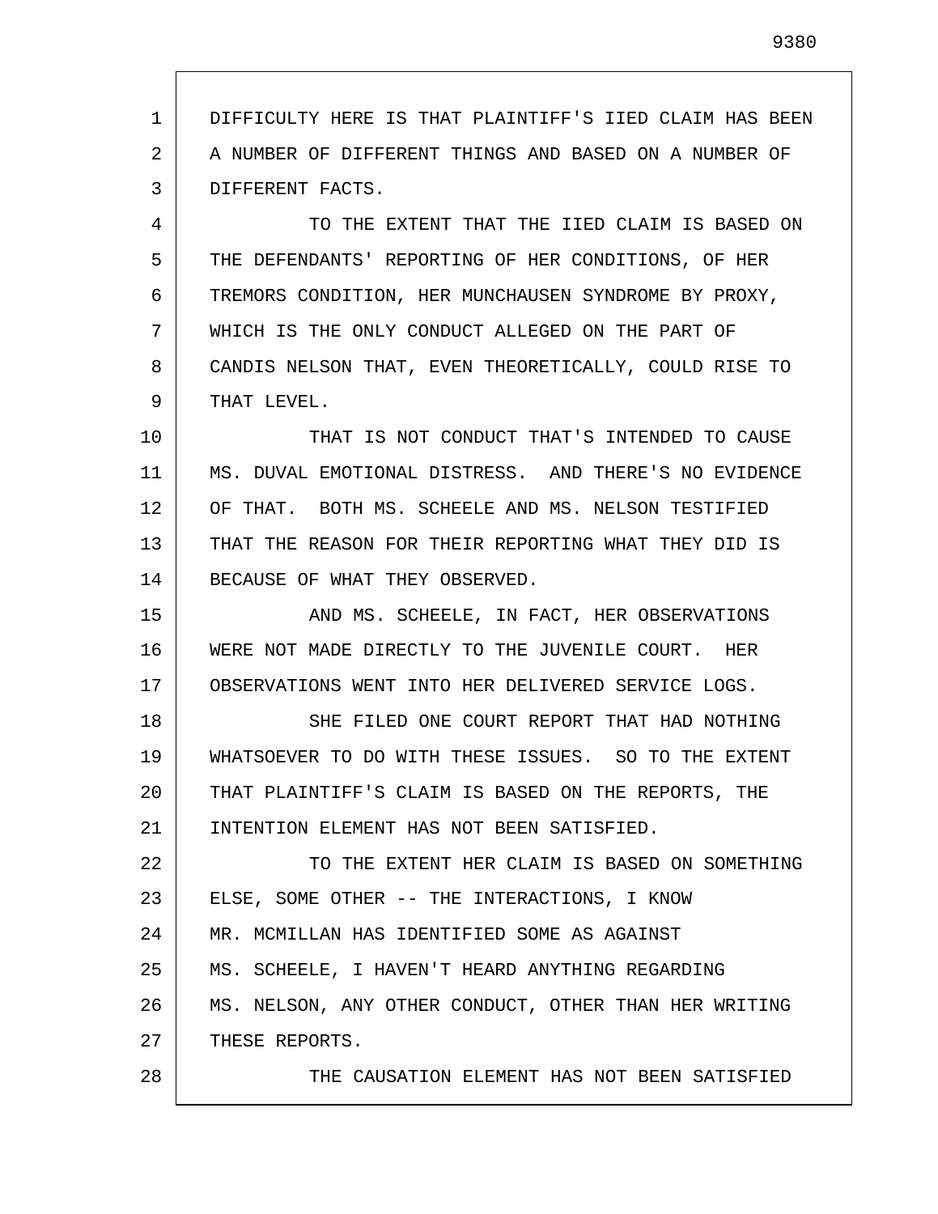DIFFICULTY HERE IS THAT PLAINTIFF'S IIED CLAIM HAS BEEN A NUMBER OF DIFFERENT THINGS AND BASED ON A NUMBER OF DIFFERENT FACTS.

TO THE EXTENT THAT THE IIED CLAIM IS BASED ON THE DEFENDANTS' REPORTING OF HER CONDITIONS, OF HER TREMORS CONDITION, HER MUNCHAUSEN SYNDROME BY PROXY, WHICH IS THE ONLY CONDUCT ALLEGED ON THE PART OF CANDIS NELSON THAT, EVEN THEORETICALLY, COULD RISE TO THAT LEVEL.

THAT IS NOT CONDUCT THAT'S INTENDED TO CAUSE MS. DUVAL EMOTIONAL DISTRESS. AND THERE'S NO EVIDENCE OF THAT. BOTH MS. SCHEELE AND MS. NELSON TESTIFIED THAT THE REASON FOR THEIR REPORTING WHAT THEY DID IS BECAUSE OF WHAT THEY OBSERVED.

AND MS. SCHEELE, IN FACT, HER OBSERVATIONS WERE NOT MADE DIRECTLY TO THE JUVENILE COURT. HER OBSERVATIONS WENT INTO HER DELIVERED SERVICE LOGS.

SHE FILED ONE COURT REPORT THAT HAD NOTHING WHATSOEVER TO DO WITH THESE ISSUES. SO TO THE EXTENT THAT PLAINTIFF'S CLAIM IS BASED ON THE REPORTS, THE INTENTION ELEMENT HAS NOT BEEN SATISFIED.

TO THE EXTENT HER CLAIM IS BASED ON SOMETHING ELSE, SOME OTHER -- THE INTERACTIONS, I KNOW MR. MCMILLAN HAS IDENTIFIED SOME AS AGAINST MS. SCHEELE, I HAVEN'T HEARD ANYTHING REGARDING MS. NELSON, ANY OTHER CONDUCT, OTHER THAN HER WRITING THESE REPORTS.

THE CAUSATION ELEMENT HAS NOT BEEN SATISFIED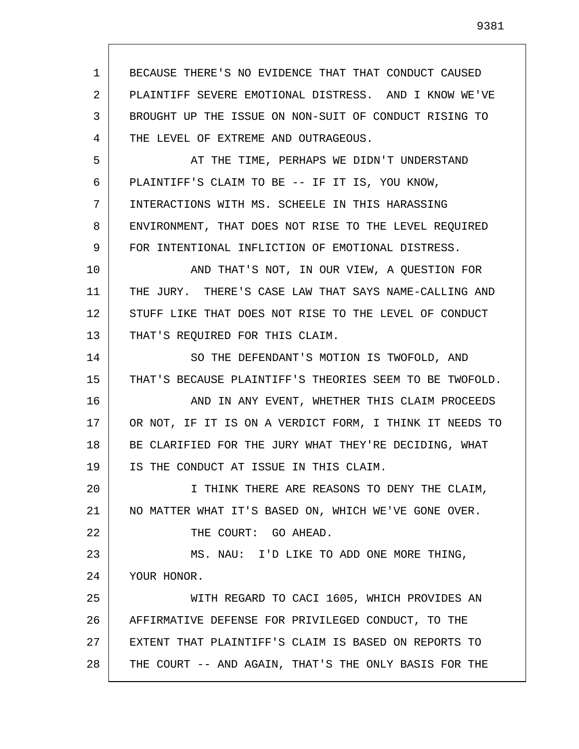BECAUSE THERE'S NO EVIDENCE THAT THAT CONDUCT CAUSED PLAINTIFF SEVERE EMOTIONAL DISTRESS. AND I KNOW WE'VE BROUGHT UP THE ISSUE ON NON-SUIT OF CONDUCT RISING TO THE LEVEL OF EXTREME AND OUTRAGEOUS.

AT THE TIME, PERHAPS WE DIDN'T UNDERSTAND PLAINTIFF'S CLAIM TO BE -- IF IT IS, YOU KNOW, INTERACTIONS WITH MS. SCHEELE IN THIS HARASSING ENVIRONMENT, THAT DOES NOT RISE TO THE LEVEL REQUIRED FOR INTENTIONAL INFLICTION OF EMOTIONAL DISTRESS.

AND THAT'S NOT, IN OUR VIEW, A QUESTION FOR THE JURY. THERE'S CASE LAW THAT SAYS NAME-CALLING AND STUFF LIKE THAT DOES NOT RISE TO THE LEVEL OF CONDUCT THAT'S REQUIRED FOR THIS CLAIM.

SO THE DEFENDANT'S MOTION IS TWOFOLD, AND THAT'S BECAUSE PLAINTIFF'S THEORIES SEEM TO BE TWOFOLD.

AND IN ANY EVENT, WHETHER THIS CLAIM PROCEEDS OR NOT, IF IT IS ON A VERDICT FORM, I THINK IT NEEDS TO BE CLARIFIED FOR THE JURY WHAT THEY'RE DECIDING, WHAT IS THE CONDUCT AT ISSUE IN THIS CLAIM.

I THINK THERE ARE REASONS TO DENY THE CLAIM, NO MATTER WHAT IT'S BASED ON, WHICH WE'VE GONE OVER.

THE COURT: GO AHEAD.

MS. NAU: I'D LIKE TO ADD ONE MORE THING, YOUR HONOR.

WITH REGARD TO CACI 1605, WHICH PROVIDES AN AFFIRMATIVE DEFENSE FOR PRIVILEGED CONDUCT, TO THE EXTENT THAT PLAINTIFF'S CLAIM IS BASED ON REPORTS TO THE COURT -- AND AGAIN, THAT'S THE ONLY BASIS FOR THE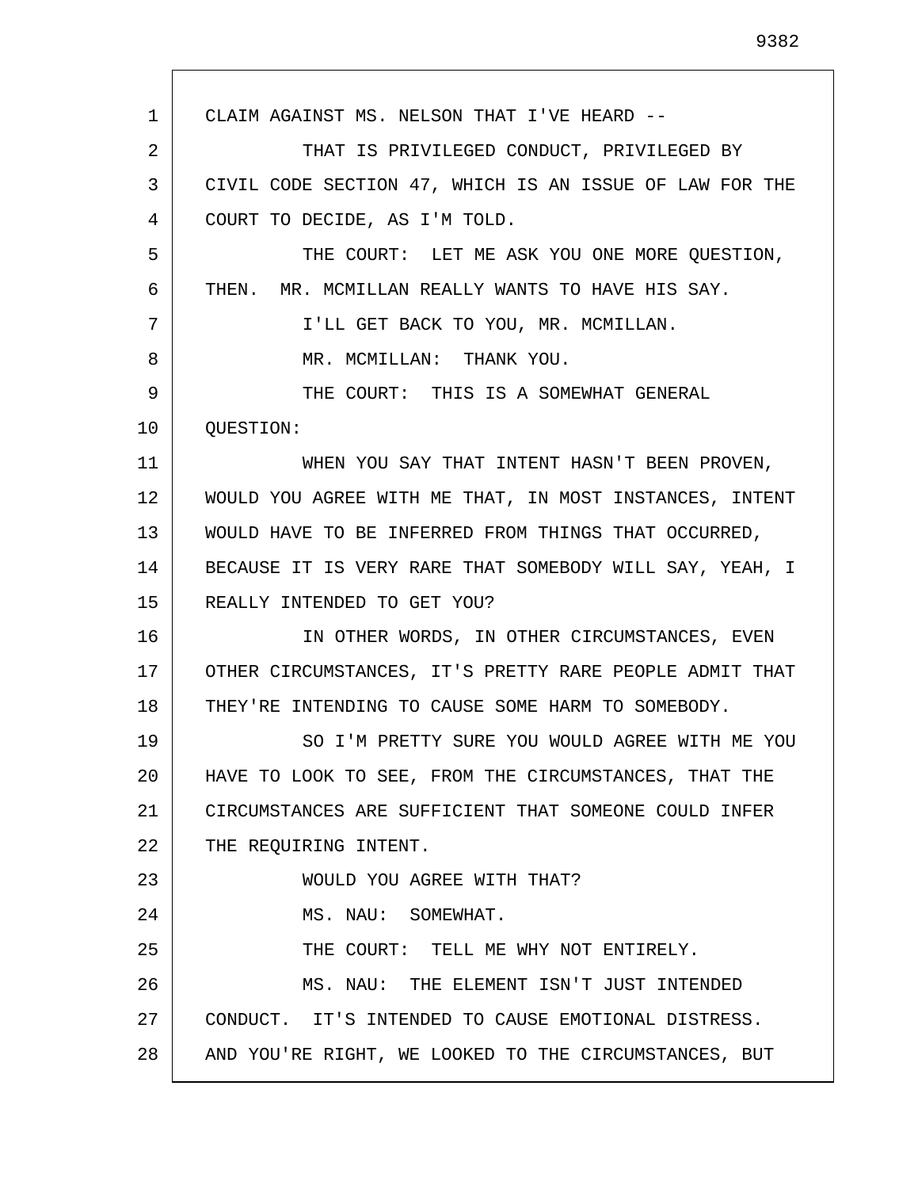CLAIM AGAINST MS. NELSON THAT I'VE HEARD --

THAT IS PRIVILEGED CONDUCT, PRIVILEGED BY CIVIL CODE SECTION 47, WHICH IS AN ISSUE OF LAW FOR THE COURT TO DECIDE, AS I'M TOLD.

THE COURT: LET ME ASK YOU ONE MORE QUESTION, THEN. MR. MCMILLAN REALLY WANTS TO HAVE HIS SAY.

I'LL GET BACK TO YOU, MR. MCMILLAN.

MR. MCMILLAN: THANK YOU.

THE COURT: THIS IS A SOMEWHAT GENERAL QUESTION:

WHEN YOU SAY THAT INTENT HASN'T BEEN PROVEN, WOULD YOU AGREE WITH ME THAT, IN MOST INSTANCES, INTENT WOULD HAVE TO BE INFERRED FROM THINGS THAT OCCURRED, BECAUSE IT IS VERY RARE THAT SOMEBODY WILL SAY, YEAH, I REALLY INTENDED TO GET YOU?

IN OTHER WORDS, IN OTHER CIRCUMSTANCES, EVEN OTHER CIRCUMSTANCES, IT'S PRETTY RARE PEOPLE ADMIT THAT THEY'RE INTENDING TO CAUSE SOME HARM TO SOMEBODY.

SO I'M PRETTY SURE YOU WOULD AGREE WITH ME YOU HAVE TO LOOK TO SEE, FROM THE CIRCUMSTANCES, THAT THE CIRCUMSTANCES ARE SUFFICIENT THAT SOMEONE COULD INFER THE REQUIRING INTENT.

WOULD YOU AGREE WITH THAT?

MS. NAU: SOMEWHAT.

THE COURT: TELL ME WHY NOT ENTIRELY.

MS. NAU: THE ELEMENT ISN'T JUST INTENDED CONDUCT. IT'S INTENDED TO CAUSE EMOTIONAL DISTRESS. AND YOU'RE RIGHT, WE LOOKED TO THE CIRCUMSTANCES, BUT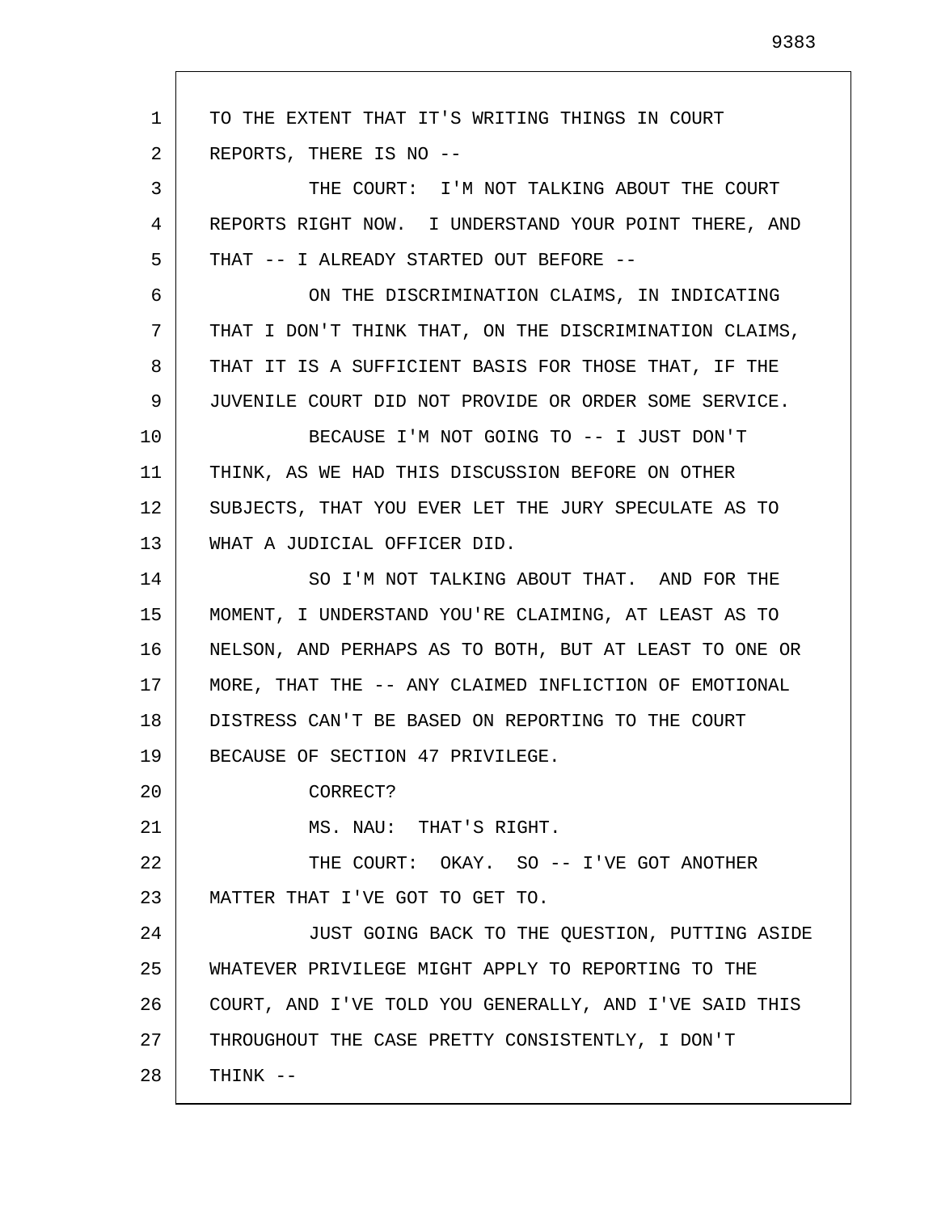TO THE EXTENT THAT IT'S WRITING THINGS IN COURT REPORTS, THERE IS NO --

THE COURT: I'M NOT TALKING ABOUT THE COURT REPORTS RIGHT NOW. I UNDERSTAND YOUR POINT THERE, AND THAT -- I ALREADY STARTED OUT BEFORE --

ON THE DISCRIMINATION CLAIMS, IN INDICATING THAT I DON'T THINK THAT, ON THE DISCRIMINATION CLAIMS, THAT IT IS A SUFFICIENT BASIS FOR THOSE THAT, IF THE JUVENILE COURT DID NOT PROVIDE OR ORDER SOME SERVICE.

BECAUSE I'M NOT GOING TO -- I JUST DON'T THINK, AS WE HAD THIS DISCUSSION BEFORE ON OTHER SUBJECTS, THAT YOU EVER LET THE JURY SPECULATE AS TO WHAT A JUDICIAL OFFICER DID.

SO I'M NOT TALKING ABOUT THAT. AND FOR THE MOMENT, I UNDERSTAND YOU'RE CLAIMING, AT LEAST AS TO NELSON, AND PERHAPS AS TO BOTH, BUT AT LEAST TO ONE OR MORE, THAT THE -- ANY CLAIMED INFLICTION OF EMOTIONAL DISTRESS CAN'T BE BASED ON REPORTING TO THE COURT BECAUSE OF SECTION 47 PRIVILEGE.

CORRECT?

MS. NAU: THAT'S RIGHT.

THE COURT: OKAY. SO -- I'VE GOT ANOTHER MATTER THAT I'VE GOT TO GET TO.

JUST GOING BACK TO THE QUESTION, PUTTING ASIDE WHATEVER PRIVILEGE MIGHT APPLY TO REPORTING TO THE COURT, AND I'VE TOLD YOU GENERALLY, AND I'VE SAID THIS THROUGHOUT THE CASE PRETTY CONSISTENTLY, I DON'T THINK --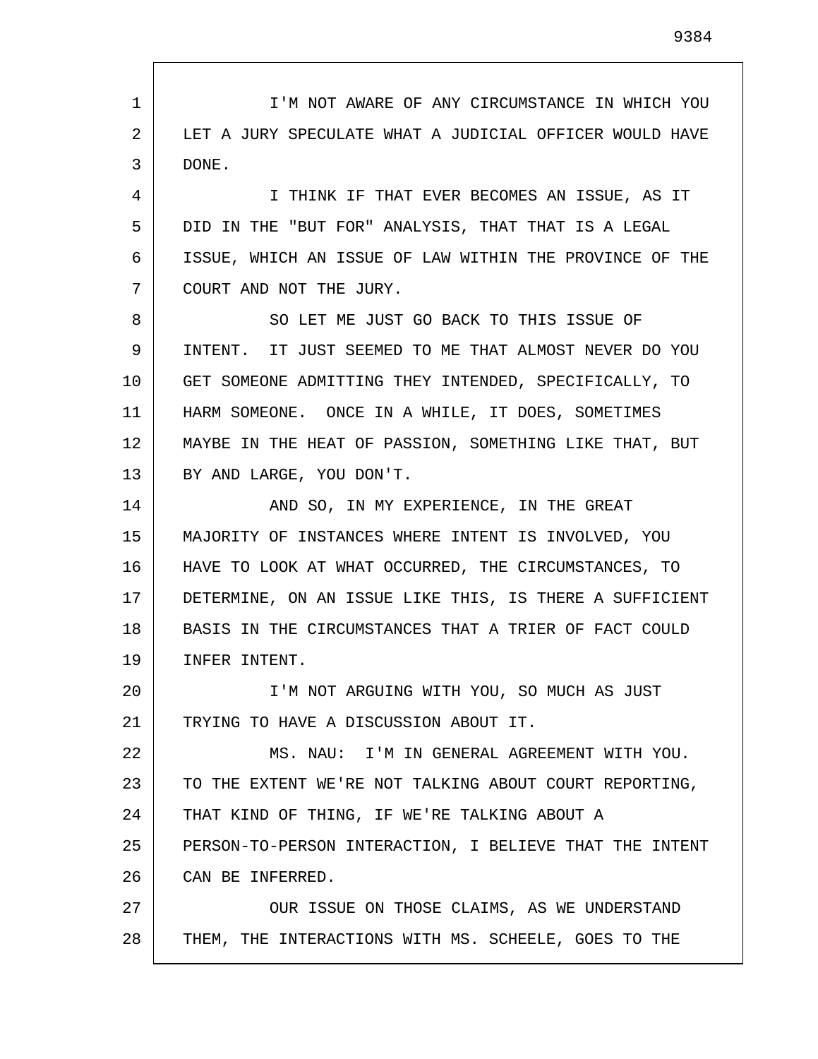I'M NOT AWARE OF ANY CIRCUMSTANCE IN WHICH YOU LET A JURY SPECULATE WHAT A JUDICIAL OFFICER WOULD HAVE DONE.

I THINK IF THAT EVER BECOMES AN ISSUE, AS IT DID IN THE "BUT FOR" ANALYSIS, THAT THAT IS A LEGAL ISSUE, WHICH AN ISSUE OF LAW WITHIN THE PROVINCE OF THE COURT AND NOT THE JURY.

SO LET ME JUST GO BACK TO THIS ISSUE OF INTENT. IT JUST SEEMED TO ME THAT ALMOST NEVER DO YOU GET SOMEONE ADMITTING THEY INTENDED, SPECIFICALLY, TO HARM SOMEONE. ONCE IN A WHILE, IT DOES, SOMETIMES MAYBE IN THE HEAT OF PASSION, SOMETHING LIKE THAT, BUT BY AND LARGE, YOU DON'T.

AND SO, IN MY EXPERIENCE, IN THE GREAT MAJORITY OF INSTANCES WHERE INTENT IS INVOLVED, YOU HAVE TO LOOK AT WHAT OCCURRED, THE CIRCUMSTANCES, TO DETERMINE, ON AN ISSUE LIKE THIS, IS THERE A SUFFICIENT BASIS IN THE CIRCUMSTANCES THAT A TRIER OF FACT COULD INFER INTENT.

I'M NOT ARGUING WITH YOU, SO MUCH AS JUST TRYING TO HAVE A DISCUSSION ABOUT IT.

MS. NAU: I'M IN GENERAL AGREEMENT WITH YOU. TO THE EXTENT WE'RE NOT TALKING ABOUT COURT REPORTING, THAT KIND OF THING, IF WE'RE TALKING ABOUT A PERSON-TO-PERSON INTERACTION, I BELIEVE THAT THE INTENT CAN BE INFERRED.

OUR ISSUE ON THOSE CLAIMS, AS WE UNDERSTAND THEM, THE INTERACTIONS WITH MS. SCHEELE, GOES TO THE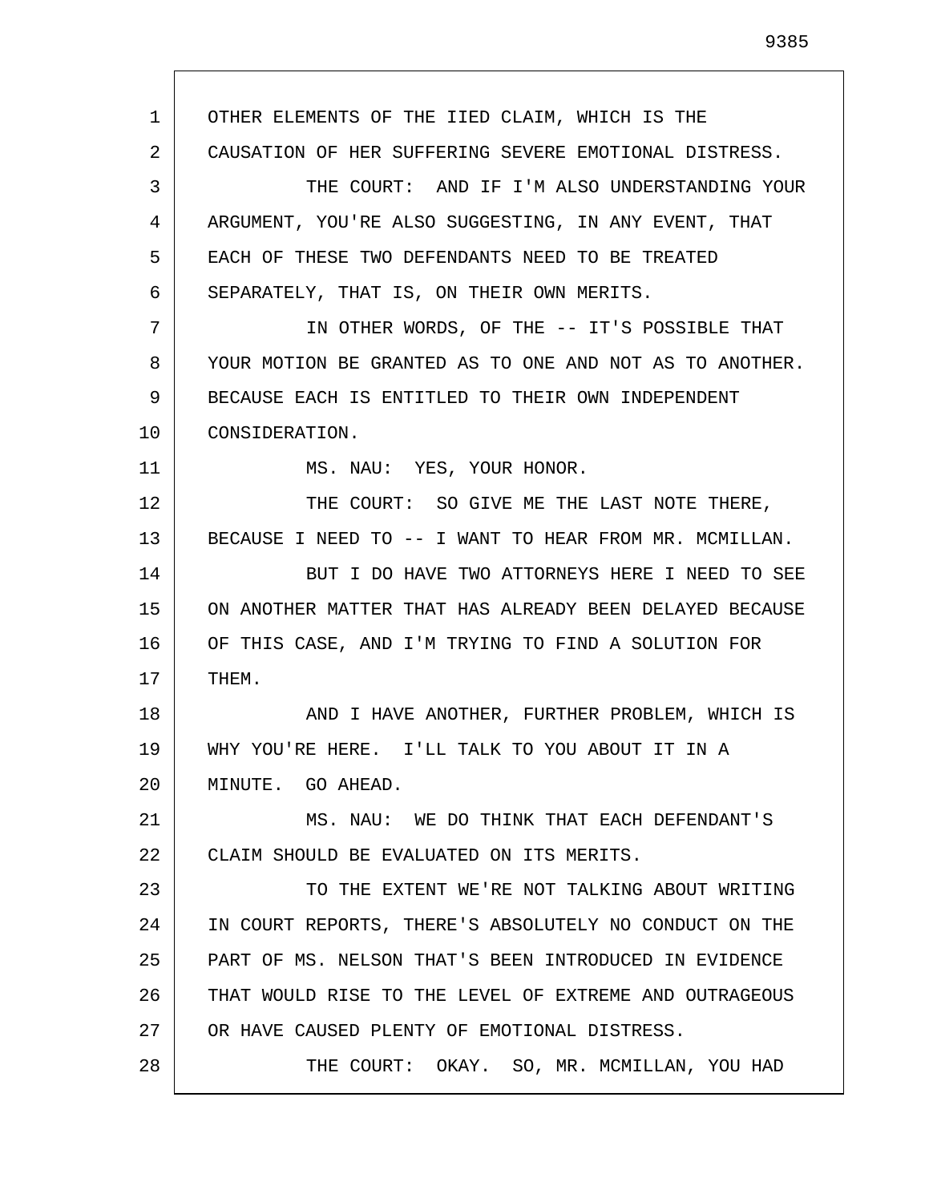OTHER ELEMENTS OF THE IIED CLAIM, WHICH IS THE CAUSATION OF HER SUFFERING SEVERE EMOTIONAL DISTRESS.

THE COURT: AND IF I'M ALSO UNDERSTANDING YOUR ARGUMENT, YOU'RE ALSO SUGGESTING, IN ANY EVENT, THAT EACH OF THESE TWO DEFENDANTS NEED TO BE TREATED SEPARATELY, THAT IS, ON THEIR OWN MERITS.

IN OTHER WORDS, OF THE -- IT'S POSSIBLE THAT YOUR MOTION BE GRANTED AS TO ONE AND NOT AS TO ANOTHER. BECAUSE EACH IS ENTITLED TO THEIR OWN INDEPENDENT CONSIDERATION.

MS. NAU: YES, YOUR HONOR.

THE COURT: SO GIVE ME THE LAST NOTE THERE, BECAUSE I NEED TO -- I WANT TO HEAR FROM MR. MCMILLAN.

BUT I DO HAVE TWO ATTORNEYS HERE I NEED TO SEE ON ANOTHER MATTER THAT HAS ALREADY BEEN DELAYED BECAUSE OF THIS CASE, AND I'M TRYING TO FIND A SOLUTION FOR THEM.

AND I HAVE ANOTHER, FURTHER PROBLEM, WHICH IS WHY YOU'RE HERE. I'LL TALK TO YOU ABOUT IT IN A MINUTE. GO AHEAD.

MS. NAU: WE DO THINK THAT EACH DEFENDANT'S CLAIM SHOULD BE EVALUATED ON ITS MERITS.

TO THE EXTENT WE'RE NOT TALKING ABOUT WRITING IN COURT REPORTS, THERE'S ABSOLUTELY NO CONDUCT ON THE PART OF MS. NELSON THAT'S BEEN INTRODUCED IN EVIDENCE THAT WOULD RISE TO THE LEVEL OF EXTREME AND OUTRAGEOUS OR HAVE CAUSED PLENTY OF EMOTIONAL DISTRESS.

THE COURT: OKAY. SO, MR. MCMILLAN, YOU HAD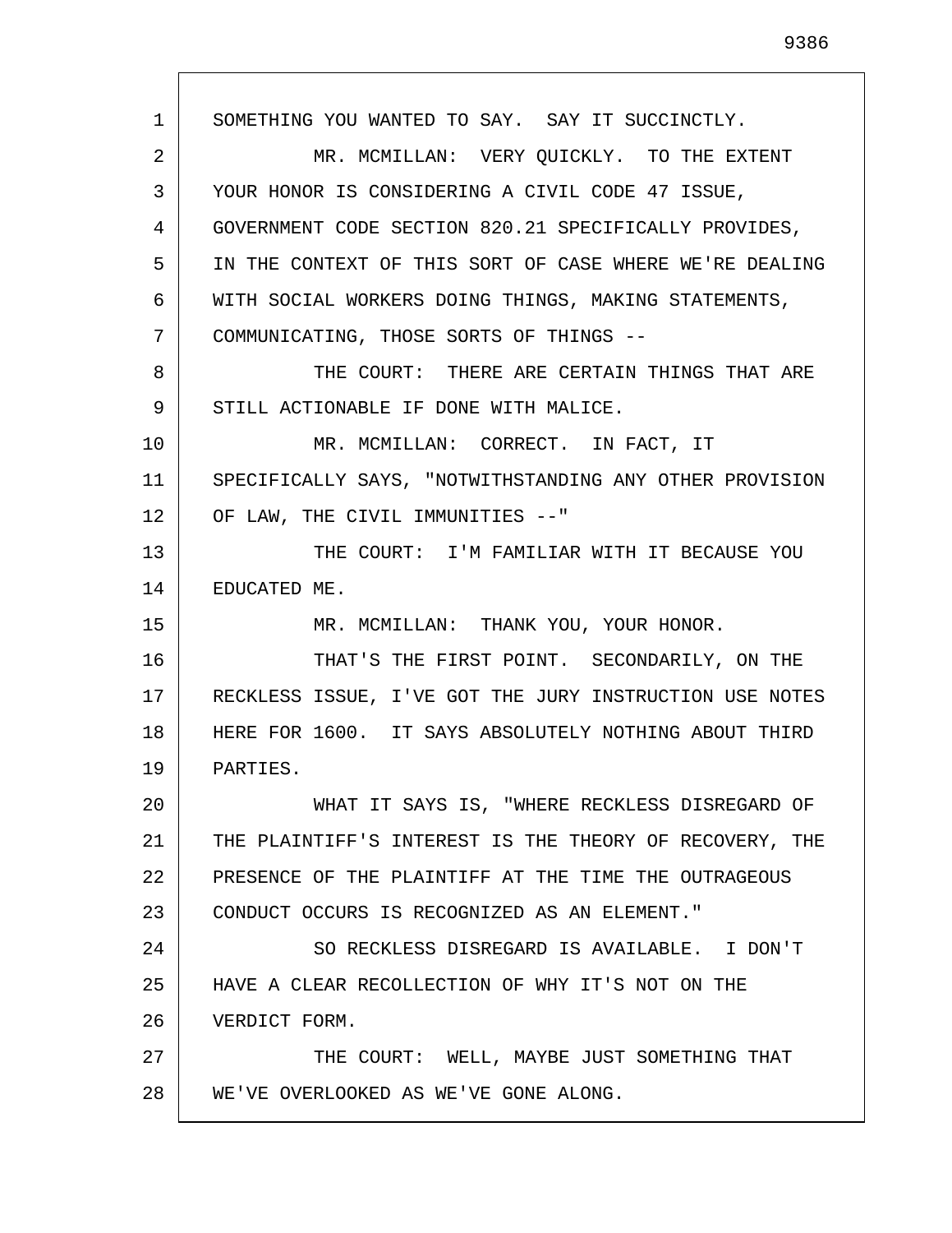SOMETHING YOU WANTED TO SAY. SAY IT SUCCINCTLY.

MR. MCMILLAN: VERY QUICKLY. TO THE EXTENT YOUR HONOR IS CONSIDERING A CIVIL CODE 47 ISSUE, GOVERNMENT CODE SECTION 820.21 SPECIFICALLY PROVIDES, IN THE CONTEXT OF THIS SORT OF CASE WHERE WE'RE DEALING WITH SOCIAL WORKERS DOING THINGS, MAKING STATEMENTS, COMMUNICATING, THOSE SORTS OF THINGS --

THE COURT: THERE ARE CERTAIN THINGS THAT ARE STILL ACTIONABLE IF DONE WITH MALICE.

MR. MCMILLAN: CORRECT. IN FACT, IT SPECIFICALLY SAYS, "NOTWITHSTANDING ANY OTHER PROVISION OF LAW, THE CIVIL IMMUNITIES --"

THE COURT: I'M FAMILIAR WITH IT BECAUSE YOU EDUCATED ME.

MR. MCMILLAN: THANK YOU, YOUR HONOR.

THAT'S THE FIRST POINT. SECONDARILY, ON THE RECKLESS ISSUE, I'VE GOT THE JURY INSTRUCTION USE NOTES HERE FOR 1600. IT SAYS ABSOLUTELY NOTHING ABOUT THIRD PARTIES.

WHAT IT SAYS IS, "WHERE RECKLESS DISREGARD OF THE PLAINTIFF'S INTEREST IS THE THEORY OF RECOVERY, THE PRESENCE OF THE PLAINTIFF AT THE TIME THE OUTRAGEOUS CONDUCT OCCURS IS RECOGNIZED AS AN ELEMENT."

SO RECKLESS DISREGARD IS AVAILABLE. I DON'T HAVE A CLEAR RECOLLECTION OF WHY IT'S NOT ON THE VERDICT FORM.

THE COURT: WELL, MAYBE JUST SOMETHING THAT WE'VE OVERLOOKED AS WE'VE GONE ALONG.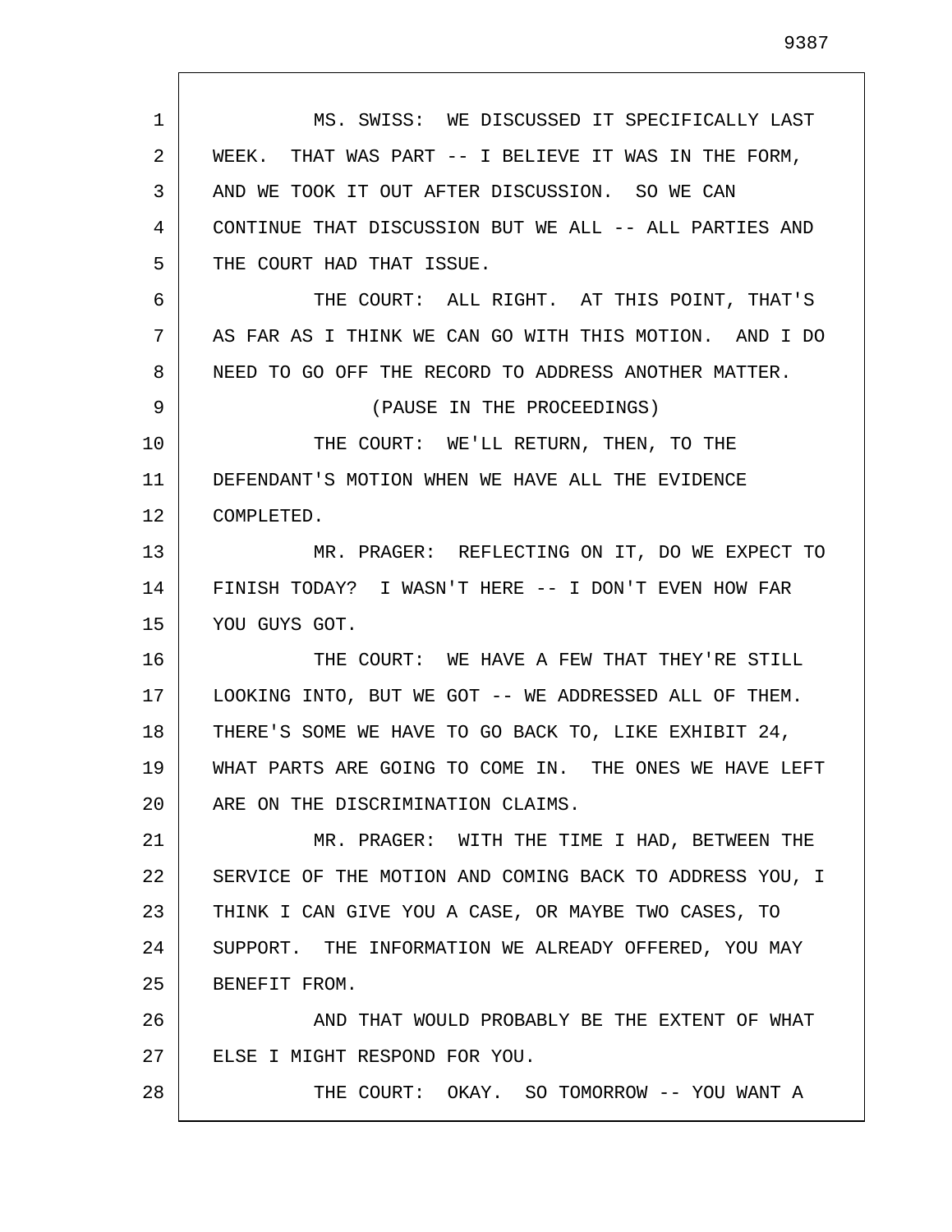MS. SWISS: WE DISCUSSED IT SPECIFICALLY LAST WEEK. THAT WAS PART -- I BELIEVE IT WAS IN THE FORM, AND WE TOOK IT OUT AFTER DISCUSSION. SO WE CAN CONTINUE THAT DISCUSSION BUT WE ALL -- ALL PARTIES AND THE COURT HAD THAT ISSUE.

THE COURT: ALL RIGHT. AT THIS POINT, THAT'S AS FAR AS I THINK WE CAN GO WITH THIS MOTION. AND I DO NEED TO GO OFF THE RECORD TO ADDRESS ANOTHER MATTER.

(PAUSE IN THE PROCEEDINGS)

THE COURT: WE'LL RETURN, THEN, TO THE DEFENDANT'S MOTION WHEN WE HAVE ALL THE EVIDENCE COMPLETED.

MR. PRAGER: REFLECTING ON IT, DO WE EXPECT TO FINISH TODAY? I WASN'T HERE -- I DON'T EVEN HOW FAR YOU GUYS GOT.

THE COURT: WE HAVE A FEW THAT THEY'RE STILL LOOKING INTO, BUT WE GOT -- WE ADDRESSED ALL OF THEM. THERE'S SOME WE HAVE TO GO BACK TO, LIKE EXHIBIT 24, WHAT PARTS ARE GOING TO COME IN. THE ONES WE HAVE LEFT ARE ON THE DISCRIMINATION CLAIMS.

MR. PRAGER: WITH THE TIME I HAD, BETWEEN THE SERVICE OF THE MOTION AND COMING BACK TO ADDRESS YOU, I THINK I CAN GIVE YOU A CASE, OR MAYBE TWO CASES, TO SUPPORT. THE INFORMATION WE ALREADY OFFERED, YOU MAY BENEFIT FROM.

AND THAT WOULD PROBABLY BE THE EXTENT OF WHAT ELSE I MIGHT RESPOND FOR YOU.

THE COURT: OKAY. SO TOMORROW -- YOU WANT A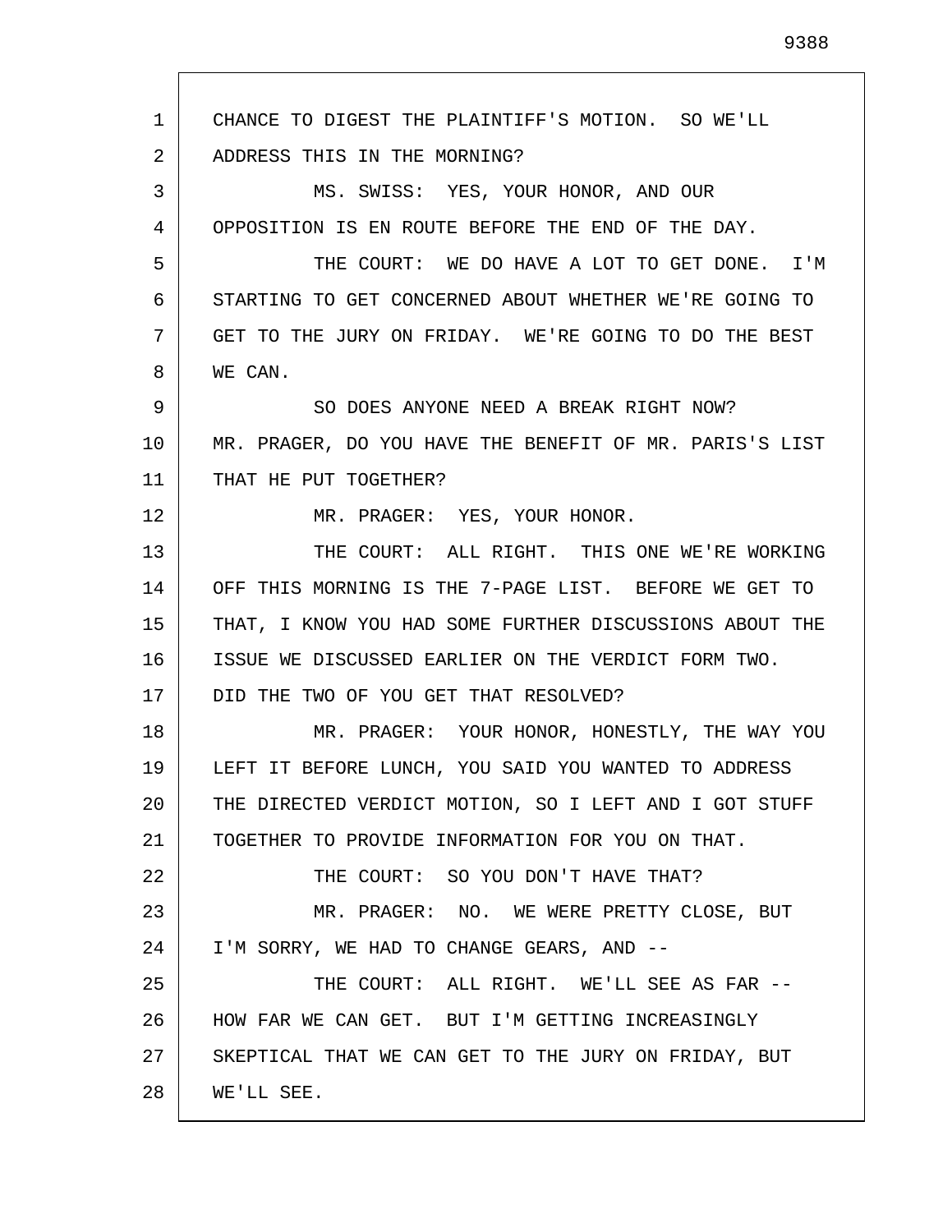CHANCE TO DIGEST THE PLAINTIFF'S MOTION. SO WE'LL ADDRESS THIS IN THE MORNING?

MS. SWISS: YES, YOUR HONOR, AND OUR OPPOSITION IS EN ROUTE BEFORE THE END OF THE DAY.

THE COURT: WE DO HAVE A LOT TO GET DONE. I'M STARTING TO GET CONCERNED ABOUT WHETHER WE'RE GOING TO GET TO THE JURY ON FRIDAY. WE'RE GOING TO DO THE BEST WE CAN.

SO DOES ANYONE NEED A BREAK RIGHT NOW? MR. PRAGER, DO YOU HAVE THE BENEFIT OF MR. PARIS'S LIST THAT HE PUT TOGETHER?

MR. PRAGER: YES, YOUR HONOR.

THE COURT: ALL RIGHT. THIS ONE WE'RE WORKING OFF THIS MORNING IS THE 7-PAGE LIST. BEFORE WE GET TO THAT, I KNOW YOU HAD SOME FURTHER DISCUSSIONS ABOUT THE ISSUE WE DISCUSSED EARLIER ON THE VERDICT FORM TWO. DID THE TWO OF YOU GET THAT RESOLVED?

MR. PRAGER: YOUR HONOR, HONESTLY, THE WAY YOU LEFT IT BEFORE LUNCH, YOU SAID YOU WANTED TO ADDRESS THE DIRECTED VERDICT MOTION, SO I LEFT AND I GOT STUFF TOGETHER TO PROVIDE INFORMATION FOR YOU ON THAT.

THE COURT: SO YOU DON'T HAVE THAT?

MR. PRAGER: NO. WE WERE PRETTY CLOSE, BUT I'M SORRY, WE HAD TO CHANGE GEARS, AND --

THE COURT: ALL RIGHT. WE'LL SEE AS FAR -- HOW FAR WE CAN GET. BUT I'M GETTING INCREASINGLY SKEPTICAL THAT WE CAN GET TO THE JURY ON FRIDAY, BUT WE'LL SEE.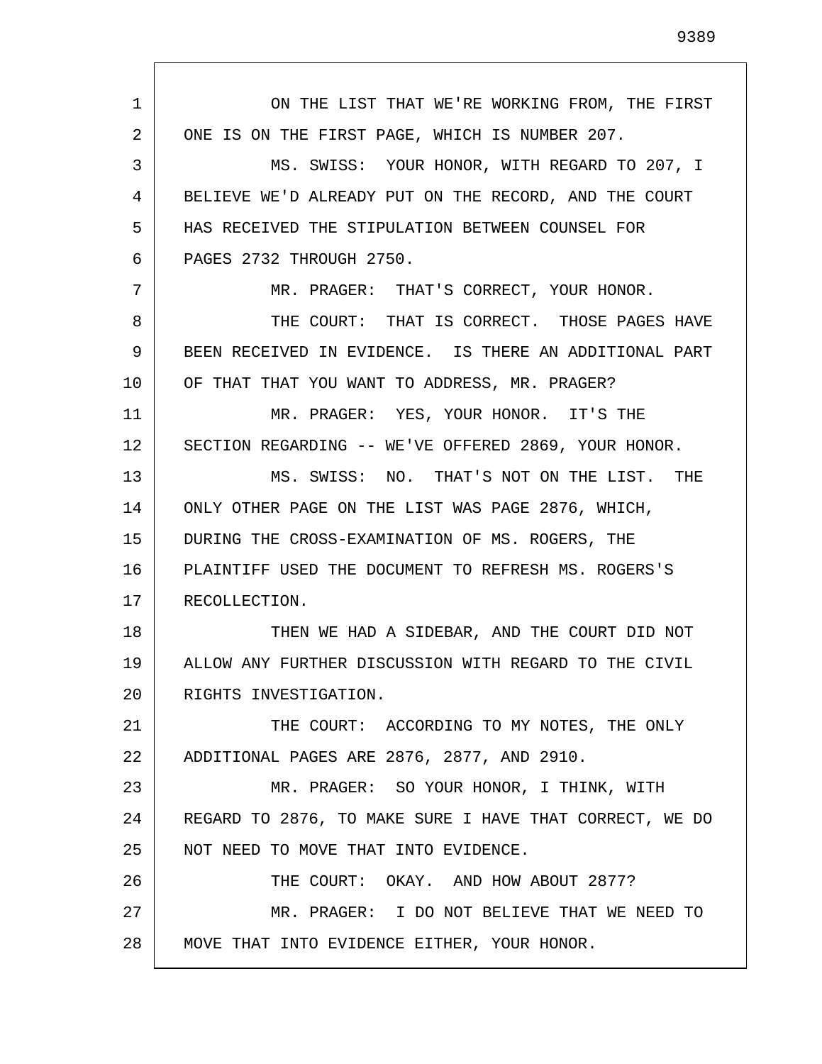ON THE LIST THAT WE'RE WORKING FROM, THE FIRST ONE IS ON THE FIRST PAGE, WHICH IS NUMBER 207.

MS. SWISS: YOUR HONOR, WITH REGARD TO 207, I BELIEVE WE'D ALREADY PUT ON THE RECORD, AND THE COURT HAS RECEIVED THE STIPULATION BETWEEN COUNSEL FOR PAGES 2732 THROUGH 2750.

MR. PRAGER: THAT'S CORRECT, YOUR HONOR.

THE COURT: THAT IS CORRECT. THOSE PAGES HAVE BEEN RECEIVED IN EVIDENCE. IS THERE AN ADDITIONAL PART OF THAT THAT YOU WANT TO ADDRESS, MR. PRAGER?

MR. PRAGER: YES, YOUR HONOR. IT'S THE SECTION REGARDING -- WE'VE OFFERED 2869, YOUR HONOR.

MS. SWISS: NO. THAT'S NOT ON THE LIST. THE ONLY OTHER PAGE ON THE LIST WAS PAGE 2876, WHICH, DURING THE CROSS-EXAMINATION OF MS. ROGERS, THE PLAINTIFF USED THE DOCUMENT TO REFRESH MS. ROGERS'S RECOLLECTION.

THEN WE HAD A SIDEBAR, AND THE COURT DID NOT ALLOW ANY FURTHER DISCUSSION WITH REGARD TO THE CIVIL RIGHTS INVESTIGATION.

THE COURT: ACCORDING TO MY NOTES, THE ONLY ADDITIONAL PAGES ARE 2876, 2877, AND 2910.

MR. PRAGER: SO YOUR HONOR, I THINK, WITH REGARD TO 2876, TO MAKE SURE I HAVE THAT CORRECT, WE DO NOT NEED TO MOVE THAT INTO EVIDENCE.

THE COURT: OKAY. AND HOW ABOUT 2877?

MR. PRAGER: I DO NOT BELIEVE THAT WE NEED TO MOVE THAT INTO EVIDENCE EITHER, YOUR HONOR.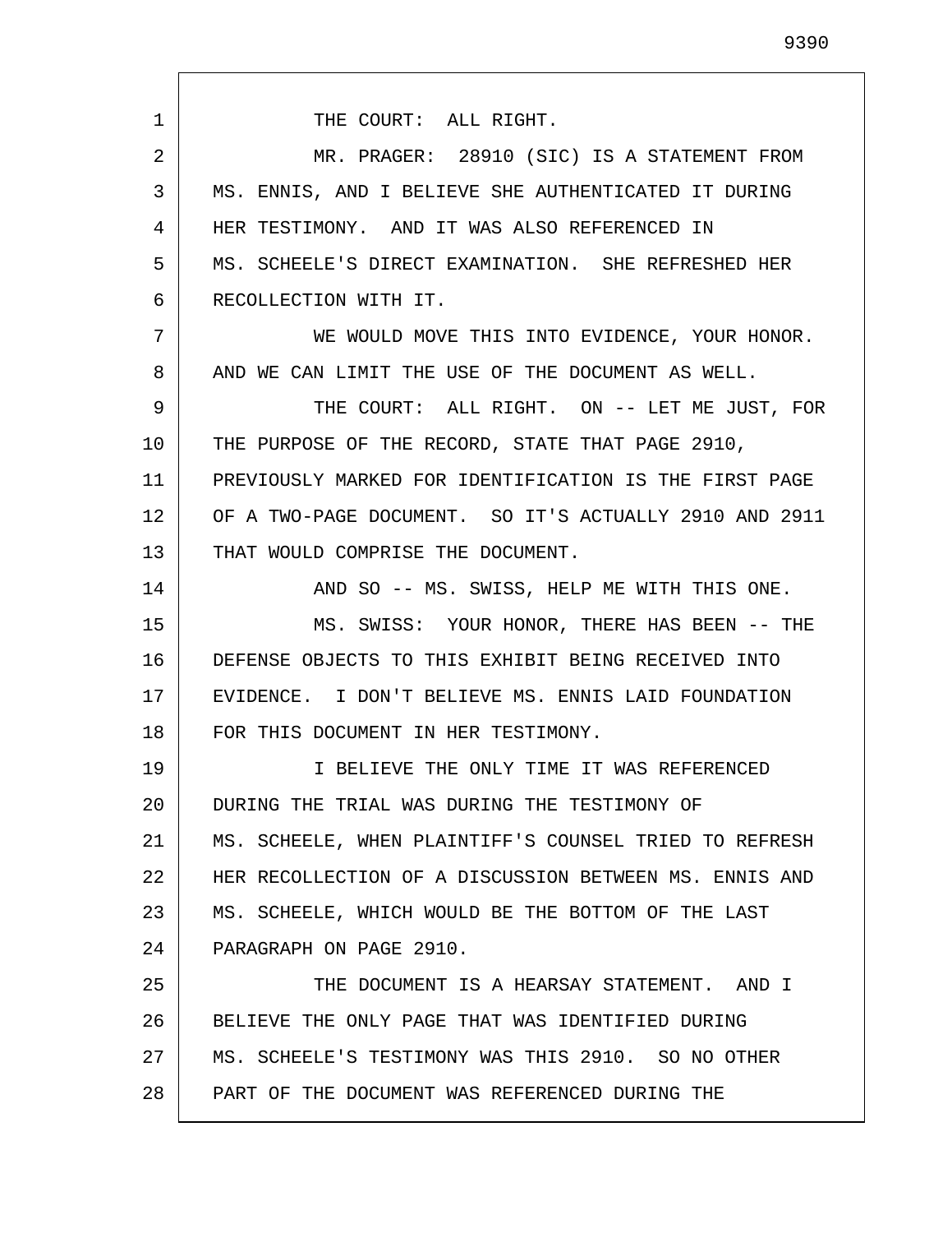THE COURT: ALL RIGHT.

MR. PRAGER: 28910 (SIC) IS A STATEMENT FROM MS. ENNIS, AND I BELIEVE SHE AUTHENTICATED IT DURING HER TESTIMONY. AND IT WAS ALSO REFERENCED IN MS. SCHEELE'S DIRECT EXAMINATION. SHE REFRESHED HER RECOLLECTION WITH IT.

WE WOULD MOVE THIS INTO EVIDENCE, YOUR HONOR. AND WE CAN LIMIT THE USE OF THE DOCUMENT AS WELL.

THE COURT: ALL RIGHT. ON -- LET ME JUST, FOR THE PURPOSE OF THE RECORD, STATE THAT PAGE 2910, PREVIOUSLY MARKED FOR IDENTIFICATION IS THE FIRST PAGE OF A TWO-PAGE DOCUMENT. SO IT'S ACTUALLY 2910 AND 2911 THAT WOULD COMPRISE THE DOCUMENT.

AND SO -- MS. SWISS, HELP ME WITH THIS ONE.

MS. SWISS: YOUR HONOR, THERE HAS BEEN -- THE DEFENSE OBJECTS TO THIS EXHIBIT BEING RECEIVED INTO EVIDENCE. I DON'T BELIEVE MS. ENNIS LAID FOUNDATION FOR THIS DOCUMENT IN HER TESTIMONY.

I BELIEVE THE ONLY TIME IT WAS REFERENCED DURING THE TRIAL WAS DURING THE TESTIMONY OF MS. SCHEELE, WHEN PLAINTIFF'S COUNSEL TRIED TO REFRESH HER RECOLLECTION OF A DISCUSSION BETWEEN MS. ENNIS AND MS. SCHEELE, WHICH WOULD BE THE BOTTOM OF THE LAST PARAGRAPH ON PAGE 2910.

THE DOCUMENT IS A HEARSAY STATEMENT. AND I BELIEVE THE ONLY PAGE THAT WAS IDENTIFIED DURING MS. SCHEELE'S TESTIMONY WAS THIS 2910. SO NO OTHER PART OF THE DOCUMENT WAS REFERENCED DURING THE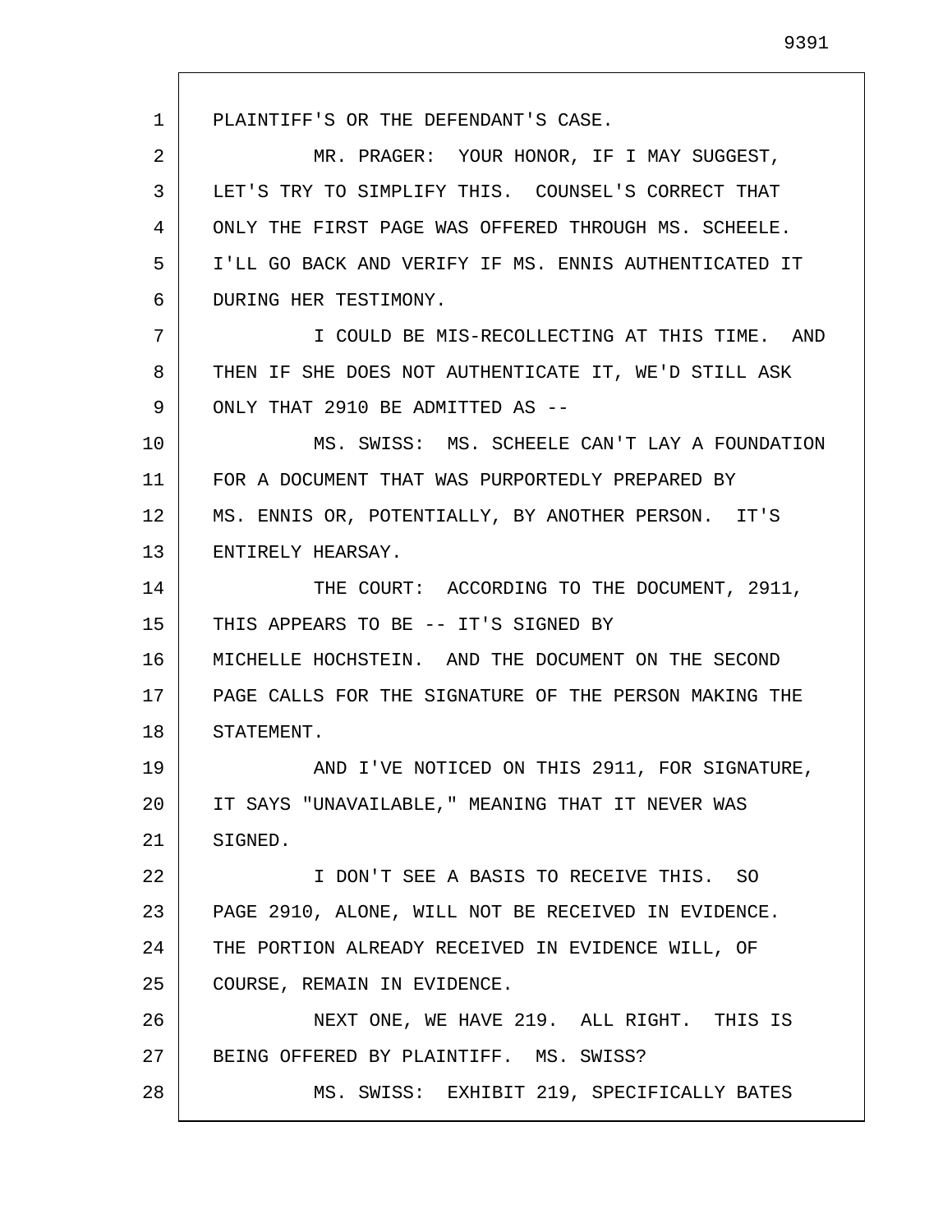PLAINTIFF'S OR THE DEFENDANT'S CASE.

MR. PRAGER: YOUR HONOR, IF I MAY SUGGEST, LET'S TRY TO SIMPLIFY THIS. COUNSEL'S CORRECT THAT ONLY THE FIRST PAGE WAS OFFERED THROUGH MS. SCHEELE. I'LL GO BACK AND VERIFY IF MS. ENNIS AUTHENTICATED IT DURING HER TESTIMONY.

I COULD BE MIS-RECOLLECTING AT THIS TIME. AND THEN IF SHE DOES NOT AUTHENTICATE IT, WE'D STILL ASK ONLY THAT 2910 BE ADMITTED AS --

MS. SWISS: MS. SCHEELE CAN'T LAY A FOUNDATION FOR A DOCUMENT THAT WAS PURPORTEDLY PREPARED BY MS. ENNIS OR, POTENTIALLY, BY ANOTHER PERSON. IT'S ENTIRELY HEARSAY.

THE COURT: ACCORDING TO THE DOCUMENT, 2911, THIS APPEARS TO BE -- IT'S SIGNED BY MICHELLE HOCHSTEIN. AND THE DOCUMENT ON THE SECOND PAGE CALLS FOR THE SIGNATURE OF THE PERSON MAKING THE STATEMENT.

AND I'VE NOTICED ON THIS 2911, FOR SIGNATURE, IT SAYS "UNAVAILABLE," MEANING THAT IT NEVER WAS SIGNED.

I DON'T SEE A BASIS TO RECEIVE THIS. SO PAGE 2910, ALONE, WILL NOT BE RECEIVED IN EVIDENCE. THE PORTION ALREADY RECEIVED IN EVIDENCE WILL, OF COURSE, REMAIN IN EVIDENCE.

NEXT ONE, WE HAVE 219. ALL RIGHT. THIS IS BEING OFFERED BY PLAINTIFF. MS. SWISS?

MS. SWISS: EXHIBIT 219, SPECIFICALLY BATES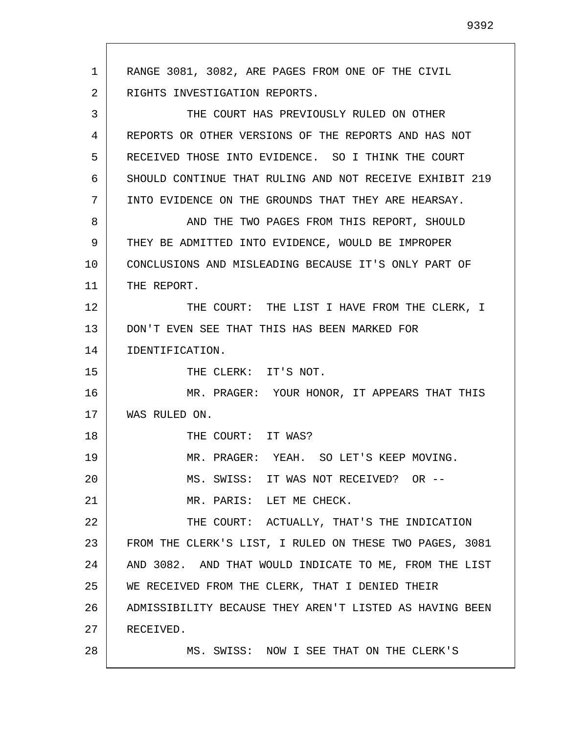RANGE 3081, 3082, ARE PAGES FROM ONE OF THE CIVIL RIGHTS INVESTIGATION REPORTS.

THE COURT HAS PREVIOUSLY RULED ON OTHER REPORTS OR OTHER VERSIONS OF THE REPORTS AND HAS NOT RECEIVED THOSE INTO EVIDENCE. SO I THINK THE COURT SHOULD CONTINUE THAT RULING AND NOT RECEIVE EXHIBIT 219 INTO EVIDENCE ON THE GROUNDS THAT THEY ARE HEARSAY.

AND THE TWO PAGES FROM THIS REPORT, SHOULD THEY BE ADMITTED INTO EVIDENCE, WOULD BE IMPROPER CONCLUSIONS AND MISLEADING BECAUSE IT'S ONLY PART OF THE REPORT.

THE COURT: THE LIST I HAVE FROM THE CLERK, I DON'T EVEN SEE THAT THIS HAS BEEN MARKED FOR IDENTIFICATION.

THE CLERK: IT'S NOT.

MR. PRAGER: YOUR HONOR, IT APPEARS THAT THIS WAS RULED ON.

THE COURT: IT WAS?

MR. PRAGER: YEAH. SO LET'S KEEP MOVING.

MS. SWISS: IT WAS NOT RECEIVED? OR --

MR. PARIS: LET ME CHECK.

THE COURT: ACTUALLY, THAT'S THE INDICATION FROM THE CLERK'S LIST, I RULED ON THESE TWO PAGES, 3081 AND 3082. AND THAT WOULD INDICATE TO ME, FROM THE LIST WE RECEIVED FROM THE CLERK, THAT I DENIED THEIR ADMISSIBILITY BECAUSE THEY AREN'T LISTED AS HAVING BEEN RECEIVED.

MS. SWISS: NOW I SEE THAT ON THE CLERK'S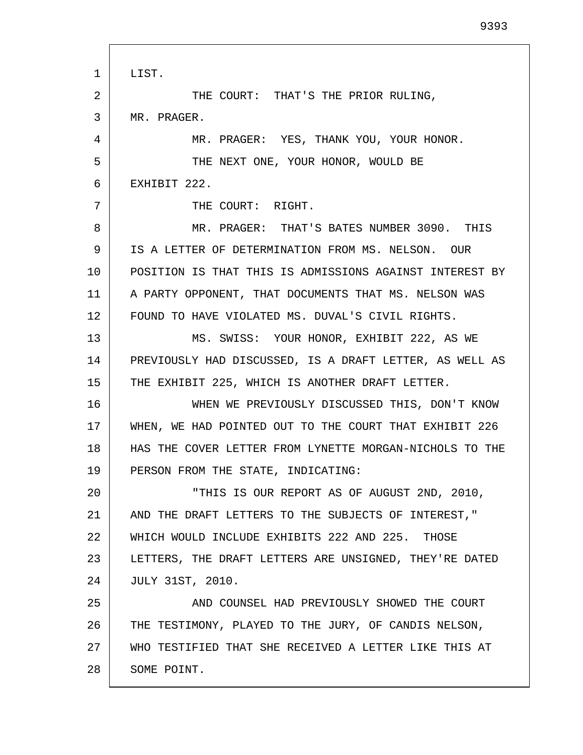LIST.

THE COURT: THAT'S THE PRIOR RULING, MR. PRAGER.

MR. PRAGER: YES, THANK YOU, YOUR HONOR.

THE NEXT ONE, YOUR HONOR, WOULD BE EXHIBIT 222.

THE COURT: RIGHT.

MR. PRAGER: THAT'S BATES NUMBER 3090. THIS IS A LETTER OF DETERMINATION FROM MS. NELSON. OUR POSITION IS THAT THIS IS ADMISSIONS AGAINST INTEREST BY A PARTY OPPONENT, THAT DOCUMENTS THAT MS. NELSON WAS FOUND TO HAVE VIOLATED MS. DUVAL'S CIVIL RIGHTS.

MS. SWISS: YOUR HONOR, EXHIBIT 222, AS WE PREVIOUSLY HAD DISCUSSED, IS A DRAFT LETTER, AS WELL AS THE EXHIBIT 225, WHICH IS ANOTHER DRAFT LETTER.

WHEN WE PREVIOUSLY DISCUSSED THIS, DON'T KNOW WHEN, WE HAD POINTED OUT TO THE COURT THAT EXHIBIT 226 HAS THE COVER LETTER FROM LYNETTE MORGAN-NICHOLS TO THE PERSON FROM THE STATE, INDICATING:

"THIS IS OUR REPORT AS OF AUGUST 2ND, 2010, AND THE DRAFT LETTERS TO THE SUBJECTS OF INTEREST," WHICH WOULD INCLUDE EXHIBITS 222 AND 225. THOSE LETTERS, THE DRAFT LETTERS ARE UNSIGNED, THEY'RE DATED JULY 31ST, 2010.

AND COUNSEL HAD PREVIOUSLY SHOWED THE COURT THE TESTIMONY, PLAYED TO THE JURY, OF CANDIS NELSON, WHO TESTIFIED THAT SHE RECEIVED A LETTER LIKE THIS AT SOME POINT.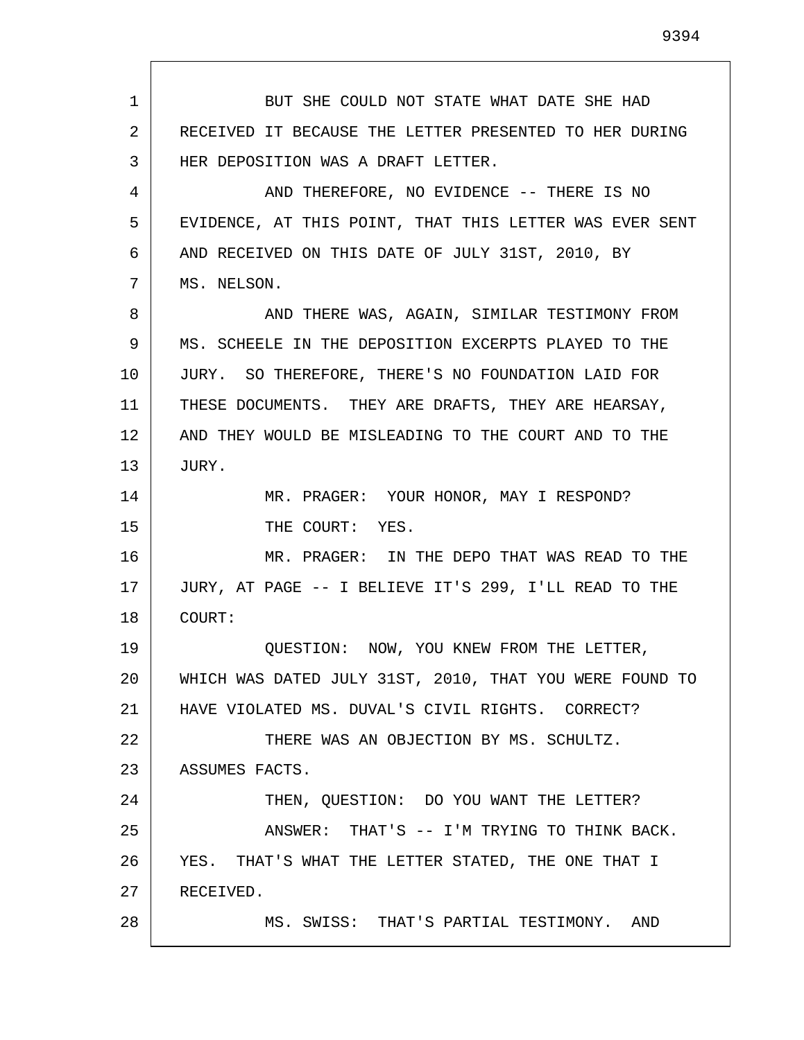BUT SHE COULD NOT STATE WHAT DATE SHE HAD RECEIVED IT BECAUSE THE LETTER PRESENTED TO HER DURING HER DEPOSITION WAS A DRAFT LETTER.

AND THEREFORE, NO EVIDENCE -- THERE IS NO EVIDENCE, AT THIS POINT, THAT THIS LETTER WAS EVER SENT AND RECEIVED ON THIS DATE OF JULY 31ST, 2010, BY MS. NELSON.

AND THERE WAS, AGAIN, SIMILAR TESTIMONY FROM MS. SCHEELE IN THE DEPOSITION EXCERPTS PLAYED TO THE JURY. SO THEREFORE, THERE'S NO FOUNDATION LAID FOR THESE DOCUMENTS. THEY ARE DRAFTS, THEY ARE HEARSAY, AND THEY WOULD BE MISLEADING TO THE COURT AND TO THE JURY.

MR. PRAGER: YOUR HONOR, MAY I RESPOND?

THE COURT: YES.

MR. PRAGER: IN THE DEPO THAT WAS READ TO THE JURY, AT PAGE -- I BELIEVE IT'S 299, I'LL READ TO THE COURT:

QUESTION: NOW, YOU KNEW FROM THE LETTER, WHICH WAS DATED JULY 31ST, 2010, THAT YOU WERE FOUND TO HAVE VIOLATED MS. DUVAL'S CIVIL RIGHTS. CORRECT?

THERE WAS AN OBJECTION BY MS. SCHULTZ. ASSUMES FACTS.

THEN, QUESTION: DO YOU WANT THE LETTER?

ANSWER: THAT'S -- I'M TRYING TO THINK BACK. YES. THAT'S WHAT THE LETTER STATED, THE ONE THAT I RECEIVED.

MS. SWISS: THAT'S PARTIAL TESTIMONY. AND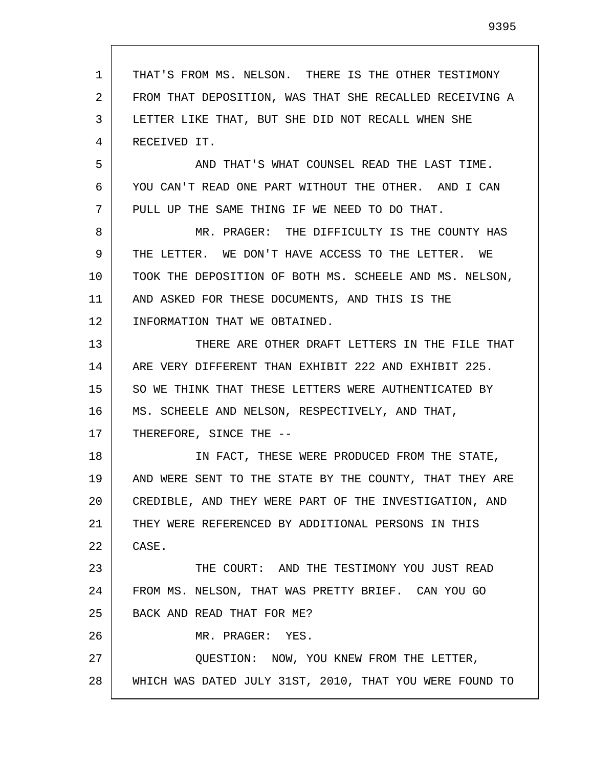THAT'S FROM MS. NELSON. THERE IS THE OTHER TESTIMONY FROM THAT DEPOSITION, WAS THAT SHE RECALLED RECEIVING A LETTER LIKE THAT, BUT SHE DID NOT RECALL WHEN SHE RECEIVED IT.

AND THAT'S WHAT COUNSEL READ THE LAST TIME. YOU CAN'T READ ONE PART WITHOUT THE OTHER. AND I CAN PULL UP THE SAME THING IF WE NEED TO DO THAT.

MR. PRAGER: THE DIFFICULTY IS THE COUNTY HAS THE LETTER. WE DON'T HAVE ACCESS TO THE LETTER. WE TOOK THE DEPOSITION OF BOTH MS. SCHEELE AND MS. NELSON, AND ASKED FOR THESE DOCUMENTS, AND THIS IS THE INFORMATION THAT WE OBTAINED.

THERE ARE OTHER DRAFT LETTERS IN THE FILE THAT ARE VERY DIFFERENT THAN EXHIBIT 222 AND EXHIBIT 225. SO WE THINK THAT THESE LETTERS WERE AUTHENTICATED BY MS. SCHEELE AND NELSON, RESPECTIVELY, AND THAT, THEREFORE, SINCE THE --

IN FACT, THESE WERE PRODUCED FROM THE STATE, AND WERE SENT TO THE STATE BY THE COUNTY, THAT THEY ARE CREDIBLE, AND THEY WERE PART OF THE INVESTIGATION, AND THEY WERE REFERENCED BY ADDITIONAL PERSONS IN THIS CASE.

THE COURT: AND THE TESTIMONY YOU JUST READ FROM MS. NELSON, THAT WAS PRETTY BRIEF. CAN YOU GO BACK AND READ THAT FOR ME?

MR. PRAGER: YES.

QUESTION: NOW, YOU KNEW FROM THE LETTER, WHICH WAS DATED JULY 31ST, 2010, THAT YOU WERE FOUND TO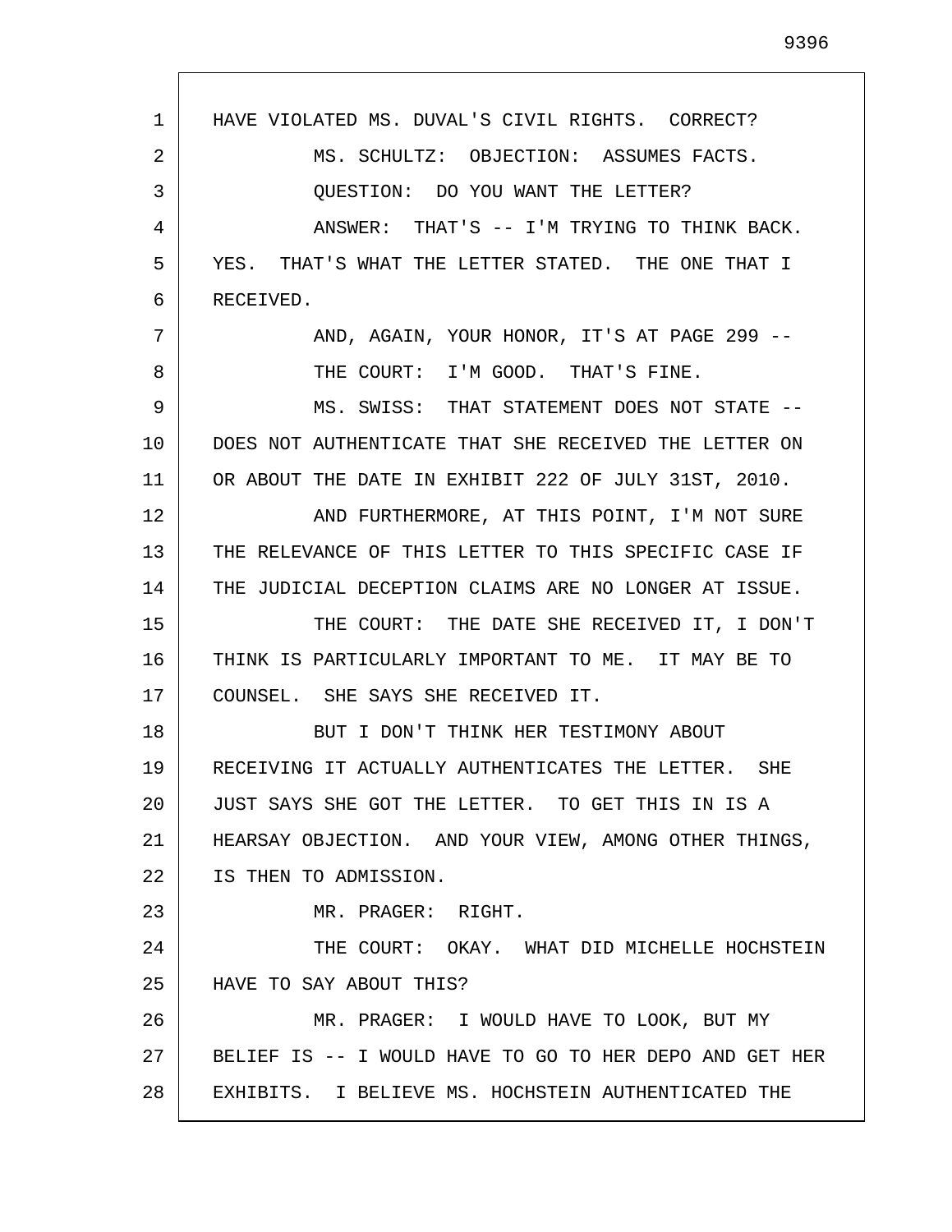HAVE VIOLATED MS. DUVAL'S CIVIL RIGHTS. CORRECT?

MS. SCHULTZ: OBJECTION: ASSUMES FACTS.

QUESTION: DO YOU WANT THE LETTER?

ANSWER: THAT'S -- I'M TRYING TO THINK BACK. YES. THAT'S WHAT THE LETTER STATED. THE ONE THAT I RECEIVED.

AND, AGAIN, YOUR HONOR, IT'S AT PAGE 299 --

THE COURT: I'M GOOD. THAT'S FINE.

MS. SWISS: THAT STATEMENT DOES NOT STATE -- DOES NOT AUTHENTICATE THAT SHE RECEIVED THE LETTER ON OR ABOUT THE DATE IN EXHIBIT 222 OF JULY 31ST, 2010.

AND FURTHERMORE, AT THIS POINT, I'M NOT SURE THE RELEVANCE OF THIS LETTER TO THIS SPECIFIC CASE IF THE JUDICIAL DECEPTION CLAIMS ARE NO LONGER AT ISSUE.

THE COURT: THE DATE SHE RECEIVED IT, I DON'T THINK IS PARTICULARLY IMPORTANT TO ME. IT MAY BE TO COUNSEL. SHE SAYS SHE RECEIVED IT.

BUT I DON'T THINK HER TESTIMONY ABOUT RECEIVING IT ACTUALLY AUTHENTICATES THE LETTER. SHE JUST SAYS SHE GOT THE LETTER. TO GET THIS IN IS A HEARSAY OBJECTION. AND YOUR VIEW, AMONG OTHER THINGS, IS THEN TO ADMISSION.

MR. PRAGER: RIGHT.

THE COURT: OKAY. WHAT DID MICHELLE HOCHSTEIN HAVE TO SAY ABOUT THIS?

MR. PRAGER: I WOULD HAVE TO LOOK, BUT MY BELIEF IS -- I WOULD HAVE TO GO TO HER DEPO AND GET HER EXHIBITS. I BELIEVE MS. HOCHSTEIN AUTHENTICATED THE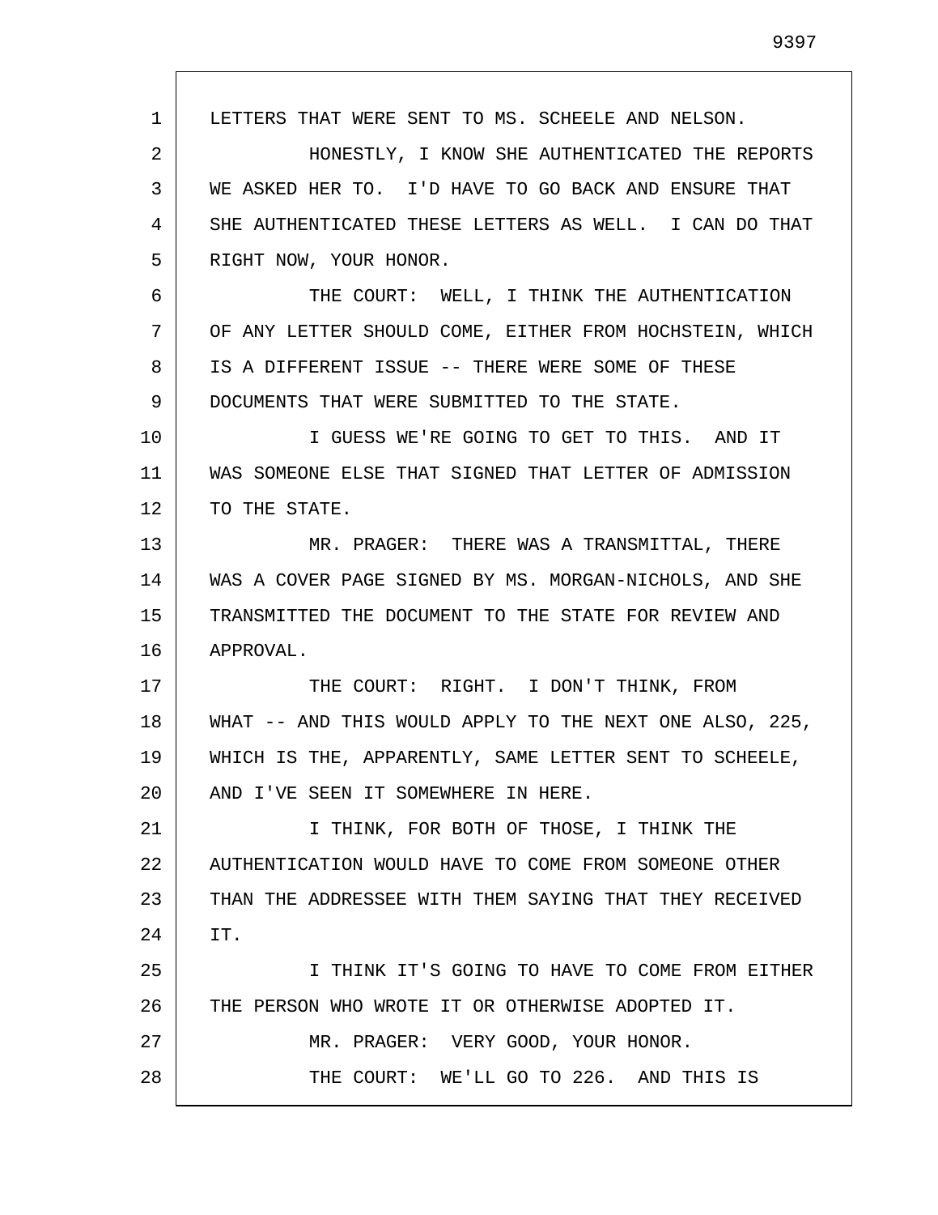LETTERS THAT WERE SENT TO MS. SCHEELE AND NELSON.

HONESTLY, I KNOW SHE AUTHENTICATED THE REPORTS WE ASKED HER TO. I'D HAVE TO GO BACK AND ENSURE THAT SHE AUTHENTICATED THESE LETTERS AS WELL. I CAN DO THAT RIGHT NOW, YOUR HONOR.

THE COURT: WELL, I THINK THE AUTHENTICATION OF ANY LETTER SHOULD COME, EITHER FROM HOCHSTEIN, WHICH IS A DIFFERENT ISSUE -- THERE WERE SOME OF THESE DOCUMENTS THAT WERE SUBMITTED TO THE STATE.

I GUESS WE'RE GOING TO GET TO THIS. AND IT WAS SOMEONE ELSE THAT SIGNED THAT LETTER OF ADMISSION TO THE STATE.

MR. PRAGER: THERE WAS A TRANSMITTAL, THERE WAS A COVER PAGE SIGNED BY MS. MORGAN-NICHOLS, AND SHE TRANSMITTED THE DOCUMENT TO THE STATE FOR REVIEW AND APPROVAL.

THE COURT: RIGHT. I DON'T THINK, FROM WHAT -- AND THIS WOULD APPLY TO THE NEXT ONE ALSO, 225, WHICH IS THE, APPARENTLY, SAME LETTER SENT TO SCHEELE, AND I'VE SEEN IT SOMEWHERE IN HERE.

I THINK, FOR BOTH OF THOSE, I THINK THE AUTHENTICATION WOULD HAVE TO COME FROM SOMEONE OTHER THAN THE ADDRESSEE WITH THEM SAYING THAT THEY RECEIVED IT.

I THINK IT'S GOING TO HAVE TO COME FROM EITHER THE PERSON WHO WROTE IT OR OTHERWISE ADOPTED IT.

MR. PRAGER: VERY GOOD, YOUR HONOR.

THE COURT: WE'LL GO TO 226. AND THIS IS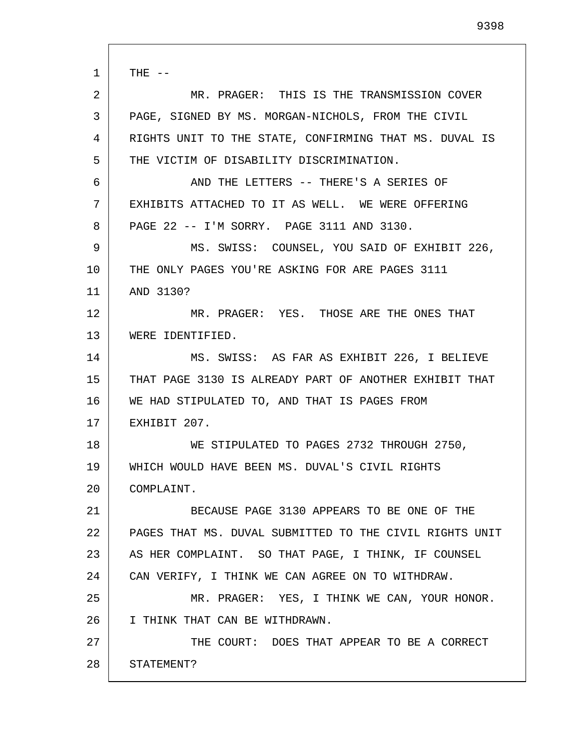THE --

MR. PRAGER: THIS IS THE TRANSMISSION COVER PAGE, SIGNED BY MS. MORGAN-NICHOLS, FROM THE CIVIL RIGHTS UNIT TO THE STATE, CONFIRMING THAT MS. DUVAL IS THE VICTIM OF DISABILITY DISCRIMINATION.

AND THE LETTERS -- THERE'S A SERIES OF EXHIBITS ATTACHED TO IT AS WELL. WE WERE OFFERING PAGE 22 -- I'M SORRY. PAGE 3111 AND 3130.

MS. SWISS: COUNSEL, YOU SAID OF EXHIBIT 226, THE ONLY PAGES YOU'RE ASKING FOR ARE PAGES 3111 AND 3130?

MR. PRAGER: YES. THOSE ARE THE ONES THAT WERE IDENTIFIED.

MS. SWISS: AS FAR AS EXHIBIT 226, I BELIEVE THAT PAGE 3130 IS ALREADY PART OF ANOTHER EXHIBIT THAT WE HAD STIPULATED TO, AND THAT IS PAGES FROM EXHIBIT 207.

WE STIPULATED TO PAGES 2732 THROUGH 2750, WHICH WOULD HAVE BEEN MS. DUVAL'S CIVIL RIGHTS COMPLAINT.

BECAUSE PAGE 3130 APPEARS TO BE ONE OF THE PAGES THAT MS. DUVAL SUBMITTED TO THE CIVIL RIGHTS UNIT AS HER COMPLAINT. SO THAT PAGE, I THINK, IF COUNSEL CAN VERIFY, I THINK WE CAN AGREE ON TO WITHDRAW.

MR. PRAGER: YES, I THINK WE CAN, YOUR HONOR. I THINK THAT CAN BE WITHDRAWN.

THE COURT: DOES THAT APPEAR TO BE A CORRECT STATEMENT?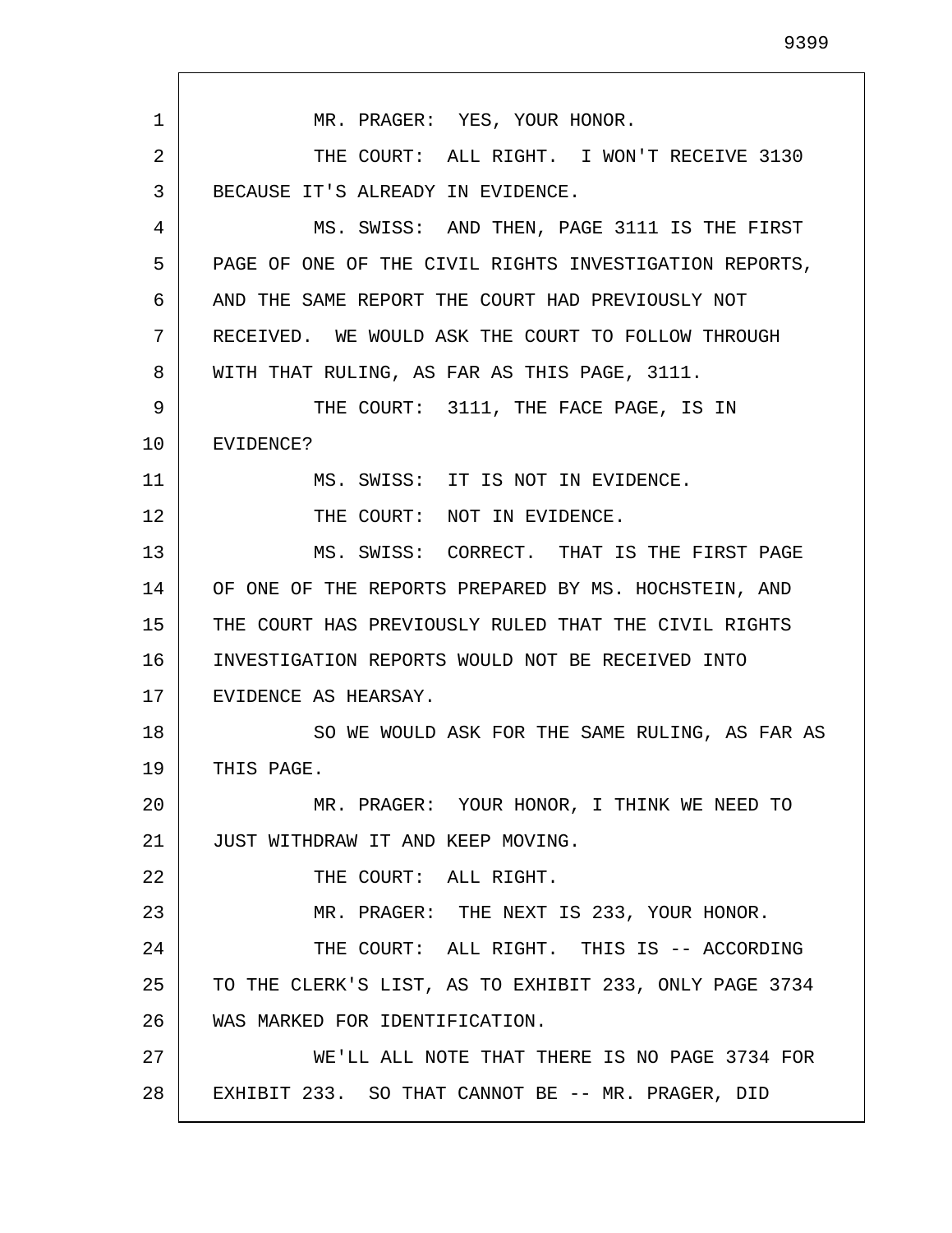MR. PRAGER: YES, YOUR HONOR.

THE COURT: ALL RIGHT. I WON'T RECEIVE 3130 BECAUSE IT'S ALREADY IN EVIDENCE.

MS. SWISS: AND THEN, PAGE 3111 IS THE FIRST PAGE OF ONE OF THE CIVIL RIGHTS INVESTIGATION REPORTS, AND THE SAME REPORT THE COURT HAD PREVIOUSLY NOT RECEIVED. WE WOULD ASK THE COURT TO FOLLOW THROUGH WITH THAT RULING, AS FAR AS THIS PAGE, 3111.

THE COURT: 3111, THE FACE PAGE, IS IN EVIDENCE?

MS. SWISS: IT IS NOT IN EVIDENCE.

THE COURT: NOT IN EVIDENCE.

MS. SWISS: CORRECT. THAT IS THE FIRST PAGE OF ONE OF THE REPORTS PREPARED BY MS. HOCHSTEIN, AND THE COURT HAS PREVIOUSLY RULED THAT THE CIVIL RIGHTS INVESTIGATION REPORTS WOULD NOT BE RECEIVED INTO EVIDENCE AS HEARSAY.

SO WE WOULD ASK FOR THE SAME RULING, AS FAR AS THIS PAGE.

MR. PRAGER: YOUR HONOR, I THINK WE NEED TO JUST WITHDRAW IT AND KEEP MOVING.

THE COURT: ALL RIGHT.

MR. PRAGER: THE NEXT IS 233, YOUR HONOR.

THE COURT: ALL RIGHT. THIS IS -- ACCORDING TO THE CLERK'S LIST, AS TO EXHIBIT 233, ONLY PAGE 3734 WAS MARKED FOR IDENTIFICATION.

WE'LL ALL NOTE THAT THERE IS NO PAGE 3734 FOR EXHIBIT 233. SO THAT CANNOT BE -- MR. PRAGER, DID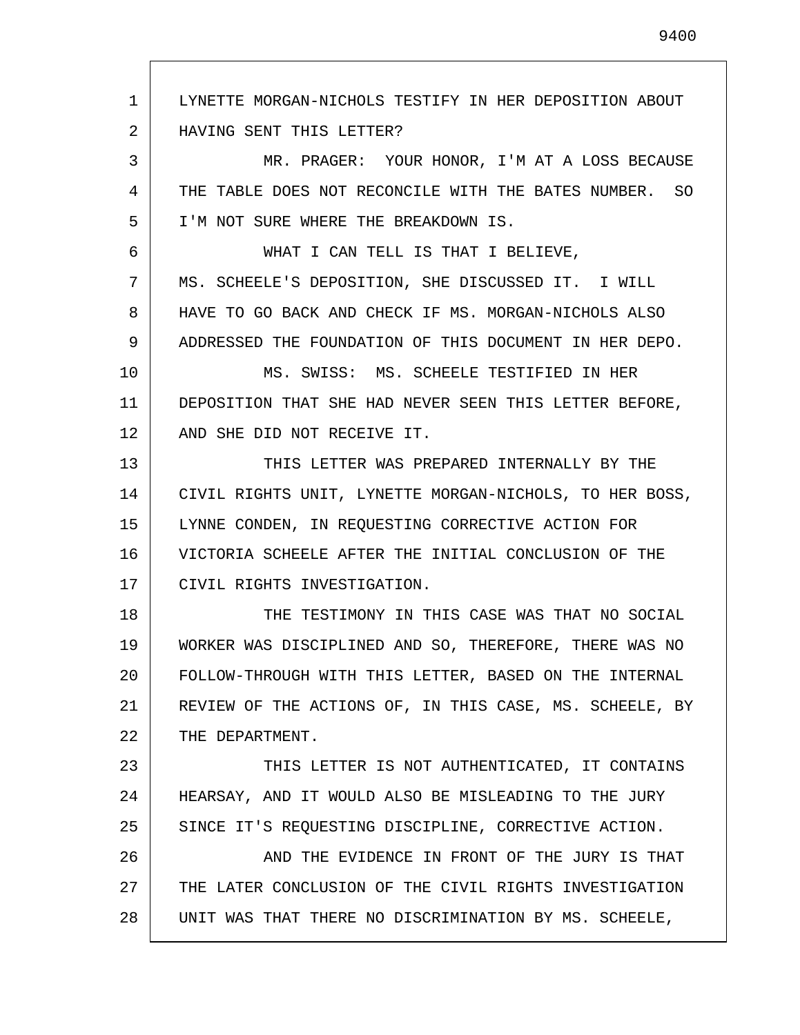LYNETTE MORGAN-NICHOLS TESTIFY IN HER DEPOSITION ABOUT HAVING SENT THIS LETTER?

MR. PRAGER: YOUR HONOR, I'M AT A LOSS BECAUSE THE TABLE DOES NOT RECONCILE WITH THE BATES NUMBER. SO I'M NOT SURE WHERE THE BREAKDOWN IS.

WHAT I CAN TELL IS THAT I BELIEVE, MS. SCHEELE'S DEPOSITION, SHE DISCUSSED IT. I WILL HAVE TO GO BACK AND CHECK IF MS. MORGAN-NICHOLS ALSO ADDRESSED THE FOUNDATION OF THIS DOCUMENT IN HER DEPO.

MS. SWISS: MS. SCHEELE TESTIFIED IN HER DEPOSITION THAT SHE HAD NEVER SEEN THIS LETTER BEFORE, AND SHE DID NOT RECEIVE IT.

THIS LETTER WAS PREPARED INTERNALLY BY THE CIVIL RIGHTS UNIT, LYNETTE MORGAN-NICHOLS, TO HER BOSS, LYNNE CONDEN, IN REQUESTING CORRECTIVE ACTION FOR VICTORIA SCHEELE AFTER THE INITIAL CONCLUSION OF THE CIVIL RIGHTS INVESTIGATION.

THE TESTIMONY IN THIS CASE WAS THAT NO SOCIAL WORKER WAS DISCIPLINED AND SO, THEREFORE, THERE WAS NO FOLLOW-THROUGH WITH THIS LETTER, BASED ON THE INTERNAL REVIEW OF THE ACTIONS OF, IN THIS CASE, MS. SCHEELE, BY THE DEPARTMENT.

THIS LETTER IS NOT AUTHENTICATED, IT CONTAINS HEARSAY, AND IT WOULD ALSO BE MISLEADING TO THE JURY SINCE IT'S REQUESTING DISCIPLINE, CORRECTIVE ACTION.

AND THE EVIDENCE IN FRONT OF THE JURY IS THAT THE LATER CONCLUSION OF THE CIVIL RIGHTS INVESTIGATION UNIT WAS THAT THERE NO DISCRIMINATION BY MS. SCHEELE,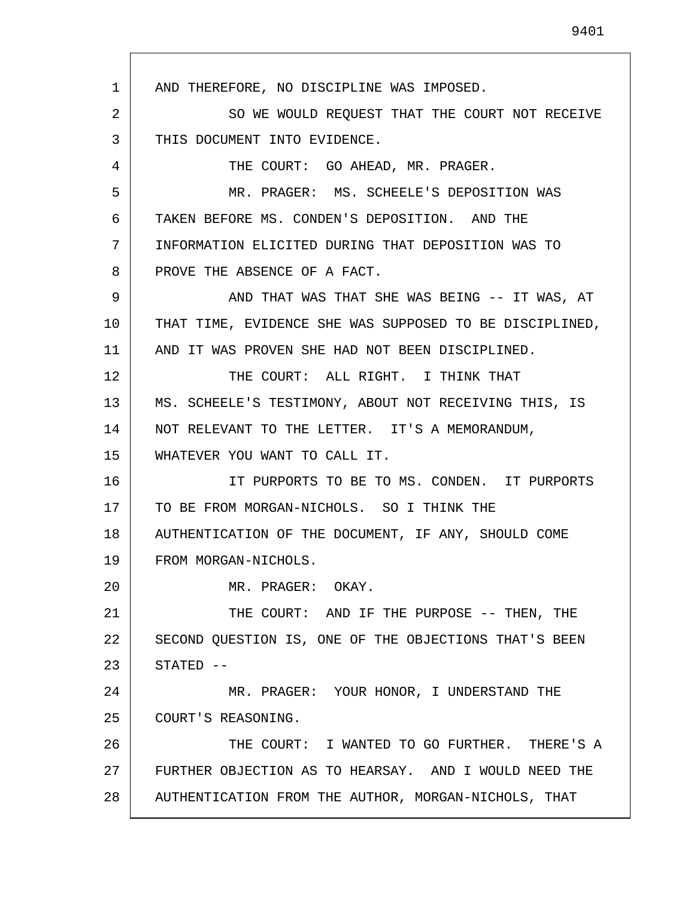AND THEREFORE, NO DISCIPLINE WAS IMPOSED.

SO WE WOULD REQUEST THAT THE COURT NOT RECEIVE THIS DOCUMENT INTO EVIDENCE.

THE COURT: GO AHEAD, MR. PRAGER.

MR. PRAGER: MS. SCHEELE'S DEPOSITION WAS TAKEN BEFORE MS. CONDEN'S DEPOSITION. AND THE INFORMATION ELICITED DURING THAT DEPOSITION WAS TO PROVE THE ABSENCE OF A FACT.

AND THAT WAS THAT SHE WAS BEING -- IT WAS, AT THAT TIME, EVIDENCE SHE WAS SUPPOSED TO BE DISCIPLINED, AND IT WAS PROVEN SHE HAD NOT BEEN DISCIPLINED.

THE COURT: ALL RIGHT. I THINK THAT MS. SCHEELE'S TESTIMONY, ABOUT NOT RECEIVING THIS, IS NOT RELEVANT TO THE LETTER. IT'S A MEMORANDUM, WHATEVER YOU WANT TO CALL IT.

IT PURPORTS TO BE TO MS. CONDEN. IT PURPORTS TO BE FROM MORGAN-NICHOLS. SO I THINK THE AUTHENTICATION OF THE DOCUMENT, IF ANY, SHOULD COME FROM MORGAN-NICHOLS.

MR. PRAGER: OKAY.

THE COURT: AND IF THE PURPOSE -- THEN, THE SECOND QUESTION IS, ONE OF THE OBJECTIONS THAT'S BEEN STATED --

MR. PRAGER: YOUR HONOR, I UNDERSTAND THE COURT'S REASONING.

THE COURT: I WANTED TO GO FURTHER. THERE'S A FURTHER OBJECTION AS TO HEARSAY. AND I WOULD NEED THE AUTHENTICATION FROM THE AUTHOR, MORGAN-NICHOLS, THAT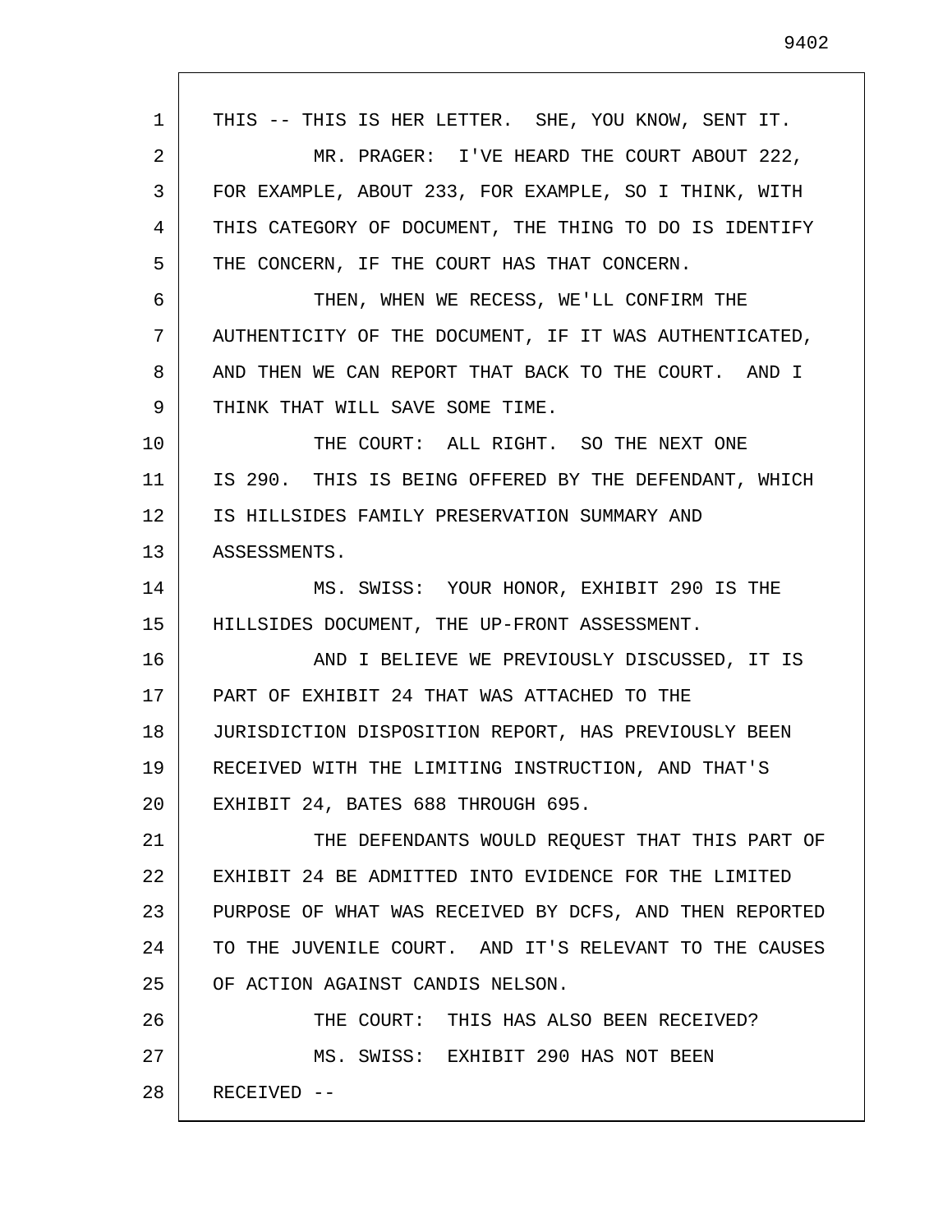THIS -- THIS IS HER LETTER. SHE, YOU KNOW, SENT IT.

MR. PRAGER: I'VE HEARD THE COURT ABOUT 222, FOR EXAMPLE, ABOUT 233, FOR EXAMPLE, SO I THINK, WITH THIS CATEGORY OF DOCUMENT, THE THING TO DO IS IDENTIFY THE CONCERN, IF THE COURT HAS THAT CONCERN.

THEN, WHEN WE RECESS, WE'LL CONFIRM THE AUTHENTICITY OF THE DOCUMENT, IF IT WAS AUTHENTICATED, AND THEN WE CAN REPORT THAT BACK TO THE COURT. AND I THINK THAT WILL SAVE SOME TIME.

THE COURT: ALL RIGHT. SO THE NEXT ONE IS 290. THIS IS BEING OFFERED BY THE DEFENDANT, WHICH IS HILLSIDES FAMILY PRESERVATION SUMMARY AND ASSESSMENTS.

MS. SWISS: YOUR HONOR, EXHIBIT 290 IS THE HILLSIDES DOCUMENT, THE UP-FRONT ASSESSMENT.

AND I BELIEVE WE PREVIOUSLY DISCUSSED, IT IS PART OF EXHIBIT 24 THAT WAS ATTACHED TO THE JURISDICTION DISPOSITION REPORT, HAS PREVIOUSLY BEEN RECEIVED WITH THE LIMITING INSTRUCTION, AND THAT'S EXHIBIT 24, BATES 688 THROUGH 695.

THE DEFENDANTS WOULD REQUEST THAT THIS PART OF EXHIBIT 24 BE ADMITTED INTO EVIDENCE FOR THE LIMITED PURPOSE OF WHAT WAS RECEIVED BY DCFS, AND THEN REPORTED TO THE JUVENILE COURT. AND IT'S RELEVANT TO THE CAUSES OF ACTION AGAINST CANDIS NELSON.

THE COURT: THIS HAS ALSO BEEN RECEIVED?

MS. SWISS: EXHIBIT 290 HAS NOT BEEN RECEIVED --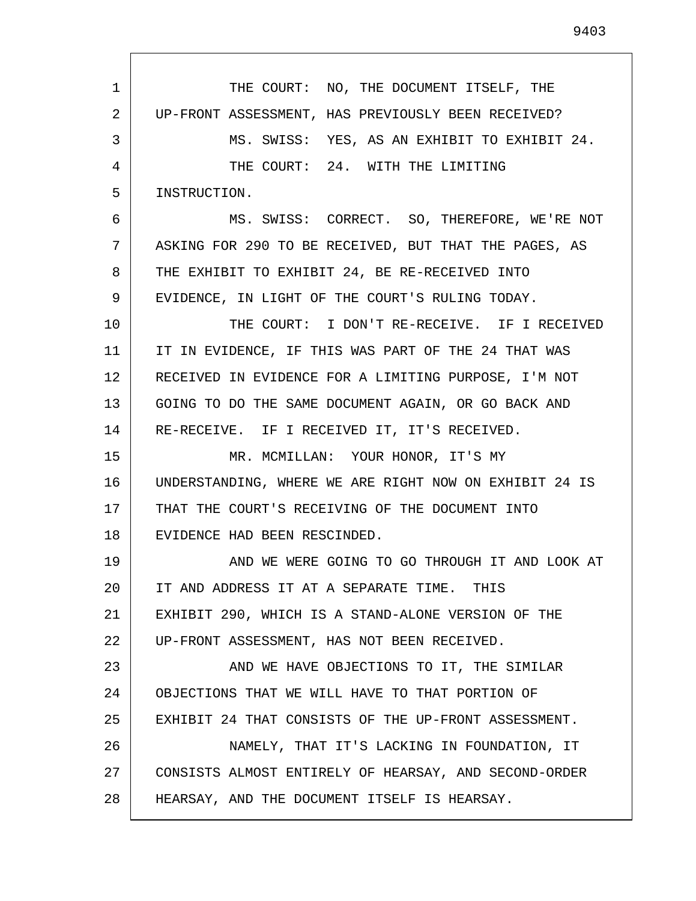THE COURT: NO, THE DOCUMENT ITSELF, THE UP-FRONT ASSESSMENT, HAS PREVIOUSLY BEEN RECEIVED?

MS. SWISS: YES, AS AN EXHIBIT TO EXHIBIT 24.

THE COURT: 24. WITH THE LIMITING INSTRUCTION.

MS. SWISS: CORRECT. SO, THEREFORE, WE'RE NOT ASKING FOR 290 TO BE RECEIVED, BUT THAT THE PAGES, AS THE EXHIBIT TO EXHIBIT 24, BE RE-RECEIVED INTO EVIDENCE, IN LIGHT OF THE COURT'S RULING TODAY.

THE COURT: I DON'T RE-RECEIVE. IF I RECEIVED IT IN EVIDENCE, IF THIS WAS PART OF THE 24 THAT WAS RECEIVED IN EVIDENCE FOR A LIMITING PURPOSE, I'M NOT GOING TO DO THE SAME DOCUMENT AGAIN, OR GO BACK AND RE-RECEIVE. IF I RECEIVED IT, IT'S RECEIVED.

MR. MCMILLAN: YOUR HONOR, IT'S MY UNDERSTANDING, WHERE WE ARE RIGHT NOW ON EXHIBIT 24 IS THAT THE COURT'S RECEIVING OF THE DOCUMENT INTO EVIDENCE HAD BEEN RESCINDED.

AND WE WERE GOING TO GO THROUGH IT AND LOOK AT IT AND ADDRESS IT AT A SEPARATE TIME. THIS EXHIBIT 290, WHICH IS A STAND-ALONE VERSION OF THE UP-FRONT ASSESSMENT, HAS NOT BEEN RECEIVED.

AND WE HAVE OBJECTIONS TO IT, THE SIMILAR OBJECTIONS THAT WE WILL HAVE TO THAT PORTION OF EXHIBIT 24 THAT CONSISTS OF THE UP-FRONT ASSESSMENT.

NAMELY, THAT IT'S LACKING IN FOUNDATION, IT CONSISTS ALMOST ENTIRELY OF HEARSAY, AND SECOND-ORDER HEARSAY, AND THE DOCUMENT ITSELF IS HEARSAY.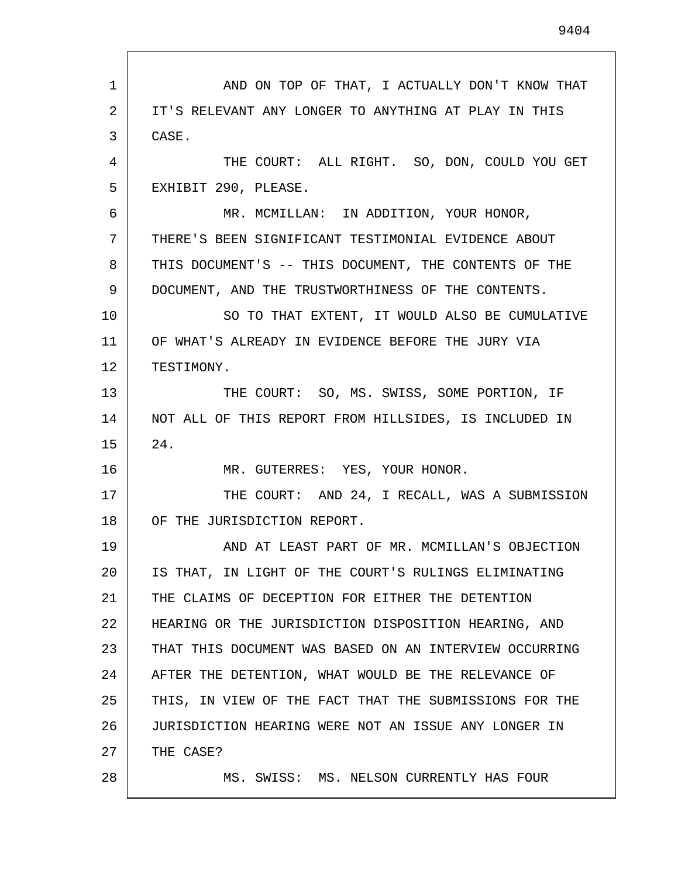AND ON TOP OF THAT, I ACTUALLY DON'T KNOW THAT IT'S RELEVANT ANY LONGER TO ANYTHING AT PLAY IN THIS CASE.

THE COURT: ALL RIGHT. SO, DON, COULD YOU GET EXHIBIT 290, PLEASE.

MR. MCMILLAN: IN ADDITION, YOUR HONOR, THERE'S BEEN SIGNIFICANT TESTIMONIAL EVIDENCE ABOUT THIS DOCUMENT'S -- THIS DOCUMENT, THE CONTENTS OF THE DOCUMENT, AND THE TRUSTWORTHINESS OF THE CONTENTS.

SO TO THAT EXTENT, IT WOULD ALSO BE CUMULATIVE OF WHAT'S ALREADY IN EVIDENCE BEFORE THE JURY VIA TESTIMONY.

THE COURT: SO, MS. SWISS, SOME PORTION, IF NOT ALL OF THIS REPORT FROM HILLSIDES, IS INCLUDED IN 24.

MR. GUTERRES: YES, YOUR HONOR.

THE COURT: AND 24, I RECALL, WAS A SUBMISSION OF THE JURISDICTION REPORT.

AND AT LEAST PART OF MR. MCMILLAN'S OBJECTION IS THAT, IN LIGHT OF THE COURT'S RULINGS ELIMINATING THE CLAIMS OF DECEPTION FOR EITHER THE DETENTION HEARING OR THE JURISDICTION DISPOSITION HEARING, AND THAT THIS DOCUMENT WAS BASED ON AN INTERVIEW OCCURRING AFTER THE DETENTION, WHAT WOULD BE THE RELEVANCE OF THIS, IN VIEW OF THE FACT THAT THE SUBMISSIONS FOR THE JURISDICTION HEARING WERE NOT AN ISSUE ANY LONGER IN THE CASE?

MS. SWISS: MS. NELSON CURRENTLY HAS FOUR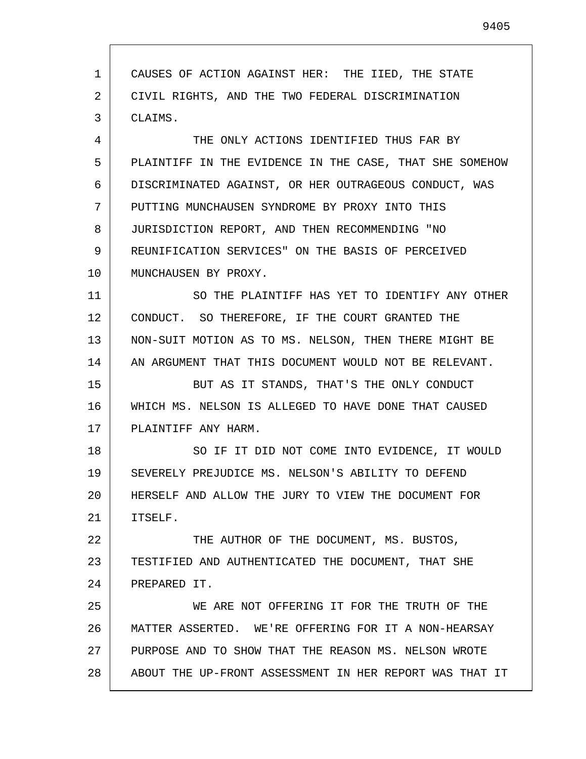CAUSES OF ACTION AGAINST HER: THE IIED, THE STATE CIVIL RIGHTS, AND THE TWO FEDERAL DISCRIMINATION CLAIMS.

THE ONLY ACTIONS IDENTIFIED THUS FAR BY PLAINTIFF IN THE EVIDENCE IN THE CASE, THAT SHE SOMEHOW DISCRIMINATED AGAINST, OR HER OUTRAGEOUS CONDUCT, WAS PUTTING MUNCHAUSEN SYNDROME BY PROXY INTO THIS JURISDICTION REPORT, AND THEN RECOMMENDING "NO REUNIFICATION SERVICES" ON THE BASIS OF PERCEIVED MUNCHAUSEN BY PROXY.

SO THE PLAINTIFF HAS YET TO IDENTIFY ANY OTHER CONDUCT. SO THEREFORE, IF THE COURT GRANTED THE NON-SUIT MOTION AS TO MS. NELSON, THEN THERE MIGHT BE AN ARGUMENT THAT THIS DOCUMENT WOULD NOT BE RELEVANT.

BUT AS IT STANDS, THAT'S THE ONLY CONDUCT WHICH MS. NELSON IS ALLEGED TO HAVE DONE THAT CAUSED PLAINTIFF ANY HARM.

SO IF IT DID NOT COME INTO EVIDENCE, IT WOULD SEVERELY PREJUDICE MS. NELSON'S ABILITY TO DEFEND HERSELF AND ALLOW THE JURY TO VIEW THE DOCUMENT FOR ITSELF.

THE AUTHOR OF THE DOCUMENT, MS. BUSTOS, TESTIFIED AND AUTHENTICATED THE DOCUMENT, THAT SHE PREPARED IT.

WE ARE NOT OFFERING IT FOR THE TRUTH OF THE MATTER ASSERTED. WE'RE OFFERING FOR IT A NON-HEARSAY PURPOSE AND TO SHOW THAT THE REASON MS. NELSON WROTE ABOUT THE UP-FRONT ASSESSMENT IN HER REPORT WAS THAT IT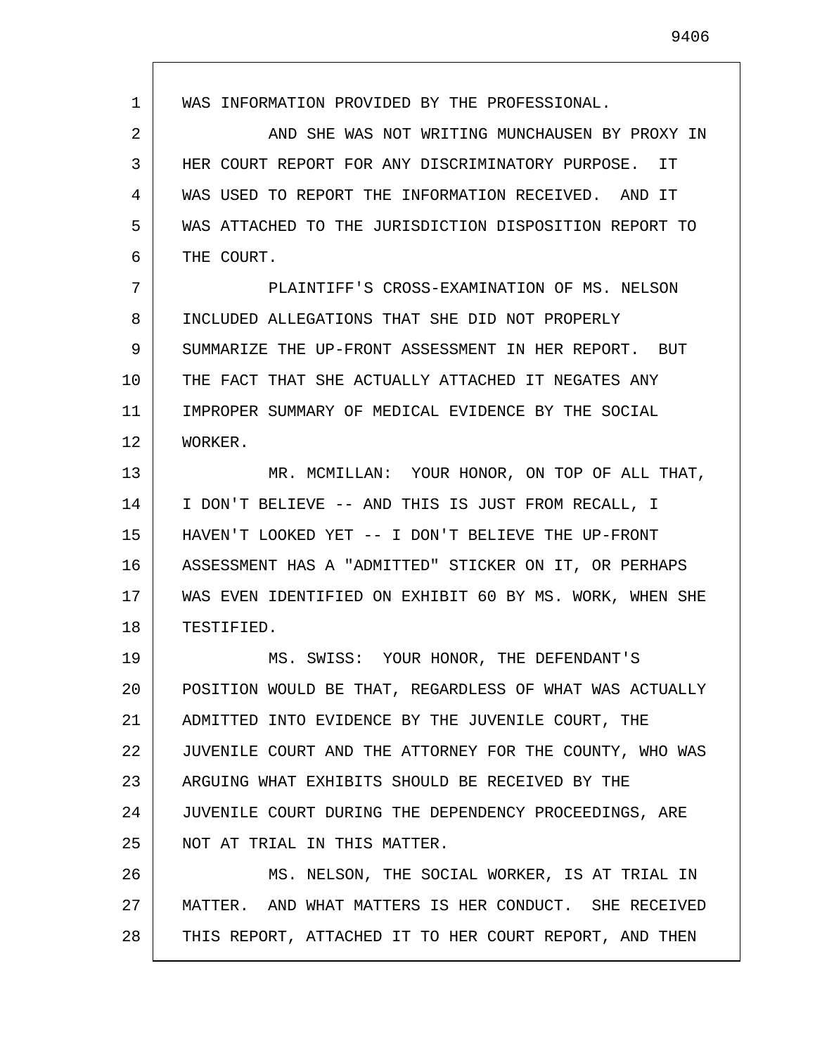WAS INFORMATION PROVIDED BY THE PROFESSIONAL.

AND SHE WAS NOT WRITING MUNCHAUSEN BY PROXY IN HER COURT REPORT FOR ANY DISCRIMINATORY PURPOSE. IT WAS USED TO REPORT THE INFORMATION RECEIVED. AND IT WAS ATTACHED TO THE JURISDICTION DISPOSITION REPORT TO THE COURT.

PLAINTIFF'S CROSS-EXAMINATION OF MS. NELSON INCLUDED ALLEGATIONS THAT SHE DID NOT PROPERLY SUMMARIZE THE UP-FRONT ASSESSMENT IN HER REPORT. BUT THE FACT THAT SHE ACTUALLY ATTACHED IT NEGATES ANY IMPROPER SUMMARY OF MEDICAL EVIDENCE BY THE SOCIAL WORKER.

MR. MCMILLAN: YOUR HONOR, ON TOP OF ALL THAT, I DON'T BELIEVE -- AND THIS IS JUST FROM RECALL, I HAVEN'T LOOKED YET -- I DON'T BELIEVE THE UP-FRONT ASSESSMENT HAS A "ADMITTED" STICKER ON IT, OR PERHAPS WAS EVEN IDENTIFIED ON EXHIBIT 60 BY MS. WORK, WHEN SHE TESTIFIED.

MS. SWISS: YOUR HONOR, THE DEFENDANT'S POSITION WOULD BE THAT, REGARDLESS OF WHAT WAS ACTUALLY ADMITTED INTO EVIDENCE BY THE JUVENILE COURT, THE JUVENILE COURT AND THE ATTORNEY FOR THE COUNTY, WHO WAS ARGUING WHAT EXHIBITS SHOULD BE RECEIVED BY THE JUVENILE COURT DURING THE DEPENDENCY PROCEEDINGS, ARE NOT AT TRIAL IN THIS MATTER.

MS. NELSON, THE SOCIAL WORKER, IS AT TRIAL IN MATTER. AND WHAT MATTERS IS HER CONDUCT. SHE RECEIVED THIS REPORT, ATTACHED IT TO HER COURT REPORT, AND THEN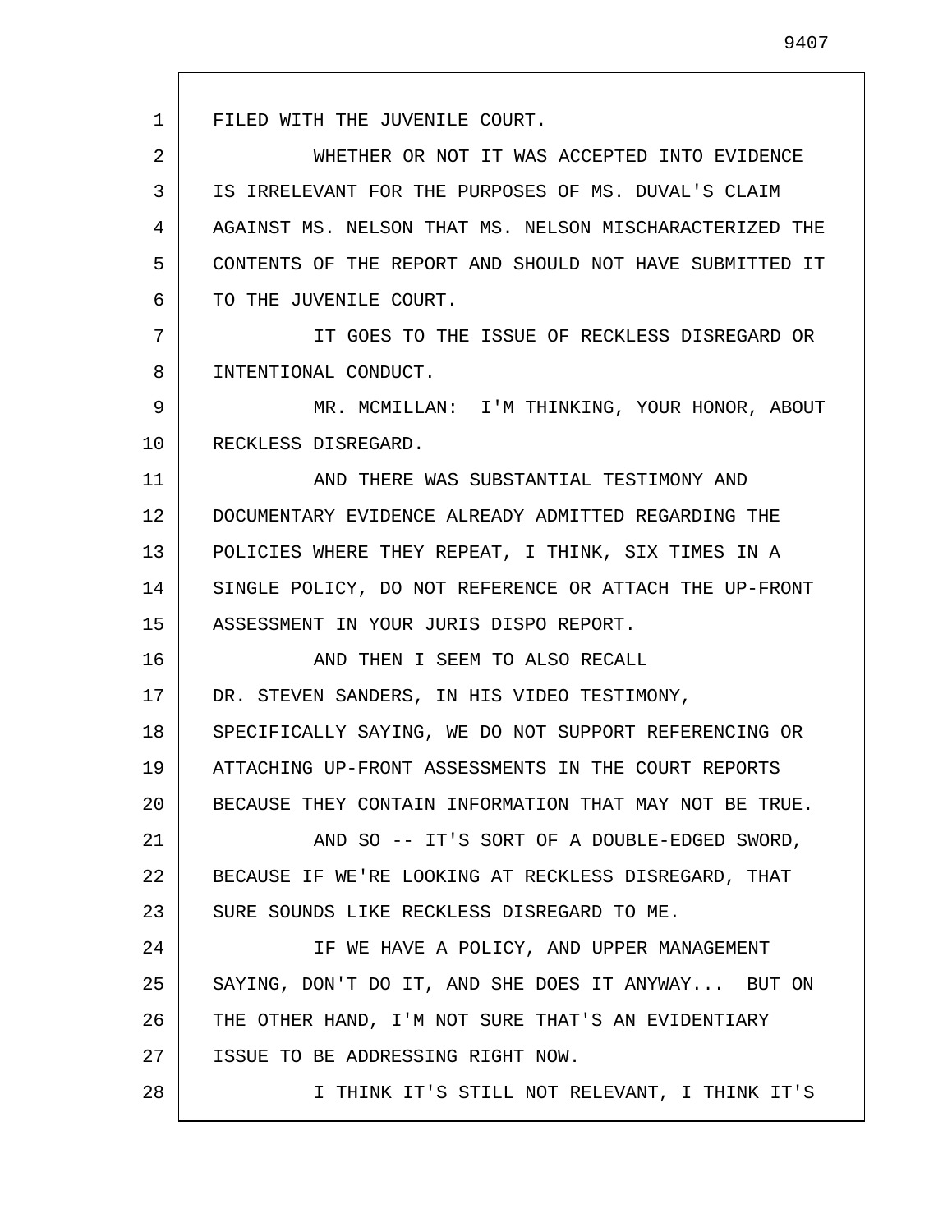FILED WITH THE JUVENILE COURT.

WHETHER OR NOT IT WAS ACCEPTED INTO EVIDENCE IS IRRELEVANT FOR THE PURPOSES OF MS. DUVAL'S CLAIM AGAINST MS. NELSON THAT MS. NELSON MISCHARACTERIZED THE CONTENTS OF THE REPORT AND SHOULD NOT HAVE SUBMITTED IT TO THE JUVENILE COURT.

IT GOES TO THE ISSUE OF RECKLESS DISREGARD OR INTENTIONAL CONDUCT.

MR. MCMILLAN: I'M THINKING, YOUR HONOR, ABOUT RECKLESS DISREGARD.

AND THERE WAS SUBSTANTIAL TESTIMONY AND DOCUMENTARY EVIDENCE ALREADY ADMITTED REGARDING THE POLICIES WHERE THEY REPEAT, I THINK, SIX TIMES IN A SINGLE POLICY, DO NOT REFERENCE OR ATTACH THE UP-FRONT ASSESSMENT IN YOUR JURIS DISPO REPORT.

AND THEN I SEEM TO ALSO RECALL DR. STEVEN SANDERS, IN HIS VIDEO TESTIMONY, SPECIFICALLY SAYING, WE DO NOT SUPPORT REFERENCING OR ATTACHING UP-FRONT ASSESSMENTS IN THE COURT REPORTS BECAUSE THEY CONTAIN INFORMATION THAT MAY NOT BE TRUE.

AND SO -- IT'S SORT OF A DOUBLE-EDGED SWORD, BECAUSE IF WE'RE LOOKING AT RECKLESS DISREGARD, THAT SURE SOUNDS LIKE RECKLESS DISREGARD TO ME.

IF WE HAVE A POLICY, AND UPPER MANAGEMENT SAYING, DON'T DO IT, AND SHE DOES IT ANYWAY... BUT ON THE OTHER HAND, I'M NOT SURE THAT'S AN EVIDENTIARY ISSUE TO BE ADDRESSING RIGHT NOW.

I THINK IT'S STILL NOT RELEVANT, I THINK IT'S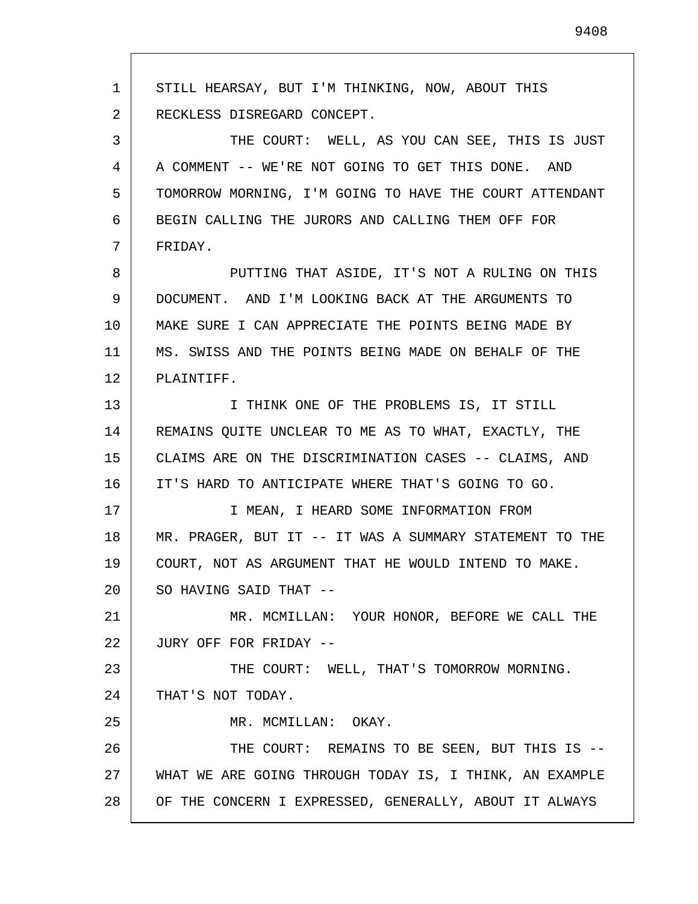STILL HEARSAY, BUT I'M THINKING, NOW, ABOUT THIS RECKLESS DISREGARD CONCEPT.

THE COURT: WELL, AS YOU CAN SEE, THIS IS JUST A COMMENT -- WE'RE NOT GOING TO GET THIS DONE. AND TOMORROW MORNING, I'M GOING TO HAVE THE COURT ATTENDANT BEGIN CALLING THE JURORS AND CALLING THEM OFF FOR FRIDAY.

PUTTING THAT ASIDE, IT'S NOT A RULING ON THIS DOCUMENT. AND I'M LOOKING BACK AT THE ARGUMENTS TO MAKE SURE I CAN APPRECIATE THE POINTS BEING MADE BY MS. SWISS AND THE POINTS BEING MADE ON BEHALF OF THE PLAINTIFF.

I THINK ONE OF THE PROBLEMS IS, IT STILL REMAINS QUITE UNCLEAR TO ME AS TO WHAT, EXACTLY, THE CLAIMS ARE ON THE DISCRIMINATION CASES -- CLAIMS, AND IT'S HARD TO ANTICIPATE WHERE THAT'S GOING TO GO.

I MEAN, I HEARD SOME INFORMATION FROM MR. PRAGER, BUT IT -- IT WAS A SUMMARY STATEMENT TO THE COURT, NOT AS ARGUMENT THAT HE WOULD INTEND TO MAKE. SO HAVING SAID THAT --

MR. MCMILLAN: YOUR HONOR, BEFORE WE CALL THE JURY OFF FOR FRIDAY --

THE COURT: WELL, THAT'S TOMORROW MORNING. THAT'S NOT TODAY.

MR. MCMILLAN: OKAY.

THE COURT: REMAINS TO BE SEEN, BUT THIS IS -- WHAT WE ARE GOING THROUGH TODAY IS, I THINK, AN EXAMPLE OF THE CONCERN I EXPRESSED, GENERALLY, ABOUT IT ALWAYS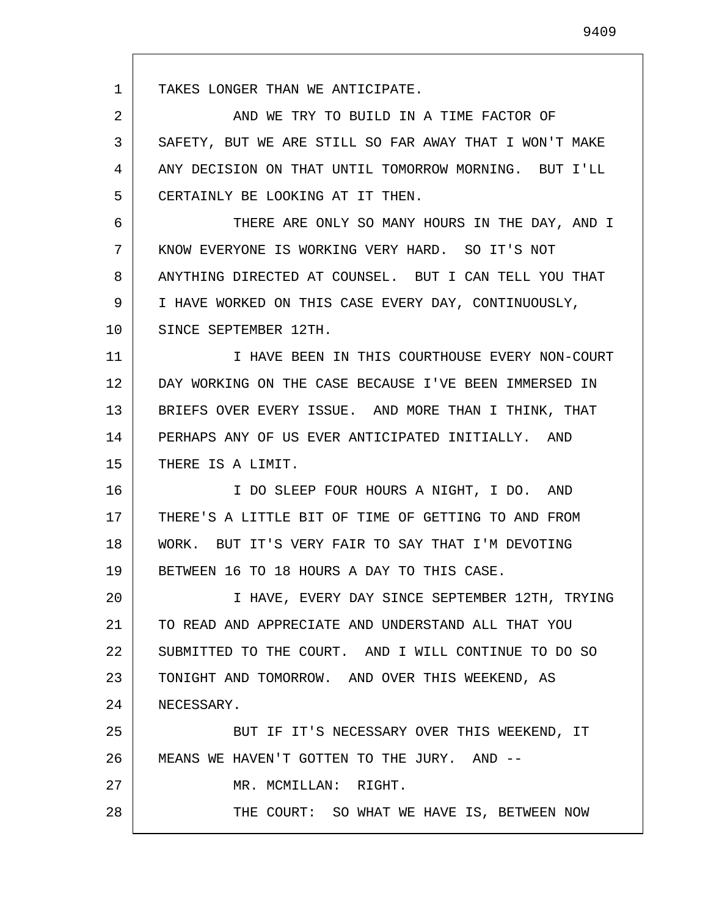TAKES LONGER THAN WE ANTICIPATE.

AND WE TRY TO BUILD IN A TIME FACTOR OF SAFETY, BUT WE ARE STILL SO FAR AWAY THAT I WON'T MAKE ANY DECISION ON THAT UNTIL TOMORROW MORNING. BUT I'LL CERTAINLY BE LOOKING AT IT THEN.

THERE ARE ONLY SO MANY HOURS IN THE DAY, AND I KNOW EVERYONE IS WORKING VERY HARD. SO IT'S NOT ANYTHING DIRECTED AT COUNSEL. BUT I CAN TELL YOU THAT I HAVE WORKED ON THIS CASE EVERY DAY, CONTINUOUSLY, SINCE SEPTEMBER 12TH.

I HAVE BEEN IN THIS COURTHOUSE EVERY NON-COURT DAY WORKING ON THE CASE BECAUSE I'VE BEEN IMMERSED IN BRIEFS OVER EVERY ISSUE. AND MORE THAN I THINK, THAT PERHAPS ANY OF US EVER ANTICIPATED INITIALLY. AND THERE IS A LIMIT.

I DO SLEEP FOUR HOURS A NIGHT, I DO. AND THERE'S A LITTLE BIT OF TIME OF GETTING TO AND FROM WORK. BUT IT'S VERY FAIR TO SAY THAT I'M DEVOTING BETWEEN 16 TO 18 HOURS A DAY TO THIS CASE.

I HAVE, EVERY DAY SINCE SEPTEMBER 12TH, TRYING TO READ AND APPRECIATE AND UNDERSTAND ALL THAT YOU SUBMITTED TO THE COURT. AND I WILL CONTINUE TO DO SO TONIGHT AND TOMORROW. AND OVER THIS WEEKEND, AS NECESSARY.

BUT IF IT'S NECESSARY OVER THIS WEEKEND, IT MEANS WE HAVEN'T GOTTEN TO THE JURY. AND --

MR. MCMILLAN: RIGHT.

THE COURT: SO WHAT WE HAVE IS, BETWEEN NOW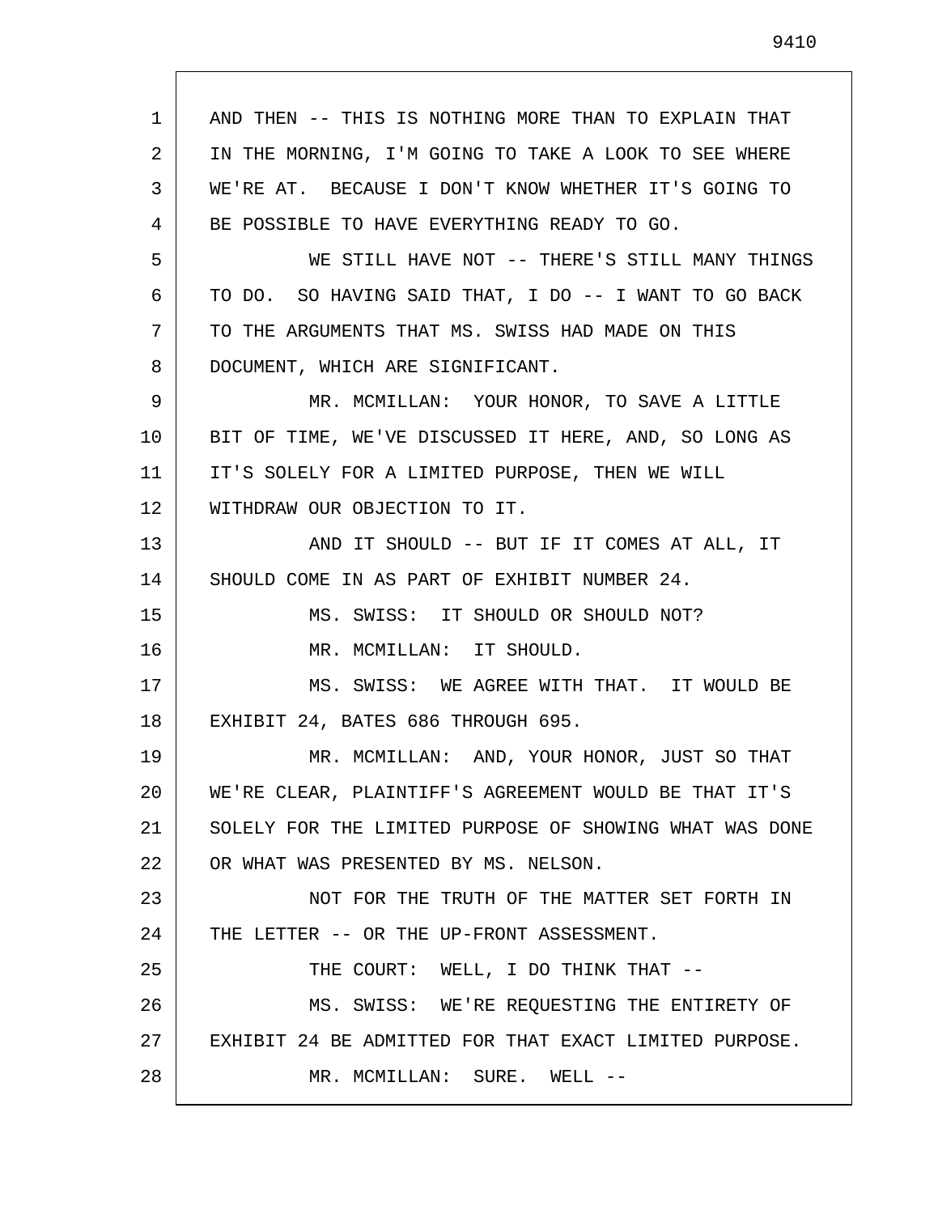AND THEN -- THIS IS NOTHING MORE THAN TO EXPLAIN THAT IN THE MORNING, I'M GOING TO TAKE A LOOK TO SEE WHERE WE'RE AT. BECAUSE I DON'T KNOW WHETHER IT'S GOING TO BE POSSIBLE TO HAVE EVERYTHING READY TO GO.

WE STILL HAVE NOT -- THERE'S STILL MANY THINGS TO DO. SO HAVING SAID THAT, I DO -- I WANT TO GO BACK TO THE ARGUMENTS THAT MS. SWISS HAD MADE ON THIS DOCUMENT, WHICH ARE SIGNIFICANT.

MR. MCMILLAN: YOUR HONOR, TO SAVE A LITTLE BIT OF TIME, WE'VE DISCUSSED IT HERE, AND, SO LONG AS IT'S SOLELY FOR A LIMITED PURPOSE, THEN WE WILL WITHDRAW OUR OBJECTION TO IT.

AND IT SHOULD -- BUT IF IT COMES AT ALL, IT SHOULD COME IN AS PART OF EXHIBIT NUMBER 24.

MS. SWISS: IT SHOULD OR SHOULD NOT?

MR. MCMILLAN: IT SHOULD.

MS. SWISS: WE AGREE WITH THAT. IT WOULD BE EXHIBIT 24, BATES 686 THROUGH 695.

MR. MCMILLAN: AND, YOUR HONOR, JUST SO THAT WE'RE CLEAR, PLAINTIFF'S AGREEMENT WOULD BE THAT IT'S SOLELY FOR THE LIMITED PURPOSE OF SHOWING WHAT WAS DONE OR WHAT WAS PRESENTED BY MS. NELSON.

NOT FOR THE TRUTH OF THE MATTER SET FORTH IN THE LETTER -- OR THE UP-FRONT ASSESSMENT.

THE COURT: WELL, I DO THINK THAT --

MS. SWISS: WE'RE REQUESTING THE ENTIRETY OF EXHIBIT 24 BE ADMITTED FOR THAT EXACT LIMITED PURPOSE.

MR. MCMILLAN: SURE. WELL --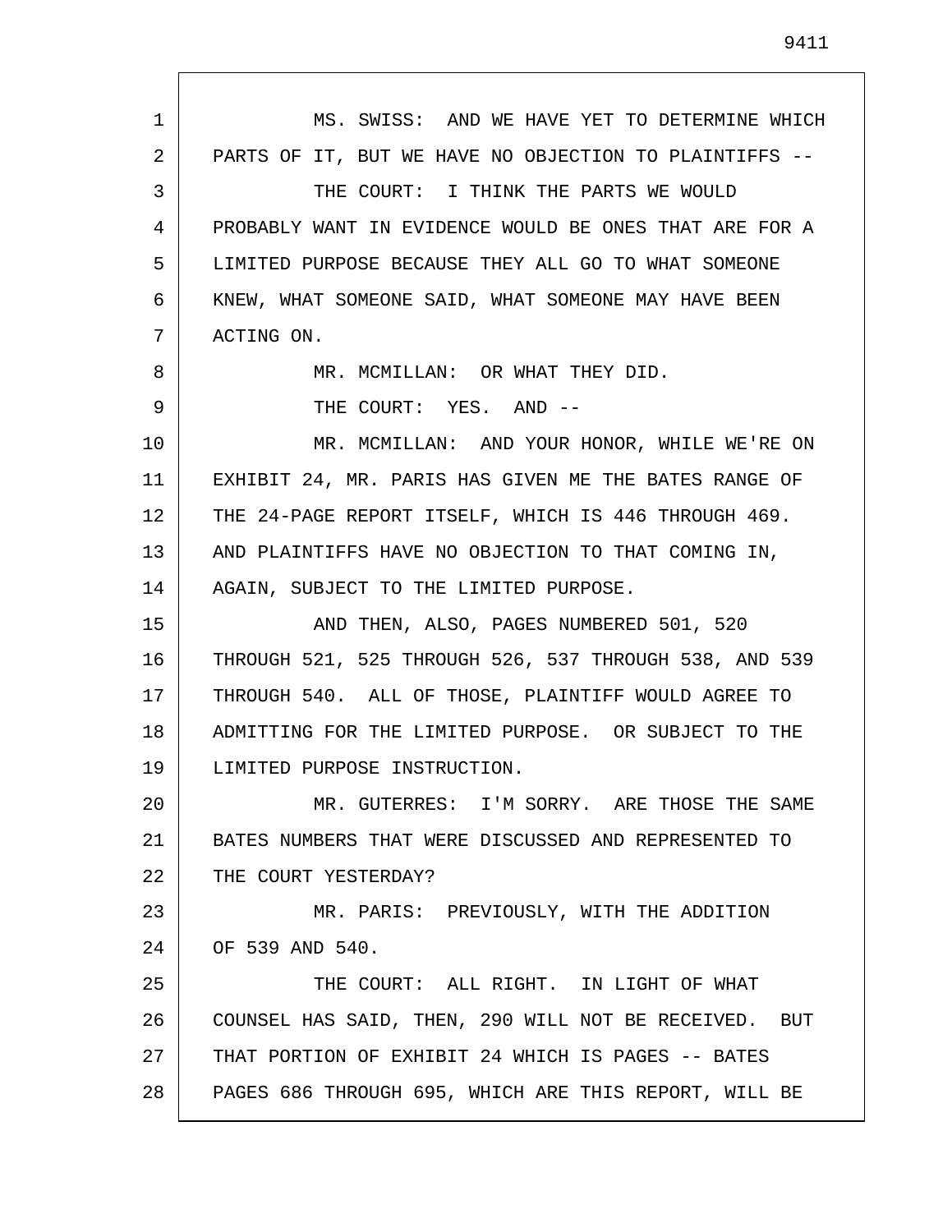MS. SWISS: AND WE HAVE YET TO DETERMINE WHICH PARTS OF IT, BUT WE HAVE NO OBJECTION TO PLAINTIFFS --

THE COURT: I THINK THE PARTS WE WOULD PROBABLY WANT IN EVIDENCE WOULD BE ONES THAT ARE FOR A LIMITED PURPOSE BECAUSE THEY ALL GO TO WHAT SOMEONE KNEW, WHAT SOMEONE SAID, WHAT SOMEONE MAY HAVE BEEN ACTING ON.

MR. MCMILLAN: OR WHAT THEY DID.

THE COURT: YES. AND --

MR. MCMILLAN: AND YOUR HONOR, WHILE WE'RE ON EXHIBIT 24, MR. PARIS HAS GIVEN ME THE BATES RANGE OF THE 24-PAGE REPORT ITSELF, WHICH IS 446 THROUGH 469. AND PLAINTIFFS HAVE NO OBJECTION TO THAT COMING IN, AGAIN, SUBJECT TO THE LIMITED PURPOSE.

AND THEN, ALSO, PAGES NUMBERED 501, 520 THROUGH 521, 525 THROUGH 526, 537 THROUGH 538, AND 539 THROUGH 540. ALL OF THOSE, PLAINTIFF WOULD AGREE TO ADMITTING FOR THE LIMITED PURPOSE. OR SUBJECT TO THE LIMITED PURPOSE INSTRUCTION.

MR. GUTERRES: I'M SORRY. ARE THOSE THE SAME BATES NUMBERS THAT WERE DISCUSSED AND REPRESENTED TO THE COURT YESTERDAY?

MR. PARIS: PREVIOUSLY, WITH THE ADDITION OF 539 AND 540.

THE COURT: ALL RIGHT. IN LIGHT OF WHAT COUNSEL HAS SAID, THEN, 290 WILL NOT BE RECEIVED. BUT THAT PORTION OF EXHIBIT 24 WHICH IS PAGES -- BATES PAGES 686 THROUGH 695, WHICH ARE THIS REPORT, WILL BE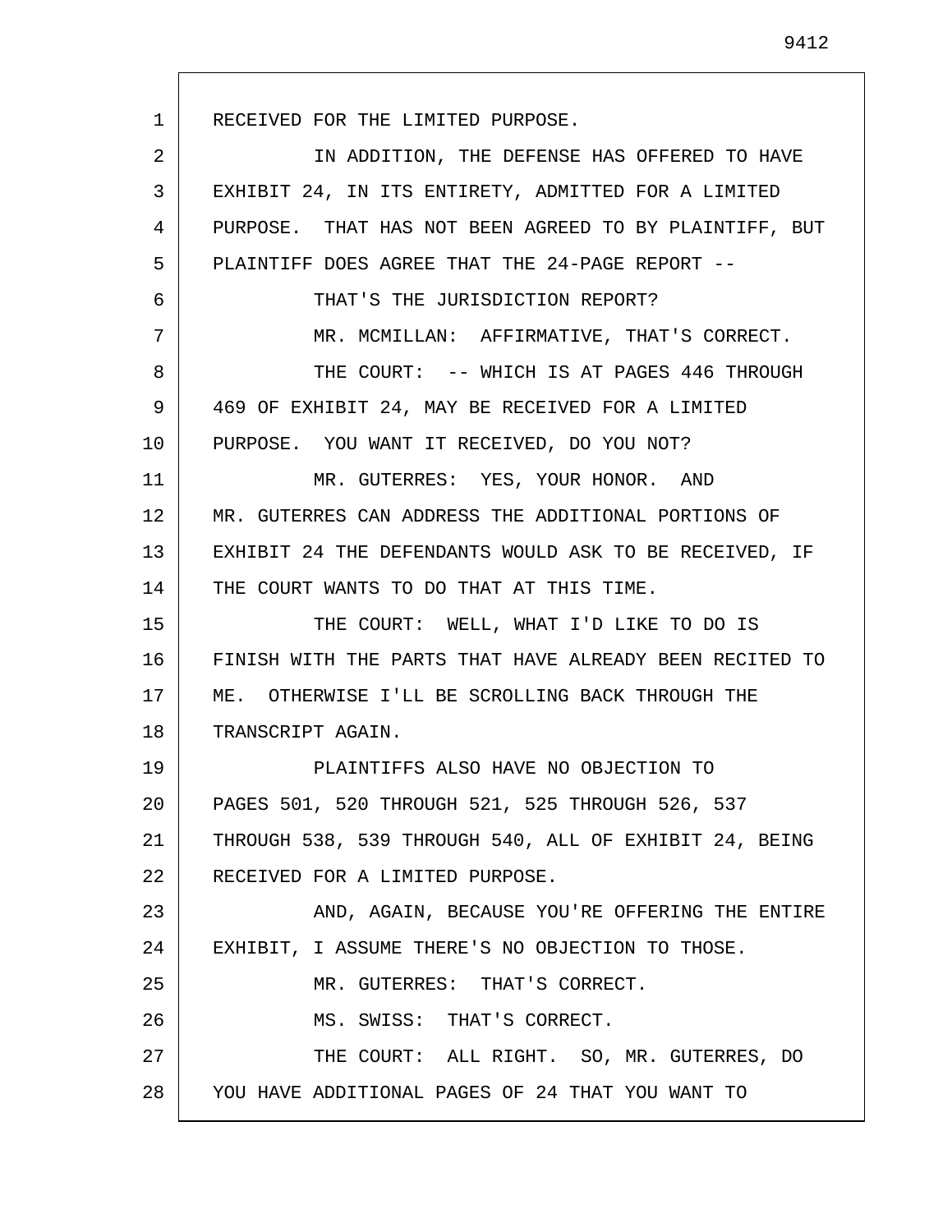RECEIVED FOR THE LIMITED PURPOSE.

IN ADDITION, THE DEFENSE HAS OFFERED TO HAVE EXHIBIT 24, IN ITS ENTIRETY, ADMITTED FOR A LIMITED PURPOSE. THAT HAS NOT BEEN AGREED TO BY PLAINTIFF, BUT PLAINTIFF DOES AGREE THAT THE 24-PAGE REPORT --

THAT'S THE JURISDICTION REPORT?

MR. MCMILLAN: AFFIRMATIVE, THAT'S CORRECT.

THE COURT: -- WHICH IS AT PAGES 446 THROUGH 469 OF EXHIBIT 24, MAY BE RECEIVED FOR A LIMITED PURPOSE. YOU WANT IT RECEIVED, DO YOU NOT?

MR. GUTERRES: YES, YOUR HONOR. AND MR. GUTERRES CAN ADDRESS THE ADDITIONAL PORTIONS OF EXHIBIT 24 THE DEFENDANTS WOULD ASK TO BE RECEIVED, IF THE COURT WANTS TO DO THAT AT THIS TIME.

THE COURT: WELL, WHAT I'D LIKE TO DO IS FINISH WITH THE PARTS THAT HAVE ALREADY BEEN RECITED TO ME. OTHERWISE I'LL BE SCROLLING BACK THROUGH THE TRANSCRIPT AGAIN.

PLAINTIFFS ALSO HAVE NO OBJECTION TO PAGES 501, 520 THROUGH 521, 525 THROUGH 526, 537 THROUGH 538, 539 THROUGH 540, ALL OF EXHIBIT 24, BEING RECEIVED FOR A LIMITED PURPOSE.

AND, AGAIN, BECAUSE YOU'RE OFFERING THE ENTIRE EXHIBIT, I ASSUME THERE'S NO OBJECTION TO THOSE.

MR. GUTERRES: THAT'S CORRECT.

MS. SWISS: THAT'S CORRECT.

THE COURT: ALL RIGHT. SO, MR. GUTERRES, DO YOU HAVE ADDITIONAL PAGES OF 24 THAT YOU WANT TO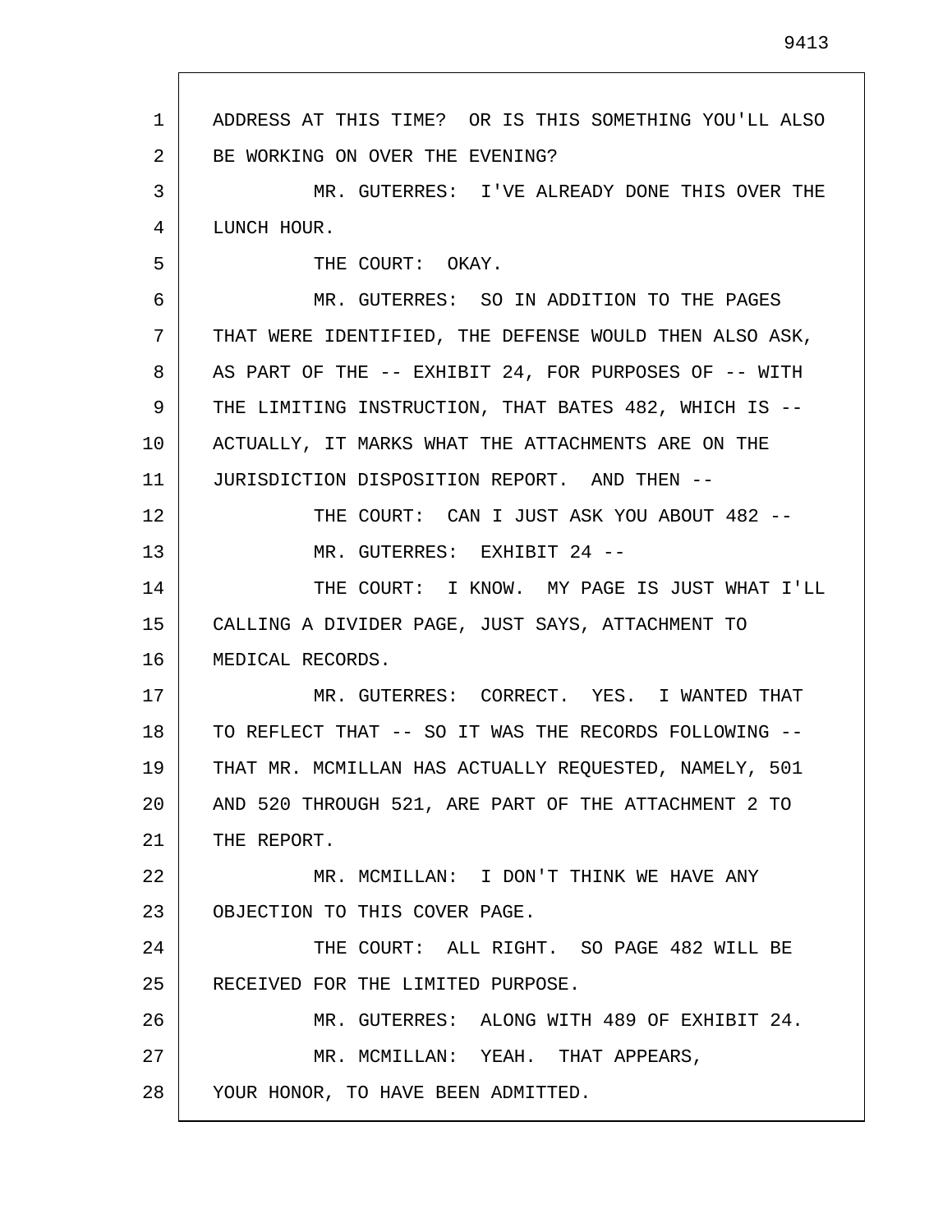ADDRESS AT THIS TIME? OR IS THIS SOMETHING YOU'LL ALSO BE WORKING ON OVER THE EVENING?

MR. GUTERRES: I'VE ALREADY DONE THIS OVER THE LUNCH HOUR.

THE COURT: OKAY.

MR. GUTERRES: SO IN ADDITION TO THE PAGES THAT WERE IDENTIFIED, THE DEFENSE WOULD THEN ALSO ASK, AS PART OF THE -- EXHIBIT 24, FOR PURPOSES OF -- WITH THE LIMITING INSTRUCTION, THAT BATES 482, WHICH IS -- ACTUALLY, IT MARKS WHAT THE ATTACHMENTS ARE ON THE JURISDICTION DISPOSITION REPORT. AND THEN --

THE COURT: CAN I JUST ASK YOU ABOUT 482 --

MR. GUTERRES: EXHIBIT 24 --

THE COURT: I KNOW. MY PAGE IS JUST WHAT I'LL CALLING A DIVIDER PAGE, JUST SAYS, ATTACHMENT TO MEDICAL RECORDS.

MR. GUTERRES: CORRECT. YES. I WANTED THAT TO REFLECT THAT -- SO IT WAS THE RECORDS FOLLOWING -- THAT MR. MCMILLAN HAS ACTUALLY REQUESTED, NAMELY, 501 AND 520 THROUGH 521, ARE PART OF THE ATTACHMENT 2 TO THE REPORT.

MR. MCMILLAN: I DON'T THINK WE HAVE ANY OBJECTION TO THIS COVER PAGE.

THE COURT: ALL RIGHT. SO PAGE 482 WILL BE RECEIVED FOR THE LIMITED PURPOSE.

MR. GUTERRES: ALONG WITH 489 OF EXHIBIT 24.

MR. MCMILLAN: YEAH. THAT APPEARS, YOUR HONOR, TO HAVE BEEN ADMITTED.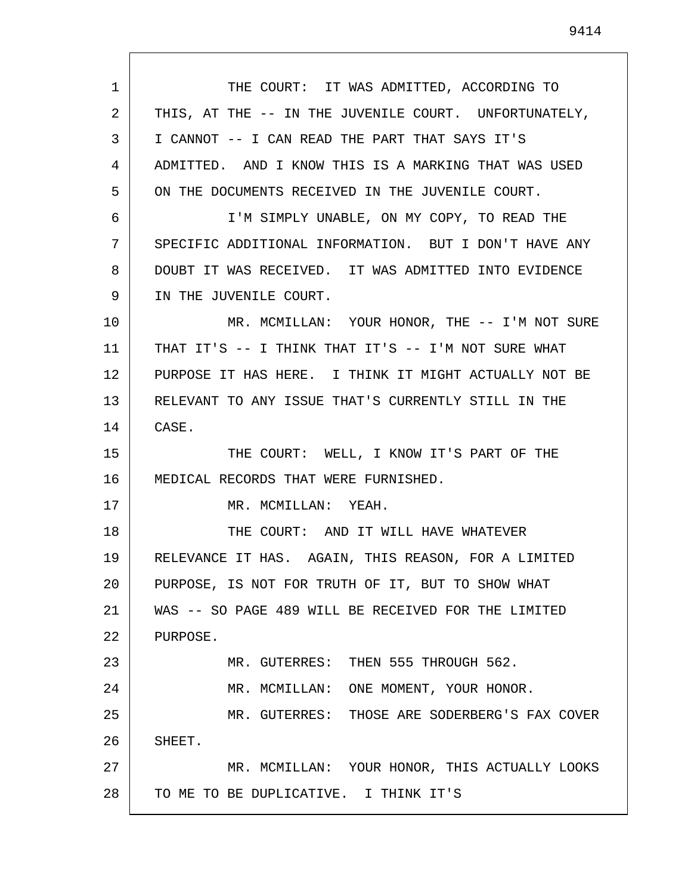THE COURT: IT WAS ADMITTED, ACCORDING TO THIS, AT THE -- IN THE JUVENILE COURT. UNFORTUNATELY, I CANNOT -- I CAN READ THE PART THAT SAYS IT'S ADMITTED. AND I KNOW THIS IS A MARKING THAT WAS USED ON THE DOCUMENTS RECEIVED IN THE JUVENILE COURT.

I'M SIMPLY UNABLE, ON MY COPY, TO READ THE SPECIFIC ADDITIONAL INFORMATION. BUT I DON'T HAVE ANY DOUBT IT WAS RECEIVED. IT WAS ADMITTED INTO EVIDENCE IN THE JUVENILE COURT.

MR. MCMILLAN: YOUR HONOR, THE -- I'M NOT SURE THAT IT'S -- I THINK THAT IT'S -- I'M NOT SURE WHAT PURPOSE IT HAS HERE. I THINK IT MIGHT ACTUALLY NOT BE RELEVANT TO ANY ISSUE THAT'S CURRENTLY STILL IN THE CASE.

THE COURT: WELL, I KNOW IT'S PART OF THE MEDICAL RECORDS THAT WERE FURNISHED.

MR. MCMILLAN: YEAH.

THE COURT: AND IT WILL HAVE WHATEVER RELEVANCE IT HAS. AGAIN, THIS REASON, FOR A LIMITED PURPOSE, IS NOT FOR TRUTH OF IT, BUT TO SHOW WHAT WAS -- SO PAGE 489 WILL BE RECEIVED FOR THE LIMITED PURPOSE.

MR. GUTERRES: THEN 555 THROUGH 562.

MR. MCMILLAN: ONE MOMENT, YOUR HONOR.

MR. GUTERRES: THOSE ARE SODERBERG'S FAX COVER SHEET.

MR. MCMILLAN: YOUR HONOR, THIS ACTUALLY LOOKS TO ME TO BE DUPLICATIVE. I THINK IT'S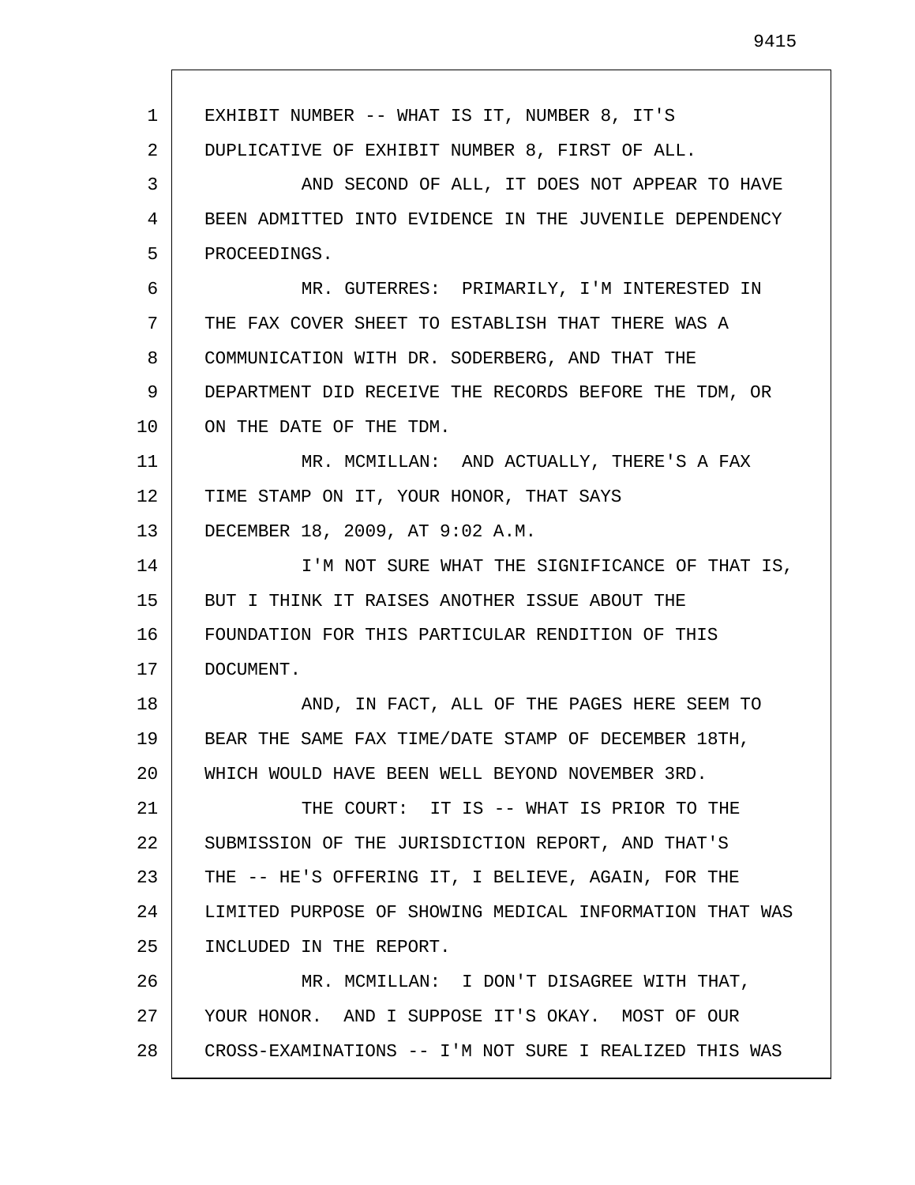EXHIBIT NUMBER -- WHAT IS IT, NUMBER 8, IT'S DUPLICATIVE OF EXHIBIT NUMBER 8, FIRST OF ALL.

AND SECOND OF ALL, IT DOES NOT APPEAR TO HAVE BEEN ADMITTED INTO EVIDENCE IN THE JUVENILE DEPENDENCY PROCEEDINGS.

MR. GUTERRES: PRIMARILY, I'M INTERESTED IN THE FAX COVER SHEET TO ESTABLISH THAT THERE WAS A COMMUNICATION WITH DR. SODERBERG, AND THAT THE DEPARTMENT DID RECEIVE THE RECORDS BEFORE THE TDM, OR ON THE DATE OF THE TDM.

MR. MCMILLAN: AND ACTUALLY, THERE'S A FAX TIME STAMP ON IT, YOUR HONOR, THAT SAYS DECEMBER 18, 2009, AT 9:02 A.M.

I'M NOT SURE WHAT THE SIGNIFICANCE OF THAT IS, BUT I THINK IT RAISES ANOTHER ISSUE ABOUT THE FOUNDATION FOR THIS PARTICULAR RENDITION OF THIS DOCUMENT.

AND, IN FACT, ALL OF THE PAGES HERE SEEM TO BEAR THE SAME FAX TIME/DATE STAMP OF DECEMBER 18TH, WHICH WOULD HAVE BEEN WELL BEYOND NOVEMBER 3RD.

THE COURT: IT IS -- WHAT IS PRIOR TO THE SUBMISSION OF THE JURISDICTION REPORT, AND THAT'S THE -- HE'S OFFERING IT, I BELIEVE, AGAIN, FOR THE LIMITED PURPOSE OF SHOWING MEDICAL INFORMATION THAT WAS INCLUDED IN THE REPORT.

MR. MCMILLAN: I DON'T DISAGREE WITH THAT, YOUR HONOR. AND I SUPPOSE IT'S OKAY. MOST OF OUR CROSS-EXAMINATIONS -- I'M NOT SURE I REALIZED THIS WAS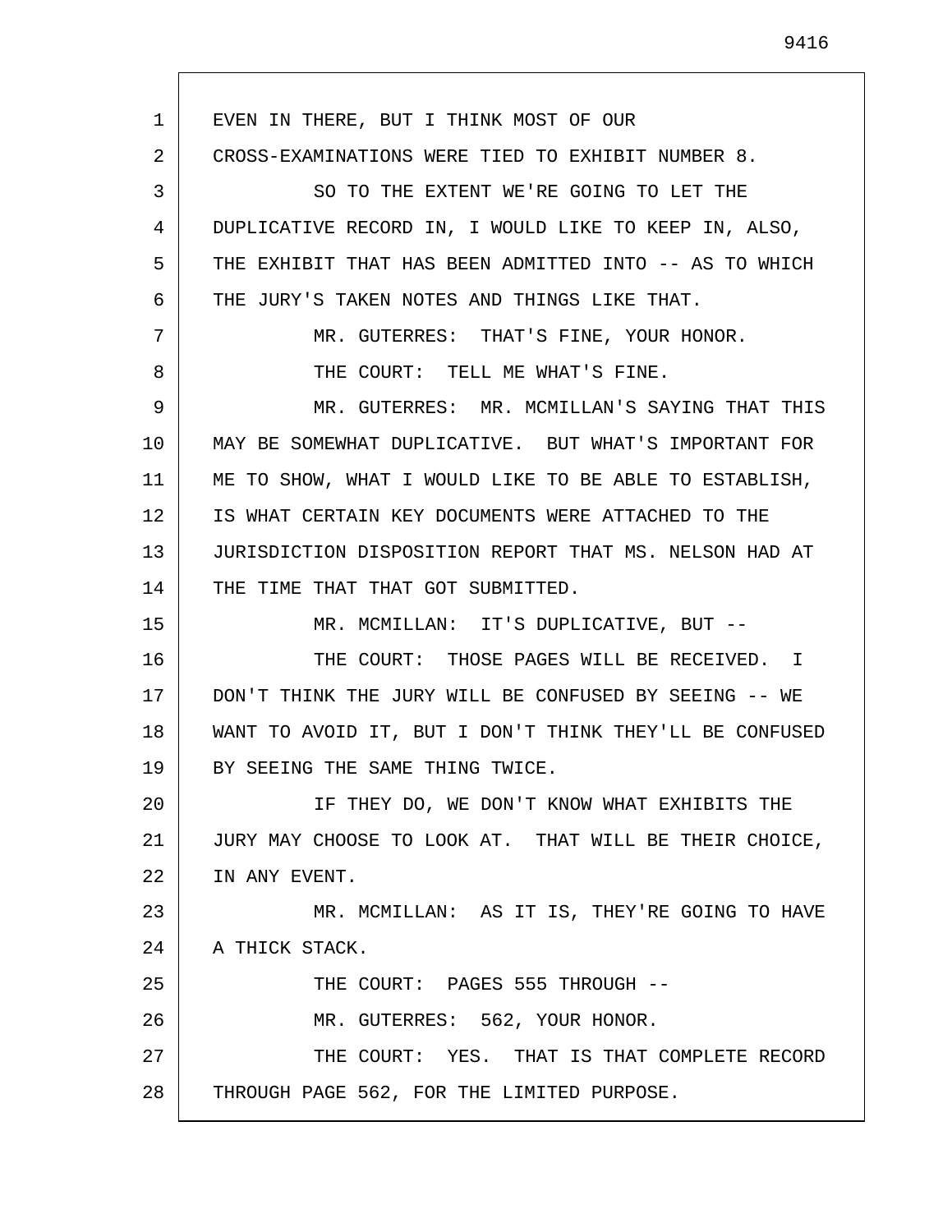EVEN IN THERE, BUT I THINK MOST OF OUR CROSS-EXAMINATIONS WERE TIED TO EXHIBIT NUMBER 8.

SO TO THE EXTENT WE'RE GOING TO LET THE DUPLICATIVE RECORD IN, I WOULD LIKE TO KEEP IN, ALSO, THE EXHIBIT THAT HAS BEEN ADMITTED INTO -- AS TO WHICH THE JURY'S TAKEN NOTES AND THINGS LIKE THAT.

MR. GUTERRES: THAT'S FINE, YOUR HONOR.

THE COURT: TELL ME WHAT'S FINE.

MR. GUTERRES: MR. MCMILLAN'S SAYING THAT THIS MAY BE SOMEWHAT DUPLICATIVE. BUT WHAT'S IMPORTANT FOR ME TO SHOW, WHAT I WOULD LIKE TO BE ABLE TO ESTABLISH, IS WHAT CERTAIN KEY DOCUMENTS WERE ATTACHED TO THE JURISDICTION DISPOSITION REPORT THAT MS. NELSON HAD AT THE TIME THAT THAT GOT SUBMITTED.

MR. MCMILLAN: IT'S DUPLICATIVE, BUT --

THE COURT: THOSE PAGES WILL BE RECEIVED. I DON'T THINK THE JURY WILL BE CONFUSED BY SEEING -- WE WANT TO AVOID IT, BUT I DON'T THINK THEY'LL BE CONFUSED BY SEEING THE SAME THING TWICE.

IF THEY DO, WE DON'T KNOW WHAT EXHIBITS THE JURY MAY CHOOSE TO LOOK AT. THAT WILL BE THEIR CHOICE, IN ANY EVENT.

MR. MCMILLAN: AS IT IS, THEY'RE GOING TO HAVE A THICK STACK.

THE COURT: PAGES 555 THROUGH --

MR. GUTERRES: 562, YOUR HONOR.

THE COURT: YES. THAT IS THAT COMPLETE RECORD THROUGH PAGE 562, FOR THE LIMITED PURPOSE.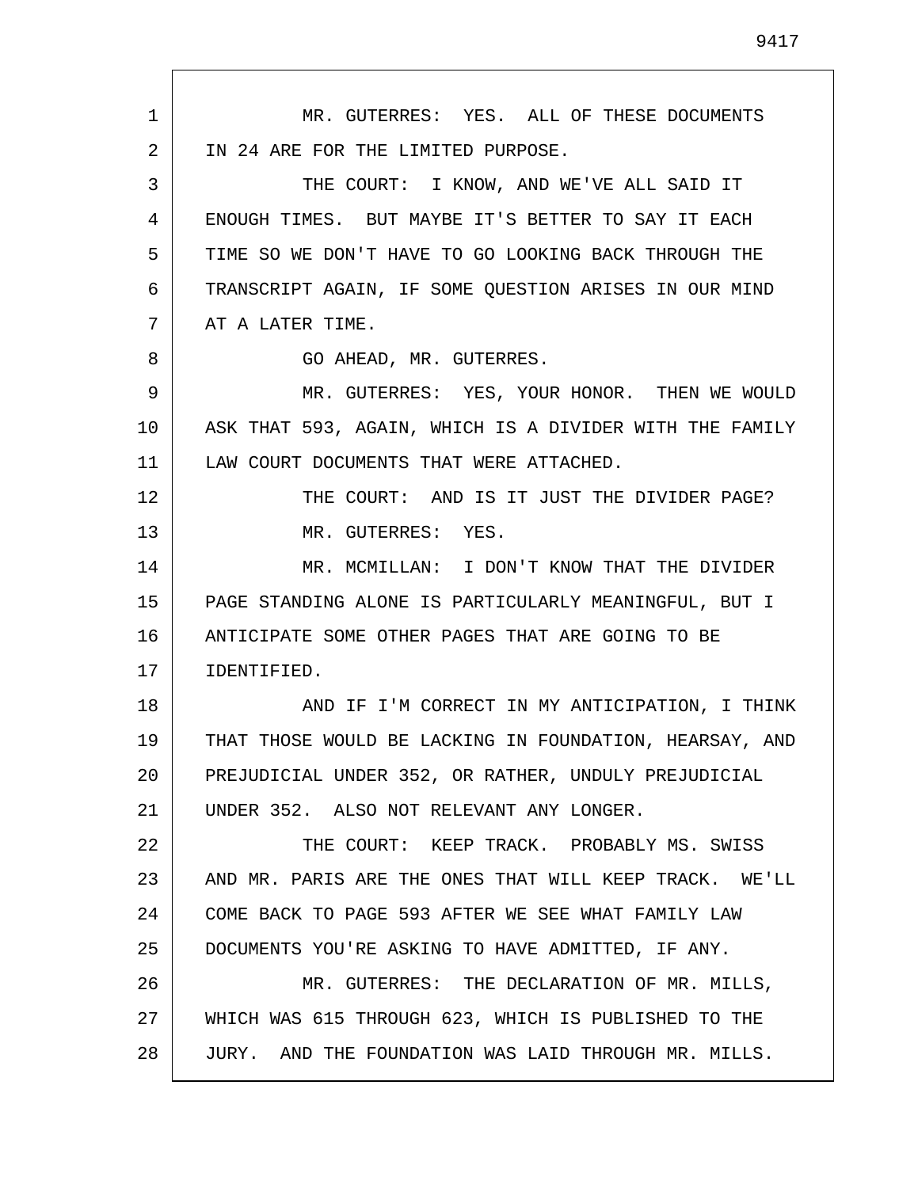MR. GUTERRES: YES. ALL OF THESE DOCUMENTS IN 24 ARE FOR THE LIMITED PURPOSE.

THE COURT: I KNOW, AND WE'VE ALL SAID IT ENOUGH TIMES. BUT MAYBE IT'S BETTER TO SAY IT EACH TIME SO WE DON'T HAVE TO GO LOOKING BACK THROUGH THE TRANSCRIPT AGAIN, IF SOME QUESTION ARISES IN OUR MIND AT A LATER TIME.

GO AHEAD, MR. GUTERRES.

MR. GUTERRES: YES, YOUR HONOR. THEN WE WOULD ASK THAT 593, AGAIN, WHICH IS A DIVIDER WITH THE FAMILY LAW COURT DOCUMENTS THAT WERE ATTACHED.

THE COURT: AND IS IT JUST THE DIVIDER PAGE?

MR. GUTERRES: YES.

MR. MCMILLAN: I DON'T KNOW THAT THE DIVIDER PAGE STANDING ALONE IS PARTICULARLY MEANINGFUL, BUT I ANTICIPATE SOME OTHER PAGES THAT ARE GOING TO BE IDENTIFIED.

AND IF I'M CORRECT IN MY ANTICIPATION, I THINK THAT THOSE WOULD BE LACKING IN FOUNDATION, HEARSAY, AND PREJUDICIAL UNDER 352, OR RATHER, UNDULY PREJUDICIAL UNDER 352. ALSO NOT RELEVANT ANY LONGER.

THE COURT: KEEP TRACK. PROBABLY MS. SWISS AND MR. PARIS ARE THE ONES THAT WILL KEEP TRACK. WE'LL COME BACK TO PAGE 593 AFTER WE SEE WHAT FAMILY LAW DOCUMENTS YOU'RE ASKING TO HAVE ADMITTED, IF ANY.

MR. GUTERRES: THE DECLARATION OF MR. MILLS, WHICH WAS 615 THROUGH 623, WHICH IS PUBLISHED TO THE JURY. AND THE FOUNDATION WAS LAID THROUGH MR. MILLS.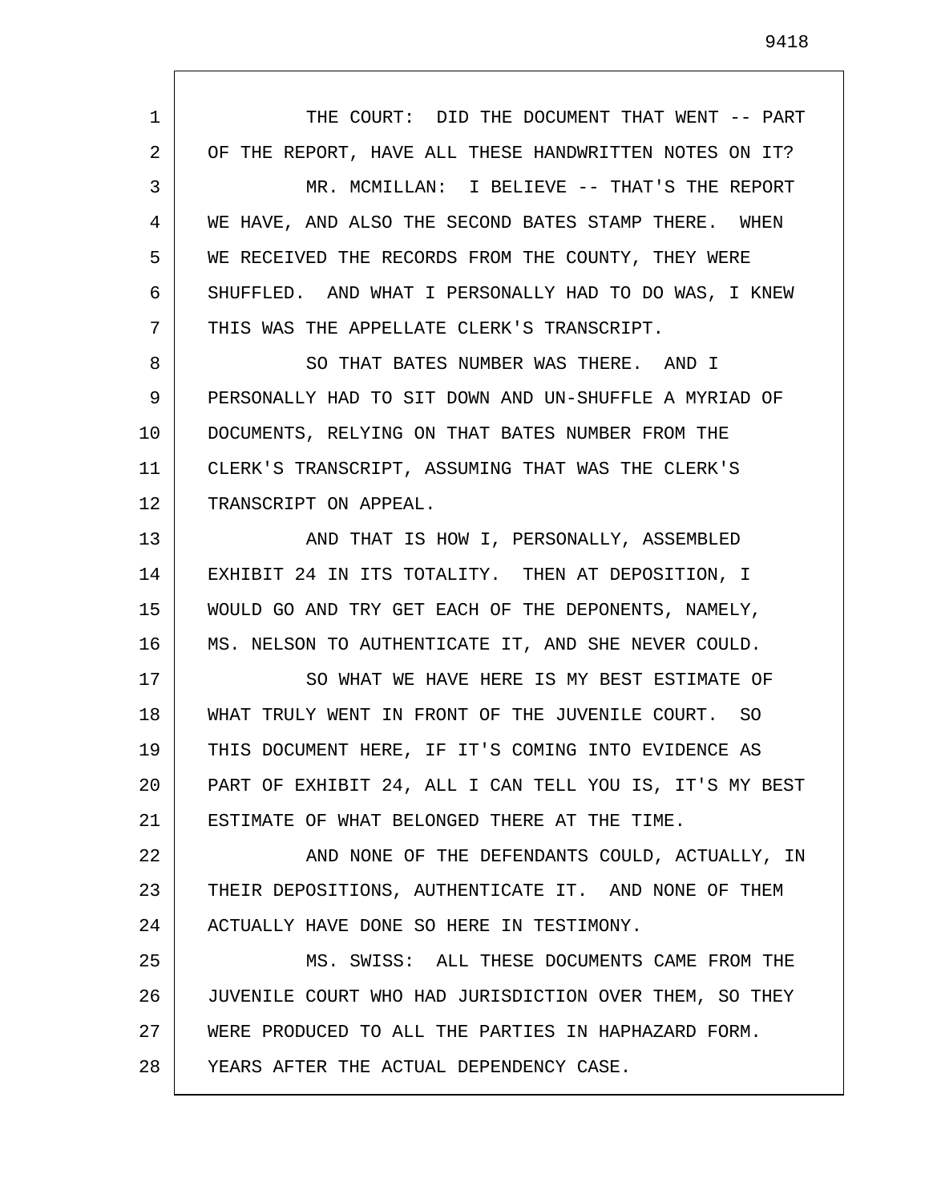THE COURT: DID THE DOCUMENT THAT WENT -- PART OF THE REPORT, HAVE ALL THESE HANDWRITTEN NOTES ON IT?

MR. MCMILLAN: I BELIEVE -- THAT'S THE REPORT WE HAVE, AND ALSO THE SECOND BATES STAMP THERE. WHEN WE RECEIVED THE RECORDS FROM THE COUNTY, THEY WERE SHUFFLED. AND WHAT I PERSONALLY HAD TO DO WAS, I KNEW THIS WAS THE APPELLATE CLERK'S TRANSCRIPT.

SO THAT BATES NUMBER WAS THERE. AND I PERSONALLY HAD TO SIT DOWN AND UN-SHUFFLE A MYRIAD OF DOCUMENTS, RELYING ON THAT BATES NUMBER FROM THE CLERK'S TRANSCRIPT, ASSUMING THAT WAS THE CLERK'S TRANSCRIPT ON APPEAL.

AND THAT IS HOW I, PERSONALLY, ASSEMBLED EXHIBIT 24 IN ITS TOTALITY. THEN AT DEPOSITION, I WOULD GO AND TRY GET EACH OF THE DEPONENTS, NAMELY, MS. NELSON TO AUTHENTICATE IT, AND SHE NEVER COULD.

SO WHAT WE HAVE HERE IS MY BEST ESTIMATE OF WHAT TRULY WENT IN FRONT OF THE JUVENILE COURT. SO THIS DOCUMENT HERE, IF IT'S COMING INTO EVIDENCE AS PART OF EXHIBIT 24, ALL I CAN TELL YOU IS, IT'S MY BEST ESTIMATE OF WHAT BELONGED THERE AT THE TIME.

AND NONE OF THE DEFENDANTS COULD, ACTUALLY, IN THEIR DEPOSITIONS, AUTHENTICATE IT. AND NONE OF THEM ACTUALLY HAVE DONE SO HERE IN TESTIMONY.

MS. SWISS: ALL THESE DOCUMENTS CAME FROM THE JUVENILE COURT WHO HAD JURISDICTION OVER THEM, SO THEY WERE PRODUCED TO ALL THE PARTIES IN HAPHAZARD FORM. YEARS AFTER THE ACTUAL DEPENDENCY CASE.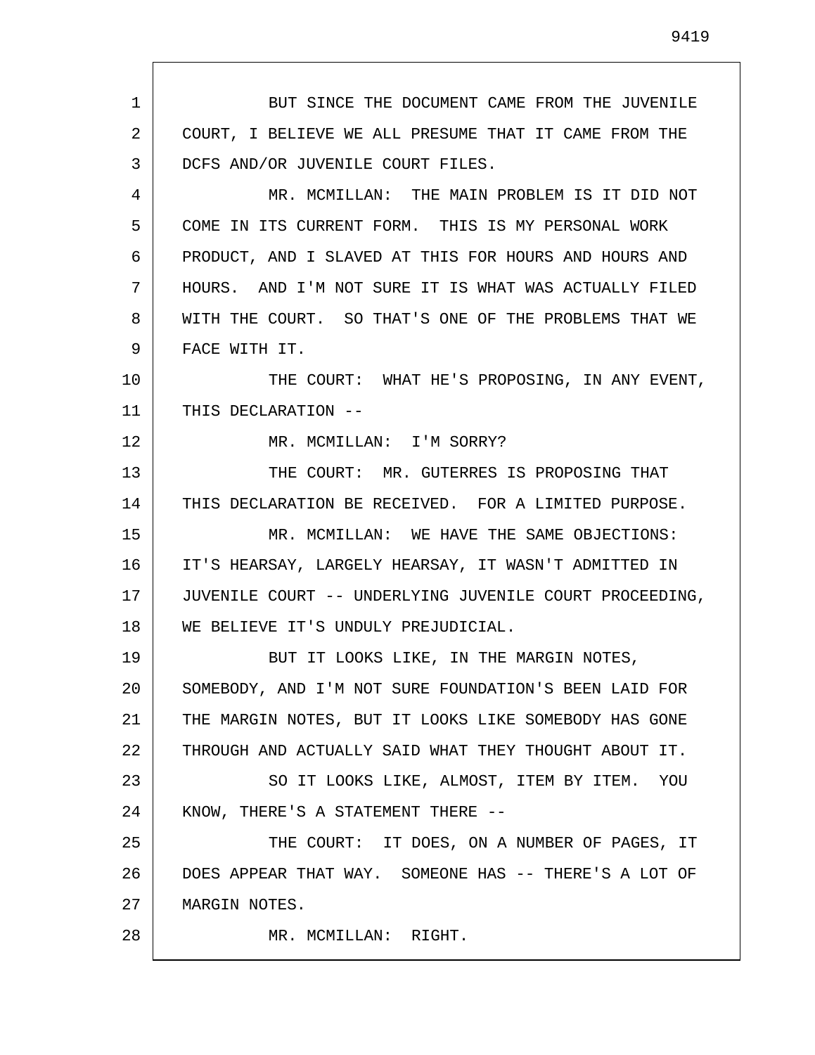BUT SINCE THE DOCUMENT CAME FROM THE JUVENILE COURT, I BELIEVE WE ALL PRESUME THAT IT CAME FROM THE DCFS AND/OR JUVENILE COURT FILES.

MR. MCMILLAN: THE MAIN PROBLEM IS IT DID NOT COME IN ITS CURRENT FORM. THIS IS MY PERSONAL WORK PRODUCT, AND I SLAVED AT THIS FOR HOURS AND HOURS AND HOURS. AND I'M NOT SURE IT IS WHAT WAS ACTUALLY FILED WITH THE COURT. SO THAT'S ONE OF THE PROBLEMS THAT WE FACE WITH IT.

THE COURT: WHAT HE'S PROPOSING, IN ANY EVENT, THIS DECLARATION --

MR. MCMILLAN: I'M SORRY?

THE COURT: MR. GUTERRES IS PROPOSING THAT THIS DECLARATION BE RECEIVED. FOR A LIMITED PURPOSE.

MR. MCMILLAN: WE HAVE THE SAME OBJECTIONS: IT'S HEARSAY, LARGELY HEARSAY, IT WASN'T ADMITTED IN JUVENILE COURT -- UNDERLYING JUVENILE COURT PROCEEDING, WE BELIEVE IT'S UNDULY PREJUDICIAL.

BUT IT LOOKS LIKE, IN THE MARGIN NOTES, SOMEBODY, AND I'M NOT SURE FOUNDATION'S BEEN LAID FOR THE MARGIN NOTES, BUT IT LOOKS LIKE SOMEBODY HAS GONE THROUGH AND ACTUALLY SAID WHAT THEY THOUGHT ABOUT IT.

SO IT LOOKS LIKE, ALMOST, ITEM BY ITEM. YOU KNOW, THERE'S A STATEMENT THERE --

THE COURT: IT DOES, ON A NUMBER OF PAGES, IT DOES APPEAR THAT WAY. SOMEONE HAS -- THERE'S A LOT OF MARGIN NOTES.

MR. MCMILLAN: RIGHT.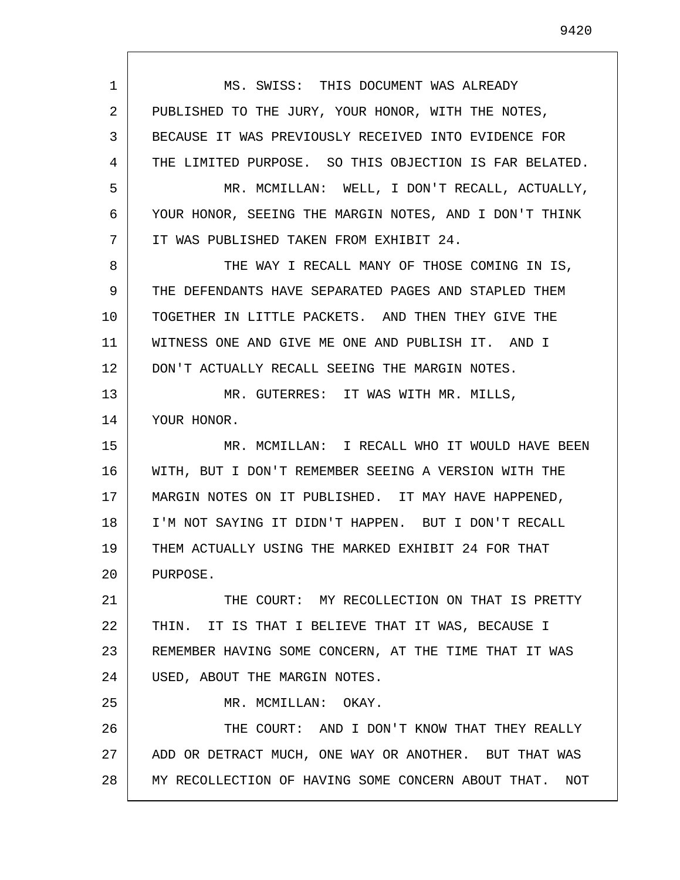MS. SWISS: THIS DOCUMENT WAS ALREADY PUBLISHED TO THE JURY, YOUR HONOR, WITH THE NOTES, BECAUSE IT WAS PREVIOUSLY RECEIVED INTO EVIDENCE FOR THE LIMITED PURPOSE. SO THIS OBJECTION IS FAR BELATED.

MR. MCMILLAN: WELL, I DON'T RECALL, ACTUALLY, YOUR HONOR, SEEING THE MARGIN NOTES, AND I DON'T THINK IT WAS PUBLISHED TAKEN FROM EXHIBIT 24.

THE WAY I RECALL MANY OF THOSE COMING IN IS, THE DEFENDANTS HAVE SEPARATED PAGES AND STAPLED THEM TOGETHER IN LITTLE PACKETS. AND THEN THEY GIVE THE WITNESS ONE AND GIVE ME ONE AND PUBLISH IT. AND I DON'T ACTUALLY RECALL SEEING THE MARGIN NOTES.

MR. GUTERRES: IT WAS WITH MR. MILLS, YOUR HONOR.

MR. MCMILLAN: I RECALL WHO IT WOULD HAVE BEEN WITH, BUT I DON'T REMEMBER SEEING A VERSION WITH THE MARGIN NOTES ON IT PUBLISHED. IT MAY HAVE HAPPENED, I'M NOT SAYING IT DIDN'T HAPPEN. BUT I DON'T RECALL THEM ACTUALLY USING THE MARKED EXHIBIT 24 FOR THAT PURPOSE.

THE COURT: MY RECOLLECTION ON THAT IS PRETTY THIN. IT IS THAT I BELIEVE THAT IT WAS, BECAUSE I REMEMBER HAVING SOME CONCERN, AT THE TIME THAT IT WAS USED, ABOUT THE MARGIN NOTES.

MR. MCMILLAN: OKAY.

THE COURT: AND I DON'T KNOW THAT THEY REALLY ADD OR DETRACT MUCH, ONE WAY OR ANOTHER. BUT THAT WAS MY RECOLLECTION OF HAVING SOME CONCERN ABOUT THAT. NOT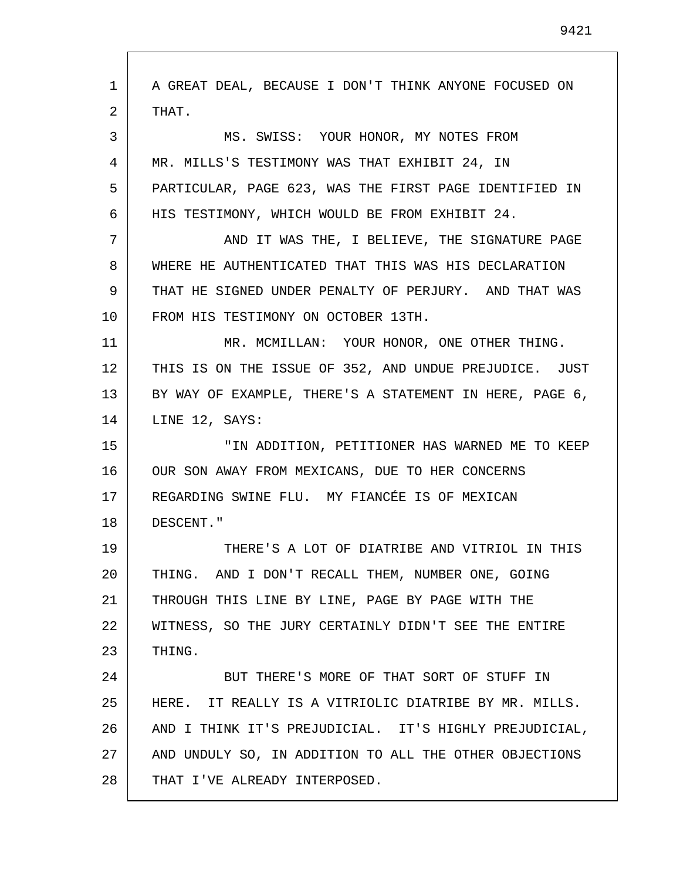A GREAT DEAL, BECAUSE I DON'T THINK ANYONE FOCUSED ON THAT.

MS. SWISS: YOUR HONOR, MY NOTES FROM MR. MILLS'S TESTIMONY WAS THAT EXHIBIT 24, IN PARTICULAR, PAGE 623, WAS THE FIRST PAGE IDENTIFIED IN HIS TESTIMONY, WHICH WOULD BE FROM EXHIBIT 24.

AND IT WAS THE, I BELIEVE, THE SIGNATURE PAGE WHERE HE AUTHENTICATED THAT THIS WAS HIS DECLARATION THAT HE SIGNED UNDER PENALTY OF PERJURY. AND THAT WAS FROM HIS TESTIMONY ON OCTOBER 13TH.

MR. MCMILLAN: YOUR HONOR, ONE OTHER THING. THIS IS ON THE ISSUE OF 352, AND UNDUE PREJUDICE. JUST BY WAY OF EXAMPLE, THERE'S A STATEMENT IN HERE, PAGE 6, LINE 12, SAYS:

"IN ADDITION, PETITIONER HAS WARNED ME TO KEEP OUR SON AWAY FROM MEXICANS, DUE TO HER CONCERNS REGARDING SWINE FLU. MY FIANCÉE IS OF MEXICAN DESCENT."

THERE'S A LOT OF DIATRIBE AND VITRIOL IN THIS THING. AND I DON'T RECALL THEM, NUMBER ONE, GOING THROUGH THIS LINE BY LINE, PAGE BY PAGE WITH THE WITNESS, SO THE JURY CERTAINLY DIDN'T SEE THE ENTIRE THING.

BUT THERE'S MORE OF THAT SORT OF STUFF IN HERE. IT REALLY IS A VITRIOLIC DIATRIBE BY MR. MILLS. AND I THINK IT'S PREJUDICIAL. IT'S HIGHLY PREJUDICIAL, AND UNDULY SO, IN ADDITION TO ALL THE OTHER OBJECTIONS THAT I'VE ALREADY INTERPOSED.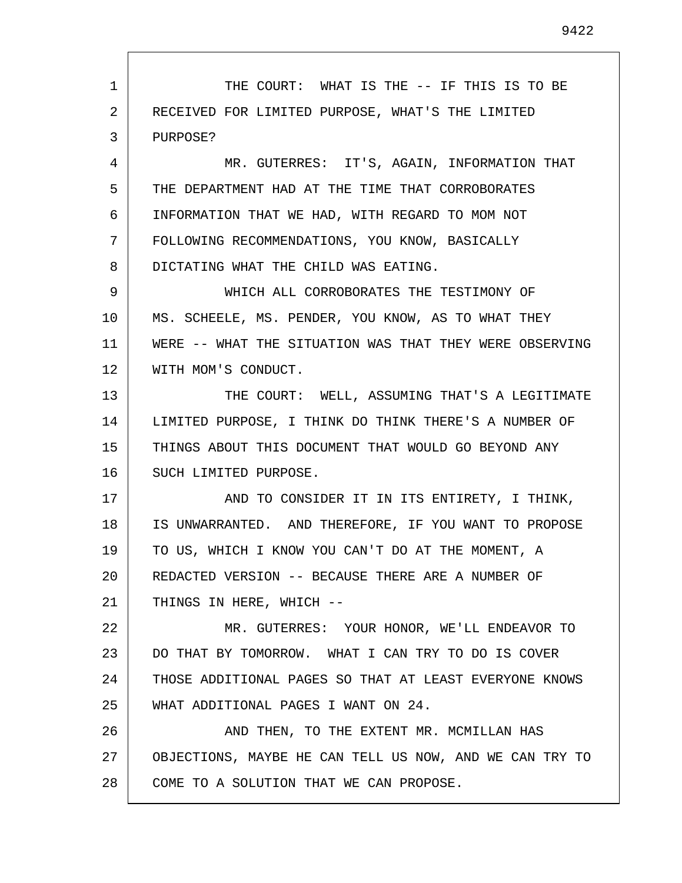THE COURT: WHAT IS THE -- IF THIS IS TO BE RECEIVED FOR LIMITED PURPOSE, WHAT'S THE LIMITED PURPOSE?

MR. GUTERRES: IT'S, AGAIN, INFORMATION THAT THE DEPARTMENT HAD AT THE TIME THAT CORROBORATES INFORMATION THAT WE HAD, WITH REGARD TO MOM NOT FOLLOWING RECOMMENDATIONS, YOU KNOW, BASICALLY DICTATING WHAT THE CHILD WAS EATING.

WHICH ALL CORROBORATES THE TESTIMONY OF MS. SCHEELE, MS. PENDER, YOU KNOW, AS TO WHAT THEY WERE -- WHAT THE SITUATION WAS THAT THEY WERE OBSERVING WITH MOM'S CONDUCT.

THE COURT: WELL, ASSUMING THAT'S A LEGITIMATE LIMITED PURPOSE, I THINK DO THINK THERE'S A NUMBER OF THINGS ABOUT THIS DOCUMENT THAT WOULD GO BEYOND ANY SUCH LIMITED PURPOSE.

AND TO CONSIDER IT IN ITS ENTIRETY, I THINK, IS UNWARRANTED. AND THEREFORE, IF YOU WANT TO PROPOSE TO US, WHICH I KNOW YOU CAN'T DO AT THE MOMENT, A REDACTED VERSION -- BECAUSE THERE ARE A NUMBER OF THINGS IN HERE, WHICH --

MR. GUTERRES: YOUR HONOR, WE'LL ENDEAVOR TO DO THAT BY TOMORROW. WHAT I CAN TRY TO DO IS COVER THOSE ADDITIONAL PAGES SO THAT AT LEAST EVERYONE KNOWS WHAT ADDITIONAL PAGES I WANT ON 24.

AND THEN, TO THE EXTENT MR. MCMILLAN HAS OBJECTIONS, MAYBE HE CAN TELL US NOW, AND WE CAN TRY TO COME TO A SOLUTION THAT WE CAN PROPOSE.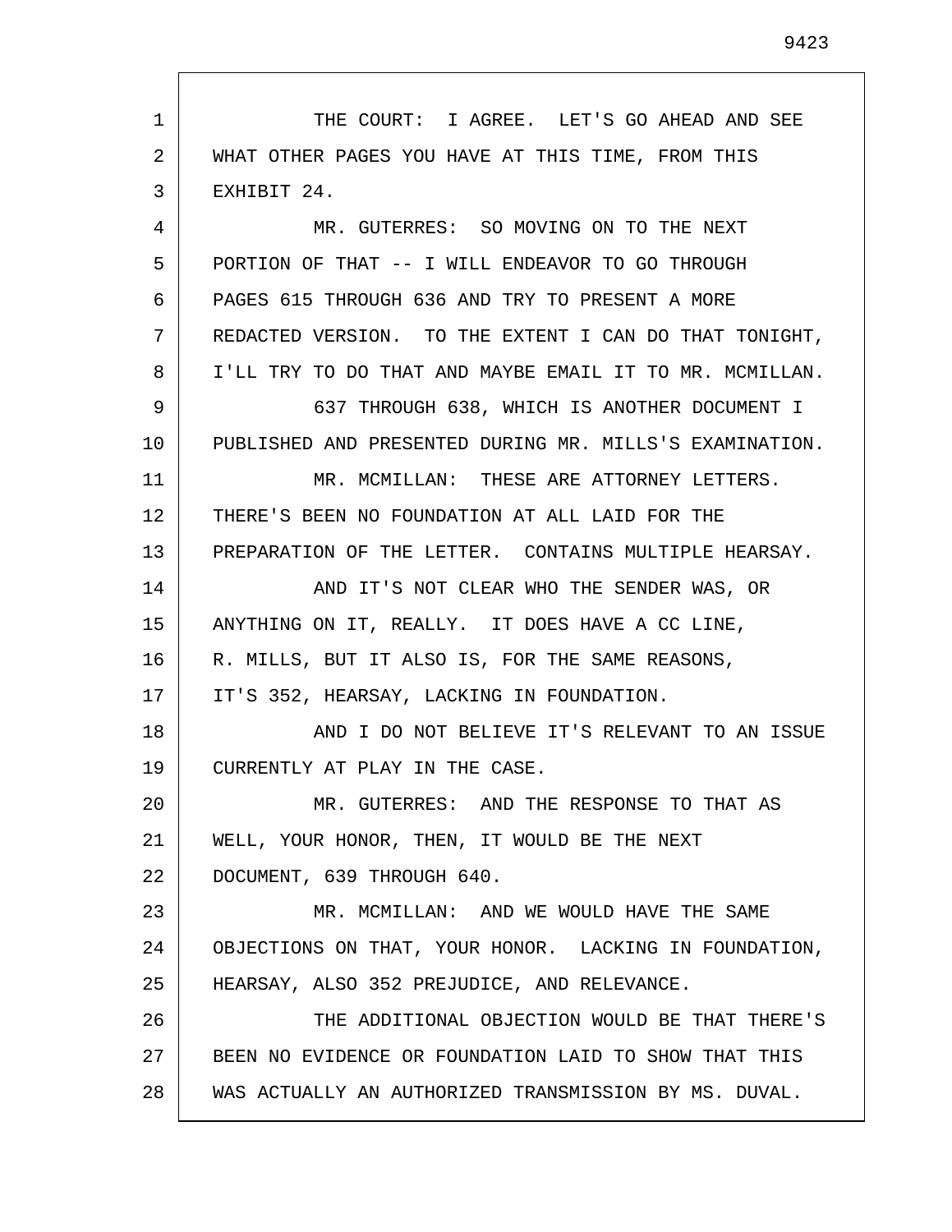THE COURT: I AGREE. LET'S GO AHEAD AND SEE WHAT OTHER PAGES YOU HAVE AT THIS TIME, FROM THIS EXHIBIT 24.

MR. GUTERRES: SO MOVING ON TO THE NEXT PORTION OF THAT -- I WILL ENDEAVOR TO GO THROUGH PAGES 615 THROUGH 636 AND TRY TO PRESENT A MORE REDACTED VERSION. TO THE EXTENT I CAN DO THAT TONIGHT, I'LL TRY TO DO THAT AND MAYBE EMAIL IT TO MR. MCMILLAN.

637 THROUGH 638, WHICH IS ANOTHER DOCUMENT I PUBLISHED AND PRESENTED DURING MR. MILLS'S EXAMINATION.

MR. MCMILLAN: THESE ARE ATTORNEY LETTERS. THERE'S BEEN NO FOUNDATION AT ALL LAID FOR THE PREPARATION OF THE LETTER. CONTAINS MULTIPLE HEARSAY.

AND IT'S NOT CLEAR WHO THE SENDER WAS, OR ANYTHING ON IT, REALLY. IT DOES HAVE A CC LINE, R. MILLS, BUT IT ALSO IS, FOR THE SAME REASONS, IT'S 352, HEARSAY, LACKING IN FOUNDATION.

AND I DO NOT BELIEVE IT'S RELEVANT TO AN ISSUE CURRENTLY AT PLAY IN THE CASE.

MR. GUTERRES: AND THE RESPONSE TO THAT AS WELL, YOUR HONOR, THEN, IT WOULD BE THE NEXT DOCUMENT, 639 THROUGH 640.

MR. MCMILLAN: AND WE WOULD HAVE THE SAME OBJECTIONS ON THAT, YOUR HONOR. LACKING IN FOUNDATION, HEARSAY, ALSO 352 PREJUDICE, AND RELEVANCE.

THE ADDITIONAL OBJECTION WOULD BE THAT THERE'S BEEN NO EVIDENCE OR FOUNDATION LAID TO SHOW THAT THIS WAS ACTUALLY AN AUTHORIZED TRANSMISSION BY MS. DUVAL.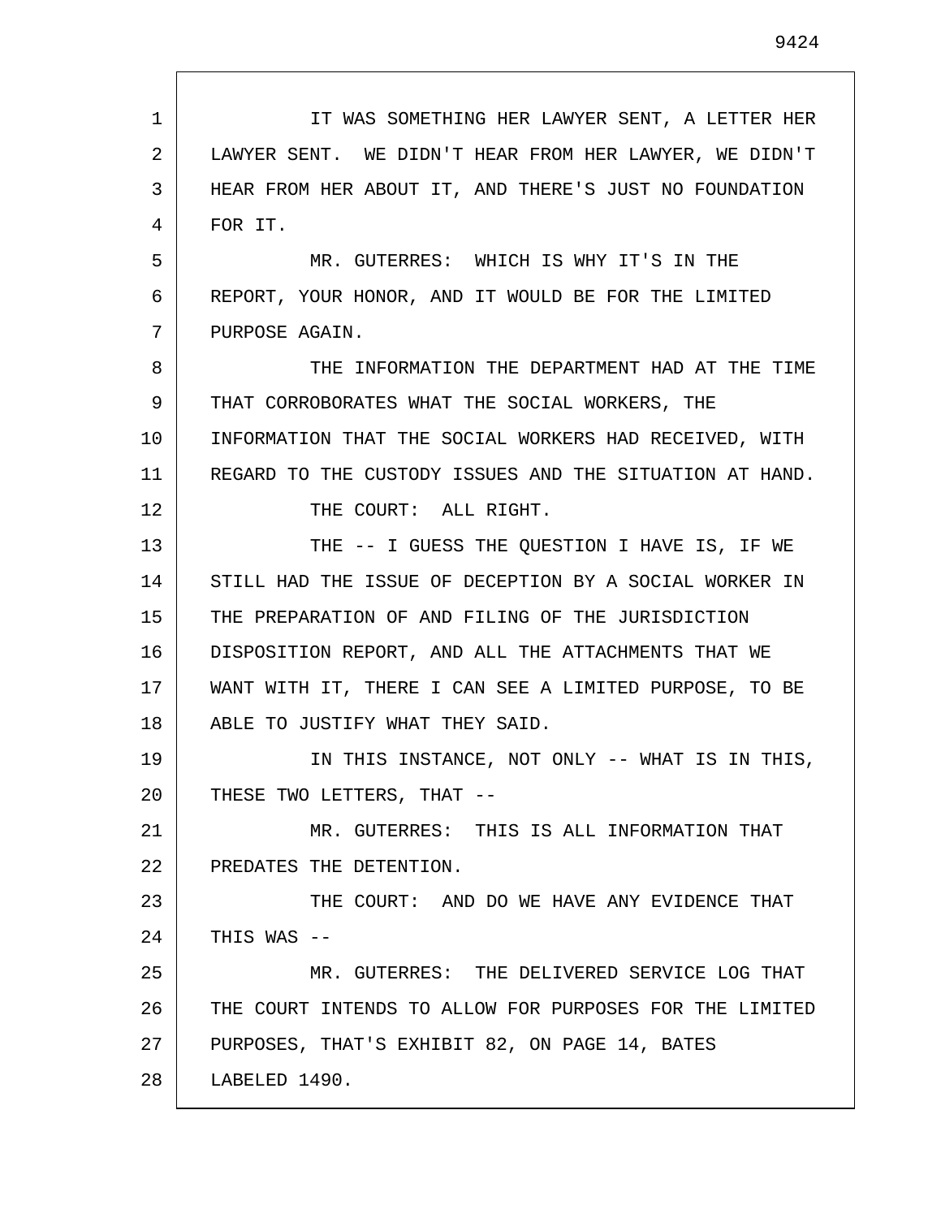IT WAS SOMETHING HER LAWYER SENT, A LETTER HER LAWYER SENT. WE DIDN'T HEAR FROM HER LAWYER, WE DIDN'T HEAR FROM HER ABOUT IT, AND THERE'S JUST NO FOUNDATION FOR IT.

MR. GUTERRES: WHICH IS WHY IT'S IN THE REPORT, YOUR HONOR, AND IT WOULD BE FOR THE LIMITED PURPOSE AGAIN.

THE INFORMATION THE DEPARTMENT HAD AT THE TIME THAT CORROBORATES WHAT THE SOCIAL WORKERS, THE INFORMATION THAT THE SOCIAL WORKERS HAD RECEIVED, WITH REGARD TO THE CUSTODY ISSUES AND THE SITUATION AT HAND.

THE COURT: ALL RIGHT.

THE -- I GUESS THE QUESTION I HAVE IS, IF WE STILL HAD THE ISSUE OF DECEPTION BY A SOCIAL WORKER IN THE PREPARATION OF AND FILING OF THE JURISDICTION DISPOSITION REPORT, AND ALL THE ATTACHMENTS THAT WE WANT WITH IT, THERE I CAN SEE A LIMITED PURPOSE, TO BE ABLE TO JUSTIFY WHAT THEY SAID.

IN THIS INSTANCE, NOT ONLY -- WHAT IS IN THIS, THESE TWO LETTERS, THAT --

MR. GUTERRES: THIS IS ALL INFORMATION THAT PREDATES THE DETENTION.

THE COURT: AND DO WE HAVE ANY EVIDENCE THAT THIS WAS --

MR. GUTERRES: THE DELIVERED SERVICE LOG THAT THE COURT INTENDS TO ALLOW FOR PURPOSES FOR THE LIMITED PURPOSES, THAT'S EXHIBIT 82, ON PAGE 14, BATES LABELED 1490.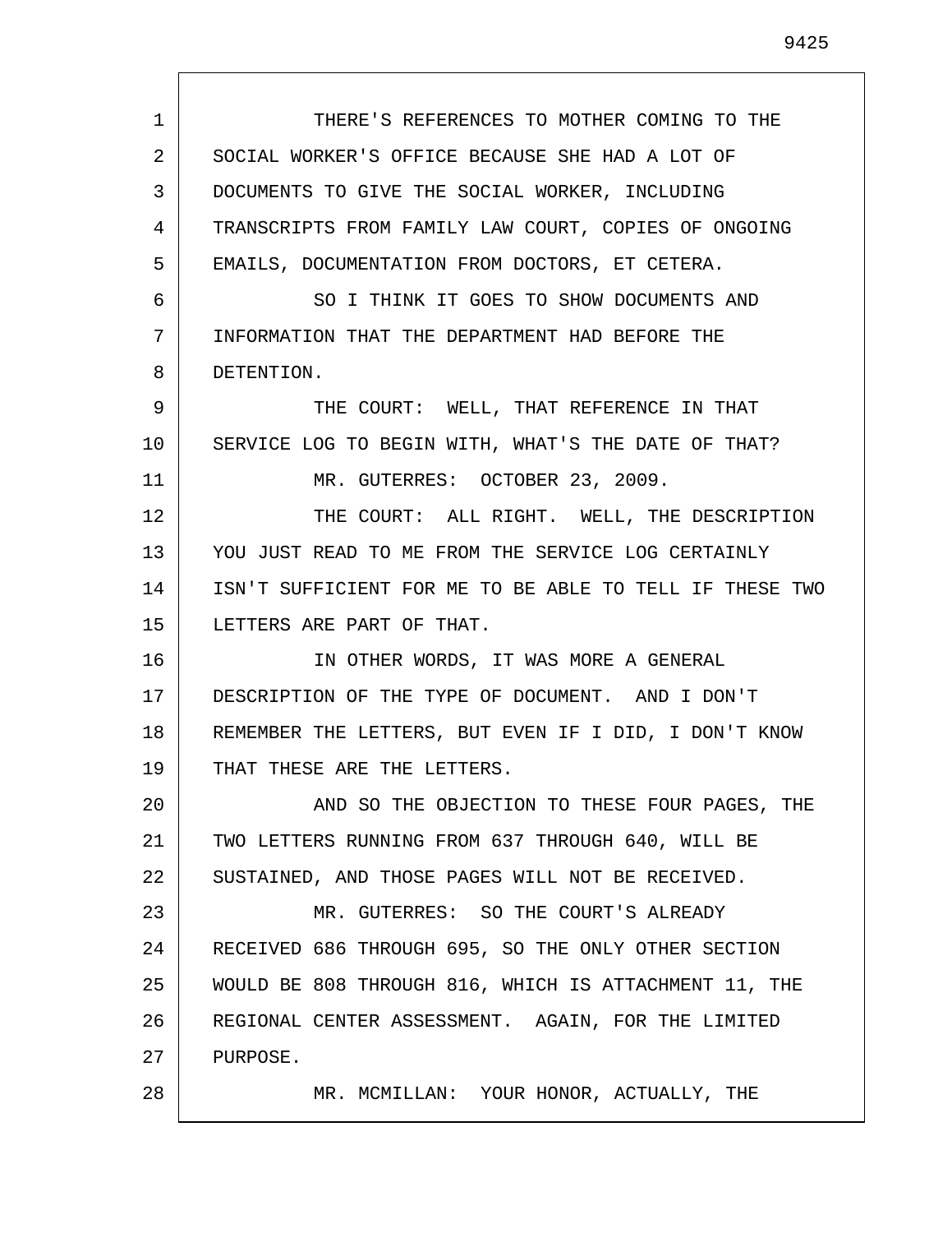THERE'S REFERENCES TO MOTHER COMING TO THE SOCIAL WORKER'S OFFICE BECAUSE SHE HAD A LOT OF DOCUMENTS TO GIVE THE SOCIAL WORKER, INCLUDING TRANSCRIPTS FROM FAMILY LAW COURT, COPIES OF ONGOING EMAILS, DOCUMENTATION FROM DOCTORS, ET CETERA.

SO I THINK IT GOES TO SHOW DOCUMENTS AND INFORMATION THAT THE DEPARTMENT HAD BEFORE THE DETENTION.

THE COURT: WELL, THAT REFERENCE IN THAT SERVICE LOG TO BEGIN WITH, WHAT'S THE DATE OF THAT?

MR. GUTERRES: OCTOBER 23, 2009.

THE COURT: ALL RIGHT. WELL, THE DESCRIPTION YOU JUST READ TO ME FROM THE SERVICE LOG CERTAINLY ISN'T SUFFICIENT FOR ME TO BE ABLE TO TELL IF THESE TWO LETTERS ARE PART OF THAT.

IN OTHER WORDS, IT WAS MORE A GENERAL DESCRIPTION OF THE TYPE OF DOCUMENT. AND I DON'T REMEMBER THE LETTERS, BUT EVEN IF I DID, I DON'T KNOW THAT THESE ARE THE LETTERS.

AND SO THE OBJECTION TO THESE FOUR PAGES, THE TWO LETTERS RUNNING FROM 637 THROUGH 640, WILL BE SUSTAINED, AND THOSE PAGES WILL NOT BE RECEIVED.

MR. GUTERRES: SO THE COURT'S ALREADY RECEIVED 686 THROUGH 695, SO THE ONLY OTHER SECTION WOULD BE 808 THROUGH 816, WHICH IS ATTACHMENT 11, THE REGIONAL CENTER ASSESSMENT. AGAIN, FOR THE LIMITED PURPOSE.

MR. MCMILLAN: YOUR HONOR, ACTUALLY, THE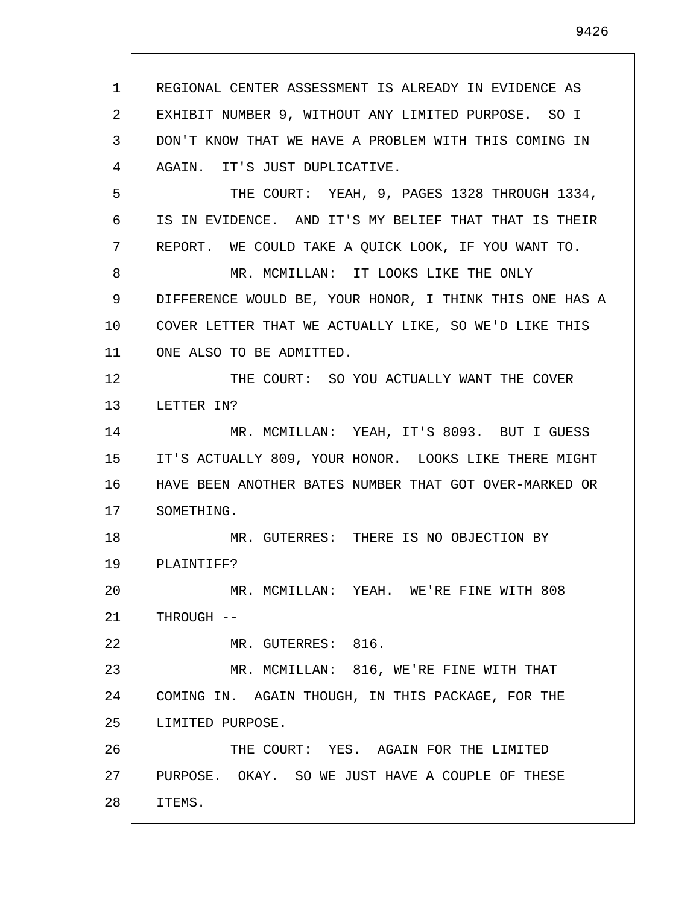REGIONAL CENTER ASSESSMENT IS ALREADY IN EVIDENCE AS EXHIBIT NUMBER 9, WITHOUT ANY LIMITED PURPOSE. SO I DON'T KNOW THAT WE HAVE A PROBLEM WITH THIS COMING IN AGAIN. IT'S JUST DUPLICATIVE.

THE COURT: YEAH, 9, PAGES 1328 THROUGH 1334, IS IN EVIDENCE. AND IT'S MY BELIEF THAT THAT IS THEIR REPORT. WE COULD TAKE A QUICK LOOK, IF YOU WANT TO.

MR. MCMILLAN: IT LOOKS LIKE THE ONLY DIFFERENCE WOULD BE, YOUR HONOR, I THINK THIS ONE HAS A COVER LETTER THAT WE ACTUALLY LIKE, SO WE'D LIKE THIS ONE ALSO TO BE ADMITTED.

THE COURT: SO YOU ACTUALLY WANT THE COVER LETTER IN?

MR. MCMILLAN: YEAH, IT'S 8093. BUT I GUESS IT'S ACTUALLY 809, YOUR HONOR. LOOKS LIKE THERE MIGHT HAVE BEEN ANOTHER BATES NUMBER THAT GOT OVER-MARKED OR SOMETHING.

MR. GUTERRES: THERE IS NO OBJECTION BY PLAINTIFF?

MR. MCMILLAN: YEAH. WE'RE FINE WITH 808 THROUGH --

MR. GUTERRES: 816.

MR. MCMILLAN: 816, WE'RE FINE WITH THAT COMING IN. AGAIN THOUGH, IN THIS PACKAGE, FOR THE LIMITED PURPOSE.

THE COURT: YES. AGAIN FOR THE LIMITED PURPOSE. OKAY. SO WE JUST HAVE A COUPLE OF THESE ITEMS.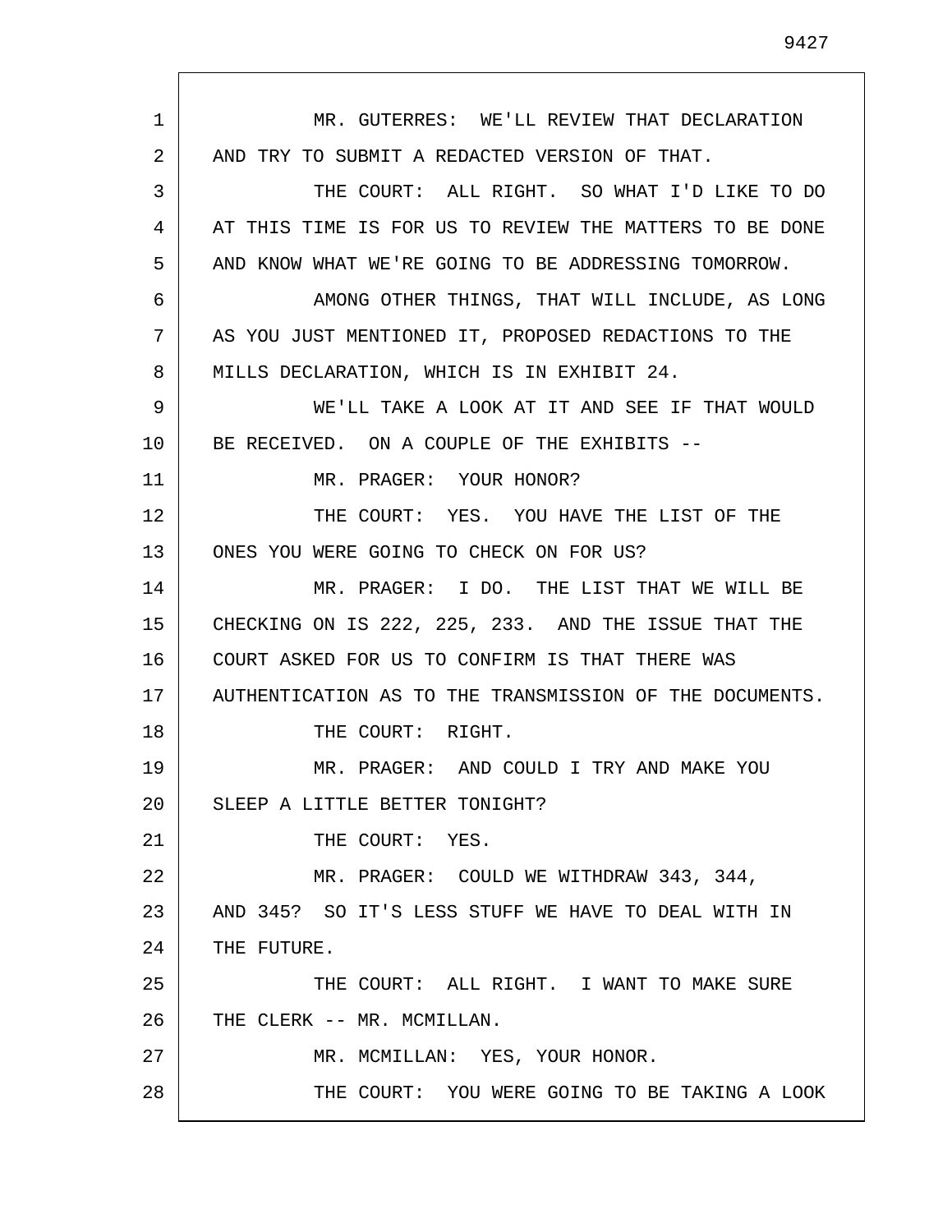MR. GUTERRES: WE'LL REVIEW THAT DECLARATION AND TRY TO SUBMIT A REDACTED VERSION OF THAT.

THE COURT: ALL RIGHT. SO WHAT I'D LIKE TO DO AT THIS TIME IS FOR US TO REVIEW THE MATTERS TO BE DONE AND KNOW WHAT WE'RE GOING TO BE ADDRESSING TOMORROW.

AMONG OTHER THINGS, THAT WILL INCLUDE, AS LONG AS YOU JUST MENTIONED IT, PROPOSED REDACTIONS TO THE MILLS DECLARATION, WHICH IS IN EXHIBIT 24.

WE'LL TAKE A LOOK AT IT AND SEE IF THAT WOULD BE RECEIVED. ON A COUPLE OF THE EXHIBITS --

MR. PRAGER: YOUR HONOR?

THE COURT: YES. YOU HAVE THE LIST OF THE ONES YOU WERE GOING TO CHECK ON FOR US?

MR. PRAGER: I DO. THE LIST THAT WE WILL BE CHECKING ON IS 222, 225, 233. AND THE ISSUE THAT THE COURT ASKED FOR US TO CONFIRM IS THAT THERE WAS AUTHENTICATION AS TO THE TRANSMISSION OF THE DOCUMENTS.

THE COURT: RIGHT.

MR. PRAGER: AND COULD I TRY AND MAKE YOU SLEEP A LITTLE BETTER TONIGHT?

THE COURT: YES.

MR. PRAGER: COULD WE WITHDRAW 343, 344, AND 345? SO IT'S LESS STUFF WE HAVE TO DEAL WITH IN THE FUTURE.

THE COURT: ALL RIGHT. I WANT TO MAKE SURE THE CLERK -- MR. MCMILLAN.

MR. MCMILLAN: YES, YOUR HONOR.

THE COURT: YOU WERE GOING TO BE TAKING A LOOK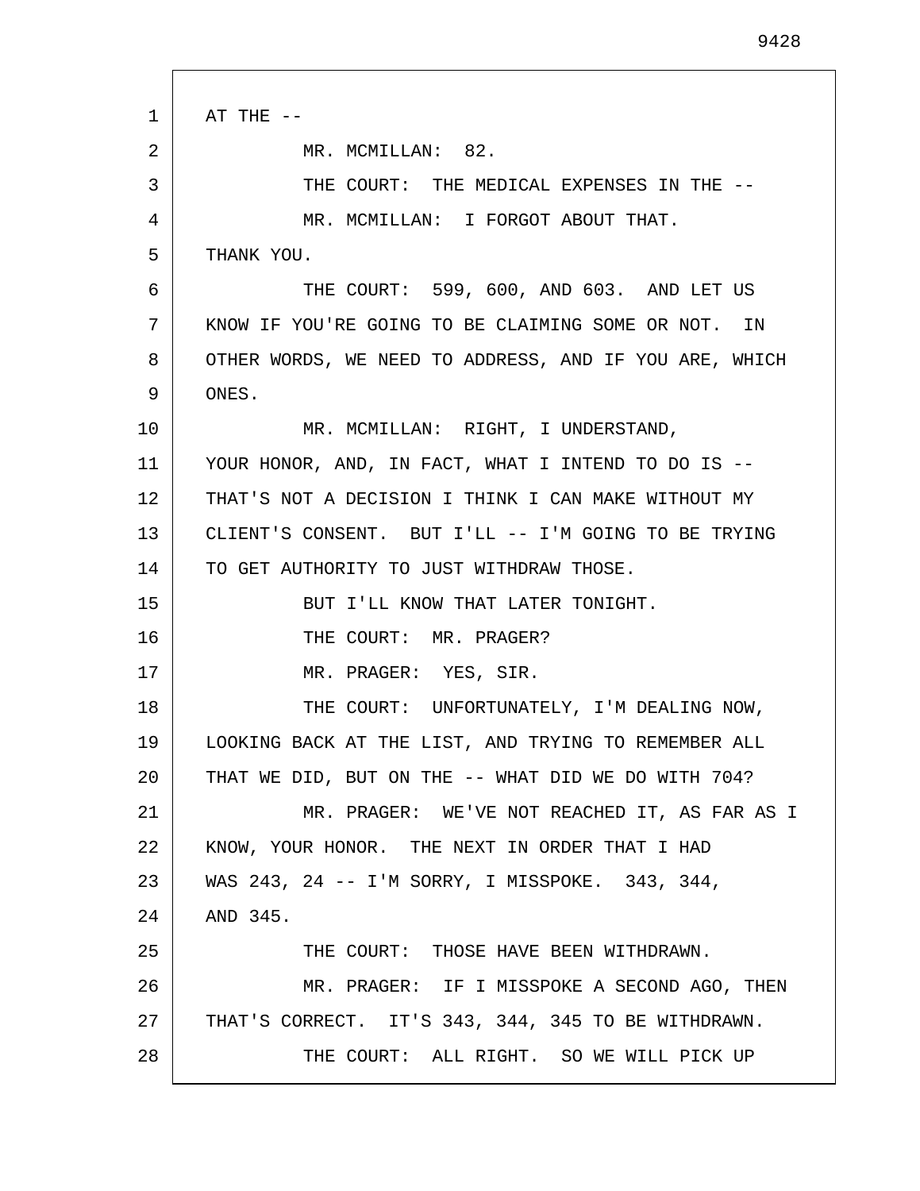AT THE --

MR. MCMILLAN: 82.

THE COURT: THE MEDICAL EXPENSES IN THE --

MR. MCMILLAN: I FORGOT ABOUT THAT. THANK YOU.

THE COURT: 599, 600, AND 603. AND LET US KNOW IF YOU'RE GOING TO BE CLAIMING SOME OR NOT. IN OTHER WORDS, WE NEED TO ADDRESS, AND IF YOU ARE, WHICH ONES.

MR. MCMILLAN: RIGHT, I UNDERSTAND, YOUR HONOR, AND, IN FACT, WHAT I INTEND TO DO IS -- THAT'S NOT A DECISION I THINK I CAN MAKE WITHOUT MY CLIENT'S CONSENT. BUT I'LL -- I'M GOING TO BE TRYING TO GET AUTHORITY TO JUST WITHDRAW THOSE.

BUT I'LL KNOW THAT LATER TONIGHT.

THE COURT: MR. PRAGER?

MR. PRAGER: YES, SIR.

THE COURT: UNFORTUNATELY, I'M DEALING NOW, LOOKING BACK AT THE LIST, AND TRYING TO REMEMBER ALL THAT WE DID, BUT ON THE -- WHAT DID WE DO WITH 704?

MR. PRAGER: WE'VE NOT REACHED IT, AS FAR AS I KNOW, YOUR HONOR. THE NEXT IN ORDER THAT I HAD WAS 243, 24 -- I'M SORRY, I MISSPOKE. 343, 344, AND 345.

THE COURT: THOSE HAVE BEEN WITHDRAWN.

MR. PRAGER: IF I MISSPOKE A SECOND AGO, THEN THAT'S CORRECT. IT'S 343, 344, 345 TO BE WITHDRAWN.

THE COURT: ALL RIGHT. SO WE WILL PICK UP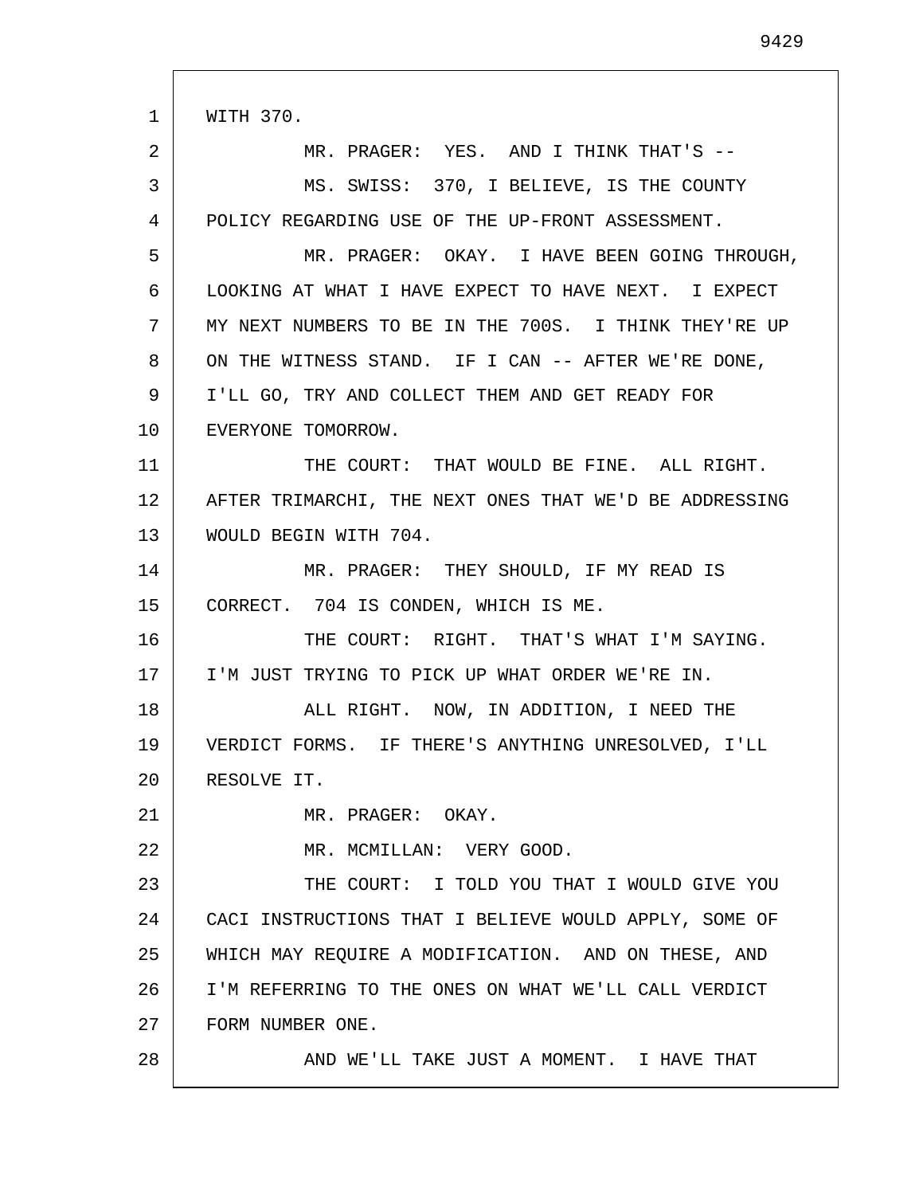WITH 370.

MR. PRAGER: YES. AND I THINK THAT'S --

MS. SWISS: 370, I BELIEVE, IS THE COUNTY POLICY REGARDING USE OF THE UP-FRONT ASSESSMENT.

MR. PRAGER: OKAY. I HAVE BEEN GOING THROUGH, LOOKING AT WHAT I HAVE EXPECT TO HAVE NEXT. I EXPECT MY NEXT NUMBERS TO BE IN THE 700S. I THINK THEY'RE UP ON THE WITNESS STAND. IF I CAN -- AFTER WE'RE DONE, I'LL GO, TRY AND COLLECT THEM AND GET READY FOR EVERYONE TOMORROW.

THE COURT: THAT WOULD BE FINE. ALL RIGHT. AFTER TRIMARCHI, THE NEXT ONES THAT WE'D BE ADDRESSING WOULD BEGIN WITH 704.

MR. PRAGER: THEY SHOULD, IF MY READ IS CORRECT. 704 IS CONDEN, WHICH IS ME.

THE COURT: RIGHT. THAT'S WHAT I'M SAYING. I'M JUST TRYING TO PICK UP WHAT ORDER WE'RE IN.

ALL RIGHT. NOW, IN ADDITION, I NEED THE VERDICT FORMS. IF THERE'S ANYTHING UNRESOLVED, I'LL RESOLVE IT.

MR. PRAGER: OKAY.

MR. MCMILLAN: VERY GOOD.

THE COURT: I TOLD YOU THAT I WOULD GIVE YOU CACI INSTRUCTIONS THAT I BELIEVE WOULD APPLY, SOME OF WHICH MAY REQUIRE A MODIFICATION. AND ON THESE, AND I'M REFERRING TO THE ONES ON WHAT WE'LL CALL VERDICT FORM NUMBER ONE.

AND WE'LL TAKE JUST A MOMENT. I HAVE THAT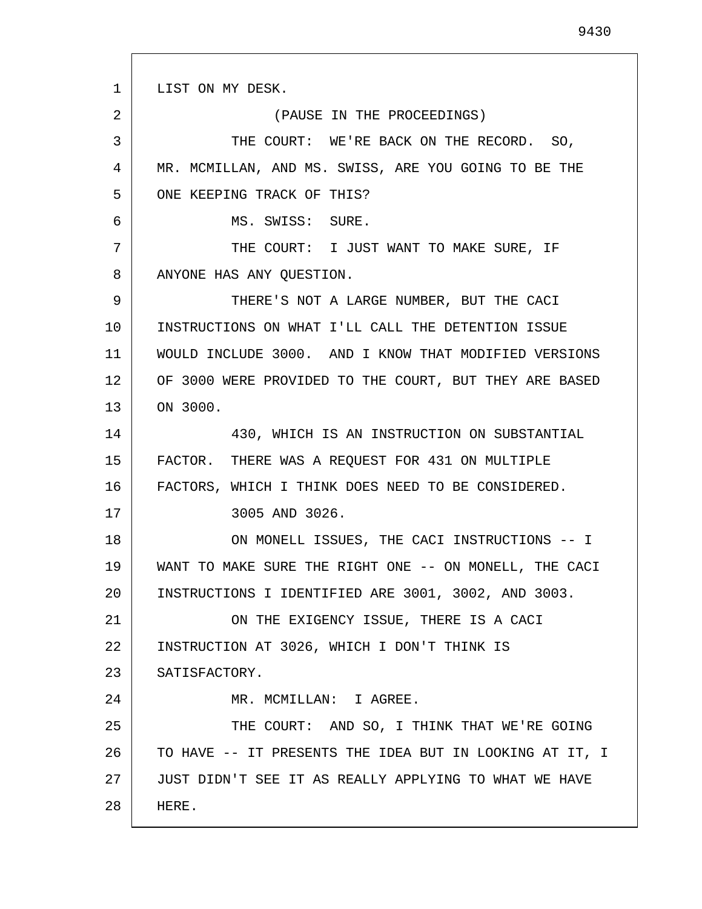LIST ON MY DESK.

(PAUSE IN THE PROCEEDINGS)

THE COURT: WE'RE BACK ON THE RECORD. SO, MR. MCMILLAN, AND MS. SWISS, ARE YOU GOING TO BE THE ONE KEEPING TRACK OF THIS?

MS. SWISS: SURE.

THE COURT: I JUST WANT TO MAKE SURE, IF ANYONE HAS ANY QUESTION.

THERE'S NOT A LARGE NUMBER, BUT THE CACI INSTRUCTIONS ON WHAT I'LL CALL THE DETENTION ISSUE WOULD INCLUDE 3000. AND I KNOW THAT MODIFIED VERSIONS OF 3000 WERE PROVIDED TO THE COURT, BUT THEY ARE BASED ON 3000.

430, WHICH IS AN INSTRUCTION ON SUBSTANTIAL FACTOR. THERE WAS A REQUEST FOR 431 ON MULTIPLE FACTORS, WHICH I THINK DOES NEED TO BE CONSIDERED.

3005 AND 3026.

ON MONELL ISSUES, THE CACI INSTRUCTIONS -- I WANT TO MAKE SURE THE RIGHT ONE -- ON MONELL, THE CACI INSTRUCTIONS I IDENTIFIED ARE 3001, 3002, AND 3003.

ON THE EXIGENCY ISSUE, THERE IS A CACI INSTRUCTION AT 3026, WHICH I DON'T THINK IS SATISFACTORY.

MR. MCMILLAN: I AGREE.

THE COURT: AND SO, I THINK THAT WE'RE GOING TO HAVE -- IT PRESENTS THE IDEA BUT IN LOOKING AT IT, I JUST DIDN'T SEE IT AS REALLY APPLYING TO WHAT WE HAVE HERE.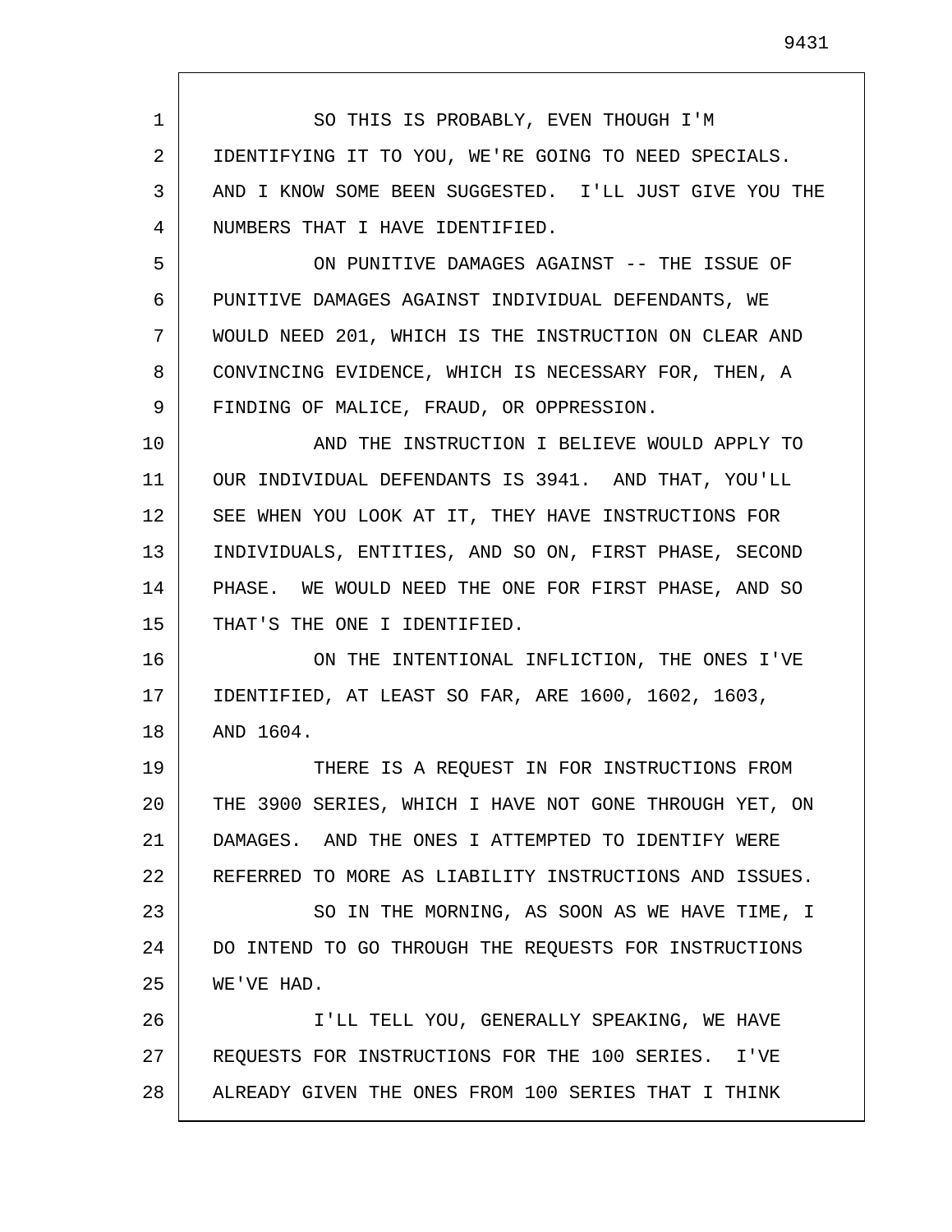SO THIS IS PROBABLY, EVEN THOUGH I'M IDENTIFYING IT TO YOU, WE'RE GOING TO NEED SPECIALS. AND I KNOW SOME BEEN SUGGESTED. I'LL JUST GIVE YOU THE NUMBERS THAT I HAVE IDENTIFIED.

ON PUNITIVE DAMAGES AGAINST -- THE ISSUE OF PUNITIVE DAMAGES AGAINST INDIVIDUAL DEFENDANTS, WE WOULD NEED 201, WHICH IS THE INSTRUCTION ON CLEAR AND CONVINCING EVIDENCE, WHICH IS NECESSARY FOR, THEN, A FINDING OF MALICE, FRAUD, OR OPPRESSION.

AND THE INSTRUCTION I BELIEVE WOULD APPLY TO OUR INDIVIDUAL DEFENDANTS IS 3941. AND THAT, YOU'LL SEE WHEN YOU LOOK AT IT, THEY HAVE INSTRUCTIONS FOR INDIVIDUALS, ENTITIES, AND SO ON, FIRST PHASE, SECOND PHASE. WE WOULD NEED THE ONE FOR FIRST PHASE, AND SO THAT'S THE ONE I IDENTIFIED.

ON THE INTENTIONAL INFLICTION, THE ONES I'VE IDENTIFIED, AT LEAST SO FAR, ARE 1600, 1602, 1603, AND 1604.

THERE IS A REQUEST IN FOR INSTRUCTIONS FROM THE 3900 SERIES, WHICH I HAVE NOT GONE THROUGH YET, ON DAMAGES. AND THE ONES I ATTEMPTED TO IDENTIFY WERE REFERRED TO MORE AS LIABILITY INSTRUCTIONS AND ISSUES.

SO IN THE MORNING, AS SOON AS WE HAVE TIME, I DO INTEND TO GO THROUGH THE REQUESTS FOR INSTRUCTIONS WE'VE HAD.

I'LL TELL YOU, GENERALLY SPEAKING, WE HAVE REQUESTS FOR INSTRUCTIONS FOR THE 100 SERIES. I'VE ALREADY GIVEN THE ONES FROM 100 SERIES THAT I THINK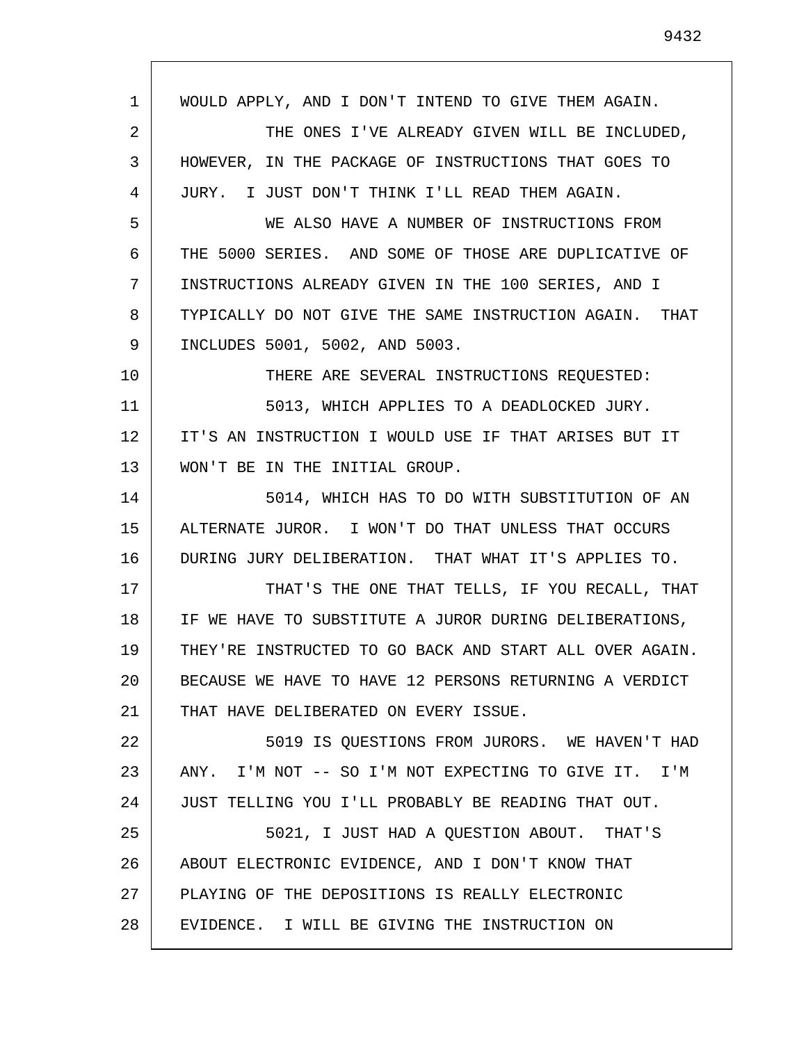WOULD APPLY, AND I DON'T INTEND TO GIVE THEM AGAIN.

THE ONES I'VE ALREADY GIVEN WILL BE INCLUDED, HOWEVER, IN THE PACKAGE OF INSTRUCTIONS THAT GOES TO JURY. I JUST DON'T THINK I'LL READ THEM AGAIN.

WE ALSO HAVE A NUMBER OF INSTRUCTIONS FROM THE 5000 SERIES. AND SOME OF THOSE ARE DUPLICATIVE OF INSTRUCTIONS ALREADY GIVEN IN THE 100 SERIES, AND I TYPICALLY DO NOT GIVE THE SAME INSTRUCTION AGAIN. THAT INCLUDES 5001, 5002, AND 5003.

THERE ARE SEVERAL INSTRUCTIONS REQUESTED:

5013, WHICH APPLIES TO A DEADLOCKED JURY. IT'S AN INSTRUCTION I WOULD USE IF THAT ARISES BUT IT WON'T BE IN THE INITIAL GROUP.

5014, WHICH HAS TO DO WITH SUBSTITUTION OF AN ALTERNATE JUROR. I WON'T DO THAT UNLESS THAT OCCURS DURING JURY DELIBERATION. THAT WHAT IT'S APPLIES TO.

THAT'S THE ONE THAT TELLS, IF YOU RECALL, THAT IF WE HAVE TO SUBSTITUTE A JUROR DURING DELIBERATIONS, THEY'RE INSTRUCTED TO GO BACK AND START ALL OVER AGAIN. BECAUSE WE HAVE TO HAVE 12 PERSONS RETURNING A VERDICT THAT HAVE DELIBERATED ON EVERY ISSUE.

5019 IS QUESTIONS FROM JURORS. WE HAVEN'T HAD ANY. I'M NOT -- SO I'M NOT EXPECTING TO GIVE IT. I'M JUST TELLING YOU I'LL PROBABLY BE READING THAT OUT.

5021, I JUST HAD A QUESTION ABOUT. THAT'S ABOUT ELECTRONIC EVIDENCE, AND I DON'T KNOW THAT PLAYING OF THE DEPOSITIONS IS REALLY ELECTRONIC EVIDENCE. I WILL BE GIVING THE INSTRUCTION ON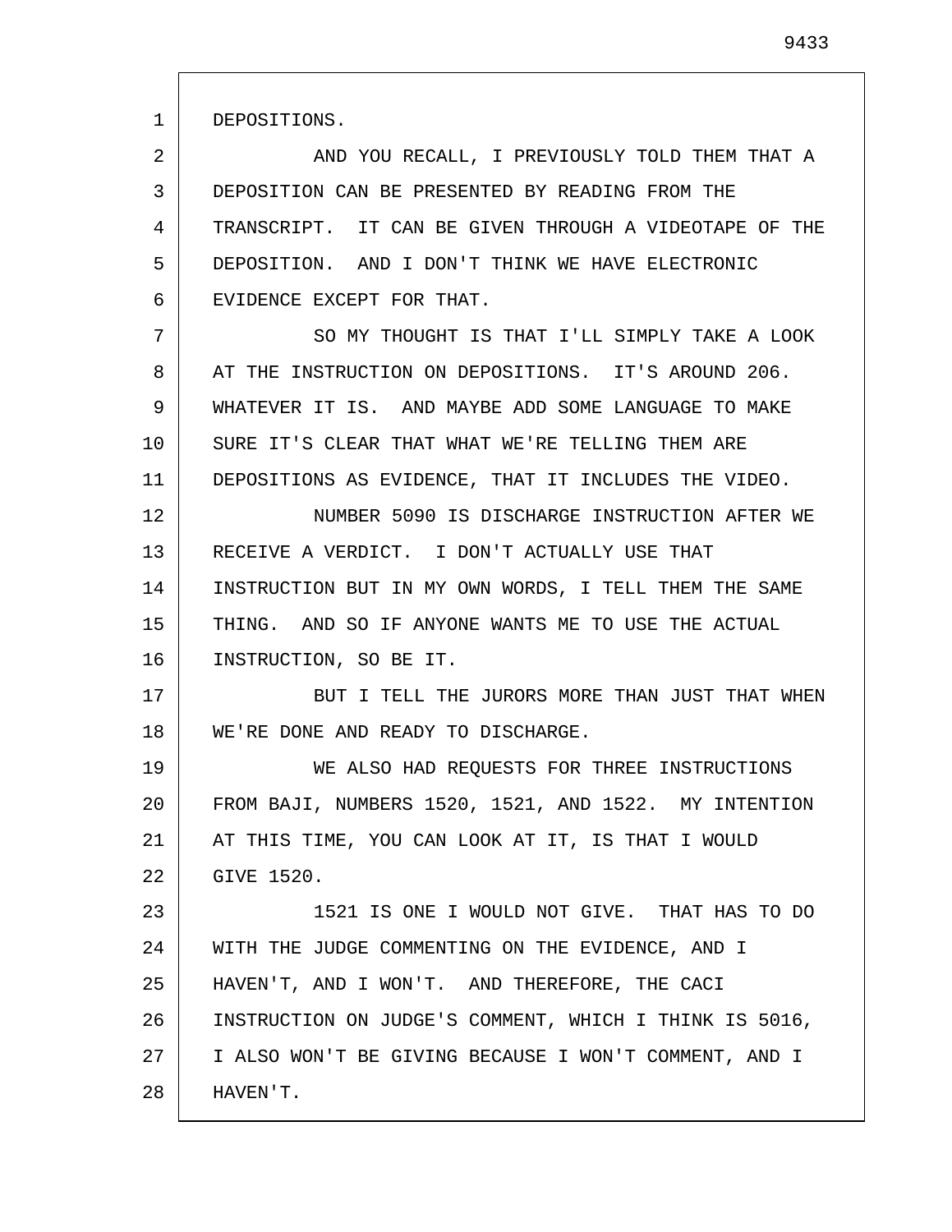DEPOSITIONS.

AND YOU RECALL, I PREVIOUSLY TOLD THEM THAT A DEPOSITION CAN BE PRESENTED BY READING FROM THE TRANSCRIPT. IT CAN BE GIVEN THROUGH A VIDEOTAPE OF THE DEPOSITION. AND I DON'T THINK WE HAVE ELECTRONIC EVIDENCE EXCEPT FOR THAT.

SO MY THOUGHT IS THAT I'LL SIMPLY TAKE A LOOK AT THE INSTRUCTION ON DEPOSITIONS. IT'S AROUND 206. WHATEVER IT IS. AND MAYBE ADD SOME LANGUAGE TO MAKE SURE IT'S CLEAR THAT WHAT WE'RE TELLING THEM ARE DEPOSITIONS AS EVIDENCE, THAT IT INCLUDES THE VIDEO.

NUMBER 5090 IS DISCHARGE INSTRUCTION AFTER WE RECEIVE A VERDICT. I DON'T ACTUALLY USE THAT INSTRUCTION BUT IN MY OWN WORDS, I TELL THEM THE SAME THING. AND SO IF ANYONE WANTS ME TO USE THE ACTUAL INSTRUCTION, SO BE IT.

BUT I TELL THE JURORS MORE THAN JUST THAT WHEN WE'RE DONE AND READY TO DISCHARGE.

WE ALSO HAD REQUESTS FOR THREE INSTRUCTIONS FROM BAJI, NUMBERS 1520, 1521, AND 1522. MY INTENTION AT THIS TIME, YOU CAN LOOK AT IT, IS THAT I WOULD GIVE 1520.

1521 IS ONE I WOULD NOT GIVE. THAT HAS TO DO WITH THE JUDGE COMMENTING ON THE EVIDENCE, AND I HAVEN'T, AND I WON'T. AND THEREFORE, THE CACI INSTRUCTION ON JUDGE'S COMMENT, WHICH I THINK IS 5016, I ALSO WON'T BE GIVING BECAUSE I WON'T COMMENT, AND I HAVEN'T.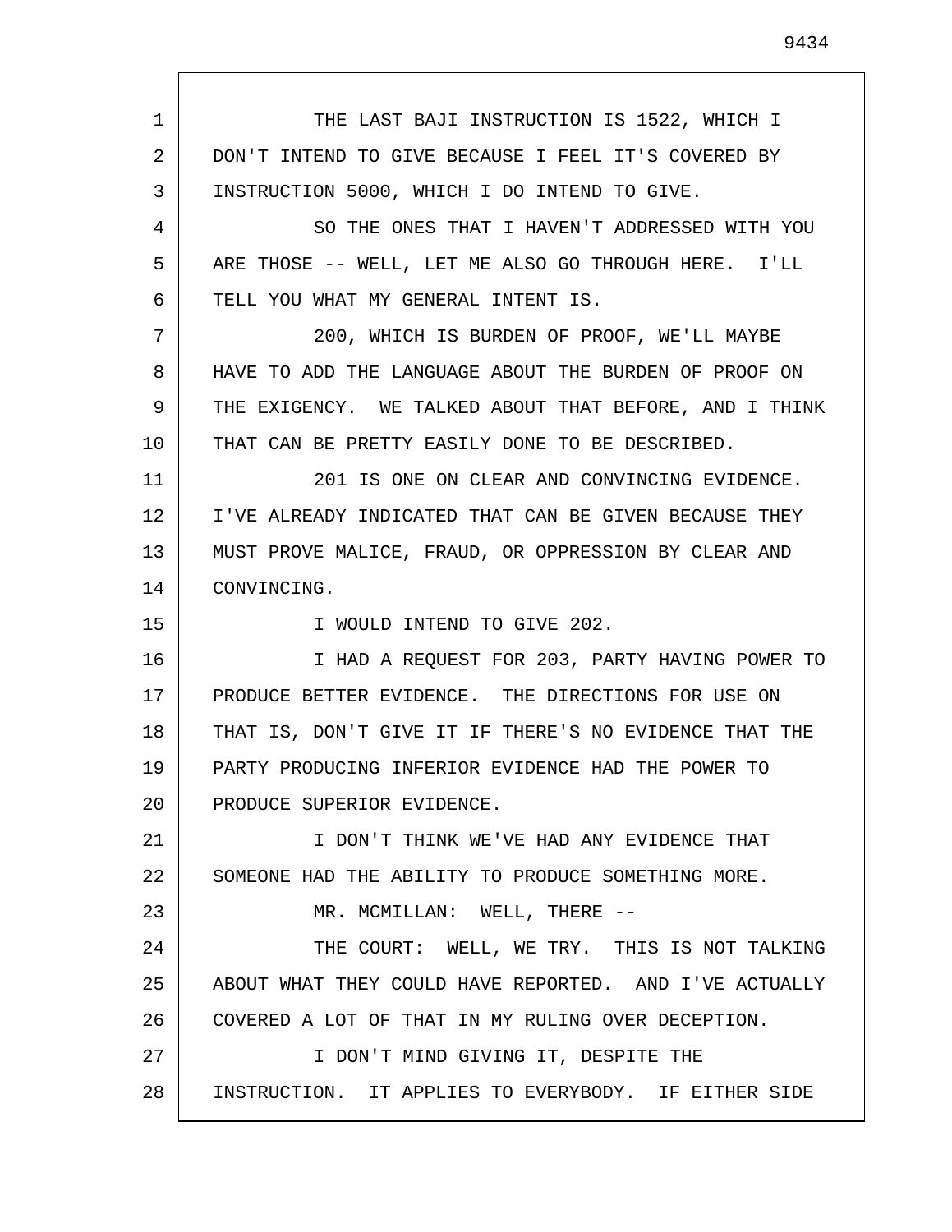THE LAST BAJI INSTRUCTION IS 1522, WHICH I DON'T INTEND TO GIVE BECAUSE I FEEL IT'S COVERED BY INSTRUCTION 5000, WHICH I DO INTEND TO GIVE.

SO THE ONES THAT I HAVEN'T ADDRESSED WITH YOU ARE THOSE -- WELL, LET ME ALSO GO THROUGH HERE. I'LL TELL YOU WHAT MY GENERAL INTENT IS.

200, WHICH IS BURDEN OF PROOF, WE'LL MAYBE HAVE TO ADD THE LANGUAGE ABOUT THE BURDEN OF PROOF ON THE EXIGENCY. WE TALKED ABOUT THAT BEFORE, AND I THINK THAT CAN BE PRETTY EASILY DONE TO BE DESCRIBED.

201 IS ONE ON CLEAR AND CONVINCING EVIDENCE. I'VE ALREADY INDICATED THAT CAN BE GIVEN BECAUSE THEY MUST PROVE MALICE, FRAUD, OR OPPRESSION BY CLEAR AND CONVINCING.

I WOULD INTEND TO GIVE 202.

I HAD A REQUEST FOR 203, PARTY HAVING POWER TO PRODUCE BETTER EVIDENCE. THE DIRECTIONS FOR USE ON THAT IS, DON'T GIVE IT IF THERE'S NO EVIDENCE THAT THE PARTY PRODUCING INFERIOR EVIDENCE HAD THE POWER TO PRODUCE SUPERIOR EVIDENCE.

I DON'T THINK WE'VE HAD ANY EVIDENCE THAT SOMEONE HAD THE ABILITY TO PRODUCE SOMETHING MORE.

MR. MCMILLAN: WELL, THERE --

THE COURT: WELL, WE TRY. THIS IS NOT TALKING ABOUT WHAT THEY COULD HAVE REPORTED. AND I'VE ACTUALLY COVERED A LOT OF THAT IN MY RULING OVER DECEPTION.

I DON'T MIND GIVING IT, DESPITE THE INSTRUCTION. IT APPLIES TO EVERYBODY. IF EITHER SIDE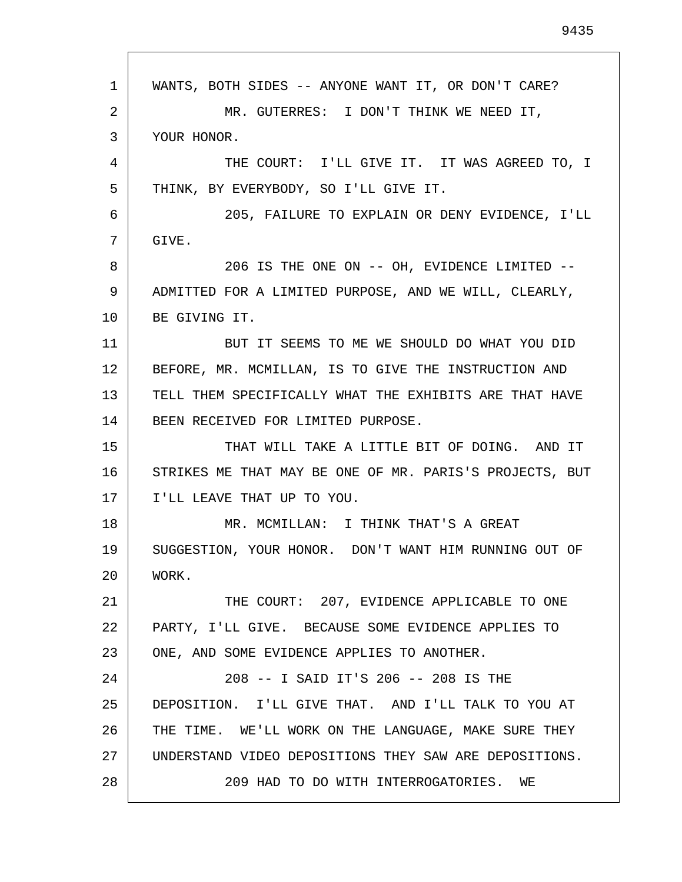WANTS, BOTH SIDES -- ANYONE WANT IT, OR DON'T CARE?

MR. GUTERRES: I DON'T THINK WE NEED IT, YOUR HONOR.

THE COURT: I'LL GIVE IT. IT WAS AGREED TO, I THINK, BY EVERYBODY, SO I'LL GIVE IT.

205, FAILURE TO EXPLAIN OR DENY EVIDENCE, I'LL GIVE.

206 IS THE ONE ON -- OH, EVIDENCE LIMITED -- ADMITTED FOR A LIMITED PURPOSE, AND WE WILL, CLEARLY, BE GIVING IT.

BUT IT SEEMS TO ME WE SHOULD DO WHAT YOU DID BEFORE, MR. MCMILLAN, IS TO GIVE THE INSTRUCTION AND TELL THEM SPECIFICALLY WHAT THE EXHIBITS ARE THAT HAVE BEEN RECEIVED FOR LIMITED PURPOSE.

THAT WILL TAKE A LITTLE BIT OF DOING. AND IT STRIKES ME THAT MAY BE ONE OF MR. PARIS'S PROJECTS, BUT I'LL LEAVE THAT UP TO YOU.

MR. MCMILLAN: I THINK THAT'S A GREAT SUGGESTION, YOUR HONOR. DON'T WANT HIM RUNNING OUT OF WORK.

THE COURT: 207, EVIDENCE APPLICABLE TO ONE PARTY, I'LL GIVE. BECAUSE SOME EVIDENCE APPLIES TO ONE, AND SOME EVIDENCE APPLIES TO ANOTHER.

208 -- I SAID IT'S 206 -- 208 IS THE DEPOSITION. I'LL GIVE THAT. AND I'LL TALK TO YOU AT THE TIME. WE'LL WORK ON THE LANGUAGE, MAKE SURE THEY UNDERSTAND VIDEO DEPOSITIONS THEY SAW ARE DEPOSITIONS.

209 HAD TO DO WITH INTERROGATORIES. WE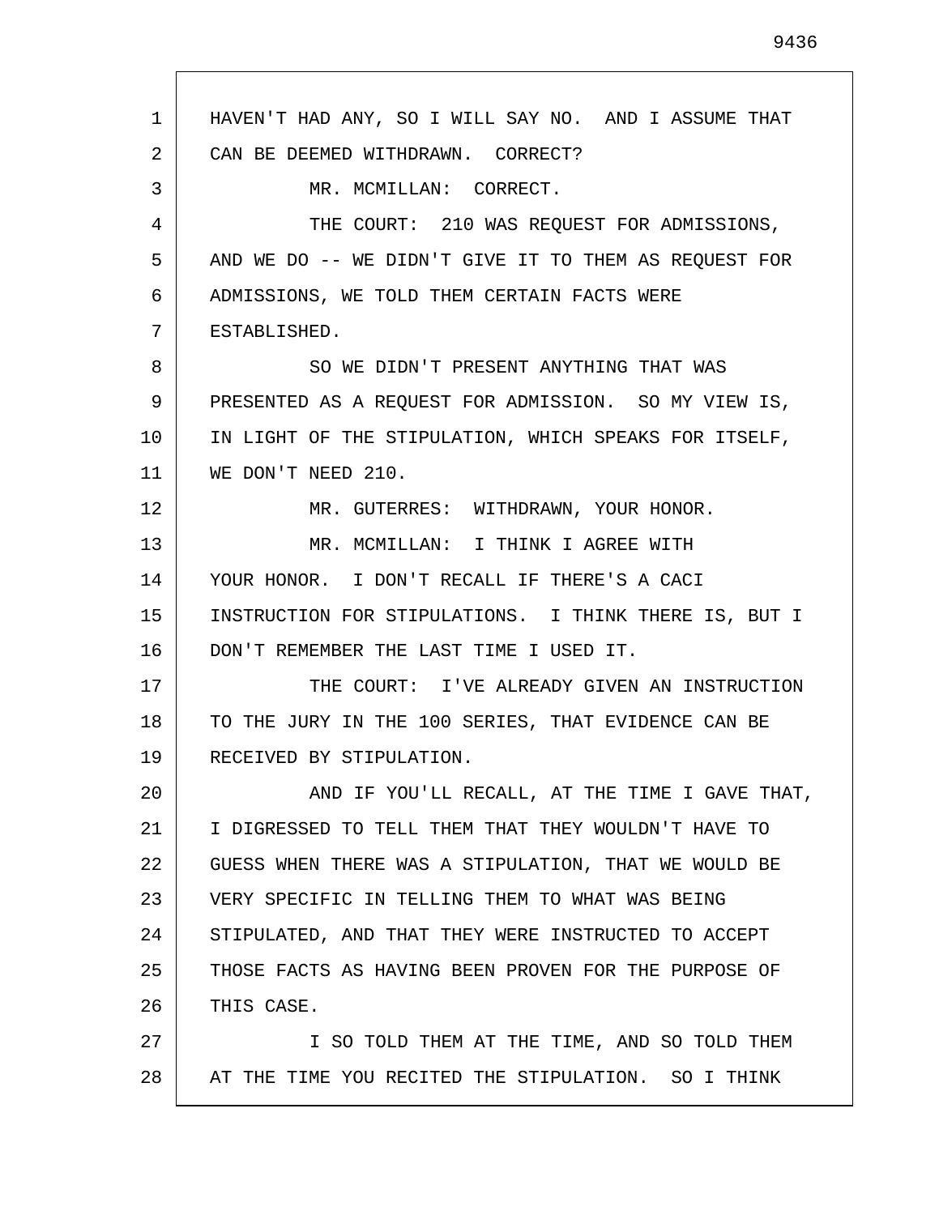HAVEN'T HAD ANY, SO I WILL SAY NO. AND I ASSUME THAT CAN BE DEEMED WITHDRAWN. CORRECT?

MR. MCMILLAN: CORRECT.

THE COURT: 210 WAS REQUEST FOR ADMISSIONS, AND WE DO -- WE DIDN'T GIVE IT TO THEM AS REQUEST FOR ADMISSIONS, WE TOLD THEM CERTAIN FACTS WERE ESTABLISHED.

SO WE DIDN'T PRESENT ANYTHING THAT WAS PRESENTED AS A REQUEST FOR ADMISSION. SO MY VIEW IS, IN LIGHT OF THE STIPULATION, WHICH SPEAKS FOR ITSELF, WE DON'T NEED 210.

MR. GUTERRES: WITHDRAWN, YOUR HONOR.

MR. MCMILLAN: I THINK I AGREE WITH YOUR HONOR. I DON'T RECALL IF THERE'S A CACI INSTRUCTION FOR STIPULATIONS. I THINK THERE IS, BUT I DON'T REMEMBER THE LAST TIME I USED IT.

THE COURT: I'VE ALREADY GIVEN AN INSTRUCTION TO THE JURY IN THE 100 SERIES, THAT EVIDENCE CAN BE RECEIVED BY STIPULATION.

AND IF YOU'LL RECALL, AT THE TIME I GAVE THAT, I DIGRESSED TO TELL THEM THAT THEY WOULDN'T HAVE TO GUESS WHEN THERE WAS A STIPULATION, THAT WE WOULD BE VERY SPECIFIC IN TELLING THEM TO WHAT WAS BEING STIPULATED, AND THAT THEY WERE INSTRUCTED TO ACCEPT THOSE FACTS AS HAVING BEEN PROVEN FOR THE PURPOSE OF THIS CASE.

I SO TOLD THEM AT THE TIME, AND SO TOLD THEM AT THE TIME YOU RECITED THE STIPULATION. SO I THINK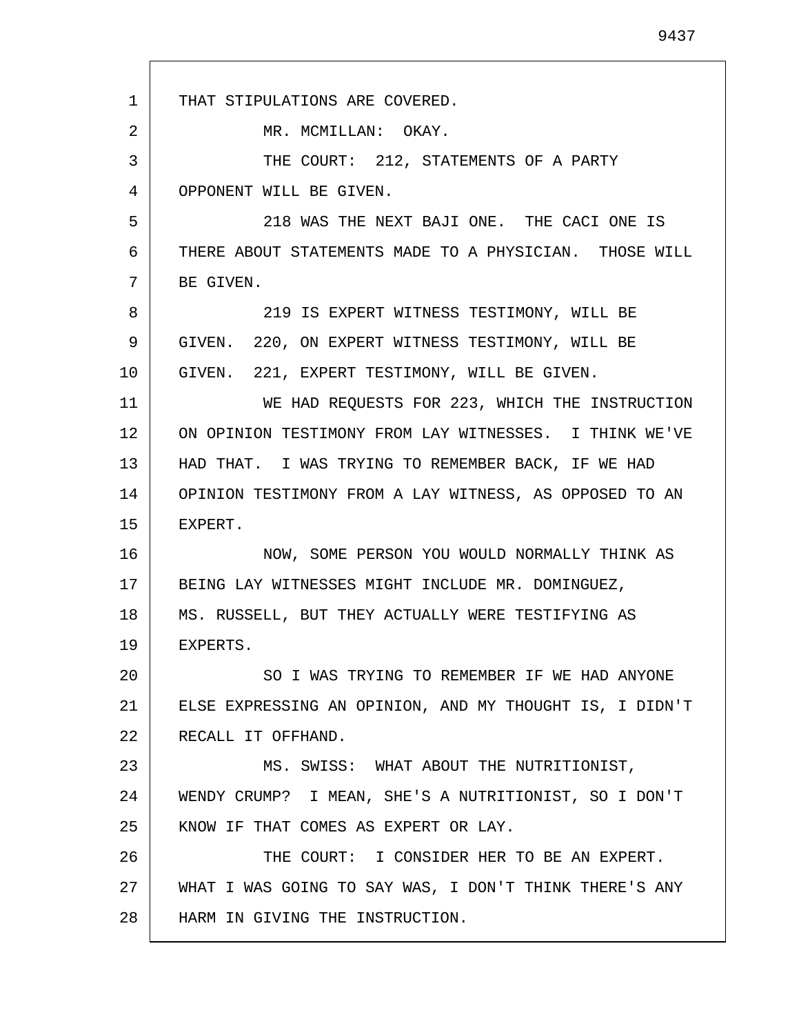THAT STIPULATIONS ARE COVERED.

MR. MCMILLAN: OKAY.

THE COURT: 212, STATEMENTS OF A PARTY OPPONENT WILL BE GIVEN.

218 WAS THE NEXT BAJI ONE. THE CACI ONE IS THERE ABOUT STATEMENTS MADE TO A PHYSICIAN. THOSE WILL BE GIVEN.

219 IS EXPERT WITNESS TESTIMONY, WILL BE GIVEN. 220, ON EXPERT WITNESS TESTIMONY, WILL BE GIVEN. 221, EXPERT TESTIMONY, WILL BE GIVEN.

WE HAD REQUESTS FOR 223, WHICH THE INSTRUCTION ON OPINION TESTIMONY FROM LAY WITNESSES. I THINK WE'VE HAD THAT. I WAS TRYING TO REMEMBER BACK, IF WE HAD OPINION TESTIMONY FROM A LAY WITNESS, AS OPPOSED TO AN EXPERT.

NOW, SOME PERSON YOU WOULD NORMALLY THINK AS BEING LAY WITNESSES MIGHT INCLUDE MR. DOMINGUEZ, MS. RUSSELL, BUT THEY ACTUALLY WERE TESTIFYING AS EXPERTS.

SO I WAS TRYING TO REMEMBER IF WE HAD ANYONE ELSE EXPRESSING AN OPINION, AND MY THOUGHT IS, I DIDN'T RECALL IT OFFHAND.

MS. SWISS: WHAT ABOUT THE NUTRITIONIST, WENDY CRUMP? I MEAN, SHE'S A NUTRITIONIST, SO I DON'T KNOW IF THAT COMES AS EXPERT OR LAY.

THE COURT: I CONSIDER HER TO BE AN EXPERT. WHAT I WAS GOING TO SAY WAS, I DON'T THINK THERE'S ANY HARM IN GIVING THE INSTRUCTION.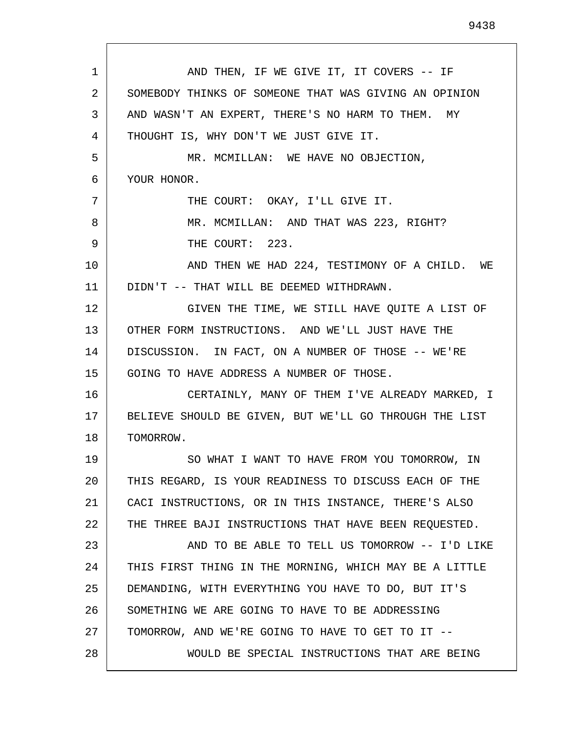AND THEN, IF WE GIVE IT, IT COVERS -- IF SOMEBODY THINKS OF SOMEONE THAT WAS GIVING AN OPINION AND WASN'T AN EXPERT, THERE'S NO HARM TO THEM. MY THOUGHT IS, WHY DON'T WE JUST GIVE IT.

MR. MCMILLAN: WE HAVE NO OBJECTION, YOUR HONOR.

THE COURT: OKAY, I'LL GIVE IT.

MR. MCMILLAN: AND THAT WAS 223, RIGHT?

THE COURT: 223.

AND THEN WE HAD 224, TESTIMONY OF A CHILD. WE DIDN'T -- THAT WILL BE DEEMED WITHDRAWN.

GIVEN THE TIME, WE STILL HAVE QUITE A LIST OF OTHER FORM INSTRUCTIONS. AND WE'LL JUST HAVE THE DISCUSSION. IN FACT, ON A NUMBER OF THOSE -- WE'RE GOING TO HAVE ADDRESS A NUMBER OF THOSE.

CERTAINLY, MANY OF THEM I'VE ALREADY MARKED, I BELIEVE SHOULD BE GIVEN, BUT WE'LL GO THROUGH THE LIST TOMORROW.

SO WHAT I WANT TO HAVE FROM YOU TOMORROW, IN THIS REGARD, IS YOUR READINESS TO DISCUSS EACH OF THE CACI INSTRUCTIONS, OR IN THIS INSTANCE, THERE'S ALSO THE THREE BAJI INSTRUCTIONS THAT HAVE BEEN REQUESTED.

AND TO BE ABLE TO TELL US TOMORROW -- I'D LIKE THIS FIRST THING IN THE MORNING, WHICH MAY BE A LITTLE DEMANDING, WITH EVERYTHING YOU HAVE TO DO, BUT IT'S SOMETHING WE ARE GOING TO HAVE TO BE ADDRESSING TOMORROW, AND WE'RE GOING TO HAVE TO GET TO IT --

WOULD BE SPECIAL INSTRUCTIONS THAT ARE BEING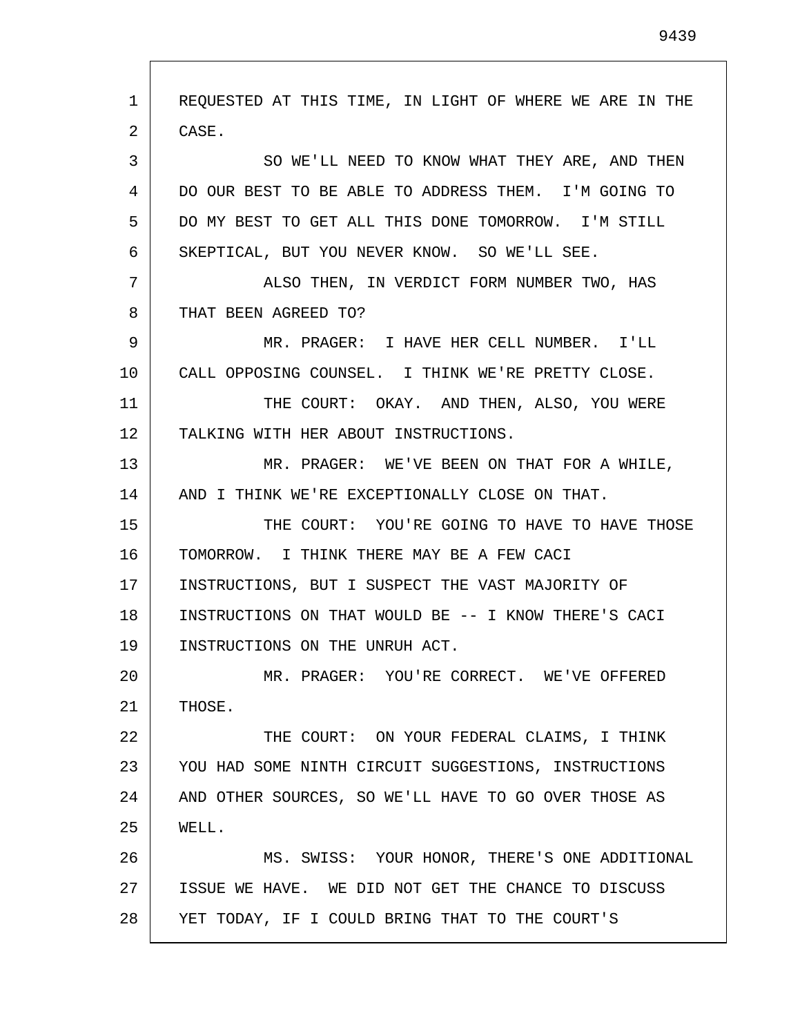REQUESTED AT THIS TIME, IN LIGHT OF WHERE WE ARE IN THE CASE.

SO WE'LL NEED TO KNOW WHAT THEY ARE, AND THEN DO OUR BEST TO BE ABLE TO ADDRESS THEM. I'M GOING TO DO MY BEST TO GET ALL THIS DONE TOMORROW. I'M STILL SKEPTICAL, BUT YOU NEVER KNOW. SO WE'LL SEE.

ALSO THEN, IN VERDICT FORM NUMBER TWO, HAS THAT BEEN AGREED TO?

MR. PRAGER: I HAVE HER CELL NUMBER. I'LL CALL OPPOSING COUNSEL. I THINK WE'RE PRETTY CLOSE.

THE COURT: OKAY. AND THEN, ALSO, YOU WERE TALKING WITH HER ABOUT INSTRUCTIONS.

MR. PRAGER: WE'VE BEEN ON THAT FOR A WHILE, AND I THINK WE'RE EXCEPTIONALLY CLOSE ON THAT.

THE COURT: YOU'RE GOING TO HAVE TO HAVE THOSE TOMORROW. I THINK THERE MAY BE A FEW CACI INSTRUCTIONS, BUT I SUSPECT THE VAST MAJORITY OF INSTRUCTIONS ON THAT WOULD BE -- I KNOW THERE'S CACI INSTRUCTIONS ON THE UNRUH ACT.

MR. PRAGER: YOU'RE CORRECT. WE'VE OFFERED THOSE.

THE COURT: ON YOUR FEDERAL CLAIMS, I THINK YOU HAD SOME NINTH CIRCUIT SUGGESTIONS, INSTRUCTIONS AND OTHER SOURCES, SO WE'LL HAVE TO GO OVER THOSE AS WELL.

MS. SWISS: YOUR HONOR, THERE'S ONE ADDITIONAL ISSUE WE HAVE. WE DID NOT GET THE CHANCE TO DISCUSS YET TODAY, IF I COULD BRING THAT TO THE COURT'S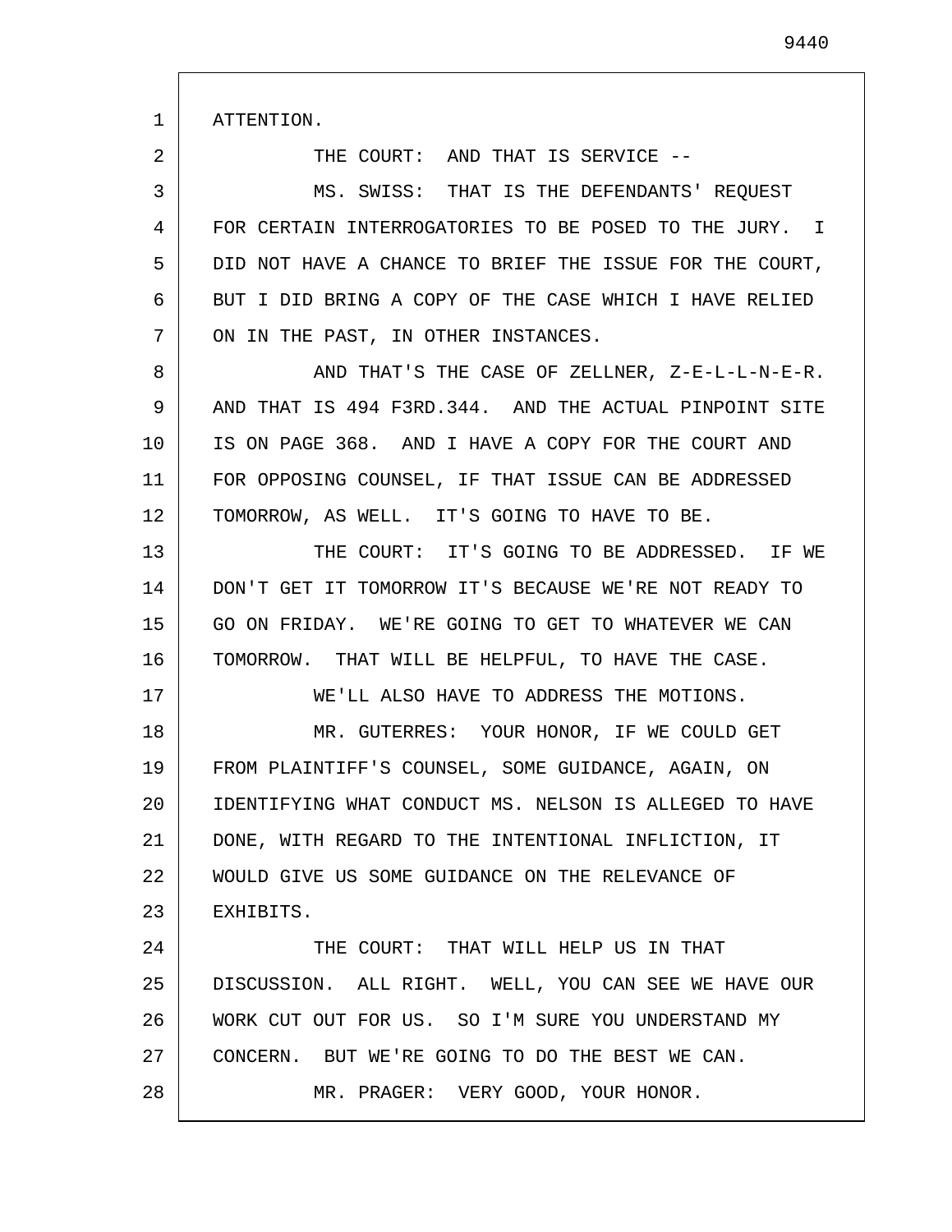ATTENTION.

THE COURT: AND THAT IS SERVICE --

MS. SWISS: THAT IS THE DEFENDANTS' REQUEST FOR CERTAIN INTERROGATORIES TO BE POSED TO THE JURY. I DID NOT HAVE A CHANCE TO BRIEF THE ISSUE FOR THE COURT, BUT I DID BRING A COPY OF THE CASE WHICH I HAVE RELIED ON IN THE PAST, IN OTHER INSTANCES.

AND THAT'S THE CASE OF ZELLNER, Z-E-L-L-N-E-R. AND THAT IS 494 F3RD.344. AND THE ACTUAL PINPOINT SITE IS ON PAGE 368. AND I HAVE A COPY FOR THE COURT AND FOR OPPOSING COUNSEL, IF THAT ISSUE CAN BE ADDRESSED TOMORROW, AS WELL. IT'S GOING TO HAVE TO BE.

THE COURT: IT'S GOING TO BE ADDRESSED. IF WE DON'T GET IT TOMORROW IT'S BECAUSE WE'RE NOT READY TO GO ON FRIDAY. WE'RE GOING TO GET TO WHATEVER WE CAN TOMORROW. THAT WILL BE HELPFUL, TO HAVE THE CASE.

WE'LL ALSO HAVE TO ADDRESS THE MOTIONS.

MR. GUTERRES: YOUR HONOR, IF WE COULD GET FROM PLAINTIFF'S COUNSEL, SOME GUIDANCE, AGAIN, ON IDENTIFYING WHAT CONDUCT MS. NELSON IS ALLEGED TO HAVE DONE, WITH REGARD TO THE INTENTIONAL INFLICTION, IT WOULD GIVE US SOME GUIDANCE ON THE RELEVANCE OF EXHIBITS.

THE COURT: THAT WILL HELP US IN THAT DISCUSSION. ALL RIGHT. WELL, YOU CAN SEE WE HAVE OUR WORK CUT OUT FOR US. SO I'M SURE YOU UNDERSTAND MY CONCERN. BUT WE'RE GOING TO DO THE BEST WE CAN.

MR. PRAGER: VERY GOOD, YOUR HONOR.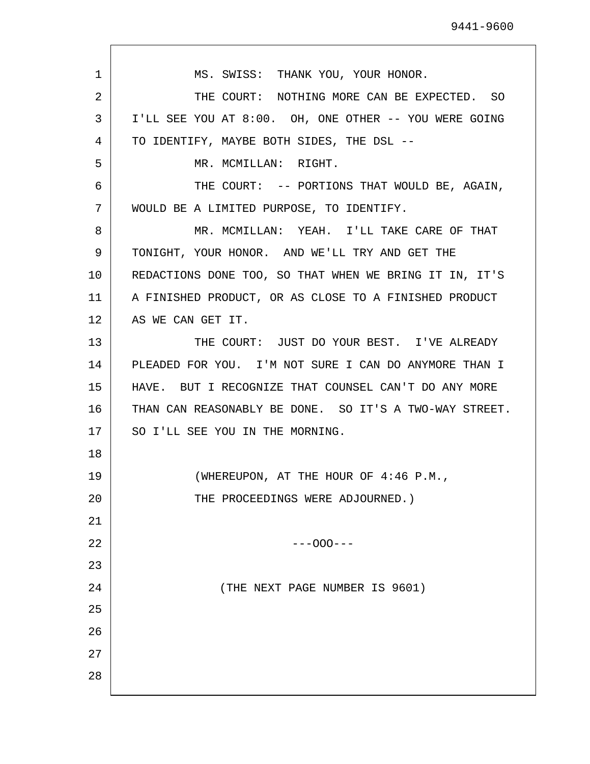MS. SWISS: THANK YOU, YOUR HONOR.

THE COURT: NOTHING MORE CAN BE EXPECTED. SO I'LL SEE YOU AT 8:00. OH, ONE OTHER -- YOU WERE GOING TO IDENTIFY, MAYBE BOTH SIDES, THE DSL --

MR. MCMILLAN: RIGHT.

THE COURT: -- PORTIONS THAT WOULD BE, AGAIN, WOULD BE A LIMITED PURPOSE, TO IDENTIFY.

MR. MCMILLAN: YEAH. I'LL TAKE CARE OF THAT TONIGHT, YOUR HONOR. AND WE'LL TRY AND GET THE REDACTIONS DONE TOO, SO THAT WHEN WE BRING IT IN, IT'S A FINISHED PRODUCT, OR AS CLOSE TO A FINISHED PRODUCT AS WE CAN GET IT.

THE COURT: JUST DO YOUR BEST. I'VE ALREADY PLEADED FOR YOU. I'M NOT SURE I CAN DO ANYMORE THAN I HAVE. BUT I RECOGNIZE THAT COUNSEL CAN'T DO ANY MORE THAN CAN REASONABLY BE DONE. SO IT'S A TWO-WAY STREET. SO I'LL SEE YOU IN THE MORNING.

(WHEREUPON, AT THE HOUR OF 4:46 P.M., THE PROCEEDINGS WERE ADJOURNED.)

---OOO---

(THE NEXT PAGE NUMBER IS 9601)